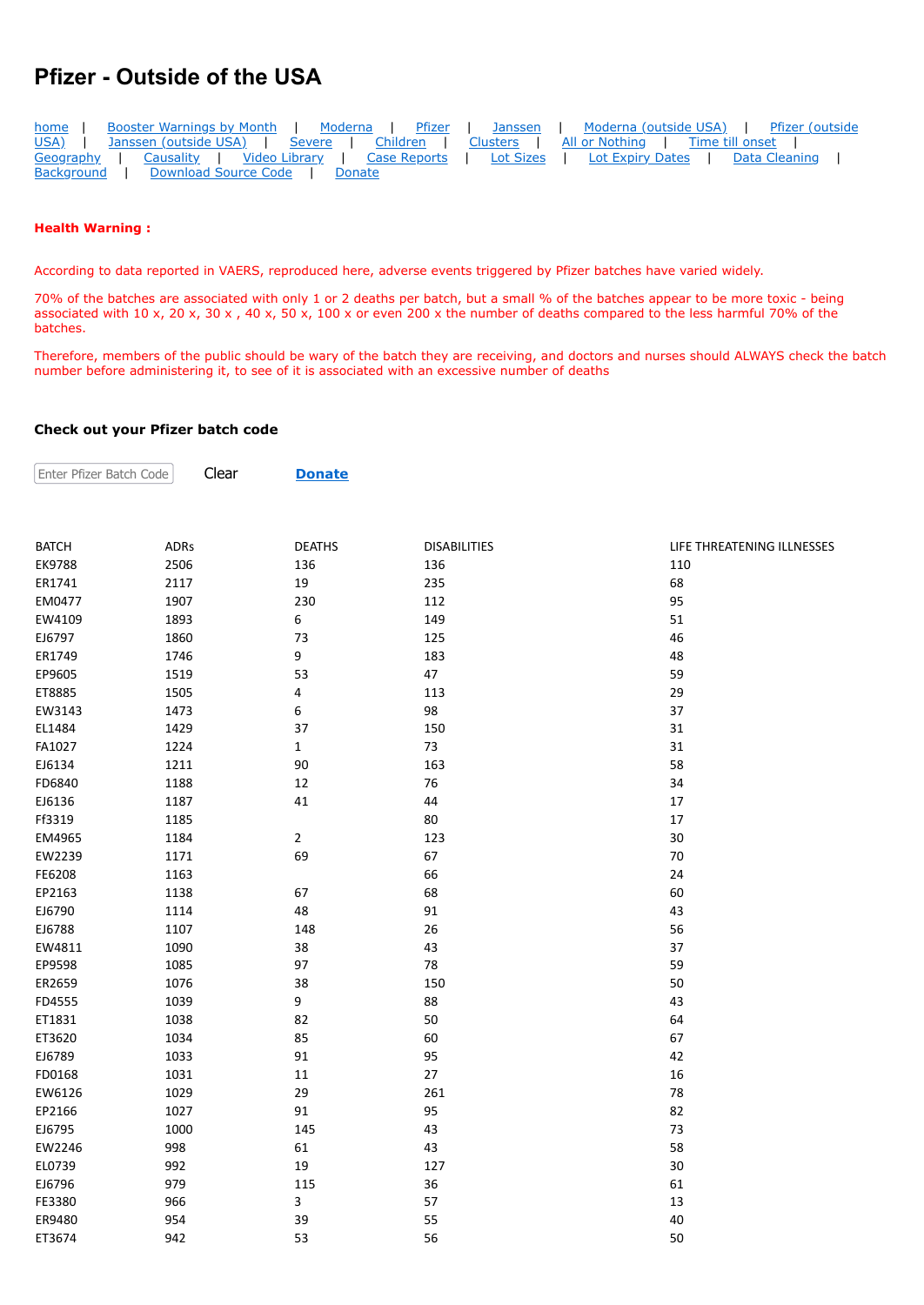# Pfizer - Outside of the USA

home | Booster Warnings by Month | Moderna | Pfizer | Janssen | Moderna (outside USA) | Pfizer (outside USA) | Janssen (outside USA) | Severe | Children | Clusters | All or Nothing | Time till onset | Geography | Causality | Video Library | Case Reports | Lot Sizes | Lot Expiry Dates | Data Cleaning | Background | Download Source Code | Donate

**Health Warning :**

According to data reported in VAERS, reproduced here, adverse events triggered by Pfizer batches have varied widely.

70% of the batches are associated with only 1 or 2 deaths per batch, but a small % of the batches appear to be more toxic - being associated with 10 x, 20 x, 30 x , 40 x, 50 x, 100 x or even 200 x the number of deaths compared to the less harmful 70% of the batches.

Therefore, members of the public should be wary of the batch they are receiving, and doctors and nurses should ALWAYS check the batch number before administering it, to see of it is associated with an excessive number of deaths

**Check out your Pfizer batch code**

Enter Pfizer Batch Code    Clear    **Donate**

| BATCH | ADRs | DEATHS | DISABILITIES | LIFE THREATENING ILLNESSES |
|---|---|---|---|---|
| EK9788 | 2506 | 136 | 136 | 110 |
| ER1741 | 2117 | 19 | 235 | 68 |
| EM0477 | 1907 | 230 | 112 | 95 |
| EW4109 | 1893 | 6 | 149 | 51 |
| EJ6797 | 1860 | 73 | 125 | 46 |
| ER1749 | 1746 | 9 | 183 | 48 |
| EP9605 | 1519 | 53 | 47 | 59 |
| ET8885 | 1505 | 4 | 113 | 29 |
| EW3143 | 1473 | 6 | 98 | 37 |
| EL1484 | 1429 | 37 | 150 | 31 |
| FA1027 | 1224 | 1 | 73 | 31 |
| EJ6134 | 1211 | 90 | 163 | 58 |
| FD6840 | 1188 | 12 | 76 | 34 |
| EJ6136 | 1187 | 41 | 44 | 17 |
| Ff3319 | 1185 | | 80 | 17 |
| EM4965 | 1184 | 2 | 123 | 30 |
| EW2239 | 1171 | 69 | 67 | 70 |
| FE6208 | 1163 | | 66 | 24 |
| EP2163 | 1138 | 67 | 68 | 60 |
| EJ6790 | 1114 | 48 | 91 | 43 |
| EJ6788 | 1107 | 148 | 26 | 56 |
| EW4811 | 1090 | 38 | 43 | 37 |
| EP9598 | 1085 | 97 | 78 | 59 |
| ER2659 | 1076 | 38 | 150 | 50 |
| FD4555 | 1039 | 9 | 88 | 43 |
| ET1831 | 1038 | 82 | 50 | 64 |
| ET3620 | 1034 | 85 | 60 | 67 |
| EJ6789 | 1033 | 91 | 95 | 42 |
| FD0168 | 1031 | 11 | 27 | 16 |
| EW6126 | 1029 | 29 | 261 | 78 |
| EP2166 | 1027 | 91 | 95 | 82 |
| EJ6795 | 1000 | 145 | 43 | 73 |
| EW2246 | 998 | 61 | 43 | 58 |
| EL0739 | 992 | 19 | 127 | 30 |
| EJ6796 | 979 | 115 | 36 | 61 |
| FE3380 | 966 | 3 | 57 | 13 |
| ER9480 | 954 | 39 | 55 | 40 |
| ET3674 | 942 | 53 | 56 | 50 |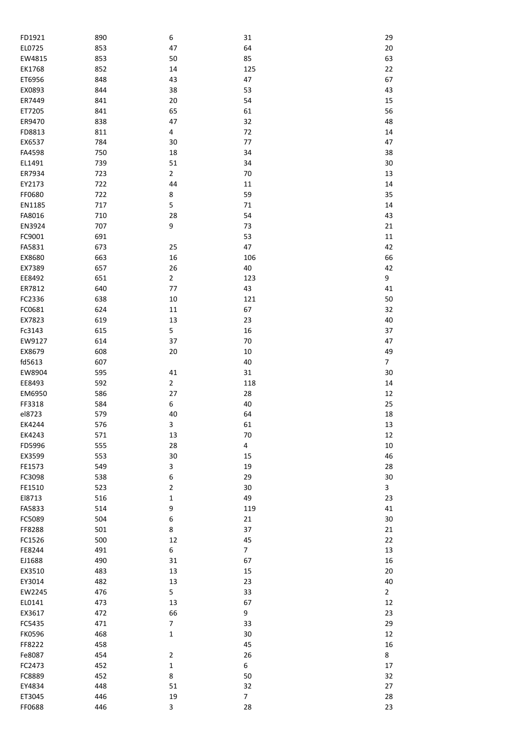| | | | | |
|---|---|---|---|---|
| FD1921 | 890 | 6 | 31 | 29 |
| EL0725 | 853 | 47 | 64 | 20 |
| EW4815 | 853 | 50 | 85 | 63 |
| EK1768 | 852 | 14 | 125 | 22 |
| ET6956 | 848 | 43 | 47 | 67 |
| EX0893 | 844 | 38 | 53 | 43 |
| ER7449 | 841 | 20 | 54 | 15 |
| ET7205 | 841 | 65 | 61 | 56 |
| ER9470 | 838 | 47 | 32 | 48 |
| FD8813 | 811 | 4 | 72 | 14 |
| EX6537 | 784 | 30 | 77 | 47 |
| FA4598 | 750 | 18 | 34 | 38 |
| EL1491 | 739 | 51 | 34 | 30 |
| ER7934 | 723 | 2 | 70 | 13 |
| EY2173 | 722 | 44 | 11 | 14 |
| FF0680 | 722 | 8 | 59 | 35 |
| EN1185 | 717 | 5 | 71 | 14 |
| FA8016 | 710 | 28 | 54 | 43 |
| EN3924 | 707 | 9 | 73 | 21 |
| FC9001 | 691 | | 53 | 11 |
| FA5831 | 673 | 25 | 47 | 42 |
| EX8680 | 663 | 16 | 106 | 66 |
| EX7389 | 657 | 26 | 40 | 42 |
| EE8492 | 651 | 2 | 123 | 9 |
| ER7812 | 640 | 77 | 43 | 41 |
| FC2336 | 638 | 10 | 121 | 50 |
| FC0681 | 624 | 11 | 67 | 32 |
| EX7823 | 619 | 13 | 23 | 40 |
| Fc3143 | 615 | 5 | 16 | 37 |
| EW9127 | 614 | 37 | 70 | 47 |
| EX8679 | 608 | 20 | 10 | 49 |
| fd5613 | 607 | | 40 | 7 |
| EW8904 | 595 | 41 | 31 | 30 |
| EE8493 | 592 | 2 | 118 | 14 |
| EM6950 | 586 | 27 | 28 | 12 |
| FF3318 | 584 | 6 | 40 | 25 |
| el8723 | 579 | 40 | 64 | 18 |
| EK4244 | 576 | 3 | 61 | 13 |
| EK4243 | 571 | 13 | 70 | 12 |
| FD5996 | 555 | 28 | 4 | 10 |
| EX3599 | 553 | 30 | 15 | 46 |
| FE1573 | 549 | 3 | 19 | 28 |
| FC3098 | 538 | 6 | 29 | 30 |
| FE1510 | 523 | 2 | 30 | 3 |
| EI8713 | 516 | 1 | 49 | 23 |
| FA5833 | 514 | 9 | 119 | 41 |
| FC5089 | 504 | 6 | 21 | 30 |
| FF8288 | 501 | 8 | 37 | 21 |
| FC1526 | 500 | 12 | 45 | 22 |
| FE8244 | 491 | 6 | 7 | 13 |
| EJ1688 | 490 | 31 | 67 | 16 |
| EX3510 | 483 | 13 | 15 | 20 |
| EY3014 | 482 | 13 | 23 | 40 |
| EW2245 | 476 | 5 | 33 | 2 |
| EL0141 | 473 | 13 | 67 | 12 |
| EX3617 | 472 | 66 | 9 | 23 |
| FC5435 | 471 | 7 | 33 | 29 |
| FK0596 | 468 | 1 | 30 | 12 |
| FF8222 | 458 | | 45 | 16 |
| Fe8087 | 454 | 2 | 26 | 8 |
| FC2473 | 452 | 1 | 6 | 17 |
| FC8889 | 452 | 8 | 50 | 32 |
| EY4834 | 448 | 51 | 32 | 27 |
| ET3045 | 446 | 19 | 7 | 28 |
| FF0688 | 446 | 3 | 28 | 23 |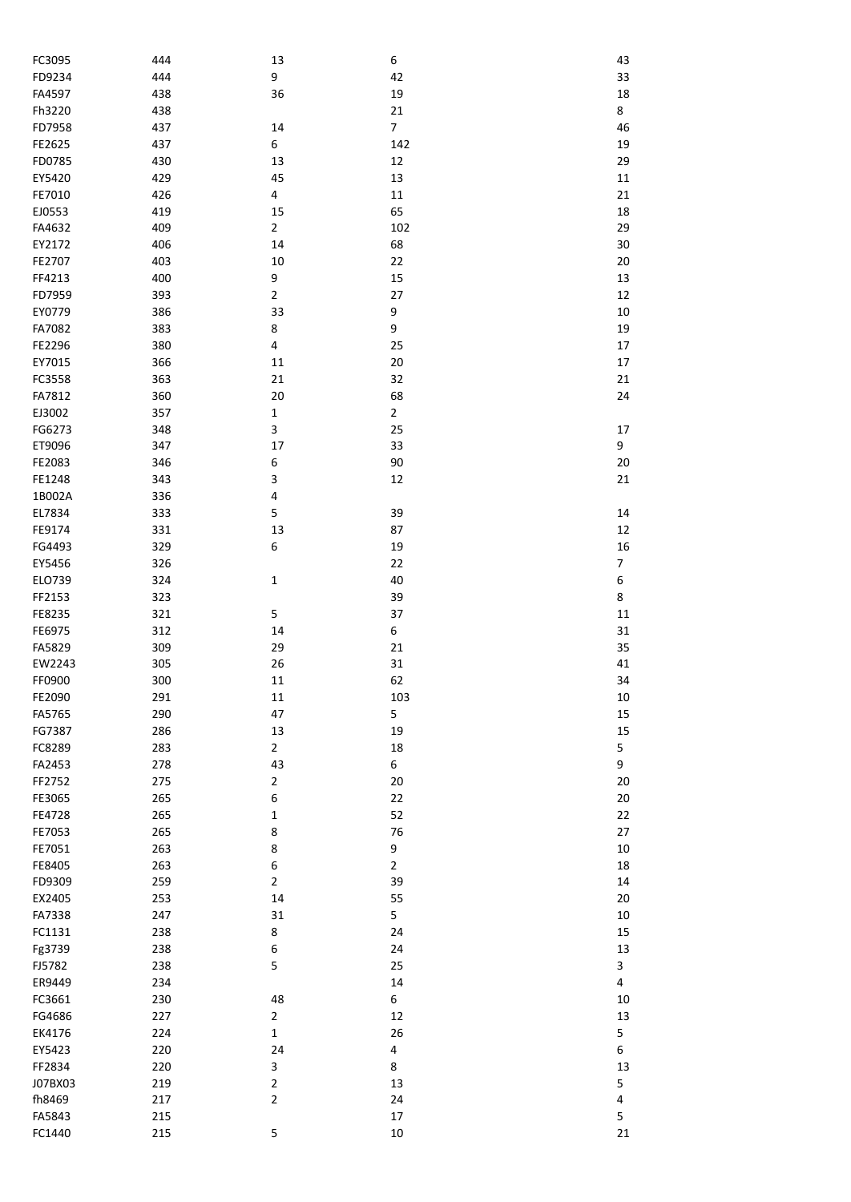| | | | | |
|---|---|---|---|---|
| FC3095 | 444 | 13 | 6 | 43 |
| FD9234 | 444 | 9 | 42 | 33 |
| FA4597 | 438 | 36 | 19 | 18 |
| Fh3220 | 438 | | 21 | 8 |
| FD7958 | 437 | 14 | 7 | 46 |
| FE2625 | 437 | 6 | 142 | 19 |
| FD0785 | 430 | 13 | 12 | 29 |
| EY5420 | 429 | 45 | 13 | 11 |
| FE7010 | 426 | 4 | 11 | 21 |
| EJ0553 | 419 | 15 | 65 | 18 |
| FA4632 | 409 | 2 | 102 | 29 |
| EY2172 | 406 | 14 | 68 | 30 |
| FE2707 | 403 | 10 | 22 | 20 |
| FF4213 | 400 | 9 | 15 | 13 |
| FD7959 | 393 | 2 | 27 | 12 |
| EY0779 | 386 | 33 | 9 | 10 |
| FA7082 | 383 | 8 | 9 | 19 |
| FE2296 | 380 | 4 | 25 | 17 |
| EY7015 | 366 | 11 | 20 | 17 |
| FC3558 | 363 | 21 | 32 | 21 |
| FA7812 | 360 | 20 | 68 | 24 |
| EJ3002 | 357 | 1 | 2 | |
| FG6273 | 348 | 3 | 25 | 17 |
| ET9096 | 347 | 17 | 33 | 9 |
| FE2083 | 346 | 6 | 90 | 20 |
| FE1248 | 343 | 3 | 12 | 21 |
| 1B002A | 336 | 4 | | |
| EL7834 | 333 | 5 | 39 | 14 |
| FE9174 | 331 | 13 | 87 | 12 |
| FG4493 | 329 | 6 | 19 | 16 |
| EY5456 | 326 | | 22 | 7 |
| ELO739 | 324 | 1 | 40 | 6 |
| FF2153 | 323 | | 39 | 8 |
| FE8235 | 321 | 5 | 37 | 11 |
| FE6975 | 312 | 14 | 6 | 31 |
| FA5829 | 309 | 29 | 21 | 35 |
| EW2243 | 305 | 26 | 31 | 41 |
| FF0900 | 300 | 11 | 62 | 34 |
| FE2090 | 291 | 11 | 103 | 10 |
| FA5765 | 290 | 47 | 5 | 15 |
| FG7387 | 286 | 13 | 19 | 15 |
| FC8289 | 283 | 2 | 18 | 5 |
| FA2453 | 278 | 43 | 6 | 9 |
| FF2752 | 275 | 2 | 20 | 20 |
| FE3065 | 265 | 6 | 22 | 20 |
| FE4728 | 265 | 1 | 52 | 22 |
| FE7053 | 265 | 8 | 76 | 27 |
| FE7051 | 263 | 8 | 9 | 10 |
| FE8405 | 263 | 6 | 2 | 18 |
| FD9309 | 259 | 2 | 39 | 14 |
| EX2405 | 253 | 14 | 55 | 20 |
| FA7338 | 247 | 31 | 5 | 10 |
| FC1131 | 238 | 8 | 24 | 15 |
| Fg3739 | 238 | 6 | 24 | 13 |
| FJ5782 | 238 | 5 | 25 | 3 |
| ER9449 | 234 | | 14 | 4 |
| FC3661 | 230 | 48 | 6 | 10 |
| FG4686 | 227 | 2 | 12 | 13 |
| EK4176 | 224 | 1 | 26 | 5 |
| EY5423 | 220 | 24 | 4 | 6 |
| FF2834 | 220 | 3 | 8 | 13 |
| J07BX03 | 219 | 2 | 13 | 5 |
| fh8469 | 217 | 2 | 24 | 4 |
| FA5843 | 215 | | 17 | 5 |
| FC1440 | 215 | 5 | 10 | 21 |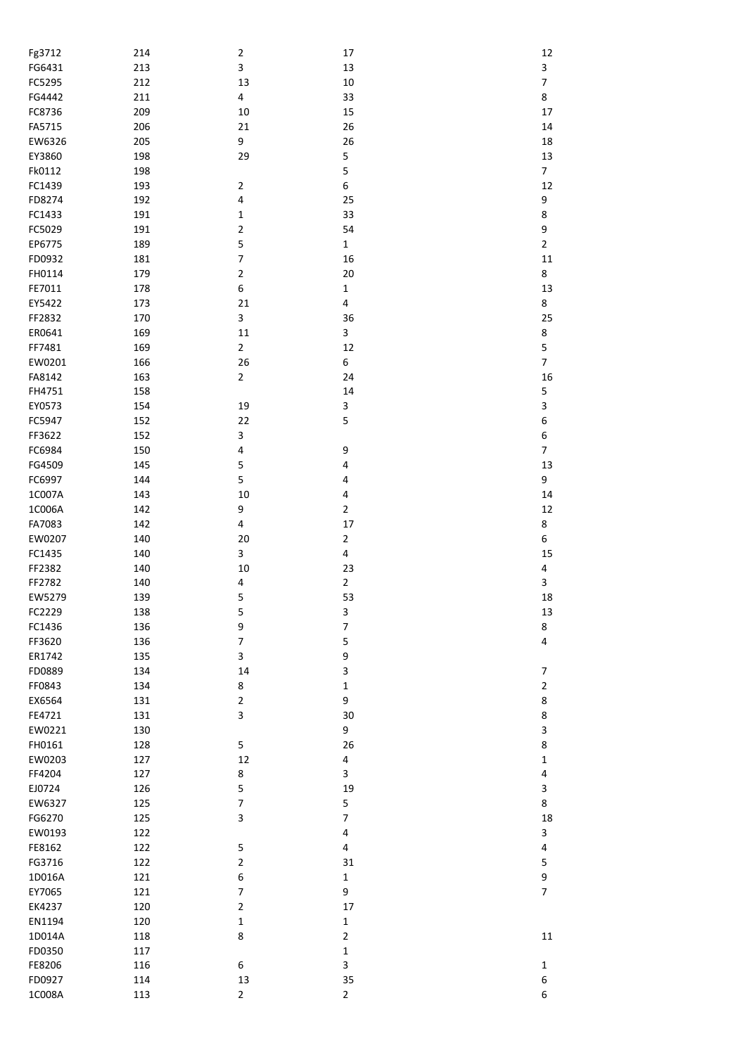| | | | | |
|---|---|---|---|---|
| Fg3712 | 214 | 2 | 17 | 12 |
| FG6431 | 213 | 3 | 13 | 3 |
| FC5295 | 212 | 13 | 10 | 7 |
| FG4442 | 211 | 4 | 33 | 8 |
| FC8736 | 209 | 10 | 15 | 17 |
| FA5715 | 206 | 21 | 26 | 14 |
| EW6326 | 205 | 9 | 26 | 18 |
| EY3860 | 198 | 29 | 5 | 13 |
| Fk0112 | 198 | | 5 | 7 |
| FC1439 | 193 | 2 | 6 | 12 |
| FD8274 | 192 | 4 | 25 | 9 |
| FC1433 | 191 | 1 | 33 | 8 |
| FC5029 | 191 | 2 | 54 | 9 |
| EP6775 | 189 | 5 | 1 | 2 |
| FD0932 | 181 | 7 | 16 | 11 |
| FH0114 | 179 | 2 | 20 | 8 |
| FE7011 | 178 | 6 | 1 | 13 |
| EY5422 | 173 | 21 | 4 | 8 |
| FF2832 | 170 | 3 | 36 | 25 |
| ER0641 | 169 | 11 | 3 | 8 |
| FF7481 | 169 | 2 | 12 | 5 |
| EW0201 | 166 | 26 | 6 | 7 |
| FA8142 | 163 | 2 | 24 | 16 |
| FH4751 | 158 | | 14 | 5 |
| EY0573 | 154 | 19 | 3 | 3 |
| FC5947 | 152 | 22 | 5 | 6 |
| FF3622 | 152 | 3 | | 6 |
| FC6984 | 150 | 4 | 9 | 7 |
| FG4509 | 145 | 5 | 4 | 13 |
| FC6997 | 144 | 5 | 4 | 9 |
| 1C007A | 143 | 10 | 4 | 14 |
| 1C006A | 142 | 9 | 2 | 12 |
| FA7083 | 142 | 4 | 17 | 8 |
| EW0207 | 140 | 20 | 2 | 6 |
| FC1435 | 140 | 3 | 4 | 15 |
| FF2382 | 140 | 10 | 23 | 4 |
| FF2782 | 140 | 4 | 2 | 3 |
| EW5279 | 139 | 5 | 53 | 18 |
| FC2229 | 138 | 5 | 3 | 13 |
| FC1436 | 136 | 9 | 7 | 8 |
| FF3620 | 136 | 7 | 5 | 4 |
| ER1742 | 135 | 3 | 9 | |
| FD0889 | 134 | 14 | 3 | 7 |
| FF0843 | 134 | 8 | 1 | 2 |
| EX6564 | 131 | 2 | 9 | 8 |
| FE4721 | 131 | 3 | 30 | 8 |
| EW0221 | 130 | | 9 | 3 |
| FH0161 | 128 | 5 | 26 | 8 |
| EW0203 | 127 | 12 | 4 | 1 |
| FF4204 | 127 | 8 | 3 | 4 |
| EJ0724 | 126 | 5 | 19 | 3 |
| EW6327 | 125 | 7 | 5 | 8 |
| FG6270 | 125 | 3 | 7 | 18 |
| EW0193 | 122 | | 4 | 3 |
| FE8162 | 122 | 5 | 4 | 4 |
| FG3716 | 122 | 2 | 31 | 5 |
| 1D016A | 121 | 6 | 1 | 9 |
| EY7065 | 121 | 7 | 9 | 7 |
| EK4237 | 120 | 2 | 17 | |
| EN1194 | 120 | 1 | 1 | |
| 1D014A | 118 | 8 | 2 | 11 |
| FD0350 | 117 | | 1 | |
| FE8206 | 116 | 6 | 3 | 1 |
| FD0927 | 114 | 13 | 35 | 6 |
| 1C008A | 113 | 2 | 2 | 6 |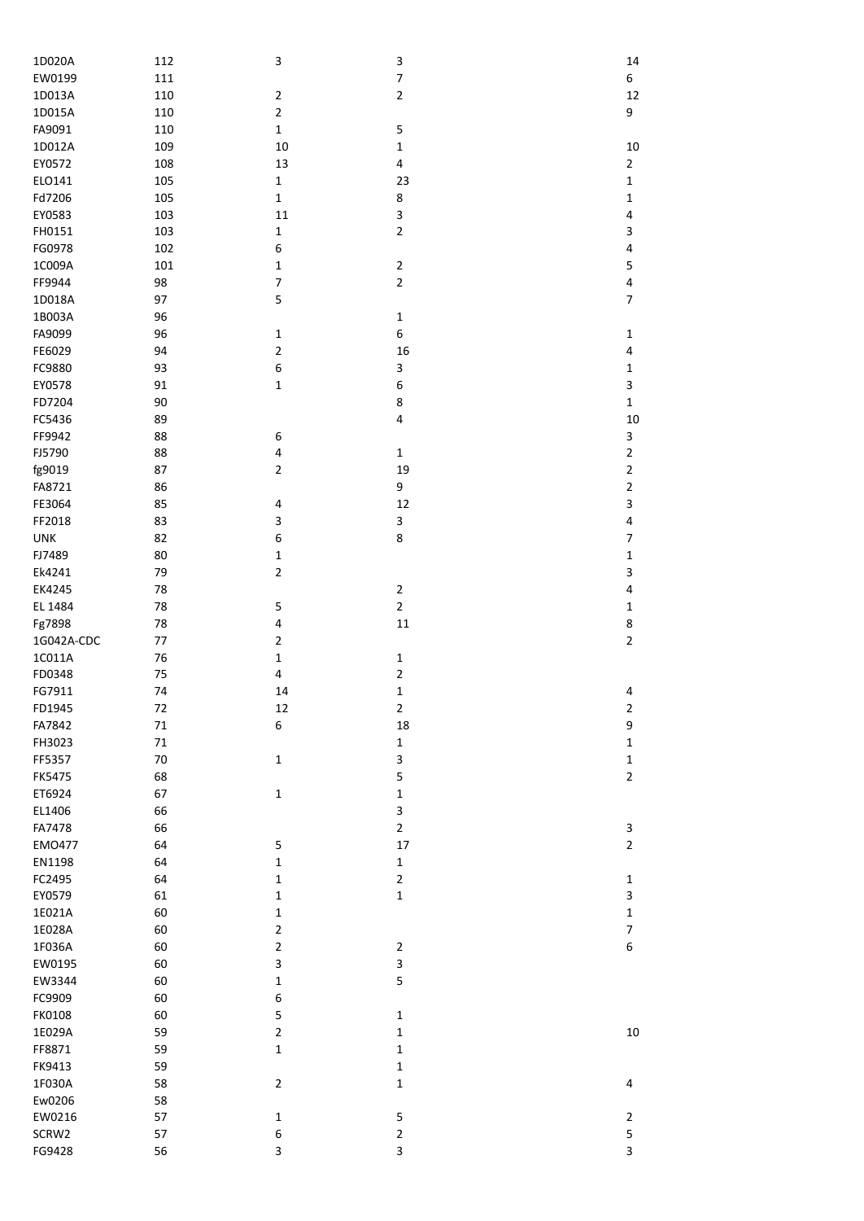| | | | | |
|---|---|---|---|---|
| 1D020A | 112 | 3 | 3 | 14 |
| EW0199 | 111 | | 7 | 6 |
| 1D013A | 110 | 2 | 2 | 12 |
| 1D015A | 110 | 2 | | 9 |
| FA9091 | 110 | 1 | 5 | |
| 1D012A | 109 | 10 | 1 | 10 |
| EY0572 | 108 | 13 | 4 | 2 |
| ELO141 | 105 | 1 | 23 | 1 |
| Fd7206 | 105 | 1 | 8 | 1 |
| EY0583 | 103 | 11 | 3 | 4 |
| FH0151 | 103 | 1 | 2 | 3 |
| FG0978 | 102 | 6 | | 4 |
| 1C009A | 101 | 1 | 2 | 5 |
| FF9944 | 98 | 7 | 2 | 4 |
| 1D018A | 97 | 5 | | 7 |
| 1B003A | 96 | | 1 | |
| FA9099 | 96 | 1 | 6 | 1 |
| FE6029 | 94 | 2 | 16 | 4 |
| FC9880 | 93 | 6 | 3 | 1 |
| EY0578 | 91 | 1 | 6 | 3 |
| FD7204 | 90 | | 8 | 1 |
| FC5436 | 89 | | 4 | 10 |
| FF9942 | 88 | 6 | | 3 |
| FJ5790 | 88 | 4 | 1 | 2 |
| fg9019 | 87 | 2 | 19 | 2 |
| FA8721 | 86 | | 9 | 2 |
| FE3064 | 85 | 4 | 12 | 3 |
| FF2018 | 83 | 3 | 3 | 4 |
| UNK | 82 | 6 | 8 | 7 |
| FJ7489 | 80 | 1 | | 1 |
| Ek4241 | 79 | 2 | | 3 |
| EK4245 | 78 | | 2 | 4 |
| EL 1484 | 78 | 5 | 2 | 1 |
| Fg7898 | 78 | 4 | 11 | 8 |
| 1G042A-CDC | 77 | 2 | | 2 |
| 1C011A | 76 | 1 | 1 | |
| FD0348 | 75 | 4 | 2 | |
| FG7911 | 74 | 14 | 1 | 4 |
| FD1945 | 72 | 12 | 2 | 2 |
| FA7842 | 71 | 6 | 18 | 9 |
| FH3023 | 71 | | 1 | 1 |
| FF5357 | 70 | 1 | 3 | 1 |
| FK5475 | 68 | | 5 | 2 |
| ET6924 | 67 | 1 | 1 | |
| EL1406 | 66 | | 3 | |
| FA7478 | 66 | | 2 | 3 |
| EMO477 | 64 | 5 | 17 | 2 |
| EN1198 | 64 | 1 | 1 | |
| FC2495 | 64 | 1 | 2 | 1 |
| EY0579 | 61 | 1 | 1 | 3 |
| 1E021A | 60 | 1 | | 1 |
| 1E028A | 60 | 2 | | 7 |
| 1F036A | 60 | 2 | 2 | 6 |
| EW0195 | 60 | 3 | 3 | |
| EW3344 | 60 | 1 | 5 | |
| FC9909 | 60 | 6 | | |
| FK0108 | 60 | 5 | 1 | |
| 1E029A | 59 | 2 | 1 | 10 |
| FF8871 | 59 | 1 | 1 | |
| FK9413 | 59 | | 1 | |
| 1F030A | 58 | 2 | 1 | 4 |
| Ew0206 | 58 | | | |
| EW0216 | 57 | 1 | 5 | 2 |
| SCRW2 | 57 | 6 | 2 | 5 |
| FG9428 | 56 | 3 | 3 | 3 |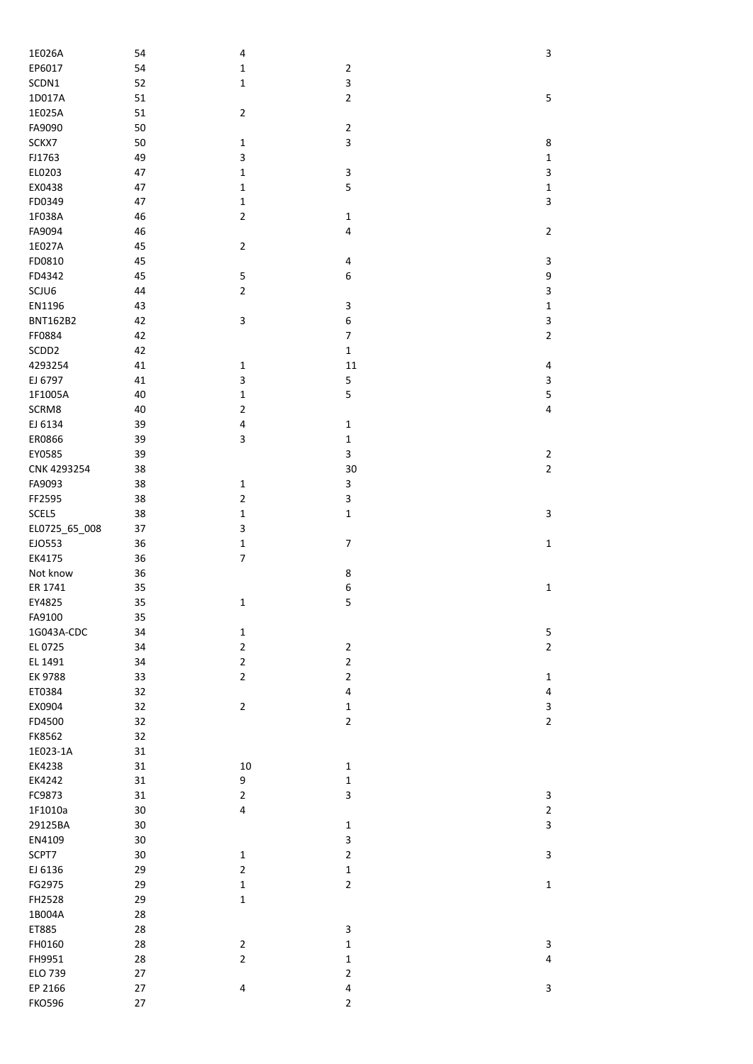| | | | | |
|---|---|---|---|---|
| 1E026A | 54 | 4 | | 3 |
| EP6017 | 54 | 1 | 2 | |
| SCDN1 | 52 | 1 | 3 | |
| 1D017A | 51 | | 2 | 5 |
| 1E025A | 51 | 2 | | |
| FA9090 | 50 | | 2 | |
| SCKX7 | 50 | 1 | 3 | 8 |
| FJ1763 | 49 | 3 | | 1 |
| EL0203 | 47 | 1 | 3 | 3 |
| EX0438 | 47 | 1 | 5 | 1 |
| FD0349 | 47 | 1 | | 3 |
| 1F038A | 46 | 2 | 1 | |
| FA9094 | 46 | | 4 | 2 |
| 1E027A | 45 | 2 | | |
| FD0810 | 45 | | 4 | 3 |
| FD4342 | 45 | 5 | 6 | 9 |
| SCJU6 | 44 | 2 | | 3 |
| EN1196 | 43 | | 3 | 1 |
| BNT162B2 | 42 | 3 | 6 | 3 |
| FF0884 | 42 | | 7 | 2 |
| SCDD2 | 42 | | 1 | |
| 4293254 | 41 | 1 | 11 | 4 |
| EJ 6797 | 41 | 3 | 5 | 3 |
| 1F1005A | 40 | 1 | 5 | 5 |
| SCRM8 | 40 | 2 | | 4 |
| EJ 6134 | 39 | 4 | 1 | |
| ER0866 | 39 | 3 | 1 | |
| EY0585 | 39 | | 3 | 2 |
| CNK 4293254 | 38 | | 30 | 2 |
| FA9093 | 38 | 1 | 3 | |
| FF2595 | 38 | 2 | 3 | |
| SCEL5 | 38 | 1 | 1 | 3 |
| EL0725_65_008 | 37 | 3 | | |
| EJO553 | 36 | 1 | 7 | 1 |
| EK4175 | 36 | 7 | | |
| Not know | 36 | | 8 | |
| ER 1741 | 35 | | 6 | 1 |
| EY4825 | 35 | 1 | 5 | |
| FA9100 | 35 | | | |
| 1G043A-CDC | 34 | 1 | | 5 |
| EL 0725 | 34 | 2 | 2 | 2 |
| EL 1491 | 34 | 2 | 2 | |
| EK 9788 | 33 | 2 | 2 | 1 |
| ET0384 | 32 | | 4 | 4 |
| EX0904 | 32 | 2 | 1 | 3 |
| FD4500 | 32 | | 2 | 2 |
| FK8562 | 32 | | | |
| 1E023-1A | 31 | | | |
| EK4238 | 31 | 10 | 1 | |
| EK4242 | 31 | 9 | 1 | |
| FC9873 | 31 | 2 | 3 | 3 |
| 1F1010a | 30 | 4 | | 2 |
| 29125BA | 30 | | 1 | 3 |
| EN4109 | 30 | | 3 | |
| SCPT7 | 30 | 1 | 2 | 3 |
| EJ 6136 | 29 | 2 | 1 | |
| FG2975 | 29 | 1 | 2 | 1 |
| FH2528 | 29 | 1 | | |
| 1B004A | 28 | | | |
| ET885 | 28 | | 3 | |
| FH0160 | 28 | 2 | 1 | 3 |
| FH9951 | 28 | 2 | 1 | 4 |
| ELO 739 | 27 | | 2 | |
| EP 2166 | 27 | 4 | 4 | 3 |
| FKO596 | 27 | | 2 | |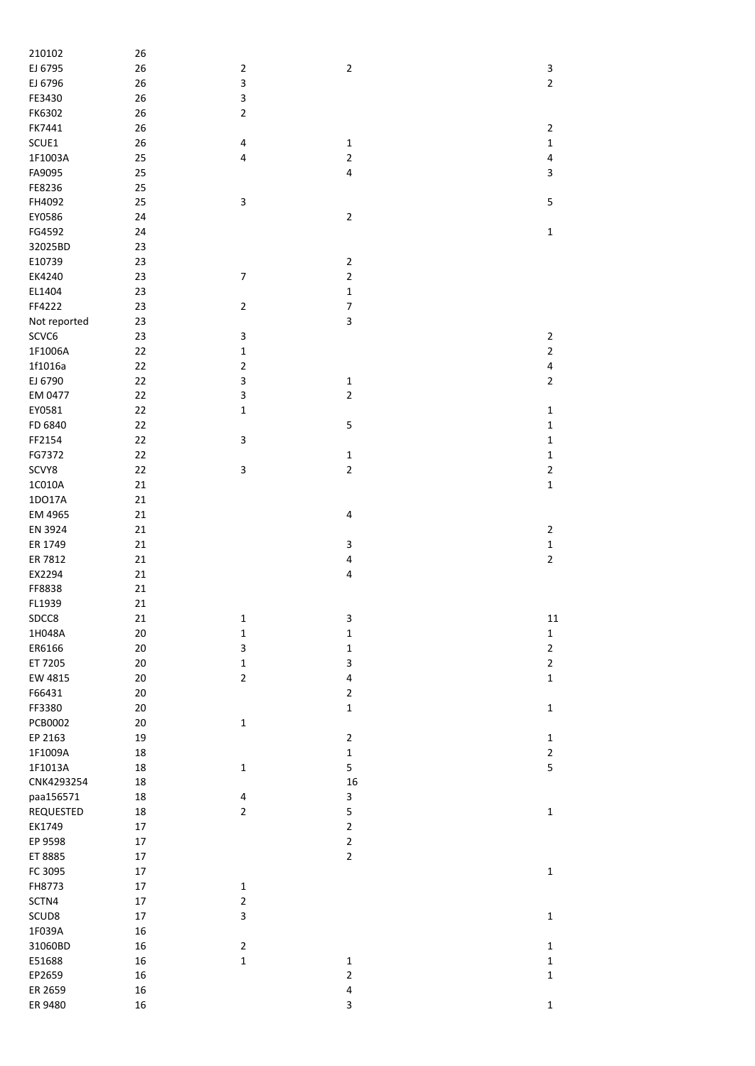| | | | | |
|---|---|---|---|---|
| 210102 | 26 | | | |
| EJ 6795 | 26 | 2 | 2 | 3 |
| EJ 6796 | 26 | 3 | | 2 |
| FE3430 | 26 | 3 | | |
| FK6302 | 26 | 2 | | |
| FK7441 | 26 | | | 2 |
| SCUE1 | 26 | 4 | 1 | 1 |
| 1F1003A | 25 | 4 | 2 | 4 |
| FA9095 | 25 | | 4 | 3 |
| FE8236 | 25 | | | |
| FH4092 | 25 | 3 | | 5 |
| EY0586 | 24 | | 2 | |
| FG4592 | 24 | | | 1 |
| 32025BD | 23 | | | |
| E10739 | 23 | | 2 | |
| EK4240 | 23 | 7 | 2 | |
| EL1404 | 23 | | 1 | |
| FF4222 | 23 | 2 | 7 | |
| Not reported | 23 | | 3 | |
| SCVC6 | 23 | 3 | | 2 |
| 1F1006A | 22 | 1 | | 2 |
| 1f1016a | 22 | 2 | | 4 |
| EJ 6790 | 22 | 3 | 1 | 2 |
| EM 0477 | 22 | 3 | 2 | |
| EY0581 | 22 | 1 | | 1 |
| FD 6840 | 22 | | 5 | 1 |
| FF2154 | 22 | 3 | | 1 |
| FG7372 | 22 | | 1 | 1 |
| SCVY8 | 22 | 3 | 2 | 2 |
| 1C010A | 21 | | | 1 |
| 1DO17A | 21 | | | |
| EM 4965 | 21 | | 4 | |
| EN 3924 | 21 | | | 2 |
| ER 1749 | 21 | | 3 | 1 |
| ER 7812 | 21 | | 4 | 2 |
| EX2294 | 21 | | 4 | |
| FF8838 | 21 | | | |
| FL1939 | 21 | | | |
| SDCC8 | 21 | 1 | 3 | 11 |
| 1H048A | 20 | 1 | 1 | 1 |
| ER6166 | 20 | 3 | 1 | 2 |
| ET 7205 | 20 | 1 | 3 | 2 |
| EW 4815 | 20 | 2 | 4 | 1 |
| F66431 | 20 | | 2 | |
| FF3380 | 20 | | 1 | 1 |
| PCB0002 | 20 | 1 | | |
| EP 2163 | 19 | | 2 | 1 |
| 1F1009A | 18 | | 1 | 2 |
| 1F1013A | 18 | 1 | 5 | 5 |
| CNK4293254 | 18 | | 16 | |
| paa156571 | 18 | 4 | 3 | |
| REQUESTED | 18 | 2 | 5 | 1 |
| EK1749 | 17 | | 2 | |
| EP 9598 | 17 | | 2 | |
| ET 8885 | 17 | | 2 | |
| FC 3095 | 17 | | | 1 |
| FH8773 | 17 | 1 | | |
| SCTN4 | 17 | 2 | | |
| SCUD8 | 17 | 3 | | 1 |
| 1F039A | 16 | | | |
| 31060BD | 16 | 2 | | 1 |
| E51688 | 16 | 1 | 1 | 1 |
| EP2659 | 16 | | 2 | 1 |
| ER 2659 | 16 | | 4 | |
| ER 9480 | 16 | | 3 | 1 |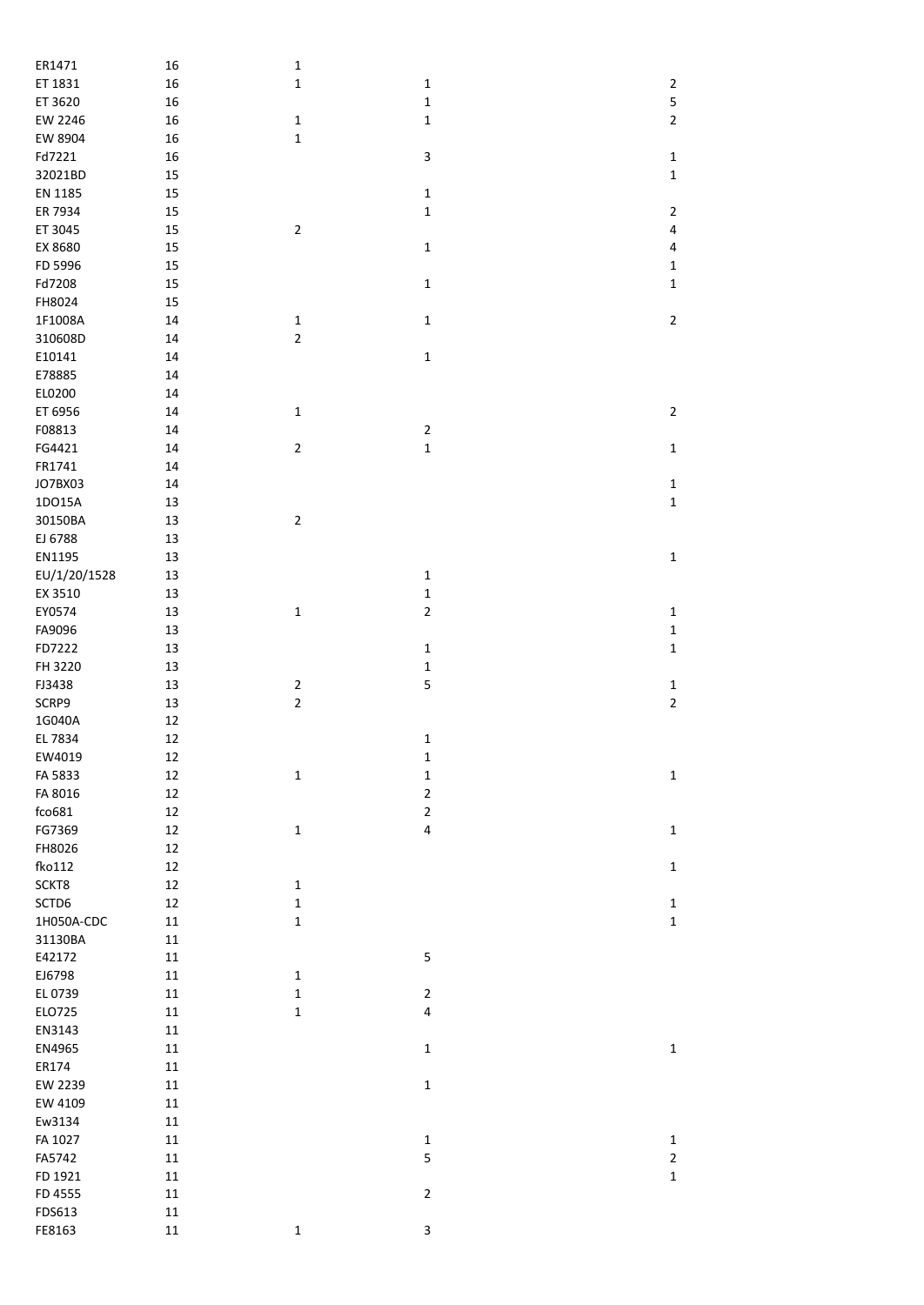|  |  |  |  |  |
|---|---|---|---|---|
| ER1471 | 16 | 1 |  |  |
| ET 1831 | 16 | 1 | 1 | 2 |
| ET 3620 | 16 |  | 1 | 5 |
| EW 2246 | 16 | 1 | 1 | 2 |
| EW 8904 | 16 | 1 |  |  |
| Fd7221 | 16 |  | 3 | 1 |
| 32021BD | 15 |  |  | 1 |
| EN 1185 | 15 |  | 1 |  |
| ER 7934 | 15 |  | 1 | 2 |
| ET 3045 | 15 | 2 |  | 4 |
| EX 8680 | 15 |  | 1 | 4 |
| FD 5996 | 15 |  |  | 1 |
| Fd7208 | 15 |  | 1 | 1 |
| FH8024 | 15 |  |  |  |
| 1F1008A | 14 | 1 | 1 | 2 |
| 310608D | 14 | 2 |  |  |
| E10141 | 14 |  | 1 |  |
| E78885 | 14 |  |  |  |
| EL0200 | 14 |  |  |  |
| ET 6956 | 14 | 1 |  | 2 |
| F08813 | 14 |  | 2 |  |
| FG4421 | 14 | 2 | 1 | 1 |
| FR1741 | 14 |  |  |  |
| JO7BX03 | 14 |  |  | 1 |
| 1DO15A | 13 |  |  | 1 |
| 30150BA | 13 | 2 |  |  |
| EJ 6788 | 13 |  |  |  |
| EN1195 | 13 |  |  | 1 |
| EU/1/20/1528 | 13 |  | 1 |  |
| EX 3510 | 13 |  | 1 |  |
| EY0574 | 13 | 1 | 2 | 1 |
| FA9096 | 13 |  |  | 1 |
| FD7222 | 13 |  | 1 | 1 |
| FH 3220 | 13 |  | 1 |  |
| FJ3438 | 13 | 2 | 5 | 1 |
| SCRP9 | 13 | 2 |  | 2 |
| 1G040A | 12 |  |  |  |
| EL 7834 | 12 |  | 1 |  |
| EW4019 | 12 |  | 1 |  |
| FA 5833 | 12 | 1 | 1 | 1 |
| FA 8016 | 12 |  | 2 |  |
| fco681 | 12 |  | 2 |  |
| FG7369 | 12 | 1 | 4 | 1 |
| FH8026 | 12 |  |  |  |
| fko112 | 12 |  |  | 1 |
| SCKT8 | 12 | 1 |  |  |
| SCTD6 | 12 | 1 |  | 1 |
| 1H050A-CDC | 11 | 1 |  | 1 |
| 31130BA | 11 |  |  |  |
| E42172 | 11 |  | 5 |  |
| EJ6798 | 11 | 1 |  |  |
| EL 0739 | 11 | 1 | 2 |  |
| ELO725 | 11 | 1 | 4 |  |
| EN3143 | 11 |  |  |  |
| EN4965 | 11 |  | 1 | 1 |
| ER174 | 11 |  |  |  |
| EW 2239 | 11 |  | 1 |  |
| EW 4109 | 11 |  |  |  |
| Ew3134 | 11 |  |  |  |
| FA 1027 | 11 |  | 1 | 1 |
| FA5742 | 11 |  | 5 | 2 |
| FD 1921 | 11 |  |  | 1 |
| FD 4555 | 11 |  | 2 |  |
| FDS613 | 11 |  |  |  |
| FE8163 | 11 | 1 | 3 |  |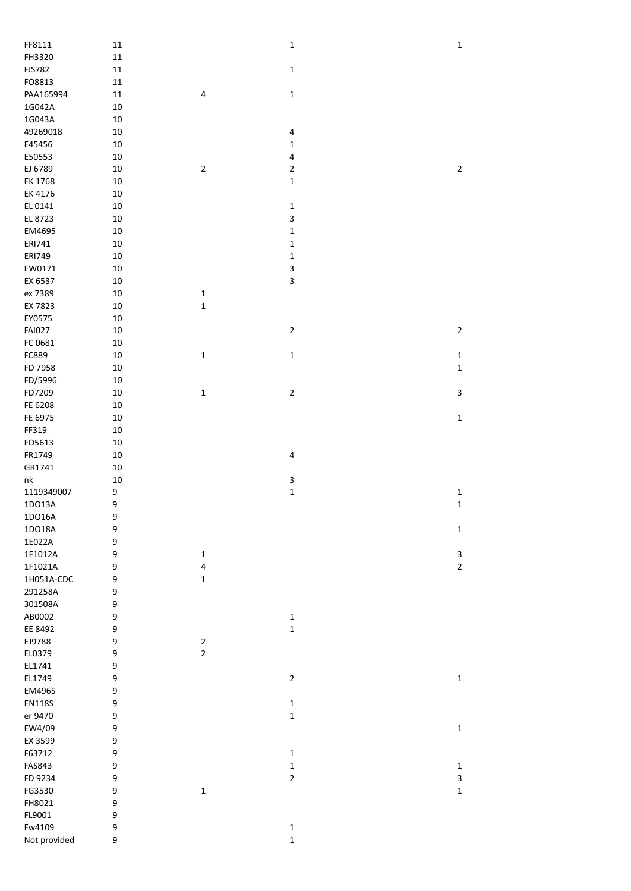| | | | | |
|---|---|---|---|---|
| FF8111 | 11 | | 1 | 1 |
| FH3320 | 11 | | | |
| FJS782 | 11 | | 1 | |
| FO8813 | 11 | | | |
| PAA165994 | 11 | 4 | 1 | |
| 1G042A | 10 | | | |
| 1G043A | 10 | | | |
| 49269018 | 10 | | 4 | |
| E45456 | 10 | | 1 | |
| E50553 | 10 | | 4 | |
| EJ 6789 | 10 | 2 | 2 | 2 |
| EK 1768 | 10 | | 1 | |
| EK 4176 | 10 | | | |
| EL 0141 | 10 | | 1 | |
| EL 8723 | 10 | | 3 | |
| EM4695 | 10 | | 1 | |
| ERI741 | 10 | | 1 | |
| ERI749 | 10 | | 1 | |
| EW0171 | 10 | | 3 | |
| EX 6537 | 10 | | 3 | |
| ex 7389 | 10 | 1 | | |
| EX 7823 | 10 | 1 | | |
| EY0575 | 10 | | | |
| FAI027 | 10 | | 2 | 2 |
| FC 0681 | 10 | | | |
| FC889 | 10 | 1 | 1 | 1 |
| FD 7958 | 10 | | | 1 |
| FD/5996 | 10 | | | |
| FD7209 | 10 | 1 | 2 | 3 |
| FE 6208 | 10 | | | |
| FE 6975 | 10 | | | 1 |
| FF319 | 10 | | | |
| FO5613 | 10 | | | |
| FR1749 | 10 | | 4 | |
| GR1741 | 10 | | | |
| nk | 10 | | 3 | |
| 1119349007 | 9 | | 1 | 1 |
| 1DO13A | 9 | | | 1 |
| 1DO16A | 9 | | | |
| 1DO18A | 9 | | | 1 |
| 1E022A | 9 | | | |
| 1F1012A | 9 | 1 | | 3 |
| 1F1021A | 9 | 4 | | 2 |
| 1H051A-CDC | 9 | 1 | | |
| 291258A | 9 | | | |
| 301508A | 9 | | | |
| AB0002 | 9 | | 1 | |
| EE 8492 | 9 | | 1 | |
| EJ9788 | 9 | 2 | | |
| EL0379 | 9 | 2 | | |
| EL1741 | 9 | | | |
| EL1749 | 9 | | 2 | 1 |
| EM496S | 9 | | | |
| EN118S | 9 | | 1 | |
| er 9470 | 9 | | 1 | |
| EW4/09 | 9 | | | 1 |
| EX 3599 | 9 | | | |
| F63712 | 9 | | 1 | |
| FAS843 | 9 | | 1 | 1 |
| FD 9234 | 9 | | 2 | 3 |
| FG3530 | 9 | 1 | | 1 |
| FH8021 | 9 | | | |
| FL9001 | 9 | | | |
| Fw4109 | 9 | | 1 | |
| Not provided | 9 | | 1 | |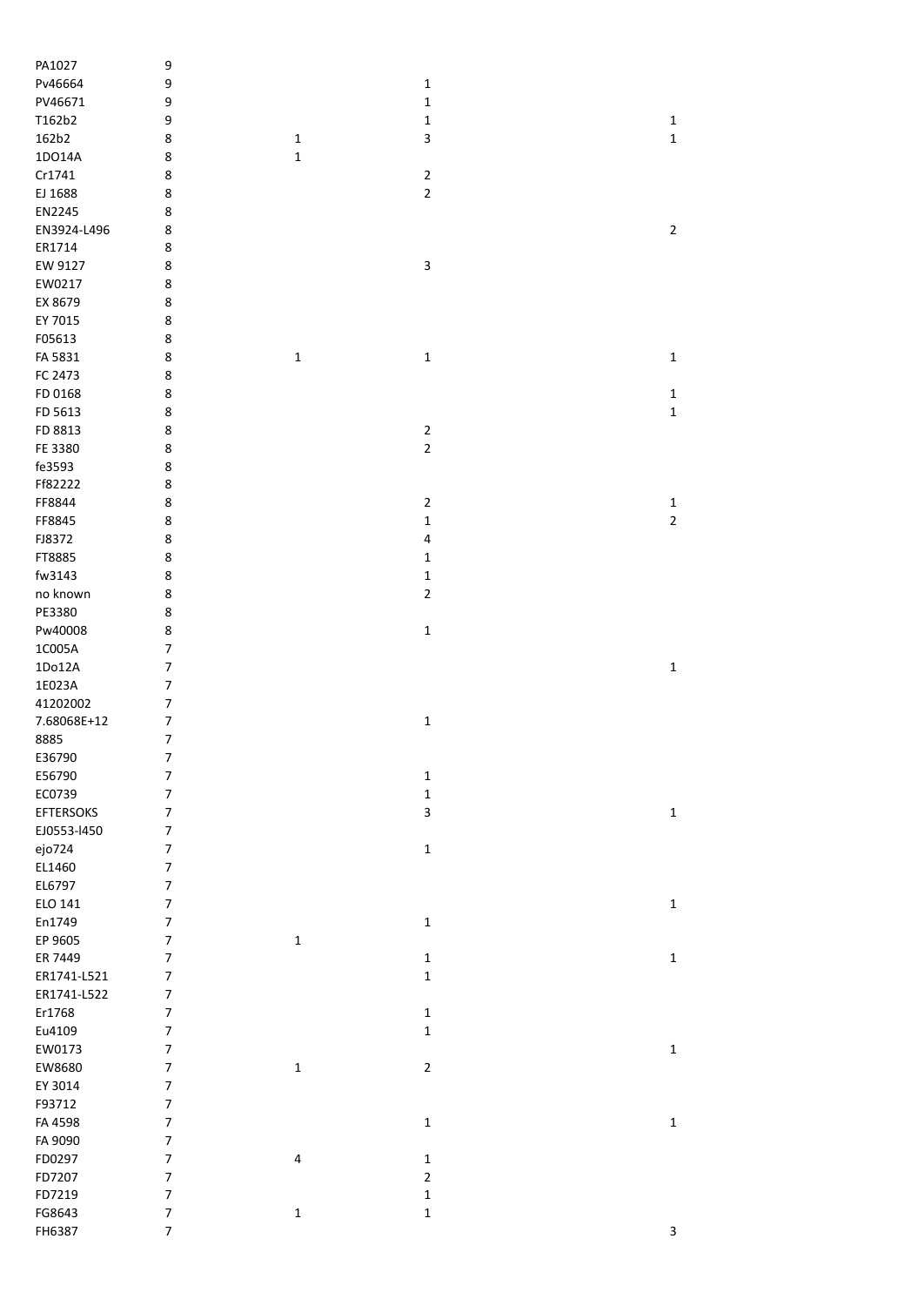| | | | | |
|---|---|---|---|---|
| PA1027 | 9 | | | |
| Pv46664 | 9 | | 1 | |
| PV46671 | 9 | | 1 | |
| T162b2 | 9 | | 1 | 1 |
| 162b2 | 8 | 1 | 3 | 1 |
| 1DO14A | 8 | 1 | | |
| Cr1741 | 8 | | 2 | |
| EJ 1688 | 8 | | 2 | |
| EN2245 | 8 | | | |
| EN3924-L496 | 8 | | | 2 |
| ER1714 | 8 | | | |
| EW 9127 | 8 | | 3 | |
| EW0217 | 8 | | | |
| EX 8679 | 8 | | | |
| EY 7015 | 8 | | | |
| F05613 | 8 | | | |
| FA 5831 | 8 | 1 | 1 | 1 |
| FC 2473 | 8 | | | |
| FD 0168 | 8 | | | 1 |
| FD 5613 | 8 | | | 1 |
| FD 8813 | 8 | | 2 | |
| FE 3380 | 8 | | 2 | |
| fe3593 | 8 | | | |
| Ff82222 | 8 | | | |
| FF8844 | 8 | | 2 | 1 |
| FF8845 | 8 | | 1 | 2 |
| FJ8372 | 8 | | 4 | |
| FT8885 | 8 | | 1 | |
| fw3143 | 8 | | 1 | |
| no known | 8 | | 2 | |
| PE3380 | 8 | | | |
| Pw40008 | 8 | | 1 | |
| 1C005A | 7 | | | |
| 1Do12A | 7 | | | 1 |
| 1E023A | 7 | | | |
| 41202002 | 7 | | | |
| 7.68068E+12 | 7 | | 1 | |
| 8885 | 7 | | | |
| E36790 | 7 | | | |
| E56790 | 7 | | 1 | |
| EC0739 | 7 | | 1 | |
| EFTERSOKS | 7 | | 3 | 1 |
| EJ0553-l450 | 7 | | | |
| ejo724 | 7 | | 1 | |
| EL1460 | 7 | | | |
| EL6797 | 7 | | | |
| ELO 141 | 7 | | | 1 |
| En1749 | 7 | | 1 | |
| EP 9605 | 7 | 1 | | |
| ER 7449 | 7 | | 1 | 1 |
| ER1741-L521 | 7 | | 1 | |
| ER1741-L522 | 7 | | | |
| Er1768 | 7 | | 1 | |
| Eu4109 | 7 | | 1 | |
| EW0173 | 7 | | | 1 |
| EW8680 | 7 | 1 | 2 | |
| EY 3014 | 7 | | | |
| F93712 | 7 | | | |
| FA 4598 | 7 | | 1 | 1 |
| FA 9090 | 7 | | | |
| FD0297 | 7 | 4 | 1 | |
| FD7207 | 7 | | 2 | |
| FD7219 | 7 | | 1 | |
| FG8643 | 7 | 1 | 1 | |
| FH6387 | 7 | | | 3 |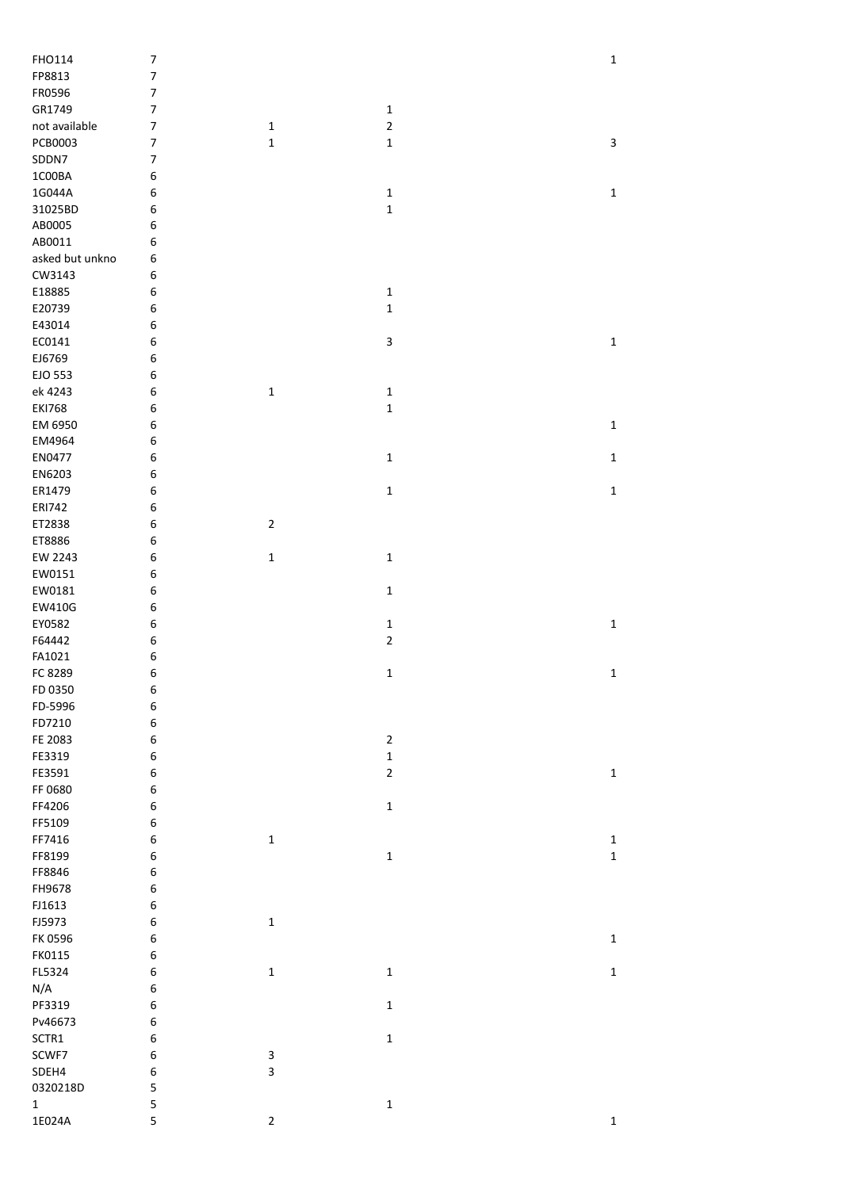|  |  |  |  |  |
|---|---|---|---|---|
| FHO114 | 7 |  |  | 1 |
| FP8813 | 7 |  |  |  |
| FR0596 | 7 |  |  |  |
| GR1749 | 7 |  | 1 |  |
| not available | 7 | 1 | 2 |  |
| PCB0003 | 7 | 1 | 1 | 3 |
| SDDN7 | 7 |  |  |  |
| 1C00BA | 6 |  |  |  |
| 1G044A | 6 |  | 1 | 1 |
| 31025BD | 6 |  | 1 |  |
| AB0005 | 6 |  |  |  |
| AB0011 | 6 |  |  |  |
| asked but unkno | 6 |  |  |  |
| CW3143 | 6 |  |  |  |
| E18885 | 6 |  | 1 |  |
| E20739 | 6 |  | 1 |  |
| E43014 | 6 |  |  |  |
| EC0141 | 6 |  | 3 | 1 |
| EJ6769 | 6 |  |  |  |
| EJO 553 | 6 |  |  |  |
| ek 4243 | 6 | 1 | 1 |  |
| EKI768 | 6 |  | 1 |  |
| EM 6950 | 6 |  |  | 1 |
| EM4964 | 6 |  |  |  |
| EN0477 | 6 |  | 1 | 1 |
| EN6203 | 6 |  |  |  |
| ER1479 | 6 |  | 1 | 1 |
| ERI742 | 6 |  |  |  |
| ET2838 | 6 | 2 |  |  |
| ET8886 | 6 |  |  |  |
| EW 2243 | 6 | 1 | 1 |  |
| EW0151 | 6 |  |  |  |
| EW0181 | 6 |  | 1 |  |
| EW410G | 6 |  |  |  |
| EY0582 | 6 |  | 1 | 1 |
| F64442 | 6 |  | 2 |  |
| FA1021 | 6 |  |  |  |
| FC 8289 | 6 |  | 1 | 1 |
| FD 0350 | 6 |  |  |  |
| FD-5996 | 6 |  |  |  |
| FD7210 | 6 |  |  |  |
| FE 2083 | 6 |  | 2 |  |
| FE3319 | 6 |  | 1 |  |
| FE3591 | 6 |  | 2 | 1 |
| FF 0680 | 6 |  |  |  |
| FF4206 | 6 |  | 1 |  |
| FF5109 | 6 |  |  |  |
| FF7416 | 6 | 1 |  | 1 |
| FF8199 | 6 |  | 1 | 1 |
| FF8846 | 6 |  |  |  |
| FH9678 | 6 |  |  |  |
| FJ1613 | 6 |  |  |  |
| FJ5973 | 6 | 1 |  |  |
| FK 0596 | 6 |  |  | 1 |
| FK0115 | 6 |  |  |  |
| FL5324 | 6 | 1 | 1 | 1 |
| N/A | 6 |  |  |  |
| PF3319 | 6 |  | 1 |  |
| Pv46673 | 6 |  |  |  |
| SCTR1 | 6 |  | 1 |  |
| SCWF7 | 6 | 3 |  |  |
| SDEH4 | 6 | 3 |  |  |
| 0320218D | 5 |  |  |  |
| 1 | 5 |  | 1 |  |
| 1E024A | 5 | 2 |  | 1 |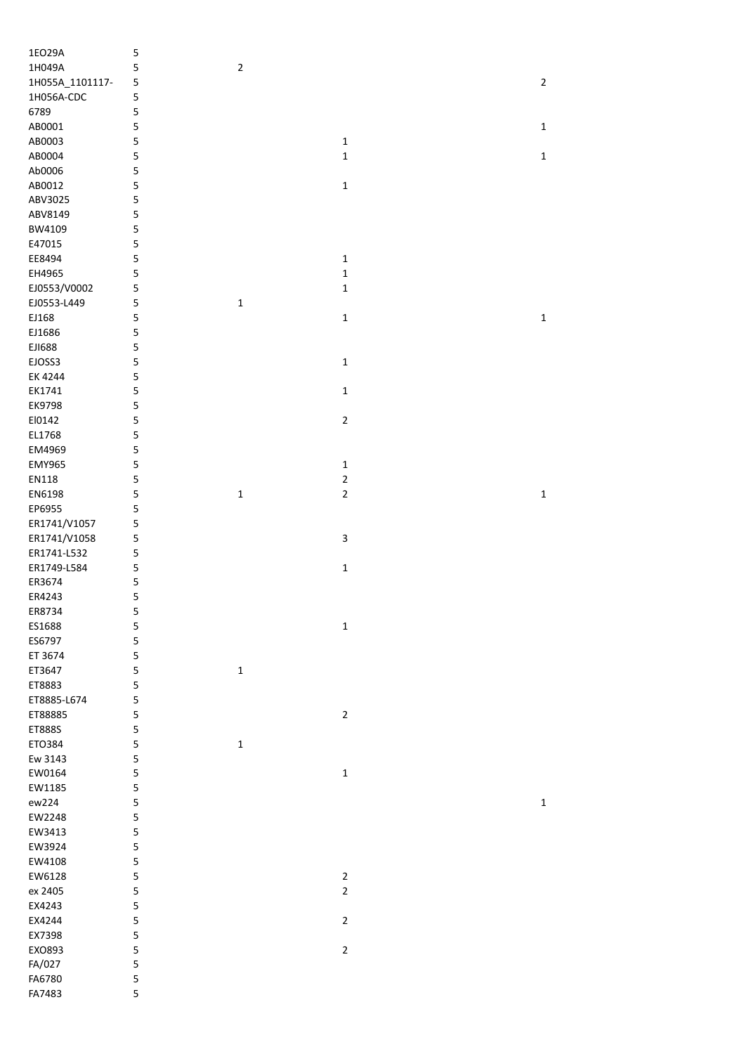| | | | | |
|---|---|---|---|---|
| 1EO29A | 5 | | | |
| 1H049A | 5 | 2 | | |
| 1H055A_1101117- | 5 | | | 2 |
| 1H056A-CDC | 5 | | | |
| 6789 | 5 | | | |
| AB0001 | 5 | | | 1 |
| AB0003 | 5 | | 1 | |
| AB0004 | 5 | | 1 | 1 |
| Ab0006 | 5 | | | |
| AB0012 | 5 | | 1 | |
| ABV3025 | 5 | | | |
| ABV8149 | 5 | | | |
| BW4109 | 5 | | | |
| E47015 | 5 | | | |
| EE8494 | 5 | | 1 | |
| EH4965 | 5 | | 1 | |
| EJ0553/V0002 | 5 | | 1 | |
| EJ0553-L449 | 5 | 1 | | |
| EJ168 | 5 | | 1 | 1 |
| EJ1686 | 5 | | | |
| EJI688 | 5 | | | |
| EJOSS3 | 5 | | 1 | |
| EK 4244 | 5 | | | |
| EK1741 | 5 | | 1 | |
| EK9798 | 5 | | | |
| El0142 | 5 | | 2 | |
| EL1768 | 5 | | | |
| EM4969 | 5 | | | |
| EMY965 | 5 | | 1 | |
| EN118 | 5 | | 2 | |
| EN6198 | 5 | 1 | 2 | 1 |
| EP6955 | 5 | | | |
| ER1741/V1057 | 5 | | | |
| ER1741/V1058 | 5 | | 3 | |
| ER1741-L532 | 5 | | | |
| ER1749-L584 | 5 | | 1 | |
| ER3674 | 5 | | | |
| ER4243 | 5 | | | |
| ER8734 | 5 | | | |
| ES1688 | 5 | | 1 | |
| ES6797 | 5 | | | |
| ET 3674 | 5 | | | |
| ET3647 | 5 | 1 | | |
| ET8883 | 5 | | | |
| ET8885-L674 | 5 | | | |
| ET88885 | 5 | | 2 | |
| ET888S | 5 | | | |
| ETO384 | 5 | 1 | | |
| Ew 3143 | 5 | | | |
| EW0164 | 5 | | 1 | |
| EW1185 | 5 | | | |
| ew224 | 5 | | | 1 |
| EW2248 | 5 | | | |
| EW3413 | 5 | | | |
| EW3924 | 5 | | | |
| EW4108 | 5 | | | |
| EW6128 | 5 | | 2 | |
| ex 2405 | 5 | | 2 | |
| EX4243 | 5 | | | |
| EX4244 | 5 | | 2 | |
| EX7398 | 5 | | | |
| EXO893 | 5 | | 2 | |
| FA/027 | 5 | | | |
| FA6780 | 5 | | | |
| FA7483 | 5 | | | |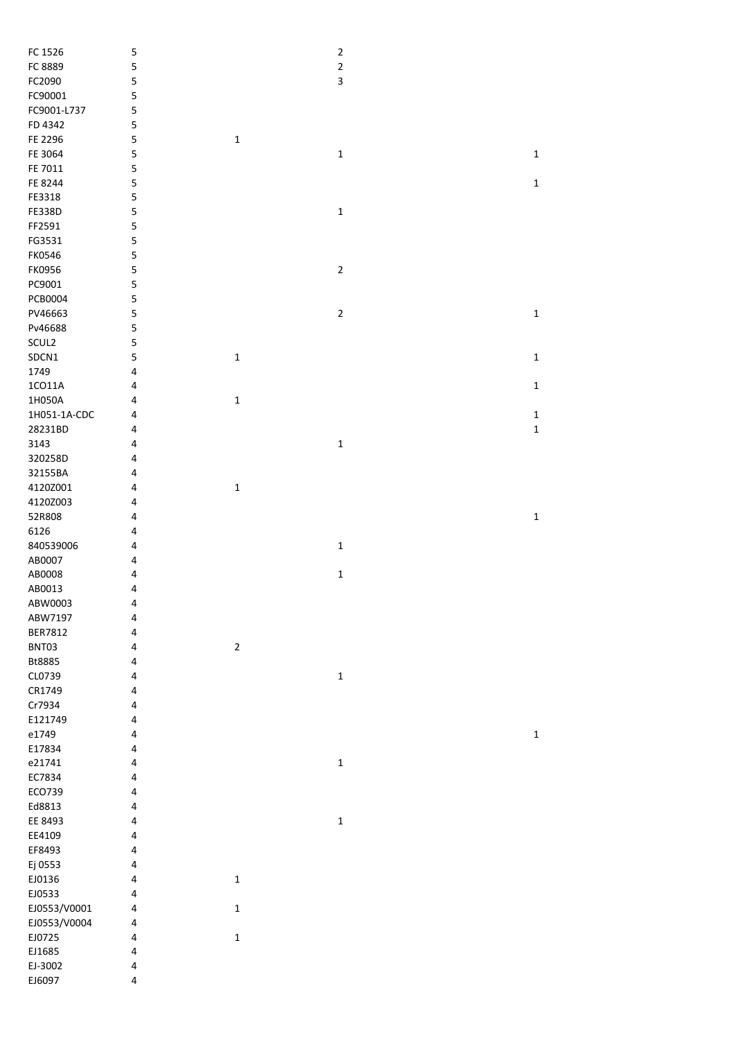| | | | | |
|---|---|---|---|---|
| FC 1526 | 5 | | 2 | |
| FC 8889 | 5 | | 2 | |
| FC2090 | 5 | | 3 | |
| FC90001 | 5 | | | |
| FC9001-L737 | 5 | | | |
| FD 4342 | 5 | | | |
| FE 2296 | 5 | 1 | | |
| FE 3064 | 5 | | 1 | 1 |
| FE 7011 | 5 | | | |
| FE 8244 | 5 | | | 1 |
| FE3318 | 5 | | | |
| FE338D | 5 | | 1 | |
| FF2591 | 5 | | | |
| FG3531 | 5 | | | |
| FK0546 | 5 | | | |
| FK0956 | 5 | | 2 | |
| PC9001 | 5 | | | |
| PCB0004 | 5 | | | |
| PV46663 | 5 | | 2 | 1 |
| Pv46688 | 5 | | | |
| SCUL2 | 5 | | | |
| SDCN1 | 5 | 1 | | 1 |
| 1749 | 4 | | | |
| 1CO11A | 4 | | | 1 |
| 1H050A | 4 | 1 | | |
| 1H051-1A-CDC | 4 | | | 1 |
| 28231BD | 4 | | | 1 |
| 3143 | 4 | | 1 | |
| 320258D | 4 | | | |
| 32155BA | 4 | | | |
| 4120Z001 | 4 | 1 | | |
| 4120Z003 | 4 | | | |
| 52R808 | 4 | | | 1 |
| 6126 | 4 | | | |
| 840539006 | 4 | | 1 | |
| AB0007 | 4 | | | |
| AB0008 | 4 | | 1 | |
| AB0013 | 4 | | | |
| ABW0003 | 4 | | | |
| ABW7197 | 4 | | | |
| BER7812 | 4 | | | |
| BNT03 | 4 | 2 | | |
| Bt8885 | 4 | | | |
| CL0739 | 4 | | 1 | |
| CR1749 | 4 | | | |
| Cr7934 | 4 | | | |
| E121749 | 4 | | | |
| e1749 | 4 | | | 1 |
| E17834 | 4 | | | |
| e21741 | 4 | | 1 | |
| EC7834 | 4 | | | |
| ECO739 | 4 | | | |
| Ed8813 | 4 | | | |
| EE 8493 | 4 | | 1 | |
| EE4109 | 4 | | | |
| EF8493 | 4 | | | |
| Ej 0553 | 4 | | | |
| EJ0136 | 4 | 1 | | |
| EJ0533 | 4 | | | |
| EJ0553/V0001 | 4 | 1 | | |
| EJ0553/V0004 | 4 | | | |
| EJ0725 | 4 | 1 | | |
| EJ1685 | 4 | | | |
| EJ-3002 | 4 | | | |
| EJ6097 | 4 | | | |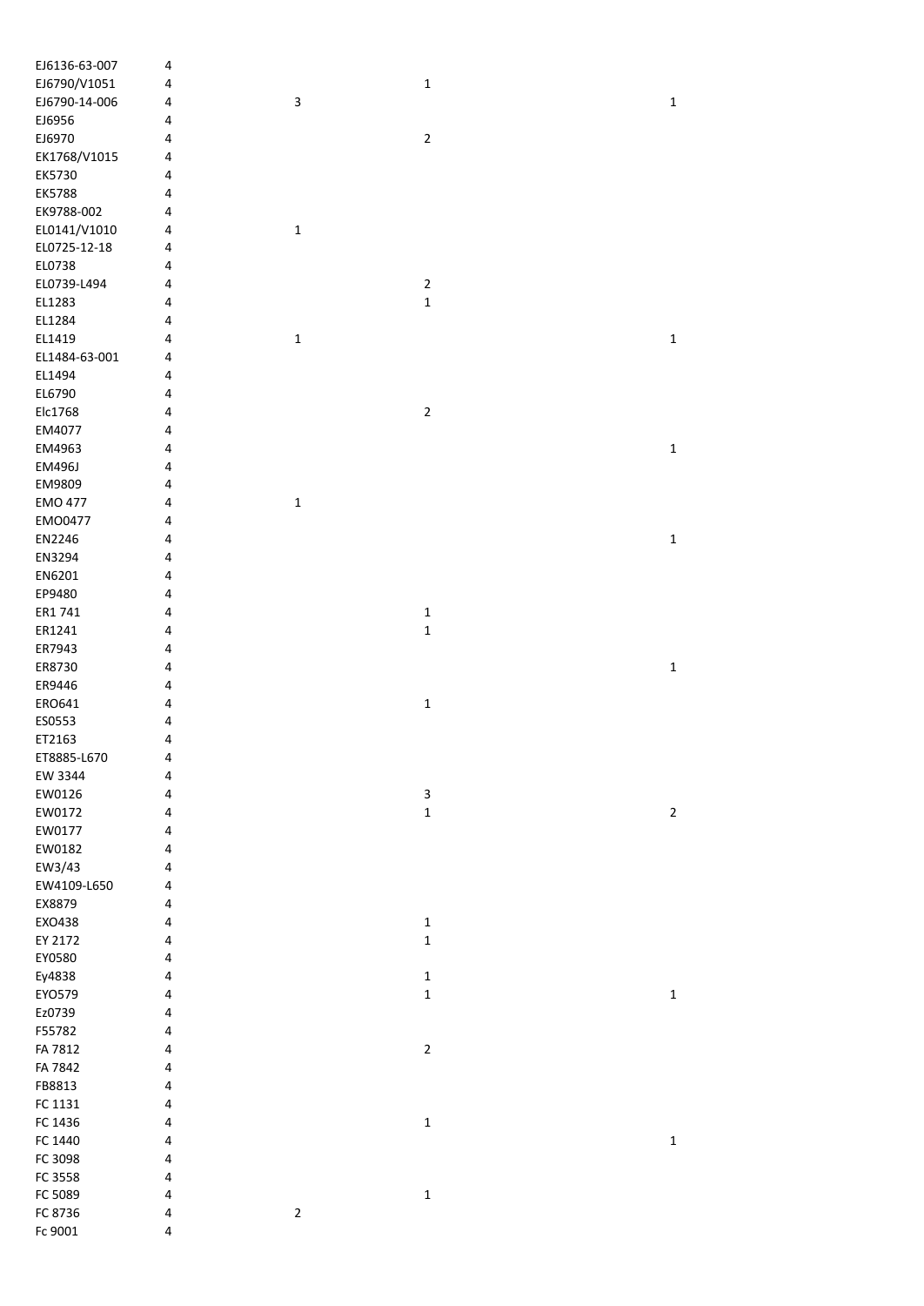| | | | | |
|---|---|---|---|---|
| EJ6136-63-007 | 4 | | | |
| EJ6790/V1051 | 4 | | 1 | |
| EJ6790-14-006 | 4 | 3 | | 1 |
| EJ6956 | 4 | | | |
| EJ6970 | 4 | | 2 | |
| EK1768/V1015 | 4 | | | |
| EK5730 | 4 | | | |
| EK5788 | 4 | | | |
| EK9788-002 | 4 | | | |
| EL0141/V1010 | 4 | 1 | | |
| EL0725-12-18 | 4 | | | |
| EL0738 | 4 | | | |
| EL0739-L494 | 4 | | 2 | |
| EL1283 | 4 | | 1 | |
| EL1284 | 4 | | | |
| EL1419 | 4 | 1 | | 1 |
| EL1484-63-001 | 4 | | | |
| EL1494 | 4 | | | |
| EL6790 | 4 | | | |
| Elc1768 | 4 | | 2 | |
| EM4077 | 4 | | | |
| EM4963 | 4 | | | 1 |
| EM496J | 4 | | | |
| EM9809 | 4 | | | |
| EMO 477 | 4 | 1 | | |
| EMO0477 | 4 | | | |
| EN2246 | 4 | | | 1 |
| EN3294 | 4 | | | |
| EN6201 | 4 | | | |
| EP9480 | 4 | | | |
| ER1 741 | 4 | | 1 | |
| ER1241 | 4 | | 1 | |
| ER7943 | 4 | | | |
| ER8730 | 4 | | | 1 |
| ER9446 | 4 | | | |
| ERO641 | 4 | | 1 | |
| ES0553 | 4 | | | |
| ET2163 | 4 | | | |
| ET8885-L670 | 4 | | | |
| EW 3344 | 4 | | | |
| EW0126 | 4 | | 3 | |
| EW0172 | 4 | | 1 | 2 |
| EW0177 | 4 | | | |
| EW0182 | 4 | | | |
| EW3/43 | 4 | | | |
| EW4109-L650 | 4 | | | |
| EX8879 | 4 | | | |
| EXO438 | 4 | | 1 | |
| EY 2172 | 4 | | 1 | |
| EY0580 | 4 | | | |
| Ey4838 | 4 | | 1 | |
| EYO579 | 4 | | 1 | 1 |
| Ez0739 | 4 | | | |
| F55782 | 4 | | | |
| FA 7812 | 4 | | 2 | |
| FA 7842 | 4 | | | |
| FB8813 | 4 | | | |
| FC 1131 | 4 | | | |
| FC 1436 | 4 | | 1 | |
| FC 1440 | 4 | | | 1 |
| FC 3098 | 4 | | | |
| FC 3558 | 4 | | | |
| FC 5089 | 4 | | 1 | |
| FC 8736 | 4 | 2 | | |
| Fc 9001 | 4 | | | |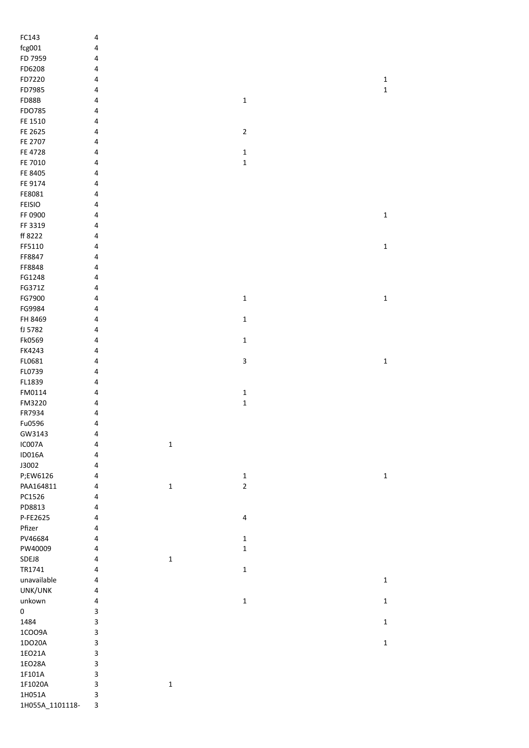| | | | | |
|---|---|---|---|---|
| FC143 | 4 | | | |
| fcg001 | 4 | | | |
| FD 7959 | 4 | | | |
| FD6208 | 4 | | | |
| FD7220 | 4 | | | 1 |
| FD7985 | 4 | | | 1 |
| FD88B | 4 | | 1 | |
| FDO785 | 4 | | | |
| FE 1510 | 4 | | | |
| FE 2625 | 4 | | 2 | |
| FE 2707 | 4 | | | |
| FE 4728 | 4 | | 1 | |
| FE 7010 | 4 | | 1 | |
| FE 8405 | 4 | | | |
| FE 9174 | 4 | | | |
| FE8081 | 4 | | | |
| FEISIO | 4 | | | |
| FF 0900 | 4 | | | 1 |
| FF 3319 | 4 | | | |
| ff 8222 | 4 | | | |
| FF5110 | 4 | | | 1 |
| FF8847 | 4 | | | |
| FF8848 | 4 | | | |
| FG1248 | 4 | | | |
| FG371Z | 4 | | | |
| FG7900 | 4 | | 1 | 1 |
| FG9984 | 4 | | | |
| FH 8469 | 4 | | 1 | |
| fJ 5782 | 4 | | | |
| Fk0569 | 4 | | 1 | |
| FK4243 | 4 | | | |
| FL0681 | 4 | | 3 | 1 |
| FL0739 | 4 | | | |
| FL1839 | 4 | | | |
| FM0114 | 4 | | 1 | |
| FM3220 | 4 | | 1 | |
| FR7934 | 4 | | | |
| Fu0596 | 4 | | | |
| GW3143 | 4 | | | |
| IC007A | 4 | 1 | | |
| ID016A | 4 | | | |
| J3002 | 4 | | | |
| P;EW6126 | 4 | | 1 | 1 |
| PAA164811 | 4 | 1 | 2 | |
| PC1526 | 4 | | | |
| PD8813 | 4 | | | |
| P-FE2625 | 4 | | 4 | |
| Pfizer | 4 | | | |
| PV46684 | 4 | | 1 | |
| PW40009 | 4 | | 1 | |
| SDEJ8 | 4 | 1 | | |
| TR1741 | 4 | | 1 | |
| unavailable | 4 | | | 1 |
| UNK/UNK | 4 | | | |
| unkown | 4 | | 1 | 1 |
| 0 | 3 | | | |
| 1484 | 3 | | | 1 |
| 1COO9A | 3 | | | |
| 1DO20A | 3 | | | 1 |
| 1EO21A | 3 | | | |
| 1EO28A | 3 | | | |
| 1F101A | 3 | | | |
| 1F1020A | 3 | 1 | | |
| 1H051A | 3 | | | |
| 1H055A_1101118- | 3 | | | |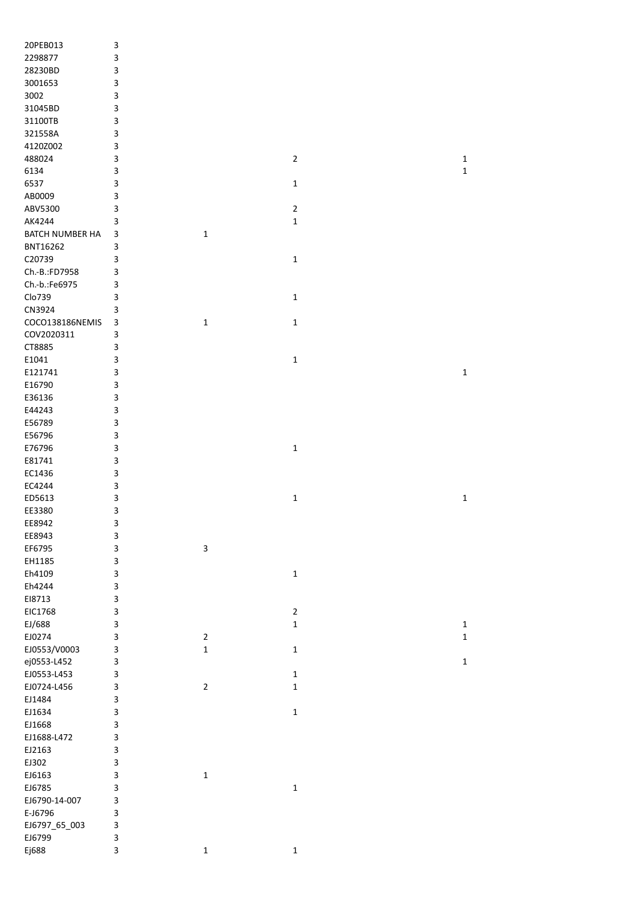| | | | | |
|---|---|---|---|---|
| 20PEB013 | 3 | | | |
| 2298877 | 3 | | | |
| 28230BD | 3 | | | |
| 3001653 | 3 | | | |
| 3002 | 3 | | | |
| 31045BD | 3 | | | |
| 31100TB | 3 | | | |
| 321558A | 3 | | | |
| 4120Z002 | 3 | | | |
| 488024 | 3 | | 2 | 1 |
| 6134 | 3 | | | 1 |
| 6537 | 3 | | 1 | |
| AB0009 | 3 | | | |
| ABV5300 | 3 | | 2 | |
| AK4244 | 3 | | 1 | |
| BATCH NUMBER HA | 3 | 1 | | |
| BNT16262 | 3 | | | |
| C20739 | 3 | | 1 | |
| Ch.-B.:FD7958 | 3 | | | |
| Ch.-b.:Fe6975 | 3 | | | |
| Clo739 | 3 | | 1 | |
| CN3924 | 3 | | | |
| COCO138186NEMIS | 3 | 1 | 1 | |
| COV2020311 | 3 | | | |
| CT8885 | 3 | | | |
| E1041 | 3 | | 1 | |
| E121741 | 3 | | | 1 |
| E16790 | 3 | | | |
| E36136 | 3 | | | |
| E44243 | 3 | | | |
| E56789 | 3 | | | |
| E56796 | 3 | | | |
| E76796 | 3 | | 1 | |
| E81741 | 3 | | | |
| EC1436 | 3 | | | |
| EC4244 | 3 | | | |
| ED5613 | 3 | | 1 | 1 |
| EE3380 | 3 | | | |
| EE8942 | 3 | | | |
| EE8943 | 3 | | | |
| EF6795 | 3 | 3 | | |
| EH1185 | 3 | | | |
| Eh4109 | 3 | | 1 | |
| Eh4244 | 3 | | | |
| EI8713 | 3 | | | |
| EIC1768 | 3 | | 2 | |
| EJ/688 | 3 | | 1 | 1 |
| EJ0274 | 3 | 2 | | 1 |
| EJ0553/V0003 | 3 | 1 | 1 | |
| ej0553-L452 | 3 | | | 1 |
| EJ0553-L453 | 3 | | 1 | |
| EJ0724-L456 | 3 | 2 | 1 | |
| EJ1484 | 3 | | | |
| EJ1634 | 3 | | 1 | |
| EJ1668 | 3 | | | |
| EJ1688-L472 | 3 | | | |
| EJ2163 | 3 | | | |
| EJ302 | 3 | | | |
| EJ6163 | 3 | 1 | | |
| EJ6785 | 3 | | 1 | |
| EJ6790-14-007 | 3 | | | |
| E-J6796 | 3 | | | |
| EJ6797_65_003 | 3 | | | |
| EJ6799 | 3 | | | |
| Ej688 | 3 | 1 | 1 | |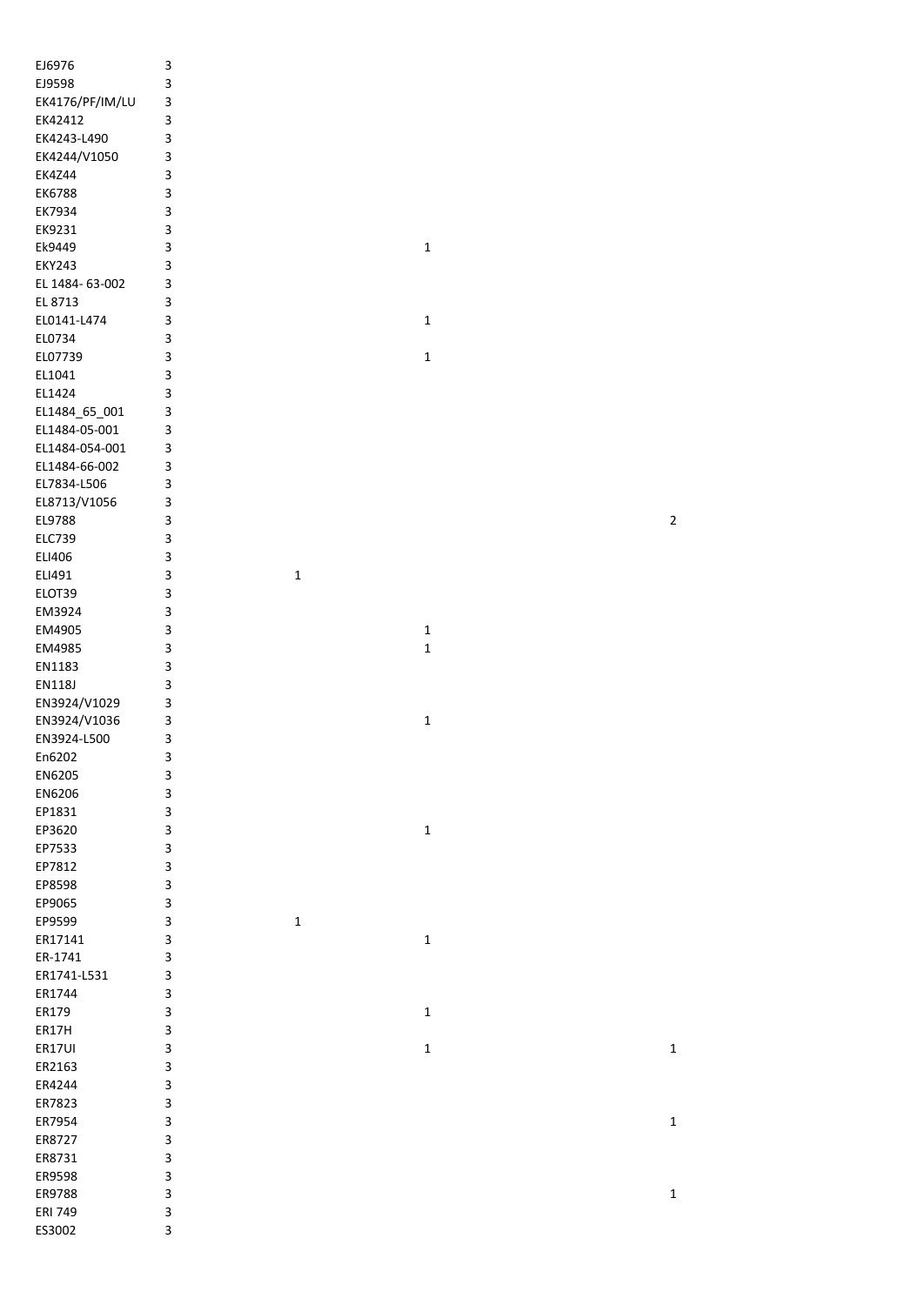| | | | | |
|---|---|---|---|---|
| EJ6976 | 3 | | | |
| EJ9598 | 3 | | | |
| EK4176/PF/IM/LU | 3 | | | |
| EK42412 | 3 | | | |
| EK4243-L490 | 3 | | | |
| EK4244/V1050 | 3 | | | |
| EK4Z44 | 3 | | | |
| EK6788 | 3 | | | |
| EK7934 | 3 | | | |
| EK9231 | 3 | | | |
| Ek9449 | 3 | | 1 | |
| EKY243 | 3 | | | |
| EL 1484- 63-002 | 3 | | | |
| EL 8713 | 3 | | | |
| EL0141-L474 | 3 | | 1 | |
| EL0734 | 3 | | | |
| EL07739 | 3 | | 1 | |
| EL1041 | 3 | | | |
| EL1424 | 3 | | | |
| EL1484_65_001 | 3 | | | |
| EL1484-05-001 | 3 | | | |
| EL1484-054-001 | 3 | | | |
| EL1484-66-002 | 3 | | | |
| EL7834-L506 | 3 | | | |
| EL8713/V1056 | 3 | | | |
| EL9788 | 3 | | | 2 |
| ELC739 | 3 | | | |
| ELI406 | 3 | | | |
| ELI491 | 3 | 1 | | |
| ELOT39 | 3 | | | |
| EM3924 | 3 | | | |
| EM4905 | 3 | | 1 | |
| EM4985 | 3 | | 1 | |
| EN1183 | 3 | | | |
| EN118J | 3 | | | |
| EN3924/V1029 | 3 | | | |
| EN3924/V1036 | 3 | | 1 | |
| EN3924-L500 | 3 | | | |
| En6202 | 3 | | | |
| EN6205 | 3 | | | |
| EN6206 | 3 | | | |
| EP1831 | 3 | | | |
| EP3620 | 3 | | 1 | |
| EP7533 | 3 | | | |
| EP7812 | 3 | | | |
| EP8598 | 3 | | | |
| EP9065 | 3 | | | |
| EP9599 | 3 | 1 | | |
| ER17141 | 3 | | 1 | |
| ER-1741 | 3 | | | |
| ER1741-L531 | 3 | | | |
| ER1744 | 3 | | | |
| ER179 | 3 | | 1 | |
| ER17H | 3 | | | |
| ER17UI | 3 | | 1 | 1 |
| ER2163 | 3 | | | |
| ER4244 | 3 | | | |
| ER7823 | 3 | | | |
| ER7954 | 3 | | | 1 |
| ER8727 | 3 | | | |
| ER8731 | 3 | | | |
| ER9598 | 3 | | | |
| ER9788 | 3 | | | 1 |
| ERI 749 | 3 | | | |
| ES3002 | 3 | | | |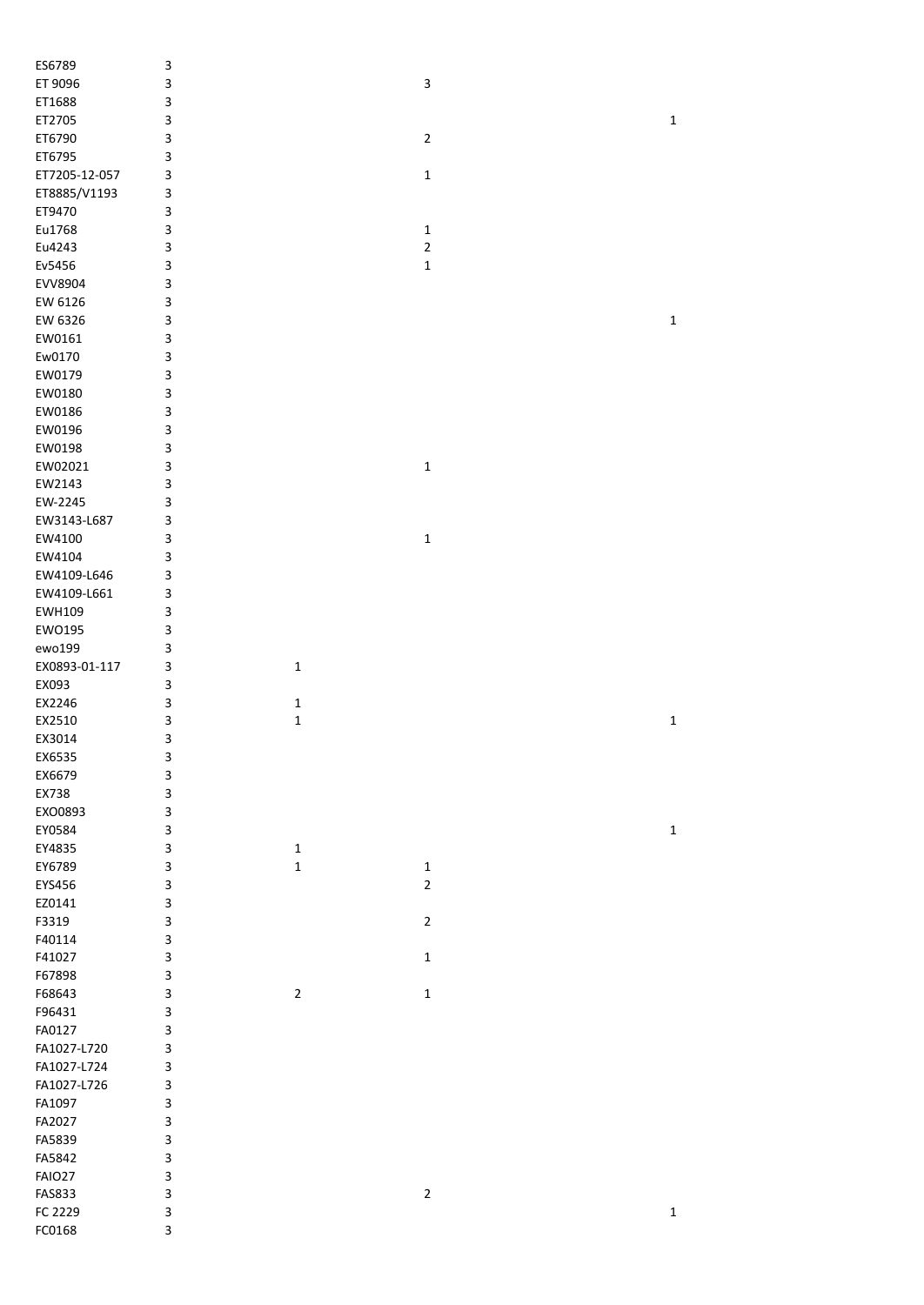| | | | | |
|---|---|---|---|---|
| ES6789 | 3 | | | |
| ET 9096 | 3 | | 3 | |
| ET1688 | 3 | | | |
| ET2705 | 3 | | | 1 |
| ET6790 | 3 | | 2 | |
| ET6795 | 3 | | | |
| ET7205-12-057 | 3 | | 1 | |
| ET8885/V1193 | 3 | | | |
| ET9470 | 3 | | | |
| Eu1768 | 3 | | 1 | |
| Eu4243 | 3 | | 2 | |
| Ev5456 | 3 | | 1 | |
| EVV8904 | 3 | | | |
| EW 6126 | 3 | | | |
| EW 6326 | 3 | | | 1 |
| EW0161 | 3 | | | |
| Ew0170 | 3 | | | |
| EW0179 | 3 | | | |
| EW0180 | 3 | | | |
| EW0186 | 3 | | | |
| EW0196 | 3 | | | |
| EW0198 | 3 | | | |
| EW02021 | 3 | | 1 | |
| EW2143 | 3 | | | |
| EW-2245 | 3 | | | |
| EW3143-L687 | 3 | | | |
| EW4100 | 3 | | 1 | |
| EW4104 | 3 | | | |
| EW4109-L646 | 3 | | | |
| EW4109-L661 | 3 | | | |
| EWH109 | 3 | | | |
| EWO195 | 3 | | | |
| ewo199 | 3 | | | |
| EX0893-01-117 | 3 | 1 | | |
| EX093 | 3 | | | |
| EX2246 | 3 | 1 | | |
| EX2510 | 3 | 1 | | 1 |
| EX3014 | 3 | | | |
| EX6535 | 3 | | | |
| EX6679 | 3 | | | |
| EX738 | 3 | | | |
| EXO0893 | 3 | | | |
| EY0584 | 3 | | | 1 |
| EY4835 | 3 | 1 | | |
| EY6789 | 3 | 1 | 1 | |
| EYS456 | 3 | | 2 | |
| EZ0141 | 3 | | | |
| F3319 | 3 | | 2 | |
| F40114 | 3 | | | |
| F41027 | 3 | | 1 | |
| F67898 | 3 | | | |
| F68643 | 3 | 2 | 1 | |
| F96431 | 3 | | | |
| FA0127 | 3 | | | |
| FA1027-L720 | 3 | | | |
| FA1027-L724 | 3 | | | |
| FA1027-L726 | 3 | | | |
| FA1097 | 3 | | | |
| FA2027 | 3 | | | |
| FA5839 | 3 | | | |
| FA5842 | 3 | | | |
| FAIO27 | 3 | | | |
| FAS833 | 3 | | 2 | |
| FC 2229 | 3 | | | 1 |
| FC0168 | 3 | | | |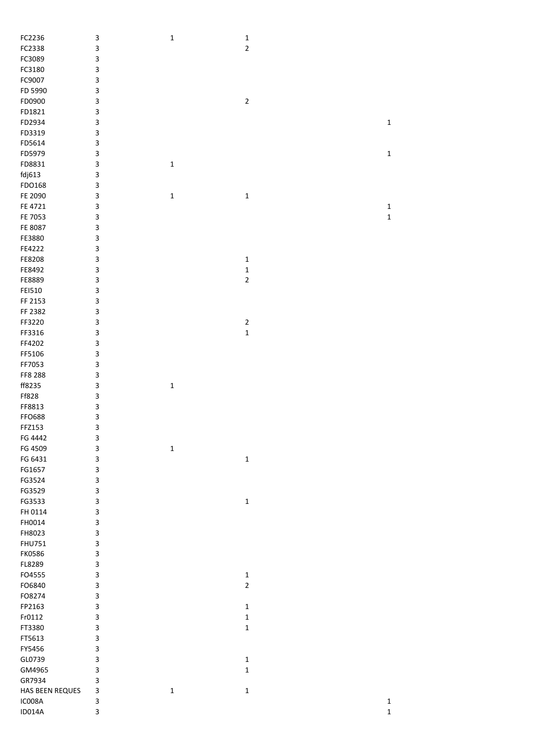| | | | | |
|---|---|---|---|---|
| FC2236 | 3 | 1 | 1 | |
| FC2338 | 3 | | 2 | |
| FC3089 | 3 | | | |
| FC3180 | 3 | | | |
| FC9007 | 3 | | | |
| FD 5990 | 3 | | | |
| FD0900 | 3 | | 2 | |
| FD1821 | 3 | | | |
| FD2934 | 3 | | | 1 |
| FD3319 | 3 | | | |
| FD5614 | 3 | | | |
| FD5979 | 3 | | | 1 |
| FD8831 | 3 | 1 | | |
| fdj613 | 3 | | | |
| FDO168 | 3 | | | |
| FE 2090 | 3 | 1 | 1 | |
| FE 4721 | 3 | | | 1 |
| FE 7053 | 3 | | | 1 |
| FE 8087 | 3 | | | |
| FE3880 | 3 | | | |
| FE4222 | 3 | | | |
| FE8208 | 3 | | 1 | |
| FE8492 | 3 | | 1 | |
| FE8889 | 3 | | 2 | |
| FEI510 | 3 | | | |
| FF 2153 | 3 | | | |
| FF 2382 | 3 | | | |
| FF3220 | 3 | | 2 | |
| FF3316 | 3 | | 1 | |
| FF4202 | 3 | | | |
| FF5106 | 3 | | | |
| FF7053 | 3 | | | |
| FF8 288 | 3 | | | |
| ff8235 | 3 | 1 | | |
| Ff828 | 3 | | | |
| FF8813 | 3 | | | |
| FFO688 | 3 | | | |
| FFZ153 | 3 | | | |
| FG 4442 | 3 | | | |
| FG 4509 | 3 | 1 | | |
| FG 6431 | 3 | | 1 | |
| FG1657 | 3 | | | |
| FG3524 | 3 | | | |
| FG3529 | 3 | | | |
| FG3533 | 3 | | 1 | |
| FH 0114 | 3 | | | |
| FH0014 | 3 | | | |
| FH8023 | 3 | | | |
| FHU751 | 3 | | | |
| FK0586 | 3 | | | |
| FL8289 | 3 | | | |
| FO4555 | 3 | | 1 | |
| FO6840 | 3 | | 2 | |
| FO8274 | 3 | | | |
| FP2163 | 3 | | 1 | |
| Fr0112 | 3 | | 1 | |
| FT3380 | 3 | | 1 | |
| FT5613 | 3 | | | |
| FY5456 | 3 | | | |
| GL0739 | 3 | | 1 | |
| GM4965 | 3 | | 1 | |
| GR7934 | 3 | | | |
| HAS BEEN REQUES | 3 | 1 | 1 | |
| IC008A | 3 | | | 1 |
| ID014A | 3 | | | 1 |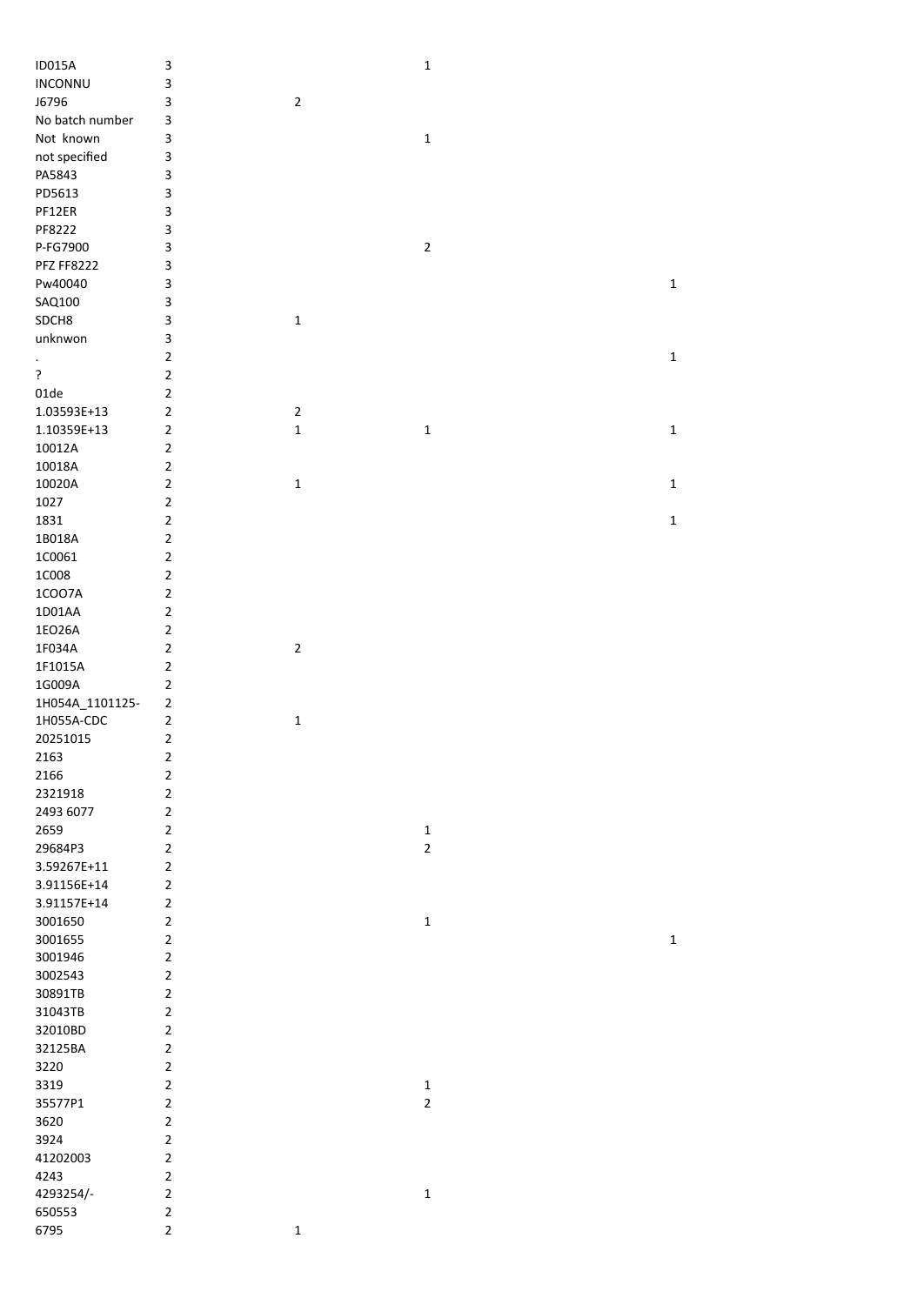| | | | | |
|---|---|---|---|---|
| ID015A | 3 | | 1 | |
| INCONNU | 3 | | | |
| J6796 | 3 | 2 | | |
| No batch number | 3 | | | |
| Not known | 3 | | 1 | |
| not specified | 3 | | | |
| PA5843 | 3 | | | |
| PD5613 | 3 | | | |
| PF12ER | 3 | | | |
| PF8222 | 3 | | | |
| P-FG7900 | 3 | | 2 | |
| PFZ FF8222 | 3 | | | |
| Pw40040 | 3 | | | 1 |
| SAQ100 | 3 | | | |
| SDCH8 | 3 | 1 | | |
| unknwon | 3 | | | |
| . | 2 | | | 1 |
| ? | 2 | | | |
| 01de | 2 | | | |
| 1.03593E+13 | 2 | 2 | | |
| 1.10359E+13 | 2 | 1 | 1 | 1 |
| 10012A | 2 | | | |
| 10018A | 2 | | | |
| 10020A | 2 | 1 | | 1 |
| 1027 | 2 | | | |
| 1831 | 2 | | | 1 |
| 1B018A | 2 | | | |
| 1C0061 | 2 | | | |
| 1C008 | 2 | | | |
| 1COO7A | 2 | | | |
| 1D01AA | 2 | | | |
| 1EO26A | 2 | | | |
| 1F034A | 2 | 2 | | |
| 1F1015A | 2 | | | |
| 1G009A | 2 | | | |
| 1H054A_1101125- | 2 | | | |
| 1H055A-CDC | 2 | 1 | | |
| 20251015 | 2 | | | |
| 2163 | 2 | | | |
| 2166 | 2 | | | |
| 2321918 | 2 | | | |
| 2493 6077 | 2 | | | |
| 2659 | 2 | | 1 | |
| 29684P3 | 2 | | 2 | |
| 3.59267E+11 | 2 | | | |
| 3.91156E+14 | 2 | | | |
| 3.91157E+14 | 2 | | | |
| 3001650 | 2 | | 1 | |
| 3001655 | 2 | | | 1 |
| 3001946 | 2 | | | |
| 3002543 | 2 | | | |
| 30891TB | 2 | | | |
| 31043TB | 2 | | | |
| 32010BD | 2 | | | |
| 32125BA | 2 | | | |
| 3220 | 2 | | | |
| 3319 | 2 | | 1 | |
| 35577P1 | 2 | | 2 | |
| 3620 | 2 | | | |
| 3924 | 2 | | | |
| 41202003 | 2 | | | |
| 4243 | 2 | | | |
| 4293254/- | 2 | | 1 | |
| 650553 | 2 | | | |
| 6795 | 2 | 1 | | |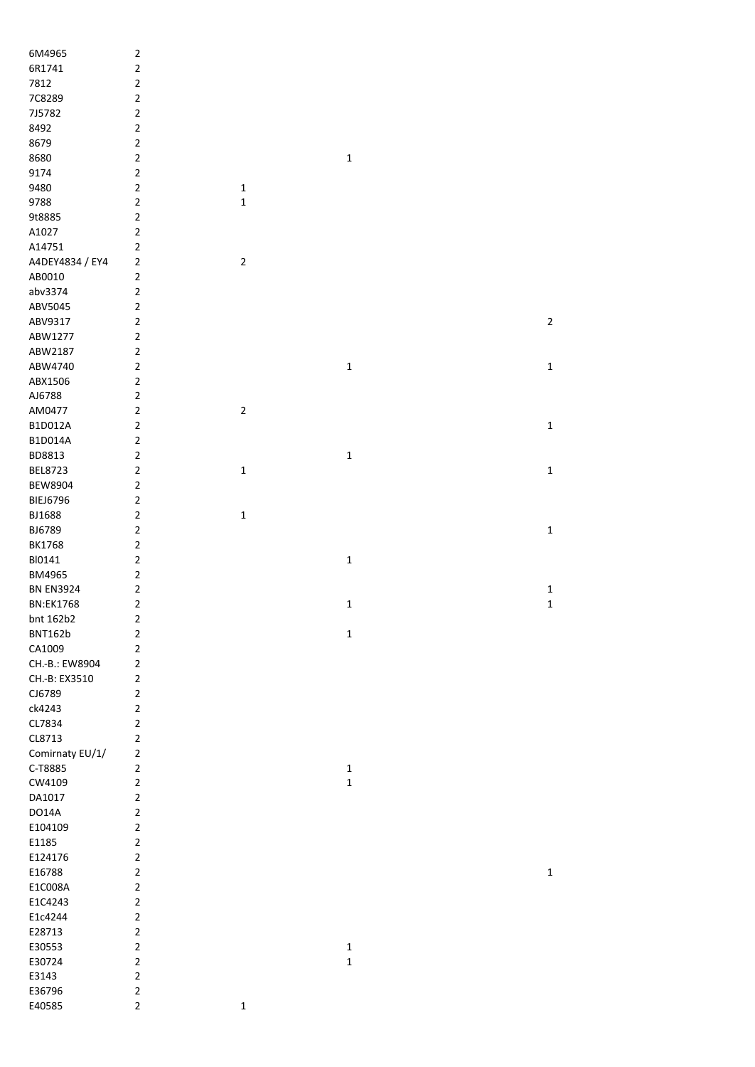| | | | | |
|---|---|---|---|---|
| 6M4965 | 2 | | | |
| 6R1741 | 2 | | | |
| 7812 | 2 | | | |
| 7C8289 | 2 | | | |
| 7J5782 | 2 | | | |
| 8492 | 2 | | | |
| 8679 | 2 | | | |
| 8680 | 2 | | 1 | |
| 9174 | 2 | | | |
| 9480 | 2 | 1 | | |
| 9788 | 2 | 1 | | |
| 9t8885 | 2 | | | |
| A1027 | 2 | | | |
| A14751 | 2 | | | |
| A4DEY4834 / EY4 | 2 | 2 | | |
| AB0010 | 2 | | | |
| abv3374 | 2 | | | |
| ABV5045 | 2 | | | |
| ABV9317 | 2 | | | 2 |
| ABW1277 | 2 | | | |
| ABW2187 | 2 | | | |
| ABW4740 | 2 | | 1 | 1 |
| ABX1506 | 2 | | | |
| AJ6788 | 2 | | | |
| AM0477 | 2 | 2 | | |
| B1D012A | 2 | | | 1 |
| B1D014A | 2 | | | |
| BD8813 | 2 | | 1 | |
| BEL8723 | 2 | 1 | | 1 |
| BEW8904 | 2 | | | |
| BIEJ6796 | 2 | | | |
| BJ1688 | 2 | 1 | | |
| BJ6789 | 2 | | | 1 |
| BK1768 | 2 | | | |
| Bl0141 | 2 | | 1 | |
| BM4965 | 2 | | | |
| BN EN3924 | 2 | | | 1 |
| BN:EK1768 | 2 | | 1 | 1 |
| bnt 162b2 | 2 | | | |
| BNT162b | 2 | | 1 | |
| CA1009 | 2 | | | |
| CH.-B.: EW8904 | 2 | | | |
| CH.-B: EX3510 | 2 | | | |
| CJ6789 | 2 | | | |
| ck4243 | 2 | | | |
| CL7834 | 2 | | | |
| CL8713 | 2 | | | |
| Comirnaty EU/1/ | 2 | | | |
| C-T8885 | 2 | | 1 | |
| CW4109 | 2 | | 1 | |
| DA1017 | 2 | | | |
| DO14A | 2 | | | |
| E104109 | 2 | | | |
| E1185 | 2 | | | |
| E124176 | 2 | | | |
| E16788 | 2 | | | 1 |
| E1C008A | 2 | | | |
| E1C4243 | 2 | | | |
| E1c4244 | 2 | | | |
| E28713 | 2 | | | |
| E30553 | 2 | | 1 | |
| E30724 | 2 | | 1 | |
| E3143 | 2 | | | |
| E36796 | 2 | | | |
| E40585 | 2 | 1 | | |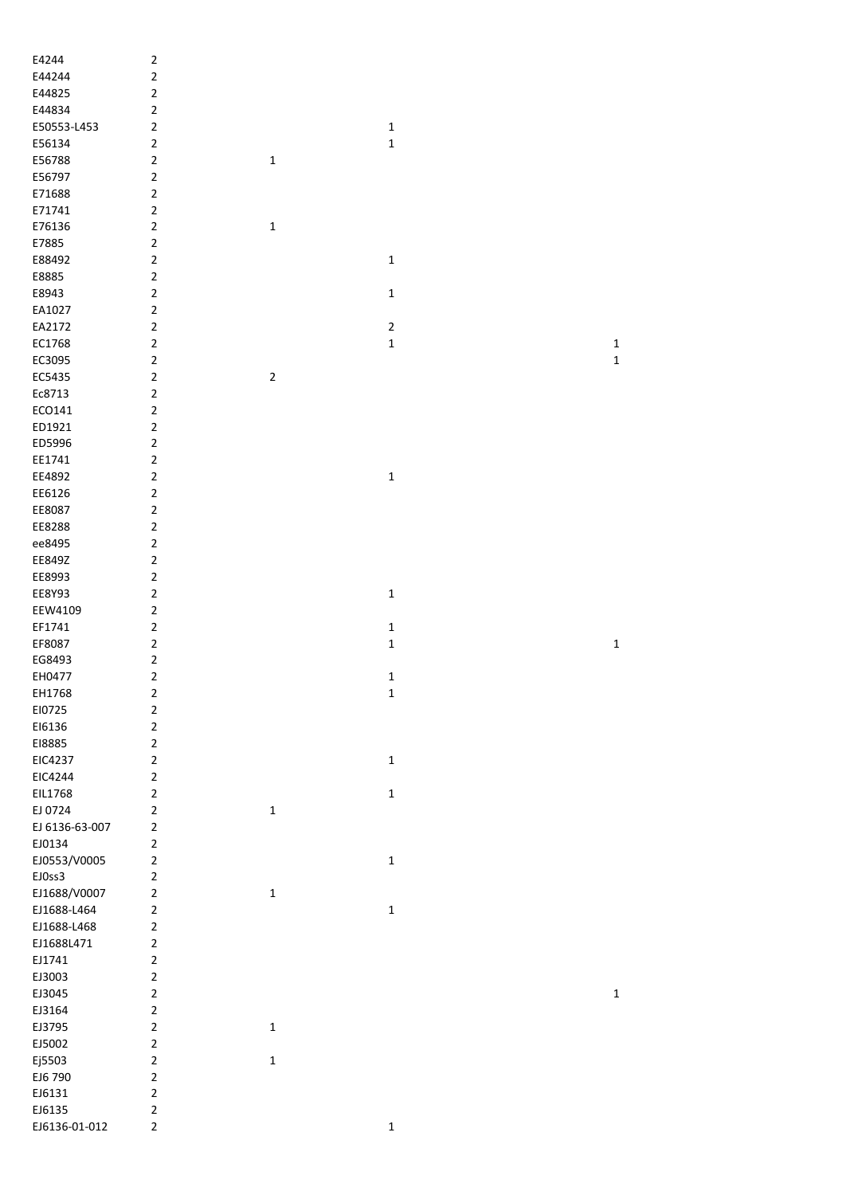| | | | | |
|---|---|---|---|---|
| E4244 | 2 | | | |
| E44244 | 2 | | | |
| E44825 | 2 | | | |
| E44834 | 2 | | | |
| E50553-L453 | 2 | | 1 | |
| E56134 | 2 | | 1 | |
| E56788 | 2 | 1 | | |
| E56797 | 2 | | | |
| E71688 | 2 | | | |
| E71741 | 2 | | | |
| E76136 | 2 | 1 | | |
| E7885 | 2 | | | |
| E88492 | 2 | | 1 | |
| E8885 | 2 | | | |
| E8943 | 2 | | 1 | |
| EA1027 | 2 | | | |
| EA2172 | 2 | | 2 | |
| EC1768 | 2 | | 1 | 1 |
| EC3095 | 2 | | | 1 |
| EC5435 | 2 | 2 | | |
| Ec8713 | 2 | | | |
| ECO141 | 2 | | | |
| ED1921 | 2 | | | |
| ED5996 | 2 | | | |
| EE1741 | 2 | | | |
| EE4892 | 2 | | 1 | |
| EE6126 | 2 | | | |
| EE8087 | 2 | | | |
| EE8288 | 2 | | | |
| ee8495 | 2 | | | |
| EE849Z | 2 | | | |
| EE8993 | 2 | | | |
| EE8Y93 | 2 | | 1 | |
| EEW4109 | 2 | | | |
| EF1741 | 2 | | 1 | |
| EF8087 | 2 | | 1 | 1 |
| EG8493 | 2 | | | |
| EH0477 | 2 | | 1 | |
| EH1768 | 2 | | 1 | |
| EI0725 | 2 | | | |
| EI6136 | 2 | | | |
| EI8885 | 2 | | | |
| EIC4237 | 2 | | 1 | |
| EIC4244 | 2 | | | |
| EIL1768 | 2 | | 1 | |
| EJ 0724 | 2 | 1 | | |
| EJ 6136-63-007 | 2 | | | |
| EJ0134 | 2 | | | |
| EJ0553/V0005 | 2 | | 1 | |
| EJ0ss3 | 2 | | | |
| EJ1688/V0007 | 2 | 1 | | |
| EJ1688-L464 | 2 | | 1 | |
| EJ1688-L468 | 2 | | | |
| EJ1688L471 | 2 | | | |
| EJ1741 | 2 | | | |
| EJ3003 | 2 | | | |
| EJ3045 | 2 | | | 1 |
| EJ3164 | 2 | | | |
| EJ3795 | 2 | 1 | | |
| EJ5002 | 2 | | | |
| Ej5503 | 2 | 1 | | |
| EJ6 790 | 2 | | | |
| EJ6131 | 2 | | | |
| EJ6135 | 2 | | | |
| EJ6136-01-012 | 2 | | 1 | |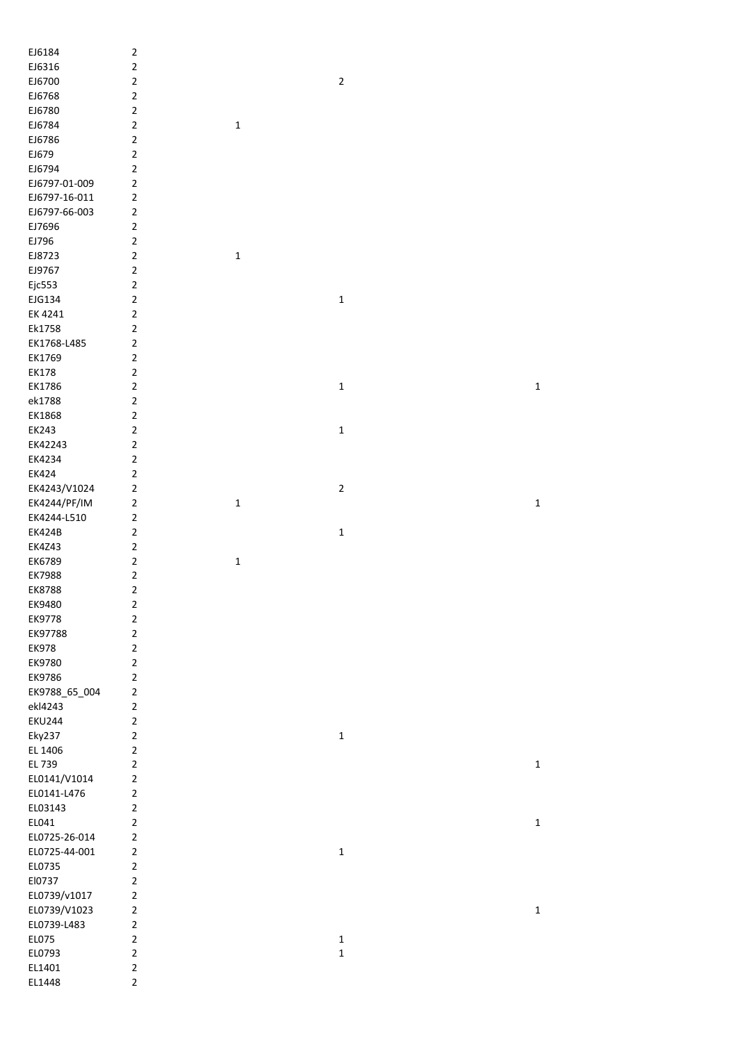| | | | | |
|---|---|---|---|---|
| EJ6184 | 2 | | | |
| EJ6316 | 2 | | | |
| EJ6700 | 2 | | 2 | |
| EJ6768 | 2 | | | |
| EJ6780 | 2 | | | |
| EJ6784 | 2 | 1 | | |
| EJ6786 | 2 | | | |
| EJ679 | 2 | | | |
| EJ6794 | 2 | | | |
| EJ6797-01-009 | 2 | | | |
| EJ6797-16-011 | 2 | | | |
| EJ6797-66-003 | 2 | | | |
| EJ7696 | 2 | | | |
| EJ796 | 2 | | | |
| EJ8723 | 2 | 1 | | |
| EJ9767 | 2 | | | |
| Ejc553 | 2 | | | |
| EJG134 | 2 | | 1 | |
| EK 4241 | 2 | | | |
| Ek1758 | 2 | | | |
| EK1768-L485 | 2 | | | |
| EK1769 | 2 | | | |
| EK178 | 2 | | | |
| EK1786 | 2 | | 1 | 1 |
| ek1788 | 2 | | | |
| EK1868 | 2 | | | |
| EK243 | 2 | | 1 | |
| EK42243 | 2 | | | |
| EK4234 | 2 | | | |
| EK424 | 2 | | | |
| EK4243/V1024 | 2 | | 2 | |
| EK4244/PF/IM | 2 | 1 | | 1 |
| EK4244-L510 | 2 | | | |
| EK424B | 2 | | 1 | |
| EK4Z43 | 2 | | | |
| EK6789 | 2 | 1 | | |
| EK7988 | 2 | | | |
| EK8788 | 2 | | | |
| EK9480 | 2 | | | |
| EK9778 | 2 | | | |
| EK97788 | 2 | | | |
| EK978 | 2 | | | |
| EK9780 | 2 | | | |
| EK9786 | 2 | | | |
| EK9788_65_004 | 2 | | | |
| ekl4243 | 2 | | | |
| EKU244 | 2 | | | |
| Eky237 | 2 | | 1 | |
| EL 1406 | 2 | | | |
| EL 739 | 2 | | | 1 |
| EL0141/V1014 | 2 | | | |
| EL0141-L476 | 2 | | | |
| EL03143 | 2 | | | |
| EL041 | 2 | | | 1 |
| EL0725-26-014 | 2 | | | |
| EL0725-44-001 | 2 | | 1 | |
| EL0735 | 2 | | | |
| El0737 | 2 | | | |
| EL0739/v1017 | 2 | | | |
| EL0739/V1023 | 2 | | | 1 |
| EL0739-L483 | 2 | | | |
| EL075 | 2 | | 1 | |
| EL0793 | 2 | | 1 | |
| EL1401 | 2 | | | |
| EL1448 | 2 | | | |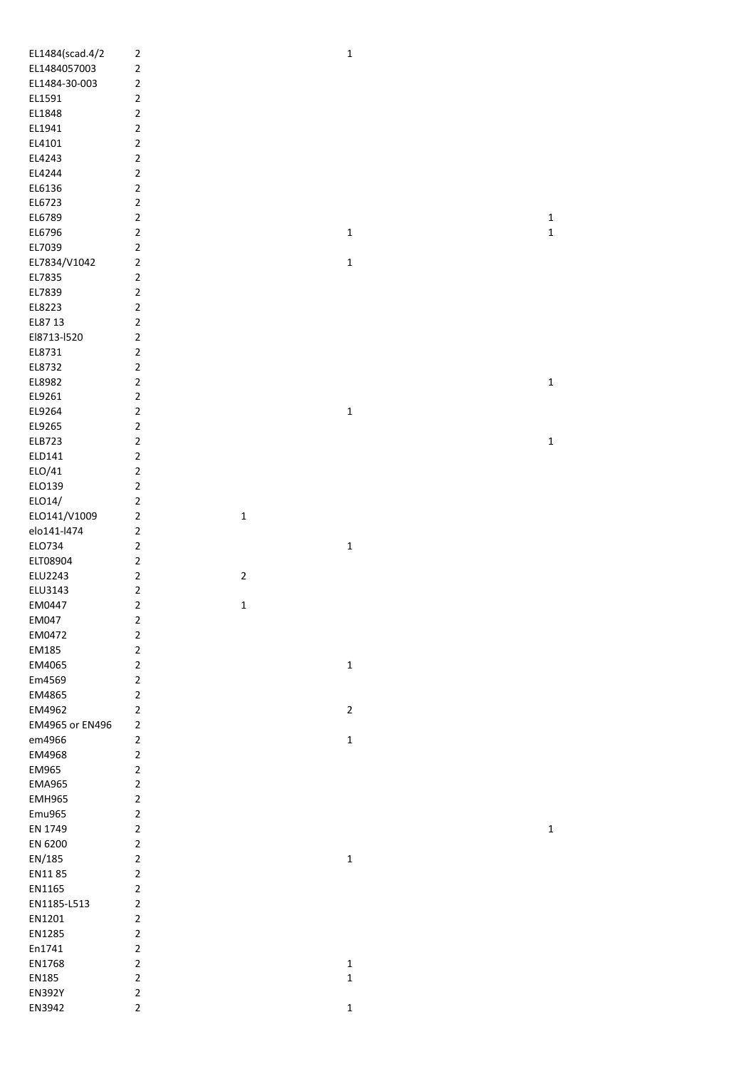| | | | | |
|---|---|---|---|---|
| EL1484(scad.4/2 | 2 | | 1 | |
| EL1484057003 | 2 | | | |
| EL1484-30-003 | 2 | | | |
| EL1591 | 2 | | | |
| EL1848 | 2 | | | |
| EL1941 | 2 | | | |
| EL4101 | 2 | | | |
| EL4243 | 2 | | | |
| EL4244 | 2 | | | |
| EL6136 | 2 | | | |
| EL6723 | 2 | | | |
| EL6789 | 2 | | | 1 |
| EL6796 | 2 | | 1 | 1 |
| EL7039 | 2 | | | |
| EL7834/V1042 | 2 | | 1 | |
| EL7835 | 2 | | | |
| EL7839 | 2 | | | |
| EL8223 | 2 | | | |
| EL87 13 | 2 | | | |
| El8713-l520 | 2 | | | |
| EL8731 | 2 | | | |
| EL8732 | 2 | | | |
| EL8982 | 2 | | | 1 |
| EL9261 | 2 | | | |
| EL9264 | 2 | | 1 | |
| EL9265 | 2 | | | |
| ELB723 | 2 | | | 1 |
| ELD141 | 2 | | | |
| ELO/41 | 2 | | | |
| ELO139 | 2 | | | |
| ELO14/ | 2 | | | |
| ELO141/V1009 | 2 | 1 | | |
| elo141-l474 | 2 | | | |
| ELO734 | 2 | | 1 | |
| ELT08904 | 2 | | | |
| ELU2243 | 2 | 2 | | |
| ELU3143 | 2 | | | |
| EM0447 | 2 | 1 | | |
| EM047 | 2 | | | |
| EM0472 | 2 | | | |
| EM185 | 2 | | | |
| EM4065 | 2 | | 1 | |
| Em4569 | 2 | | | |
| EM4865 | 2 | | | |
| EM4962 | 2 | | 2 | |
| EM4965 or EN496 | 2 | | | |
| em4966 | 2 | | 1 | |
| EM4968 | 2 | | | |
| EM965 | 2 | | | |
| EMA965 | 2 | | | |
| EMH965 | 2 | | | |
| Emu965 | 2 | | | |
| EN 1749 | 2 | | | 1 |
| EN 6200 | 2 | | | |
| EN/185 | 2 | | 1 | |
| EN11 85 | 2 | | | |
| EN1165 | 2 | | | |
| EN1185-L513 | 2 | | | |
| EN1201 | 2 | | | |
| EN1285 | 2 | | | |
| En1741 | 2 | | | |
| EN1768 | 2 | | 1 | |
| EN185 | 2 | | 1 | |
| EN392Y | 2 | | | |
| EN3942 | 2 | | 1 | |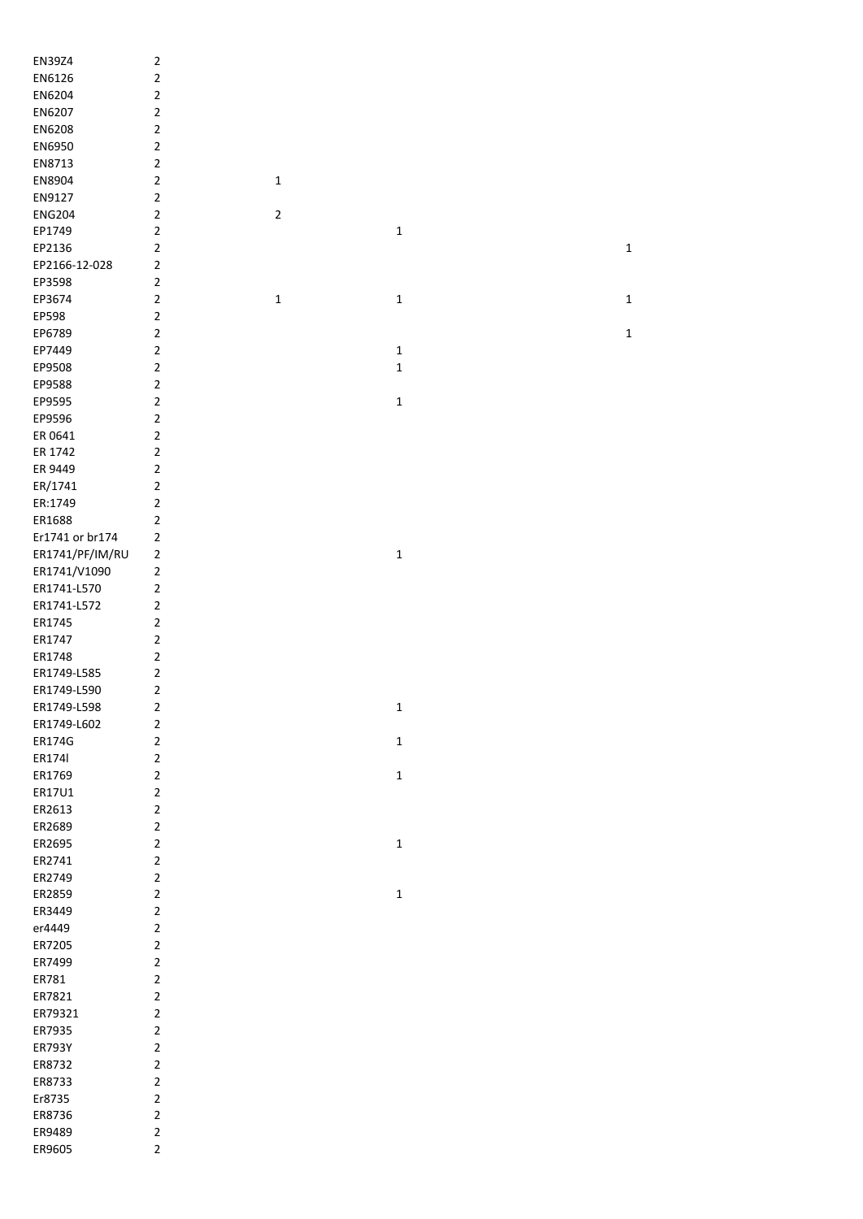| | | | | |
|---|---|---|---|---|
| EN39Z4 | 2 | | | |
| EN6126 | 2 | | | |
| EN6204 | 2 | | | |
| EN6207 | 2 | | | |
| EN6208 | 2 | | | |
| EN6950 | 2 | | | |
| EN8713 | 2 | | | |
| EN8904 | 2 | 1 | | |
| EN9127 | 2 | | | |
| ENG204 | 2 | 2 | | |
| EP1749 | 2 | | 1 | |
| EP2136 | 2 | | | 1 |
| EP2166-12-028 | 2 | | | |
| EP3598 | 2 | | | |
| EP3674 | 2 | 1 | 1 | 1 |
| EP598 | 2 | | | |
| EP6789 | 2 | | | 1 |
| EP7449 | 2 | | 1 | |
| EP9508 | 2 | | 1 | |
| EP9588 | 2 | | | |
| EP9595 | 2 | | 1 | |
| EP9596 | 2 | | | |
| ER 0641 | 2 | | | |
| ER 1742 | 2 | | | |
| ER 9449 | 2 | | | |
| ER/1741 | 2 | | | |
| ER:1749 | 2 | | | |
| ER1688 | 2 | | | |
| Er1741 or br174 | 2 | | | |
| ER1741/PF/IM/RU | 2 | | 1 | |
| ER1741/V1090 | 2 | | | |
| ER1741-L570 | 2 | | | |
| ER1741-L572 | 2 | | | |
| ER1745 | 2 | | | |
| ER1747 | 2 | | | |
| ER1748 | 2 | | | |
| ER1749-L585 | 2 | | | |
| ER1749-L590 | 2 | | | |
| ER1749-L598 | 2 | | 1 | |
| ER1749-L602 | 2 | | | |
| ER174G | 2 | | 1 | |
| ER174l | 2 | | | |
| ER1769 | 2 | | 1 | |
| ER17U1 | 2 | | | |
| ER2613 | 2 | | | |
| ER2689 | 2 | | | |
| ER2695 | 2 | | 1 | |
| ER2741 | 2 | | | |
| ER2749 | 2 | | | |
| ER2859 | 2 | | 1 | |
| ER3449 | 2 | | | |
| er4449 | 2 | | | |
| ER7205 | 2 | | | |
| ER7499 | 2 | | | |
| ER781 | 2 | | | |
| ER7821 | 2 | | | |
| ER79321 | 2 | | | |
| ER7935 | 2 | | | |
| ER793Y | 2 | | | |
| ER8732 | 2 | | | |
| ER8733 | 2 | | | |
| Er8735 | 2 | | | |
| ER8736 | 2 | | | |
| ER9489 | 2 | | | |
| ER9605 | 2 | | | |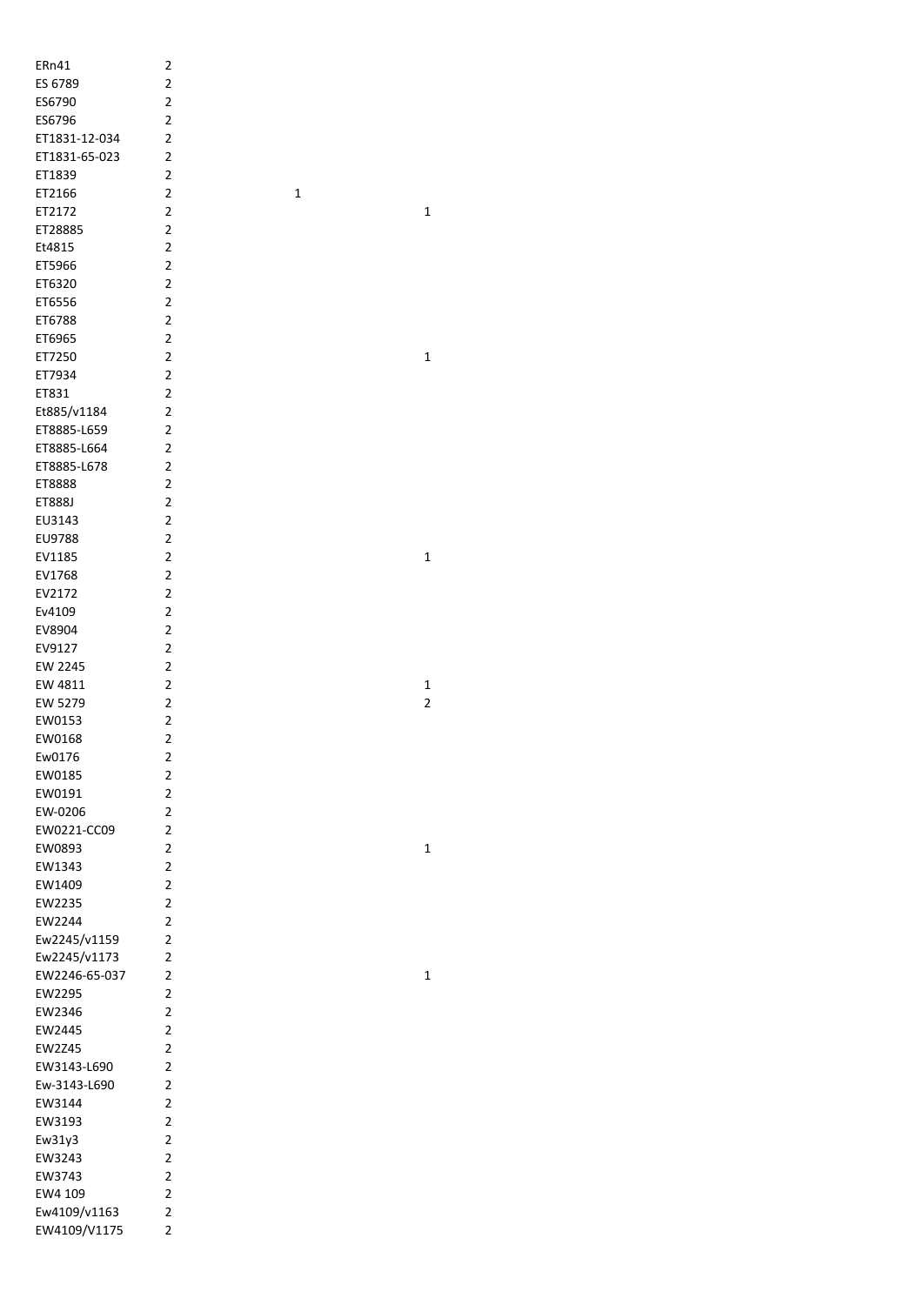| | | | |
|---|---|---|---|
| ERn41 | 2 | | |
| ES 6789 | 2 | | |
| ES6790 | 2 | | |
| ES6796 | 2 | | |
| ET1831-12-034 | 2 | | |
| ET1831-65-023 | 2 | | |
| ET1839 | 2 | | |
| ET2166 | 2 | 1 | |
| ET2172 | 2 | | 1 |
| ET28885 | 2 | | |
| Et4815 | 2 | | |
| ET5966 | 2 | | |
| ET6320 | 2 | | |
| ET6556 | 2 | | |
| ET6788 | 2 | | |
| ET6965 | 2 | | |
| ET7250 | 2 | | 1 |
| ET7934 | 2 | | |
| ET831 | 2 | | |
| Et885/v1184 | 2 | | |
| ET8885-L659 | 2 | | |
| ET8885-L664 | 2 | | |
| ET8885-L678 | 2 | | |
| ET8888 | 2 | | |
| ET888J | 2 | | |
| EU3143 | 2 | | |
| EU9788 | 2 | | |
| EV1185 | 2 | | 1 |
| EV1768 | 2 | | |
| EV2172 | 2 | | |
| Ev4109 | 2 | | |
| EV8904 | 2 | | |
| EV9127 | 2 | | |
| EW 2245 | 2 | | |
| EW 4811 | 2 | | 1 |
| EW 5279 | 2 | | 2 |
| EW0153 | 2 | | |
| EW0168 | 2 | | |
| Ew0176 | 2 | | |
| EW0185 | 2 | | |
| EW0191 | 2 | | |
| EW-0206 | 2 | | |
| EW0221-CC09 | 2 | | |
| EW0893 | 2 | | 1 |
| EW1343 | 2 | | |
| EW1409 | 2 | | |
| EW2235 | 2 | | |
| EW2244 | 2 | | |
| Ew2245/v1159 | 2 | | |
| Ew2245/v1173 | 2 | | |
| EW2246-65-037 | 2 | | 1 |
| EW2295 | 2 | | |
| EW2346 | 2 | | |
| EW2445 | 2 | | |
| EW2Z45 | 2 | | |
| EW3143-L690 | 2 | | |
| Ew-3143-L690 | 2 | | |
| EW3144 | 2 | | |
| EW3193 | 2 | | |
| Ew31y3 | 2 | | |
| EW3243 | 2 | | |
| EW3743 | 2 | | |
| EW4 109 | 2 | | |
| Ew4109/v1163 | 2 | | |
| EW4109/V1175 | 2 | | |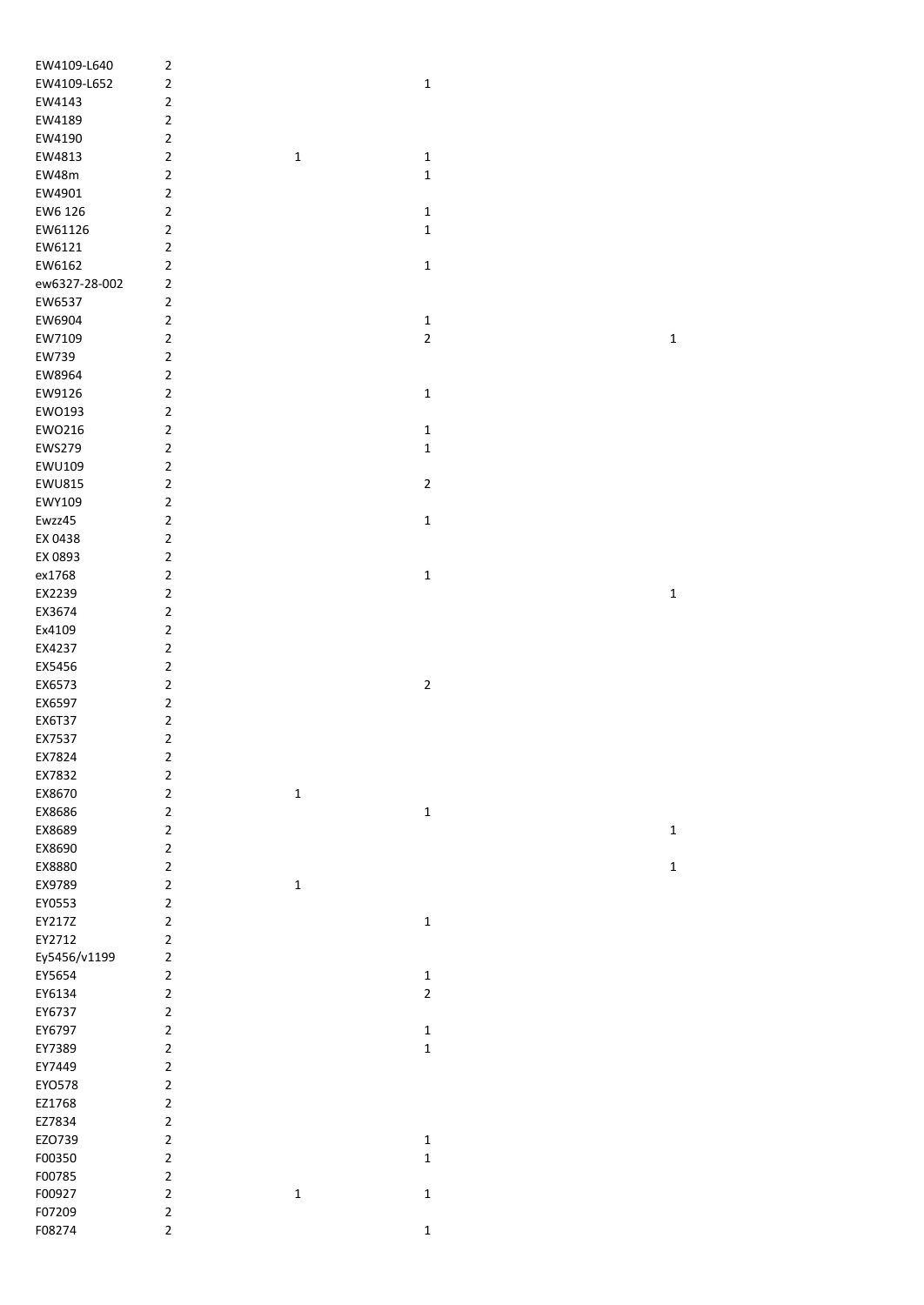| | | | | |
|---|---|---|---|---|
| EW4109-L640 | 2 | | | |
| EW4109-L652 | 2 | | 1 | |
| EW4143 | 2 | | | |
| EW4189 | 2 | | | |
| EW4190 | 2 | | | |
| EW4813 | 2 | 1 | 1 | |
| EW48m | 2 | | 1 | |
| EW4901 | 2 | | | |
| EW6 126 | 2 | | 1 | |
| EW61126 | 2 | | 1 | |
| EW6121 | 2 | | | |
| EW6162 | 2 | | 1 | |
| ew6327-28-002 | 2 | | | |
| EW6537 | 2 | | | |
| EW6904 | 2 | | 1 | |
| EW7109 | 2 | | 2 | 1 |
| EW739 | 2 | | | |
| EW8964 | 2 | | | |
| EW9126 | 2 | | 1 | |
| EWO193 | 2 | | | |
| EWO216 | 2 | | 1 | |
| EWS279 | 2 | | 1 | |
| EWU109 | 2 | | | |
| EWU815 | 2 | | 2 | |
| EWY109 | 2 | | | |
| Ewzz45 | 2 | | 1 | |
| EX 0438 | 2 | | | |
| EX 0893 | 2 | | | |
| ex1768 | 2 | | 1 | |
| EX2239 | 2 | | | 1 |
| EX3674 | 2 | | | |
| Ex4109 | 2 | | | |
| EX4237 | 2 | | | |
| EX5456 | 2 | | | |
| EX6573 | 2 | | 2 | |
| EX6597 | 2 | | | |
| EX6T37 | 2 | | | |
| EX7537 | 2 | | | |
| EX7824 | 2 | | | |
| EX7832 | 2 | | | |
| EX8670 | 2 | 1 | | |
| EX8686 | 2 | | 1 | |
| EX8689 | 2 | | | 1 |
| EX8690 | 2 | | | |
| EX8880 | 2 | | | 1 |
| EX9789 | 2 | 1 | | |
| EY0553 | 2 | | | |
| EY217Z | 2 | | 1 | |
| EY2712 | 2 | | | |
| Ey5456/v1199 | 2 | | | |
| EY5654 | 2 | | 1 | |
| EY6134 | 2 | | 2 | |
| EY6737 | 2 | | | |
| EY6797 | 2 | | 1 | |
| EY7389 | 2 | | 1 | |
| EY7449 | 2 | | | |
| EYO578 | 2 | | | |
| EZ1768 | 2 | | | |
| EZ7834 | 2 | | | |
| EZO739 | 2 | | 1 | |
| F00350 | 2 | | 1 | |
| F00785 | 2 | | | |
| F00927 | 2 | 1 | 1 | |
| F07209 | 2 | | | |
| F08274 | 2 | | 1 | |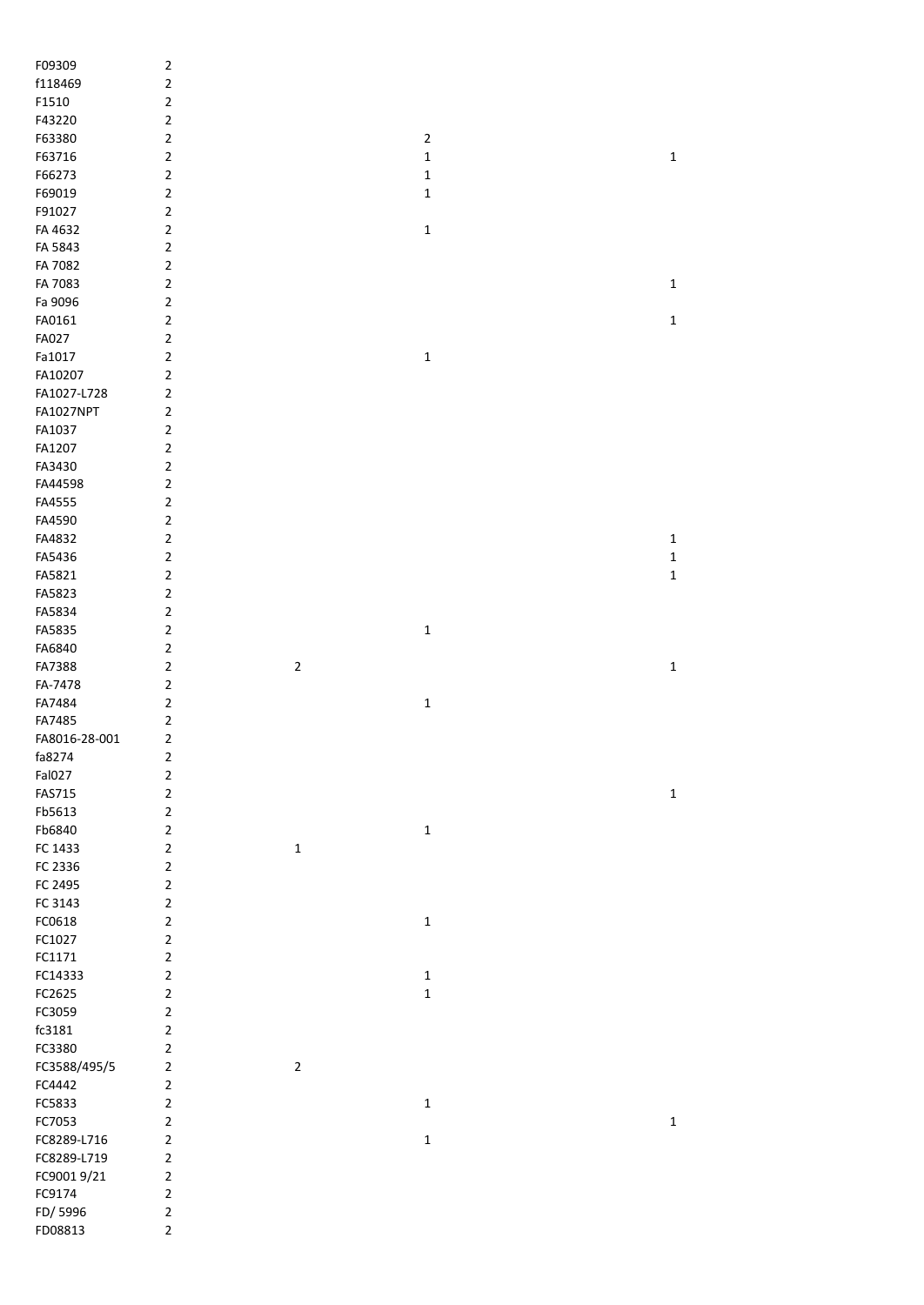| | | | | |
|---|---|---|---|---|
| F09309 | 2 | | | |
| f118469 | 2 | | | |
| F1510 | 2 | | | |
| F43220 | 2 | | | |
| F63380 | 2 | | 2 | |
| F63716 | 2 | | 1 | 1 |
| F66273 | 2 | | 1 | |
| F69019 | 2 | | 1 | |
| F91027 | 2 | | | |
| FA 4632 | 2 | | 1 | |
| FA 5843 | 2 | | | |
| FA 7082 | 2 | | | |
| FA 7083 | 2 | | | 1 |
| Fa 9096 | 2 | | | |
| FA0161 | 2 | | | 1 |
| FA027 | 2 | | | |
| Fa1017 | 2 | | 1 | |
| FA10207 | 2 | | | |
| FA1027-L728 | 2 | | | |
| FA1027NPT | 2 | | | |
| FA1037 | 2 | | | |
| FA1207 | 2 | | | |
| FA3430 | 2 | | | |
| FA44598 | 2 | | | |
| FA4555 | 2 | | | |
| FA4590 | 2 | | | |
| FA4832 | 2 | | | 1 |
| FA5436 | 2 | | | 1 |
| FA5821 | 2 | | | 1 |
| FA5823 | 2 | | | |
| FA5834 | 2 | | | |
| FA5835 | 2 | | 1 | |
| FA6840 | 2 | | | |
| FA7388 | 2 | 2 | | 1 |
| FA-7478 | 2 | | | |
| FA7484 | 2 | | 1 | |
| FA7485 | 2 | | | |
| FA8016-28-001 | 2 | | | |
| fa8274 | 2 | | | |
| Fal027 | 2 | | | |
| FAS715 | 2 | | | 1 |
| Fb5613 | 2 | | | |
| Fb6840 | 2 | | 1 | |
| FC 1433 | 2 | 1 | | |
| FC 2336 | 2 | | | |
| FC 2495 | 2 | | | |
| FC 3143 | 2 | | | |
| FC0618 | 2 | | 1 | |
| FC1027 | 2 | | | |
| FC1171 | 2 | | | |
| FC14333 | 2 | | 1 | |
| FC2625 | 2 | | 1 | |
| FC3059 | 2 | | | |
| fc3181 | 2 | | | |
| FC3380 | 2 | | | |
| FC3588/495/5 | 2 | 2 | | |
| FC4442 | 2 | | | |
| FC5833 | 2 | | 1 | |
| FC7053 | 2 | | | 1 |
| FC8289-L716 | 2 | | 1 | |
| FC8289-L719 | 2 | | | |
| FC9001 9/21 | 2 | | | |
| FC9174 | 2 | | | |
| FD/ 5996 | 2 | | | |
| FD08813 | 2 | | | |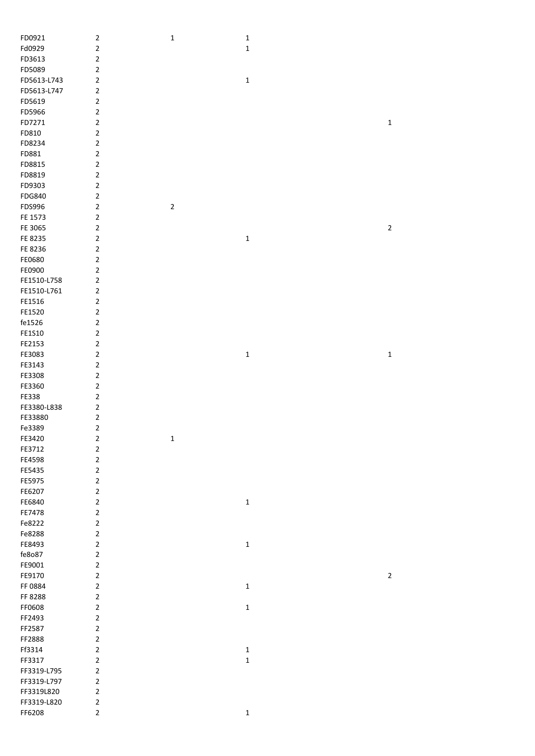| | | | | | |
|---|---|---|---|---|---|
| FD0921 | 2 | 1 | 1 | | |
| Fd0929 | 2 | | 1 | | |
| FD3613 | 2 | | | | |
| FD5089 | 2 | | | | |
| FD5613-L743 | 2 | | 1 | | |
| FD5613-L747 | 2 | | | | |
| FD5619 | 2 | | | | |
| FD5966 | 2 | | | | |
| FD7271 | 2 | | | | 1 |
| FD810 | 2 | | | | |
| FD8234 | 2 | | | | |
| FD881 | 2 | | | | |
| FD8815 | 2 | | | | |
| FD8819 | 2 | | | | |
| FD9303 | 2 | | | | |
| FDG840 | 2 | | | | |
| FDS996 | 2 | 2 | | | |
| FE 1573 | 2 | | | | |
| FE 3065 | 2 | | | | 2 |
| FE 8235 | 2 | | 1 | | |
| FE 8236 | 2 | | | | |
| FE0680 | 2 | | | | |
| FE0900 | 2 | | | | |
| FE1510-L758 | 2 | | | | |
| FE1510-L761 | 2 | | | | |
| FE1516 | 2 | | | | |
| FE1520 | 2 | | | | |
| fe1526 | 2 | | | | |
| FE1S10 | 2 | | | | |
| FE2153 | 2 | | | | |
| FE3083 | 2 | | 1 | | 1 |
| FE3143 | 2 | | | | |
| FE3308 | 2 | | | | |
| FE3360 | 2 | | | | |
| FE338 | 2 | | | | |
| FE3380-L838 | 2 | | | | |
| FE33880 | 2 | | | | |
| Fe3389 | 2 | | | | |
| FE3420 | 2 | 1 | | | |
| FE3712 | 2 | | | | |
| FE4598 | 2 | | | | |
| FE5435 | 2 | | | | |
| FE5975 | 2 | | | | |
| FE6207 | 2 | | | | |
| FE6840 | 2 | | 1 | | |
| FE7478 | 2 | | | | |
| Fe8222 | 2 | | | | |
| Fe8288 | 2 | | | | |
| FE8493 | 2 | | 1 | | |
| fe8o87 | 2 | | | | |
| FE9001 | 2 | | | | |
| FE9170 | 2 | | | | 2 |
| FF 0884 | 2 | | 1 | | |
| FF 8288 | 2 | | | | |
| FF0608 | 2 | | 1 | | |
| FF2493 | 2 | | | | |
| FF2587 | 2 | | | | |
| FF2888 | 2 | | | | |
| Ff3314 | 2 | | 1 | | |
| FF3317 | 2 | | 1 | | |
| FF3319-L795 | 2 | | | | |
| FF3319-L797 | 2 | | | | |
| FF3319L820 | 2 | | | | |
| FF3319-L820 | 2 | | | | |
| FF6208 | 2 | | 1 | | |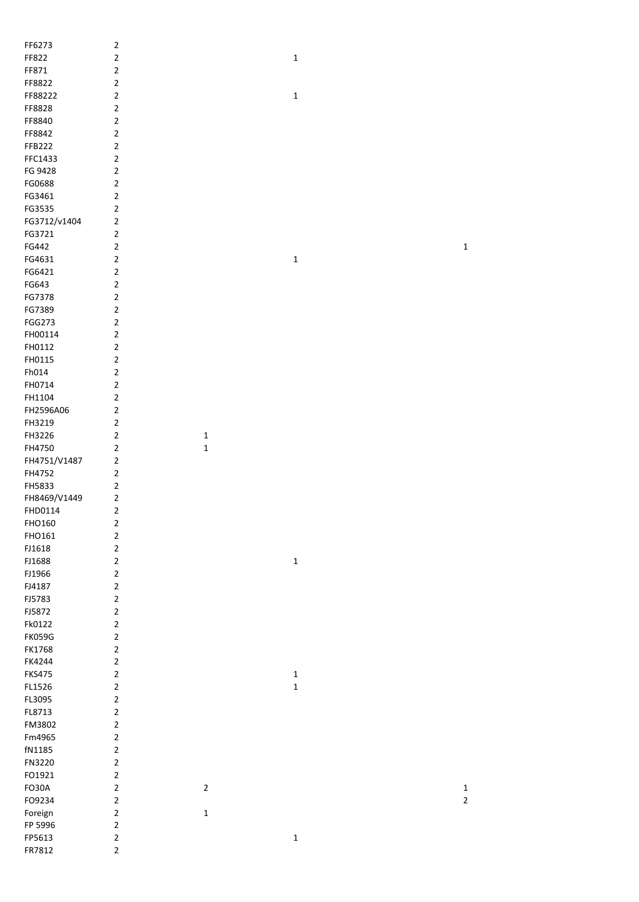| | | | | |
|---|---|---|---|---|
| FF6273 | 2 | | | |
| FF822 | 2 | | 1 | |
| FF871 | 2 | | | |
| FF8822 | 2 | | | |
| FF88222 | 2 | | 1 | |
| FF8828 | 2 | | | |
| FF8840 | 2 | | | |
| FF8842 | 2 | | | |
| FFB222 | 2 | | | |
| FFC1433 | 2 | | | |
| FG 9428 | 2 | | | |
| FG0688 | 2 | | | |
| FG3461 | 2 | | | |
| FG3535 | 2 | | | |
| FG3712/v1404 | 2 | | | |
| FG3721 | 2 | | | |
| FG442 | 2 | | | 1 |
| FG4631 | 2 | | 1 | |
| FG6421 | 2 | | | |
| FG643 | 2 | | | |
| FG7378 | 2 | | | |
| FG7389 | 2 | | | |
| FGG273 | 2 | | | |
| FH00114 | 2 | | | |
| FH0112 | 2 | | | |
| FH0115 | 2 | | | |
| Fh014 | 2 | | | |
| FH0714 | 2 | | | |
| FH1104 | 2 | | | |
| FH2596A06 | 2 | | | |
| FH3219 | 2 | | | |
| FH3226 | 2 | 1 | | |
| FH4750 | 2 | 1 | | |
| FH4751/V1487 | 2 | | | |
| FH4752 | 2 | | | |
| FH5833 | 2 | | | |
| FH8469/V1449 | 2 | | | |
| FHD0114 | 2 | | | |
| FHO160 | 2 | | | |
| FHO161 | 2 | | | |
| FJ1618 | 2 | | | |
| FJ1688 | 2 | | 1 | |
| FJ1966 | 2 | | | |
| FJ4187 | 2 | | | |
| FJ5783 | 2 | | | |
| FJ5872 | 2 | | | |
| Fk0122 | 2 | | | |
| FK059G | 2 | | | |
| FK1768 | 2 | | | |
| FK4244 | 2 | | | |
| FKS475 | 2 | | 1 | |
| FL1526 | 2 | | 1 | |
| FL3095 | 2 | | | |
| FL8713 | 2 | | | |
| FM3802 | 2 | | | |
| Fm4965 | 2 | | | |
| fN1185 | 2 | | | |
| FN3220 | 2 | | | |
| FO1921 | 2 | | | |
| FO30A | 2 | 2 | | 1 |
| FO9234 | 2 | | | 2 |
| Foreign | 2 | 1 | | |
| FP 5996 | 2 | | | |
| FP5613 | 2 | | 1 | |
| FR7812 | 2 | | | |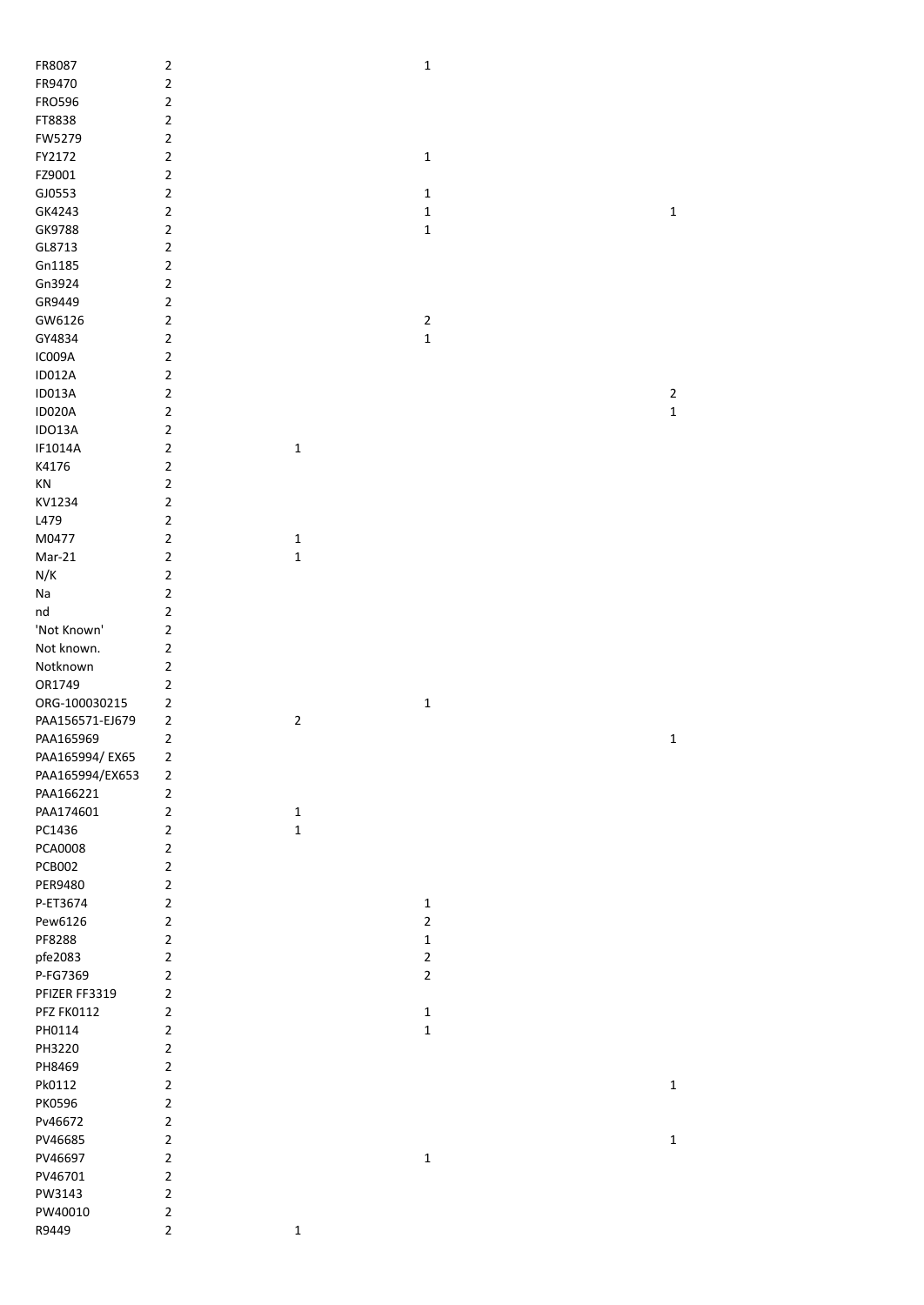| | | | | |
|---|---|---|---|---|
| FR8087 | 2 | | 1 | |
| FR9470 | 2 | | | |
| FRO596 | 2 | | | |
| FT8838 | 2 | | | |
| FW5279 | 2 | | | |
| FY2172 | 2 | | 1 | |
| FZ9001 | 2 | | | |
| GJ0553 | 2 | | 1 | |
| GK4243 | 2 | | 1 | 1 |
| GK9788 | 2 | | 1 | |
| GL8713 | 2 | | | |
| Gn1185 | 2 | | | |
| Gn3924 | 2 | | | |
| GR9449 | 2 | | | |
| GW6126 | 2 | | 2 | |
| GY4834 | 2 | | 1 | |
| IC009A | 2 | | | |
| ID012A | 2 | | | |
| ID013A | 2 | | | 2 |
| ID020A | 2 | | | 1 |
| IDO13A | 2 | | | |
| IF1014A | 2 | 1 | | |
| K4176 | 2 | | | |
| KN | 2 | | | |
| KV1234 | 2 | | | |
| L479 | 2 | | | |
| M0477 | 2 | 1 | | |
| Mar-21 | 2 | 1 | | |
| N/K | 2 | | | |
| Na | 2 | | | |
| nd | 2 | | | |
| 'Not Known' | 2 | | | |
| Not known. | 2 | | | |
| Notknown | 2 | | | |
| OR1749 | 2 | | | |
| ORG-100030215 | 2 | | 1 | |
| PAA156571-EJ679 | 2 | 2 | | |
| PAA165969 | 2 | | | 1 |
| PAA165994/ EX65 | 2 | | | |
| PAA165994/EX653 | 2 | | | |
| PAA166221 | 2 | | | |
| PAA174601 | 2 | 1 | | |
| PC1436 | 2 | 1 | | |
| PCA0008 | 2 | | | |
| PCB002 | 2 | | | |
| PER9480 | 2 | | | |
| P-ET3674 | 2 | | 1 | |
| Pew6126 | 2 | | 2 | |
| PF8288 | 2 | | 1 | |
| pfe2083 | 2 | | 2 | |
| P-FG7369 | 2 | | 2 | |
| PFIZER FF3319 | 2 | | | |
| PFZ FK0112 | 2 | | 1 | |
| PH0114 | 2 | | 1 | |
| PH3220 | 2 | | | |
| PH8469 | 2 | | | |
| Pk0112 | 2 | | | 1 |
| PK0596 | 2 | | | |
| Pv46672 | 2 | | | |
| PV46685 | 2 | | | 1 |
| PV46697 | 2 | | 1 | |
| PV46701 | 2 | | | |
| PW3143 | 2 | | | |
| PW40010 | 2 | | | |
| R9449 | 2 | 1 | | |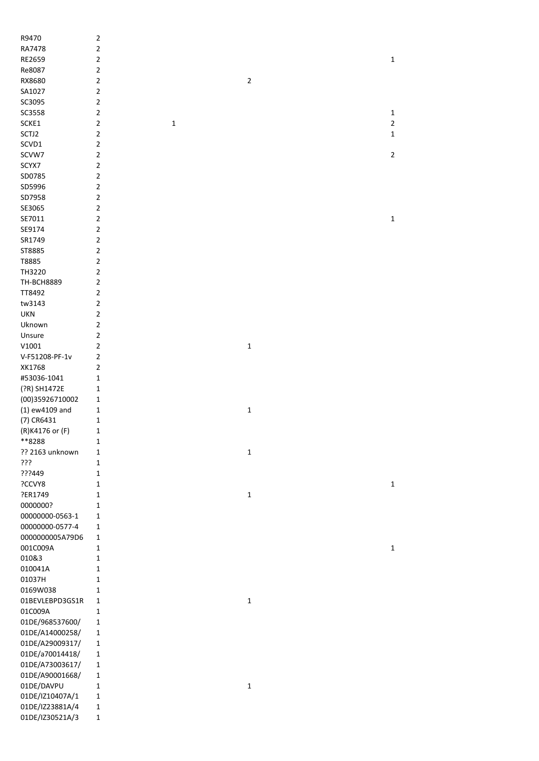| | | | | |
|---|---|---|---|---|
| R9470 | 2 | | | |
| RA7478 | 2 | | | |
| RE2659 | 2 | | | 1 |
| Re8087 | 2 | | | |
| RX8680 | 2 | | 2 | |
| SA1027 | 2 | | | |
| SC3095 | 2 | | | |
| SC3558 | 2 | | | 1 |
| SCKE1 | 2 | 1 | | 2 |
| SCTJ2 | 2 | | | 1 |
| SCVD1 | 2 | | | |
| SCVW7 | 2 | | | 2 |
| SCYX7 | 2 | | | |
| SD0785 | 2 | | | |
| SD5996 | 2 | | | |
| SD7958 | 2 | | | |
| SE3065 | 2 | | | |
| SE7011 | 2 | | | 1 |
| SE9174 | 2 | | | |
| SR1749 | 2 | | | |
| ST8885 | 2 | | | |
| T8885 | 2 | | | |
| TH3220 | 2 | | | |
| TH-BCH8889 | 2 | | | |
| TT8492 | 2 | | | |
| tw3143 | 2 | | | |
| UKN | 2 | | | |
| Uknown | 2 | | | |
| Unsure | 2 | | | |
| V1001 | 2 | | 1 | |
| V-F51208-PF-1v | 2 | | | |
| XK1768 | 2 | | | |
| #53036-1041 | 1 | | | |
| (?R) SH1472E | 1 | | | |
| (00)35926710002 | 1 | | | |
| (1) ew4109 and | 1 | | 1 | |
| (7) CR6431 | 1 | | | |
| (R)K4176 or (F) | 1 | | | |
| **8288 | 1 | | | |
| ?? 2163 unknown | 1 | | 1 | |
| ??? | 1 | | | |
| ???449 | 1 | | | |
| ?CCVY8 | 1 | | | 1 |
| ?ER1749 | 1 | | 1 | |
| 0000000? | 1 | | | |
| 00000000-0563-1 | 1 | | | |
| 00000000-0577-4 | 1 | | | |
| 0000000005A79D6 | 1 | | | |
| 001C009A | 1 | | | 1 |
| 010&3 | 1 | | | |
| 010041A | 1 | | | |
| 01037H | 1 | | | |
| 0169W038 | 1 | | | |
| 01BEVLEBPD3GS1R | 1 | | 1 | |
| 01C009A | 1 | | | |
| 01DE/968537600/ | 1 | | | |
| 01DE/A14000258/ | 1 | | | |
| 01DE/A29009317/ | 1 | | | |
| 01DE/a70014418/ | 1 | | | |
| 01DE/A73003617/ | 1 | | | |
| 01DE/A90001668/ | 1 | | | |
| 01DE/DAVPU | 1 | | 1 | |
| 01DE/IZ10407A/1 | 1 | | | |
| 01DE/IZ23881A/4 | 1 | | | |
| 01DE/IZ30521A/3 | 1 | | | |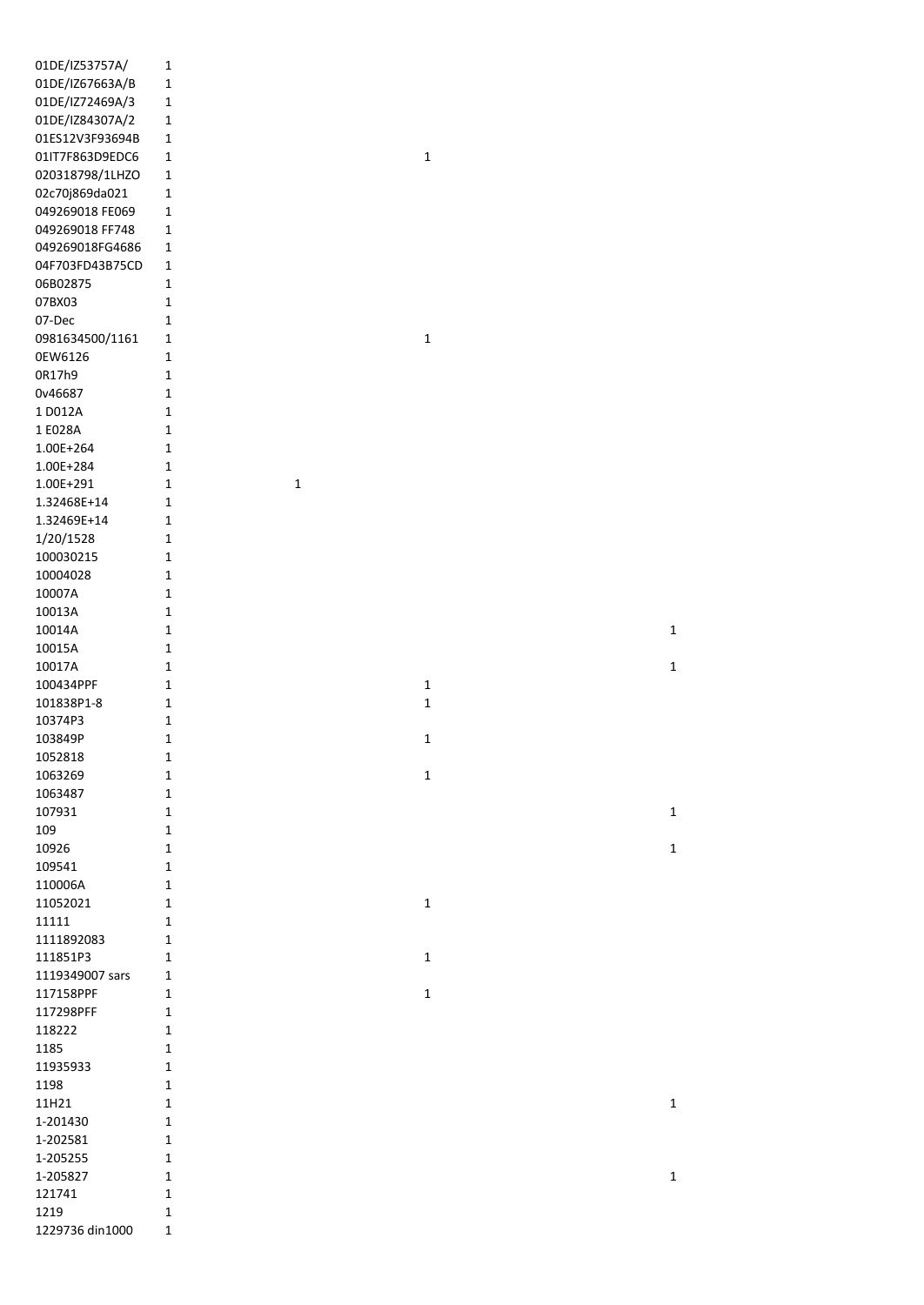| | | | | |
|---|---|---|---|---|
| 01DE/IZ53757A/ | 1 | | | |
| 01DE/IZ67663A/B | 1 | | | |
| 01DE/IZ72469A/3 | 1 | | | |
| 01DE/IZ84307A/2 | 1 | | | |
| 01ES12V3F93694B | 1 | | | |
| 01IT7F863D9EDC6 | 1 | | 1 | |
| 020318798/1LHZO | 1 | | | |
| 02c70j869da021 | 1 | | | |
| 049269018 FE069 | 1 | | | |
| 049269018 FF748 | 1 | | | |
| 049269018FG4686 | 1 | | | |
| 04F703FD43B75CD | 1 | | | |
| 06B02875 | 1 | | | |
| 07BX03 | 1 | | | |
| 07-Dec | 1 | | | |
| 0981634500/1161 | 1 | | 1 | |
| 0EW6126 | 1 | | | |
| 0R17h9 | 1 | | | |
| 0v46687 | 1 | | | |
| 1 D012A | 1 | | | |
| 1 E028A | 1 | | | |
| 1.00E+264 | 1 | | | |
| 1.00E+284 | 1 | | | |
| 1.00E+291 | 1 | 1 | | |
| 1.32468E+14 | 1 | | | |
| 1.32469E+14 | 1 | | | |
| 1/20/1528 | 1 | | | |
| 100030215 | 1 | | | |
| 10004028 | 1 | | | |
| 10007A | 1 | | | |
| 10013A | 1 | | | |
| 10014A | 1 | | | 1 |
| 10015A | 1 | | | |
| 10017A | 1 | | | 1 |
| 100434PPF | 1 | | 1 | |
| 101838P1-8 | 1 | | 1 | |
| 10374P3 | 1 | | | |
| 103849P | 1 | | 1 | |
| 1052818 | 1 | | | |
| 1063269 | 1 | | 1 | |
| 1063487 | 1 | | | |
| 107931 | 1 | | | 1 |
| 109 | 1 | | | |
| 10926 | 1 | | | 1 |
| 109541 | 1 | | | |
| 110006A | 1 | | | |
| 11052021 | 1 | | 1 | |
| 11111 | 1 | | | |
| 1111892083 | 1 | | | |
| 111851P3 | 1 | | 1 | |
| 1119349007 sars | 1 | | | |
| 117158PFF | 1 | | 1 | |
| 117298PFF | 1 | | | |
| 118222 | 1 | | | |
| 1185 | 1 | | | |
| 11935933 | 1 | | | |
| 1198 | 1 | | | |
| 11H21 | 1 | | | 1 |
| 1-201430 | 1 | | | |
| 1-202581 | 1 | | | |
| 1-205255 | 1 | | | |
| 1-205827 | 1 | | | 1 |
| 121741 | 1 | | | |
| 1219 | 1 | | | |
| 1229736 din1000 | 1 | | | |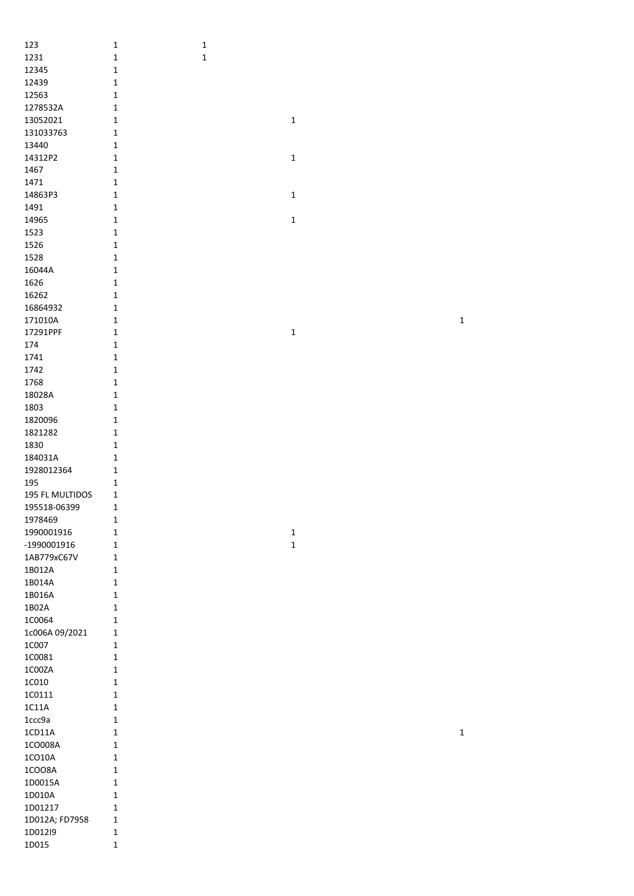| | | | | |
|---|---|---|---|---|
| 123 | 1 | 1 | | |
| 1231 | 1 | 1 | | |
| 12345 | 1 | | | |
| 12439 | 1 | | | |
| 12563 | 1 | | | |
| 1278532A | 1 | | | |
| 13052021 | 1 | | 1 | |
| 131033763 | 1 | | | |
| 13440 | 1 | | | |
| 14312P2 | 1 | | 1 | |
| 1467 | 1 | | | |
| 1471 | 1 | | | |
| 14863P3 | 1 | | 1 | |
| 1491 | 1 | | | |
| 14965 | 1 | | 1 | |
| 1523 | 1 | | | |
| 1526 | 1 | | | |
| 1528 | 1 | | | |
| 16044A | 1 | | | |
| 1626 | 1 | | | |
| 16262 | 1 | | | |
| 16864932 | 1 | | | |
| 171010A | 1 | | | 1 |
| 17291PPF | 1 | | 1 | |
| 174 | 1 | | | |
| 1741 | 1 | | | |
| 1742 | 1 | | | |
| 1768 | 1 | | | |
| 18028A | 1 | | | |
| 1803 | 1 | | | |
| 1820096 | 1 | | | |
| 1821282 | 1 | | | |
| 1830 | 1 | | | |
| 184031A | 1 | | | |
| 1928012364 | 1 | | | |
| 195 | 1 | | | |
| 195 FL MULTIDOS | 1 | | | |
| 195518-06399 | 1 | | | |
| 1978469 | 1 | | | |
| 1990001916 | 1 | | 1 | |
| -1990001916 | 1 | | 1 | |
| 1AB779xC67V | 1 | | | |
| 1B012A | 1 | | | |
| 1B014A | 1 | | | |
| 1B016A | 1 | | | |
| 1B02A | 1 | | | |
| 1C0064 | 1 | | | |
| 1c006A 09/2021 | 1 | | | |
| 1C007 | 1 | | | |
| 1C0081 | 1 | | | |
| 1C00ZA | 1 | | | |
| 1C010 | 1 | | | |
| 1C0111 | 1 | | | |
| 1C11A | 1 | | | |
| 1ccc9a | 1 | | | |
| 1CD11A | 1 | | | 1 |
| 1CO008A | 1 | | | |
| 1CO10A | 1 | | | |
| 1COO8A | 1 | | | |
| 1D0015A | 1 | | | |
| 1D010A | 1 | | | |
| 1D01217 | 1 | | | |
| 1D012A; FD7958 | 1 | | | |
| 1D012I9 | 1 | | | |
| 1D015 | 1 | | | |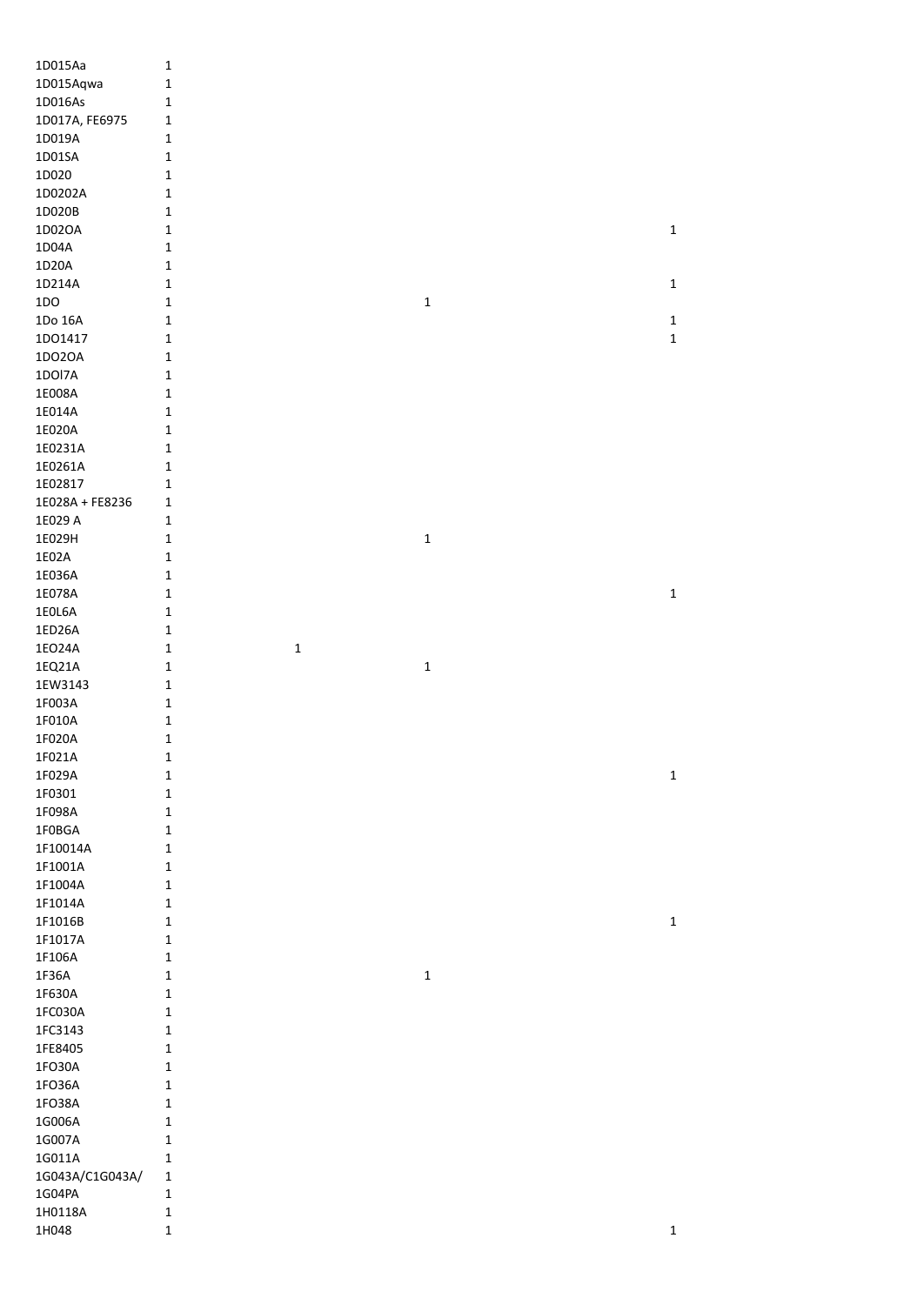| | | | | |
|---|---|---|---|---|
| 1D015Aa | 1 | | | |
| 1D015Aqwa | 1 | | | |
| 1D016As | 1 | | | |
| 1D017A, FE6975 | 1 | | | |
| 1D019A | 1 | | | |
| 1D01SA | 1 | | | |
| 1D020 | 1 | | | |
| 1D0202A | 1 | | | |
| 1D020B | 1 | | | |
| 1D02OA | 1 | | | 1 |
| 1D04A | 1 | | | |
| 1D20A | 1 | | | |
| 1D214A | 1 | | | 1 |
| 1DO | 1 | | 1 | |
| 1Do 16A | 1 | | | 1 |
| 1DO1417 | 1 | | | 1 |
| 1DO2OA | 1 | | | |
| 1DOl7A | 1 | | | |
| 1E008A | 1 | | | |
| 1E014A | 1 | | | |
| 1E020A | 1 | | | |
| 1E0231A | 1 | | | |
| 1E0261A | 1 | | | |
| 1E02817 | 1 | | | |
| 1E028A + FE8236 | 1 | | | |
| 1E029 A | 1 | | | |
| 1E029H | 1 | | 1 | |
| 1E02A | 1 | | | |
| 1E036A | 1 | | | |
| 1E078A | 1 | | | 1 |
| 1E0L6A | 1 | | | |
| 1ED26A | 1 | | | |
| 1EO24A | 1 | 1 | | |
| 1EQ21A | 1 | | 1 | |
| 1EW3143 | 1 | | | |
| 1F003A | 1 | | | |
| 1F010A | 1 | | | |
| 1F020A | 1 | | | |
| 1F021A | 1 | | | |
| 1F029A | 1 | | | 1 |
| 1F0301 | 1 | | | |
| 1F098A | 1 | | | |
| 1F0BGA | 1 | | | |
| 1F10014A | 1 | | | |
| 1F1001A | 1 | | | |
| 1F1004A | 1 | | | |
| 1F1014A | 1 | | | |
| 1F1016B | 1 | | | 1 |
| 1F1017A | 1 | | | |
| 1F106A | 1 | | | |
| 1F36A | 1 | | 1 | |
| 1F630A | 1 | | | |
| 1FC030A | 1 | | | |
| 1FC3143 | 1 | | | |
| 1FE8405 | 1 | | | |
| 1FO30A | 1 | | | |
| 1FO36A | 1 | | | |
| 1FO38A | 1 | | | |
| 1G006A | 1 | | | |
| 1G007A | 1 | | | |
| 1G011A | 1 | | | |
| 1G043A/C1G043A/ | 1 | | | |
| 1G04PA | 1 | | | |
| 1H0118A | 1 | | | |
| 1H048 | 1 | | | 1 |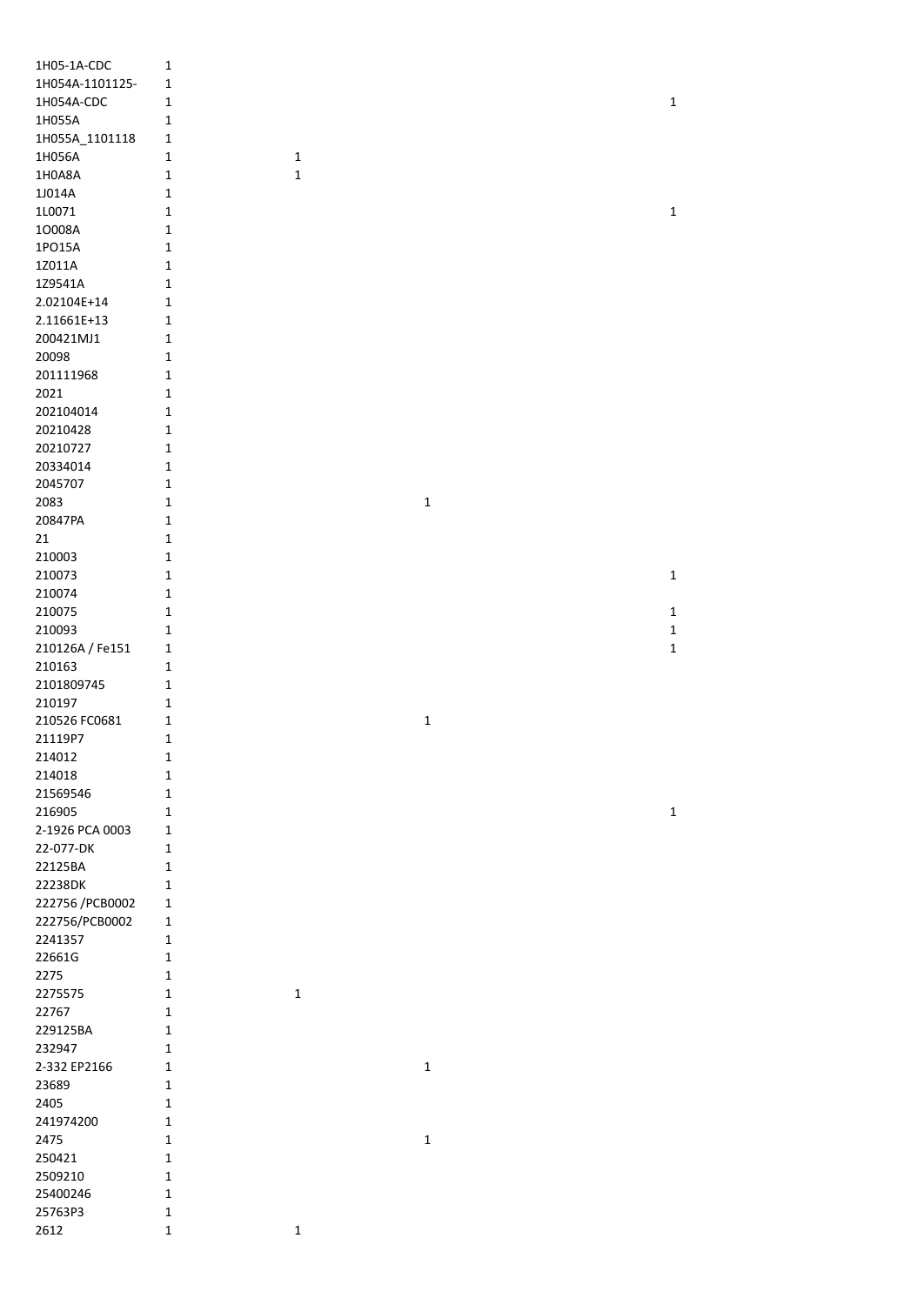| | | | | |
|---|---|---|---|---|
| 1H05-1A-CDC | 1 | | | |
| 1H054A-1101125- | 1 | | | |
| 1H054A-CDC | 1 | | | 1 |
| 1H055A | 1 | | | |
| 1H055A_1101118 | 1 | | | |
| 1H056A | 1 | 1 | | |
| 1H0A8A | 1 | 1 | | |
| 1J014A | 1 | | | |
| 1L0071 | 1 | | | 1 |
| 1O008A | 1 | | | |
| 1PO15A | 1 | | | |
| 1Z011A | 1 | | | |
| 1Z9541A | 1 | | | |
| 2.02104E+14 | 1 | | | |
| 2.11661E+13 | 1 | | | |
| 200421MJ1 | 1 | | | |
| 20098 | 1 | | | |
| 201111968 | 1 | | | |
| 2021 | 1 | | | |
| 202104014 | 1 | | | |
| 20210428 | 1 | | | |
| 20210727 | 1 | | | |
| 20334014 | 1 | | | |
| 2045707 | 1 | | | |
| 2083 | 1 | | 1 | |
| 20847PA | 1 | | | |
| 21 | 1 | | | |
| 210003 | 1 | | | |
| 210073 | 1 | | | 1 |
| 210074 | 1 | | | |
| 210075 | 1 | | | 1 |
| 210093 | 1 | | | 1 |
| 210126A / Fe151 | 1 | | | 1 |
| 210163 | 1 | | | |
| 2101809745 | 1 | | | |
| 210197 | 1 | | | |
| 210526 FC0681 | 1 | | 1 | |
| 21119P7 | 1 | | | |
| 214012 | 1 | | | |
| 214018 | 1 | | | |
| 21569546 | 1 | | | |
| 216905 | 1 | | | 1 |
| 2-1926 PCA 0003 | 1 | | | |
| 22-077-DK | 1 | | | |
| 22125BA | 1 | | | |
| 22238DK | 1 | | | |
| 222756 /PCB0002 | 1 | | | |
| 222756/PCB0002 | 1 | | | |
| 2241357 | 1 | | | |
| 22661G | 1 | | | |
| 2275 | 1 | | | |
| 2275575 | 1 | 1 | | |
| 22767 | 1 | | | |
| 229125BA | 1 | | | |
| 232947 | 1 | | | |
| 2-332 EP2166 | 1 | | 1 | |
| 23689 | 1 | | | |
| 2405 | 1 | | | |
| 241974200 | 1 | | | |
| 2475 | 1 | | 1 | |
| 250421 | 1 | | | |
| 2509210 | 1 | | | |
| 25400246 | 1 | | | |
| 25763P3 | 1 | | | |
| 2612 | 1 | 1 | | |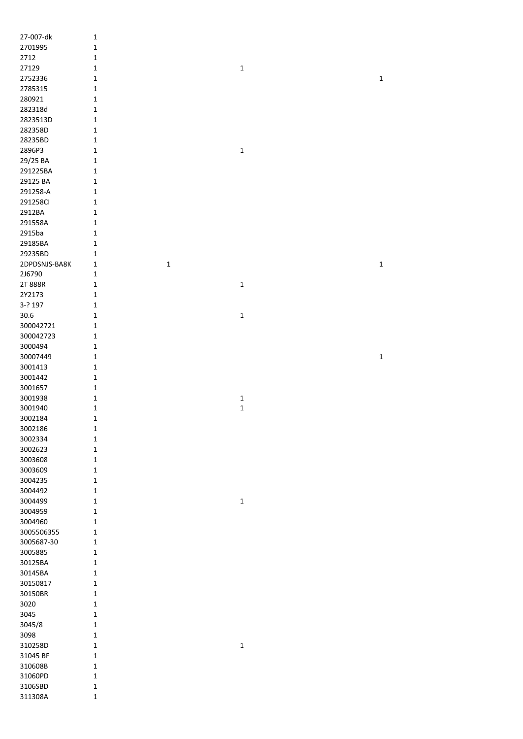| | | | | |
|---|---|---|---|---|
| 27-007-dk | 1 | | | |
| 2701995 | 1 | | | |
| 2712 | 1 | | | |
| 27129 | 1 | | 1 | |
| 2752336 | 1 | | | 1 |
| 2785315 | 1 | | | |
| 280921 | 1 | | | |
| 282318d | 1 | | | |
| 2823513D | 1 | | | |
| 282358D | 1 | | | |
| 28235BD | 1 | | | |
| 2896P3 | 1 | | 1 | |
| 29/25 BA | 1 | | | |
| 291225BA | 1 | | | |
| 29125 BA | 1 | | | |
| 291258-A | 1 | | | |
| 291258CI | 1 | | | |
| 2912BA | 1 | | | |
| 291558A | 1 | | | |
| 2915ba | 1 | | | |
| 29185BA | 1 | | | |
| 29235BD | 1 | | | |
| 2DPDSNJS-BA8K | 1 | 1 | | 1 |
| 2J6790 | 1 | | | |
| 2T 888R | 1 | | 1 | |
| 2Y2173 | 1 | | | |
| 3-? 197 | 1 | | | |
| 30.6 | 1 | | 1 | |
| 300042721 | 1 | | | |
| 300042723 | 1 | | | |
| 3000494 | 1 | | | |
| 30007449 | 1 | | | 1 |
| 3001413 | 1 | | | |
| 3001442 | 1 | | | |
| 3001657 | 1 | | | |
| 3001938 | 1 | | 1 | |
| 3001940 | 1 | | 1 | |
| 3002184 | 1 | | | |
| 3002186 | 1 | | | |
| 3002334 | 1 | | | |
| 3002623 | 1 | | | |
| 3003608 | 1 | | | |
| 3003609 | 1 | | | |
| 3004235 | 1 | | | |
| 3004492 | 1 | | | |
| 3004499 | 1 | | 1 | |
| 3004959 | 1 | | | |
| 3004960 | 1 | | | |
| 3005506355 | 1 | | | |
| 3005687-30 | 1 | | | |
| 3005885 | 1 | | | |
| 30125BA | 1 | | | |
| 30145BA | 1 | | | |
| 30150817 | 1 | | | |
| 30150BR | 1 | | | |
| 3020 | 1 | | | |
| 3045 | 1 | | | |
| 3045/8 | 1 | | | |
| 3098 | 1 | | | |
| 310258D | 1 | | 1 | |
| 31045 BF | 1 | | | |
| 310608B | 1 | | | |
| 31060PD | 1 | | | |
| 3106SBD | 1 | | | |
| 311308A | 1 | | | |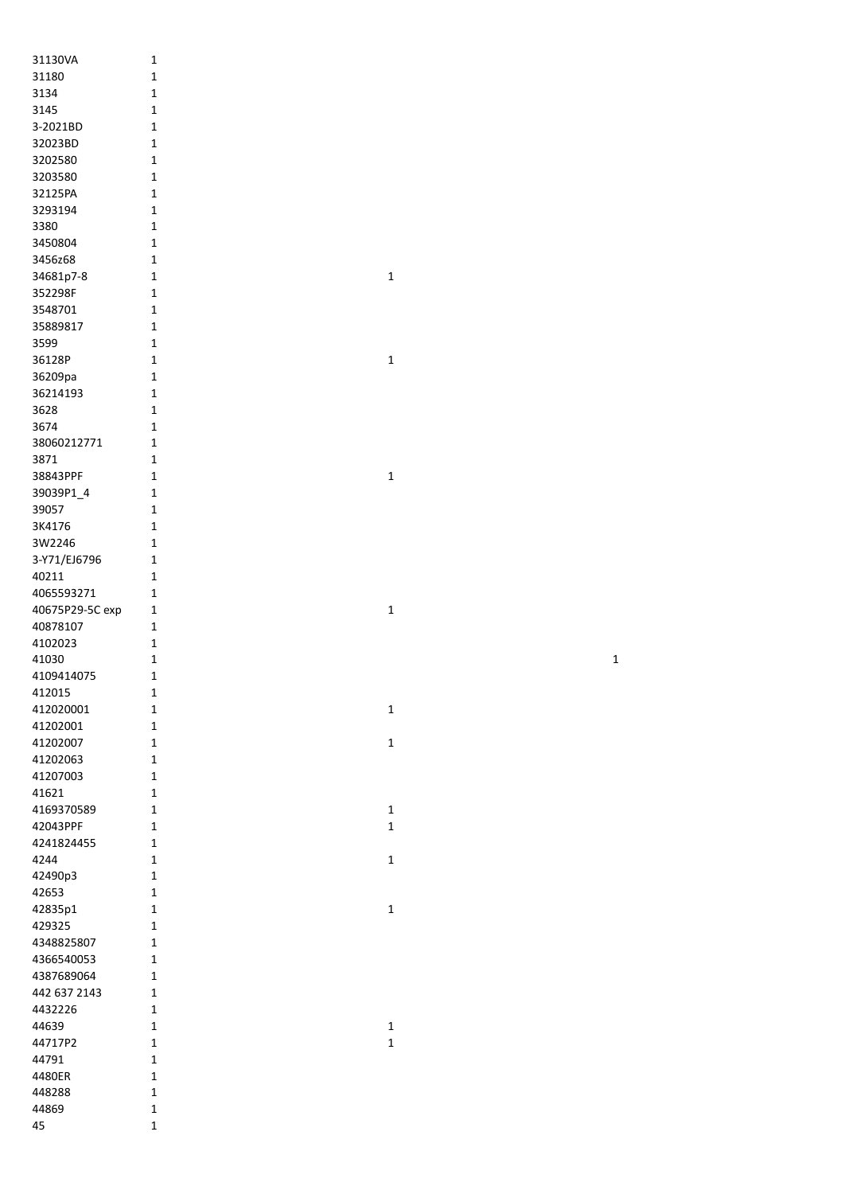| | | | |
|---|---|---|---|
| 31130VA | 1 | | |
| 31180 | 1 | | |
| 3134 | 1 | | |
| 3145 | 1 | | |
| 3-2021BD | 1 | | |
| 32023BD | 1 | | |
| 3202580 | 1 | | |
| 3203580 | 1 | | |
| 32125PA | 1 | | |
| 3293194 | 1 | | |
| 3380 | 1 | | |
| 3450804 | 1 | | |
| 3456z68 | 1 | | |
| 34681p7-8 | 1 | 1 | |
| 352298F | 1 | | |
| 3548701 | 1 | | |
| 35889817 | 1 | | |
| 3599 | 1 | | |
| 36128P | 1 | 1 | |
| 36209pa | 1 | | |
| 36214193 | 1 | | |
| 3628 | 1 | | |
| 3674 | 1 | | |
| 38060212771 | 1 | | |
| 3871 | 1 | | |
| 38843PPF | 1 | 1 | |
| 39039P1_4 | 1 | | |
| 39057 | 1 | | |
| 3K4176 | 1 | | |
| 3W2246 | 1 | | |
| 3-Y71/EJ6796 | 1 | | |
| 40211 | 1 | | |
| 4065593271 | 1 | | |
| 40675P29-5C exp | 1 | 1 | |
| 40878107 | 1 | | |
| 4102023 | 1 | | |
| 41030 | 1 | | 1 |
| 4109414075 | 1 | | |
| 412015 | 1 | | |
| 412020001 | 1 | 1 | |
| 41202001 | 1 | | |
| 41202007 | 1 | 1 | |
| 41202063 | 1 | | |
| 41207003 | 1 | | |
| 41621 | 1 | | |
| 4169370589 | 1 | 1 | |
| 42043PPF | 1 | 1 | |
| 4241824455 | 1 | | |
| 4244 | 1 | 1 | |
| 42490p3 | 1 | | |
| 42653 | 1 | | |
| 42835p1 | 1 | 1 | |
| 429325 | 1 | | |
| 4348825807 | 1 | | |
| 4366540053 | 1 | | |
| 4387689064 | 1 | | |
| 442 637 2143 | 1 | | |
| 4432226 | 1 | | |
| 44639 | 1 | 1 | |
| 44717P2 | 1 | 1 | |
| 44791 | 1 | | |
| 4480ER | 1 | | |
| 448288 | 1 | | |
| 44869 | 1 | | |
| 45 | 1 | | |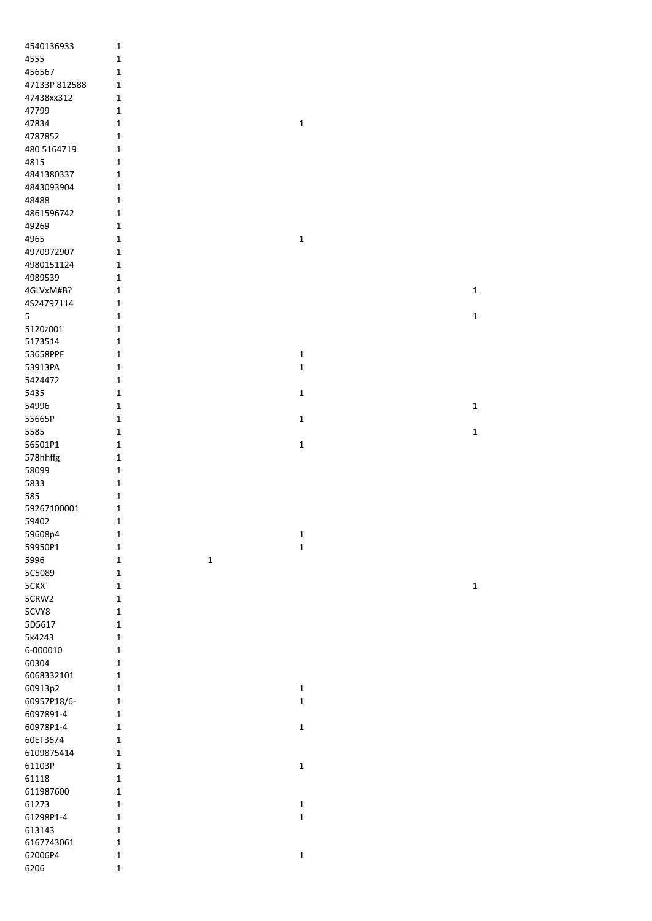| | | | | |
|---|---|---|---|---|
| 4540136933 | 1 | | | |
| 4555 | 1 | | | |
| 456567 | 1 | | | |
| 47133P 812588 | 1 | | | |
| 47438xx312 | 1 | | | |
| 47799 | 1 | | | |
| 47834 | 1 | | 1 | |
| 4787852 | 1 | | | |
| 480 5164719 | 1 | | | |
| 4815 | 1 | | | |
| 4841380337 | 1 | | | |
| 4843093904 | 1 | | | |
| 48488 | 1 | | | |
| 4861596742 | 1 | | | |
| 49269 | 1 | | | |
| 4965 | 1 | | 1 | |
| 4970972907 | 1 | | | |
| 4980151124 | 1 | | | |
| 4989539 | 1 | | | |
| 4GLVxM#B? | 1 | | | 1 |
| 4S24797114 | 1 | | | |
| 5 | 1 | | | 1 |
| 5120z001 | 1 | | | |
| 5173514 | 1 | | | |
| 53658PPF | 1 | | 1 | |
| 53913PA | 1 | | 1 | |
| 5424472 | 1 | | | |
| 5435 | 1 | | 1 | |
| 54996 | 1 | | | 1 |
| 55665P | 1 | | 1 | |
| 5585 | 1 | | | 1 |
| 56501P1 | 1 | | 1 | |
| 578hhffg | 1 | | | |
| 58099 | 1 | | | |
| 5833 | 1 | | | |
| 585 | 1 | | | |
| 59267100001 | 1 | | | |
| 59402 | 1 | | | |
| 59608p4 | 1 | | 1 | |
| 59950P1 | 1 | | 1 | |
| 5996 | 1 | 1 | | |
| 5C5089 | 1 | | | |
| 5CKX | 1 | | | 1 |
| 5CRW2 | 1 | | | |
| 5CVY8 | 1 | | | |
| 5D5617 | 1 | | | |
| 5k4243 | 1 | | | |
| 6-000010 | 1 | | | |
| 60304 | 1 | | | |
| 6068332101 | 1 | | | |
| 60913p2 | 1 | | 1 | |
| 60957P18/6- | 1 | | 1 | |
| 6097891-4 | 1 | | | |
| 60978P1-4 | 1 | | 1 | |
| 60ET3674 | 1 | | | |
| 6109875414 | 1 | | | |
| 61103P | 1 | | 1 | |
| 61118 | 1 | | | |
| 611987600 | 1 | | | |
| 61273 | 1 | | 1 | |
| 61298P1-4 | 1 | | 1 | |
| 613143 | 1 | | | |
| 6167743061 | 1 | | | |
| 62006P4 | 1 | | 1 | |
| 6206 | 1 | | | |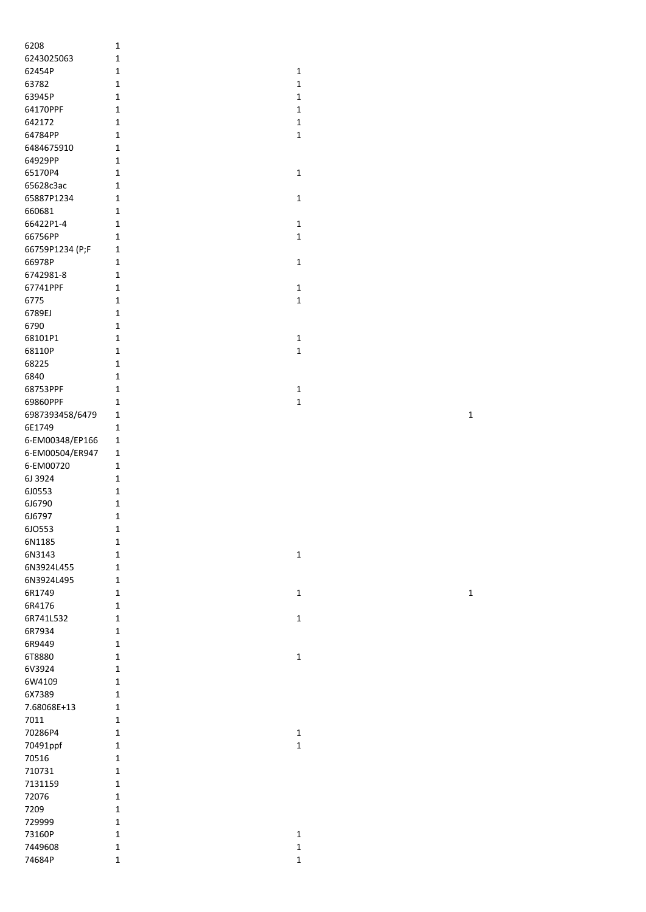| | | | |
|---|---|---|---|
| 6208 | 1 | | |
| 6243025063 | 1 | | |
| 62454P | 1 | 1 | |
| 63782 | 1 | 1 | |
| 63945P | 1 | 1 | |
| 64170PPF | 1 | 1 | |
| 642172 | 1 | 1 | |
| 64784PP | 1 | 1 | |
| 6484675910 | 1 | | |
| 64929PP | 1 | | |
| 65170P4 | 1 | 1 | |
| 65628c3ac | 1 | | |
| 65887P1234 | 1 | 1 | |
| 660681 | 1 | | |
| 66422P1-4 | 1 | 1 | |
| 66756PP | 1 | 1 | |
| 66759P1234 (P;F | 1 | | |
| 66978P | 1 | 1 | |
| 6742981-8 | 1 | | |
| 67741PPF | 1 | 1 | |
| 6775 | 1 | 1 | |
| 6789EJ | 1 | | |
| 6790 | 1 | | |
| 68101P1 | 1 | 1 | |
| 68110P | 1 | 1 | |
| 68225 | 1 | | |
| 6840 | 1 | | |
| 68753PPF | 1 | 1 | |
| 69860PPF | 1 | 1 | |
| 6987393458/6479 | 1 | | 1 |
| 6E1749 | 1 | | |
| 6-EM00348/EP166 | 1 | | |
| 6-EM00504/ER947 | 1 | | |
| 6-EM00720 | 1 | | |
| 6J 3924 | 1 | | |
| 6J0553 | 1 | | |
| 6J6790 | 1 | | |
| 6J6797 | 1 | | |
| 6JO553 | 1 | | |
| 6N1185 | 1 | | |
| 6N3143 | 1 | 1 | |
| 6N3924L455 | 1 | | |
| 6N3924L495 | 1 | | |
| 6R1749 | 1 | 1 | 1 |
| 6R4176 | 1 | | |
| 6R741L532 | 1 | 1 | |
| 6R7934 | 1 | | |
| 6R9449 | 1 | | |
| 6T8880 | 1 | 1 | |
| 6V3924 | 1 | | |
| 6W4109 | 1 | | |
| 6X7389 | 1 | | |
| 7.68068E+13 | 1 | | |
| 7011 | 1 | | |
| 70286P4 | 1 | 1 | |
| 70491ppf | 1 | 1 | |
| 70516 | 1 | | |
| 710731 | 1 | | |
| 7131159 | 1 | | |
| 72076 | 1 | | |
| 7209 | 1 | | |
| 729999 | 1 | | |
| 73160P | 1 | 1 | |
| 7449608 | 1 | 1 | |
| 74684P | 1 | 1 | |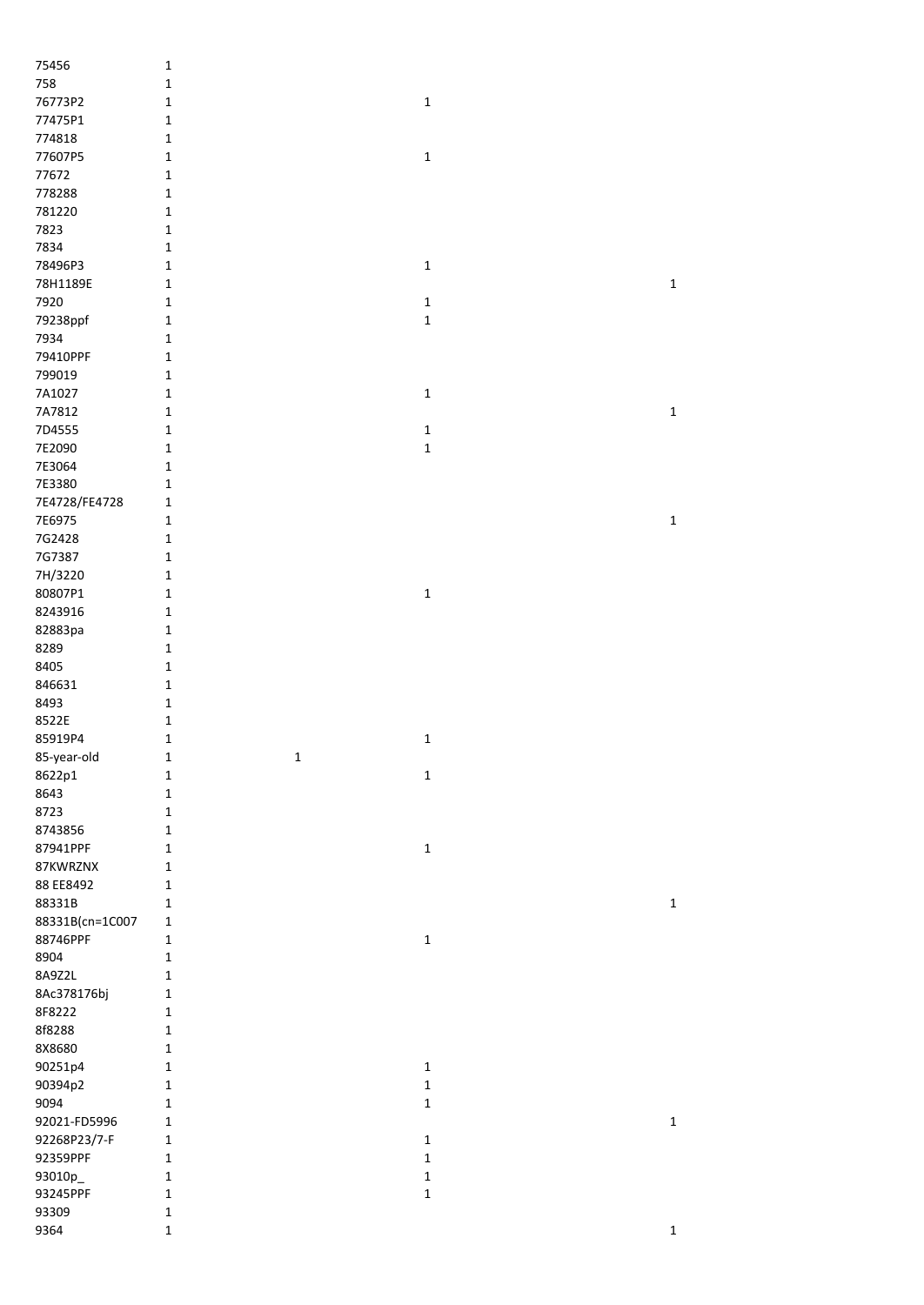| | | | | |
|---|---|---|---|---|
| 75456 | 1 | | | |
| 758 | 1 | | | |
| 76773P2 | 1 | | 1 | |
| 77475P1 | 1 | | | |
| 774818 | 1 | | | |
| 77607P5 | 1 | | 1 | |
| 77672 | 1 | | | |
| 778288 | 1 | | | |
| 781220 | 1 | | | |
| 7823 | 1 | | | |
| 7834 | 1 | | | |
| 78496P3 | 1 | | 1 | |
| 78H1189E | 1 | | | 1 |
| 7920 | 1 | | 1 | |
| 79238ppf | 1 | | 1 | |
| 7934 | 1 | | | |
| 79410PPF | 1 | | | |
| 799019 | 1 | | | |
| 7A1027 | 1 | | 1 | |
| 7A7812 | 1 | | | 1 |
| 7D4555 | 1 | | 1 | |
| 7E2090 | 1 | | 1 | |
| 7E3064 | 1 | | | |
| 7E3380 | 1 | | | |
| 7E4728/FE4728 | 1 | | | |
| 7E6975 | 1 | | | 1 |
| 7G2428 | 1 | | | |
| 7G7387 | 1 | | | |
| 7H/3220 | 1 | | | |
| 80807P1 | 1 | | 1 | |
| 8243916 | 1 | | | |
| 82883pa | 1 | | | |
| 8289 | 1 | | | |
| 8405 | 1 | | | |
| 846631 | 1 | | | |
| 8493 | 1 | | | |
| 8522E | 1 | | | |
| 85919P4 | 1 | | 1 | |
| 85-year-old | 1 | 1 | | |
| 8622p1 | 1 | | 1 | |
| 8643 | 1 | | | |
| 8723 | 1 | | | |
| 8743856 | 1 | | | |
| 87941PPF | 1 | | 1 | |
| 87KWRZNX | 1 | | | |
| 88 EE8492 | 1 | | | |
| 88331B | 1 | | | 1 |
| 88331B(cn=1C007 | 1 | | | |
| 88746PPF | 1 | | 1 | |
| 8904 | 1 | | | |
| 8A9Z2L | 1 | | | |
| 8Ac378176bj | 1 | | | |
| 8F8222 | 1 | | | |
| 8f8288 | 1 | | | |
| 8X8680 | 1 | | | |
| 90251p4 | 1 | | 1 | |
| 90394p2 | 1 | | 1 | |
| 9094 | 1 | | 1 | |
| 92021-FD5996 | 1 | | | 1 |
| 92268P23/7-F | 1 | | 1 | |
| 92359PPF | 1 | | 1 | |
| 93010p_ | 1 | | 1 | |
| 93245PPF | 1 | | 1 | |
| 93309 | 1 | | | |
| 9364 | 1 | | | 1 |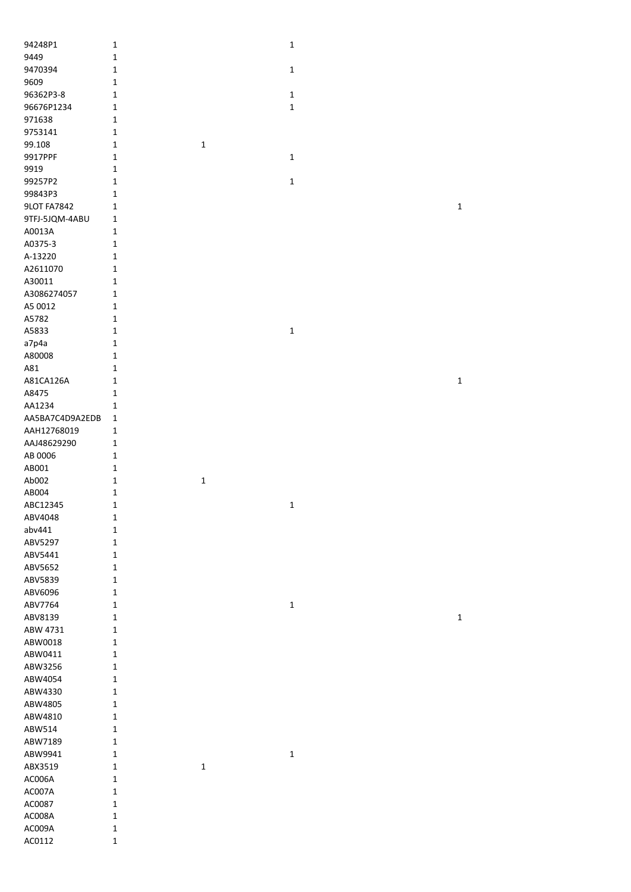| | | | | |
|---|---|---|---|---|
| 94248P1 | 1 | | 1 | |
| 9449 | 1 | | | |
| 9470394 | 1 | | 1 | |
| 9609 | 1 | | | |
| 96362P3-8 | 1 | | 1 | |
| 96676P1234 | 1 | | 1 | |
| 971638 | 1 | | | |
| 9753141 | 1 | | | |
| 99.108 | 1 | 1 | | |
| 9917PPF | 1 | | 1 | |
| 9919 | 1 | | | |
| 99257P2 | 1 | | 1 | |
| 99843P3 | 1 | | | |
| 9LOT FA7842 | 1 | | | 1 |
| 9TFJ-5JQM-4ABU | 1 | | | |
| A0013A | 1 | | | |
| A0375-3 | 1 | | | |
| A-13220 | 1 | | | |
| A2611070 | 1 | | | |
| A30011 | 1 | | | |
| A3086274057 | 1 | | | |
| A5 0012 | 1 | | | |
| A5782 | 1 | | | |
| A5833 | 1 | | 1 | |
| a7p4a | 1 | | | |
| A80008 | 1 | | | |
| A81 | 1 | | | |
| A81CA126A | 1 | | | 1 |
| A8475 | 1 | | | |
| AA1234 | 1 | | | |
| AA5BA7C4D9A2EDB | 1 | | | |
| AAH12768019 | 1 | | | |
| AAJ48629290 | 1 | | | |
| AB 0006 | 1 | | | |
| AB001 | 1 | | | |
| Ab002 | 1 | 1 | | |
| AB004 | 1 | | | |
| ABC12345 | 1 | | 1 | |
| ABV4048 | 1 | | | |
| abv441 | 1 | | | |
| ABV5297 | 1 | | | |
| ABV5441 | 1 | | | |
| ABV5652 | 1 | | | |
| ABV5839 | 1 | | | |
| ABV6096 | 1 | | | |
| ABV7764 | 1 | | 1 | |
| ABV8139 | 1 | | | 1 |
| ABW 4731 | 1 | | | |
| ABW0018 | 1 | | | |
| ABW0411 | 1 | | | |
| ABW3256 | 1 | | | |
| ABW4054 | 1 | | | |
| ABW4330 | 1 | | | |
| ABW4805 | 1 | | | |
| ABW4810 | 1 | | | |
| ABW514 | 1 | | | |
| ABW7189 | 1 | | | |
| ABW9941 | 1 | | 1 | |
| ABX3519 | 1 | 1 | | |
| AC006A | 1 | | | |
| AC007A | 1 | | | |
| AC0087 | 1 | | | |
| AC008A | 1 | | | |
| AC009A | 1 | | | |
| AC0112 | 1 | | | |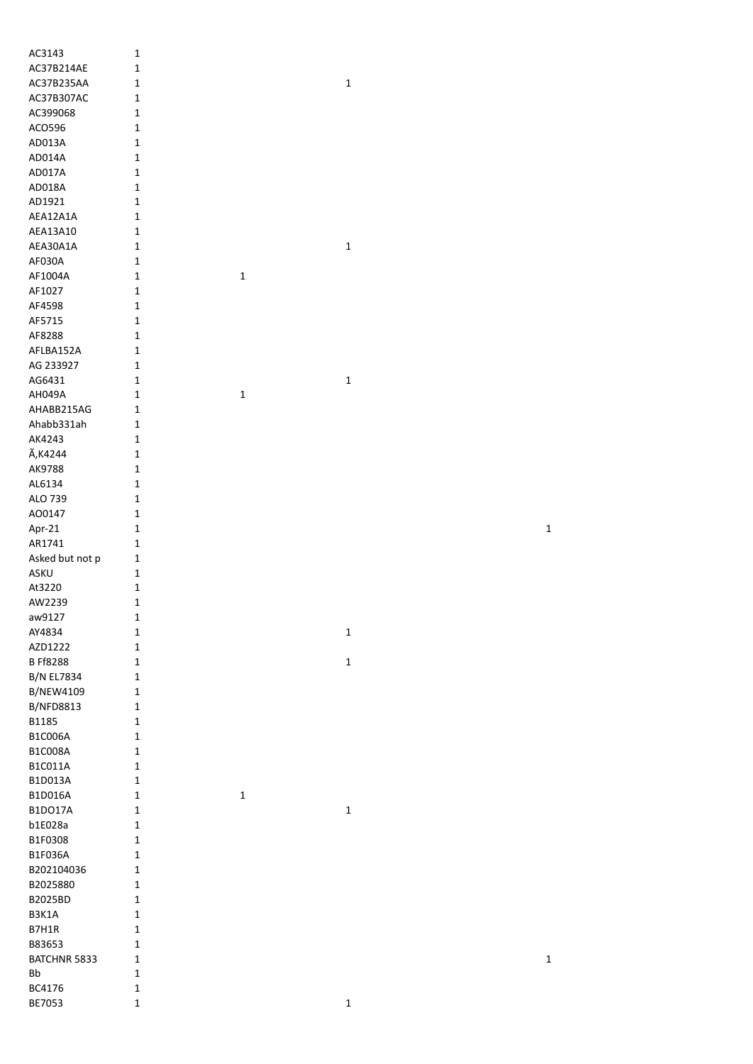| | | | | |
|---|---|---|---|---|
| AC3143 | 1 | | | |
| AC37B214AE | 1 | | | |
| AC37B235AA | 1 | | 1 | |
| AC37B307AC | 1 | | | |
| AC399068 | 1 | | | |
| ACO596 | 1 | | | |
| AD013A | 1 | | | |
| AD014A | 1 | | | |
| AD017A | 1 | | | |
| AD018A | 1 | | | |
| AD1921 | 1 | | | |
| AEA12A1A | 1 | | | |
| AEA13A10 | 1 | | | |
| AEA30A1A | 1 | | 1 | |
| AF030A | 1 | | | |
| AF1004A | 1 | 1 | | |
| AF1027 | 1 | | | |
| AF4598 | 1 | | | |
| AF5715 | 1 | | | |
| AF8288 | 1 | | | |
| AFLBA152A | 1 | | | |
| AG 233927 | 1 | | | |
| AG6431 | 1 | | 1 | |
| AH049A | 1 | 1 | | |
| AHABB215AG | 1 | | | |
| Ahabb331ah | 1 | | | |
| AK4243 | 1 | | | |
| Ã‚K4244 | 1 | | | |
| AK9788 | 1 | | | |
| AL6134 | 1 | | | |
| ALO 739 | 1 | | | |
| AO0147 | 1 | | | |
| Apr-21 | 1 | | | 1 |
| AR1741 | 1 | | | |
| Asked but not p | 1 | | | |
| ASKU | 1 | | | |
| At3220 | 1 | | | |
| AW2239 | 1 | | | |
| aw9127 | 1 | | | |
| AY4834 | 1 | | 1 | |
| AZD1222 | 1 | | | |
| B Ff8288 | 1 | | 1 | |
| B/N EL7834 | 1 | | | |
| B/NEW4109 | 1 | | | |
| B/NFD8813 | 1 | | | |
| B1185 | 1 | | | |
| B1C006A | 1 | | | |
| B1C008A | 1 | | | |
| B1C011A | 1 | | | |
| B1D013A | 1 | | | |
| B1D016A | 1 | 1 | | |
| B1DO17A | 1 | | 1 | |
| b1E028a | 1 | | | |
| B1F0308 | 1 | | | |
| B1F036A | 1 | | | |
| B202104036 | 1 | | | |
| B2025880 | 1 | | | |
| B2025BD | 1 | | | |
| B3K1A | 1 | | | |
| B7H1R | 1 | | | |
| B83653 | 1 | | | |
| BATCHNR 5833 | 1 | | | 1 |
| Bb | 1 | | | |
| BC4176 | 1 | | | |
| BE7053 | 1 | | 1 | |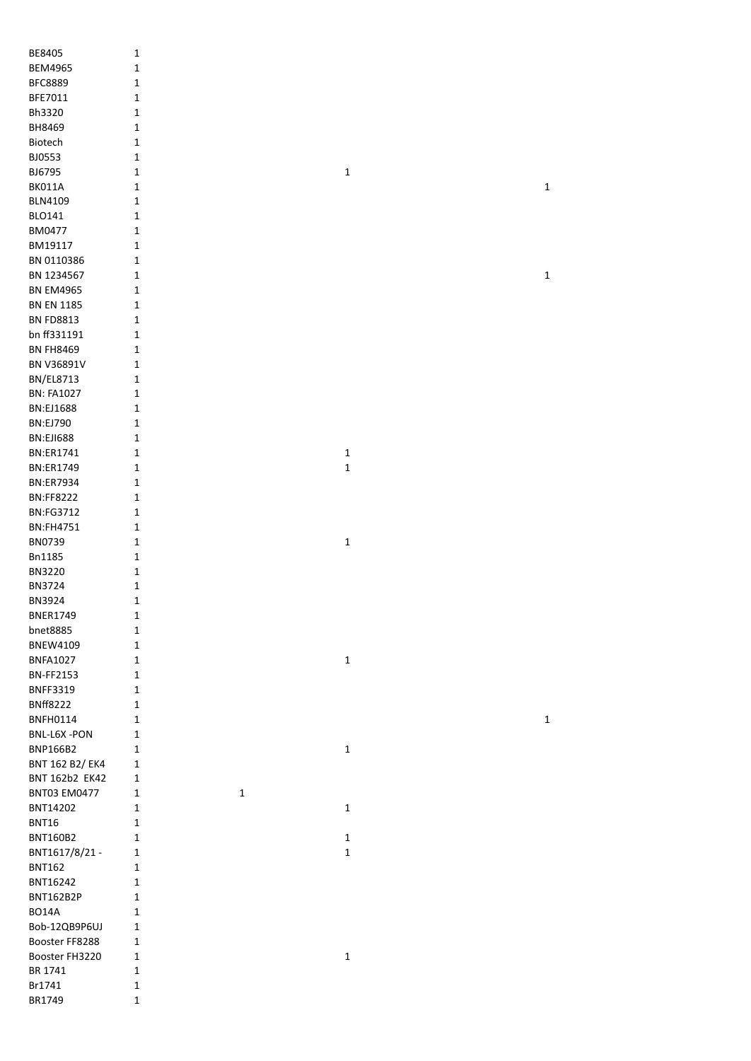| | | | | |
|---|---|---|---|---|
| BE8405 | 1 | | | |
| BEM4965 | 1 | | | |
| BFC8889 | 1 | | | |
| BFE7011 | 1 | | | |
| Bh3320 | 1 | | | |
| BH8469 | 1 | | | |
| Biotech | 1 | | | |
| BJ0553 | 1 | | | |
| BJ6795 | 1 | | 1 | |
| BK011A | 1 | | | 1 |
| BLN4109 | 1 | | | |
| BLO141 | 1 | | | |
| BM0477 | 1 | | | |
| BM19117 | 1 | | | |
| BN 0110386 | 1 | | | |
| BN 1234567 | 1 | | | 1 |
| BN EM4965 | 1 | | | |
| BN EN 1185 | 1 | | | |
| BN FD8813 | 1 | | | |
| bn ff331191 | 1 | | | |
| BN FH8469 | 1 | | | |
| BN V36891V | 1 | | | |
| BN/EL8713 | 1 | | | |
| BN: FA1027 | 1 | | | |
| BN:EJ1688 | 1 | | | |
| BN:EJ790 | 1 | | | |
| BN:EJI688 | 1 | | | |
| BN:ER1741 | 1 | | 1 | |
| BN:ER1749 | 1 | | 1 | |
| BN:ER7934 | 1 | | | |
| BN:FF8222 | 1 | | | |
| BN:FG3712 | 1 | | | |
| BN:FH4751 | 1 | | | |
| BN0739 | 1 | | 1 | |
| Bn1185 | 1 | | | |
| BN3220 | 1 | | | |
| BN3724 | 1 | | | |
| BN3924 | 1 | | | |
| BNER1749 | 1 | | | |
| bnet8885 | 1 | | | |
| BNEW4109 | 1 | | | |
| BNFA1027 | 1 | | 1 | |
| BN-FF2153 | 1 | | | |
| BNFF3319 | 1 | | | |
| BNff8222 | 1 | | | |
| BNFH0114 | 1 | | | 1 |
| BNL-L6X -PON | 1 | | | |
| BNP166B2 | 1 | | 1 | |
| BNT 162 B2/ EK4 | 1 | | | |
| BNT 162b2 EK42 | 1 | | | |
| BNT03 EM0477 | 1 | 1 | | |
| BNT14202 | 1 | | 1 | |
| BNT16 | 1 | | | |
| BNT160B2 | 1 | | 1 | |
| BNT1617/8/21 - | 1 | | 1 | |
| BNT162 | 1 | | | |
| BNT16242 | 1 | | | |
| BNT162B2P | 1 | | | |
| BO14A | 1 | | | |
| Bob-12QB9P6UJ | 1 | | | |
| Booster FF8288 | 1 | | | |
| Booster FH3220 | 1 | | 1 | |
| BR 1741 | 1 | | | |
| Br1741 | 1 | | | |
| BR1749 | 1 | | | |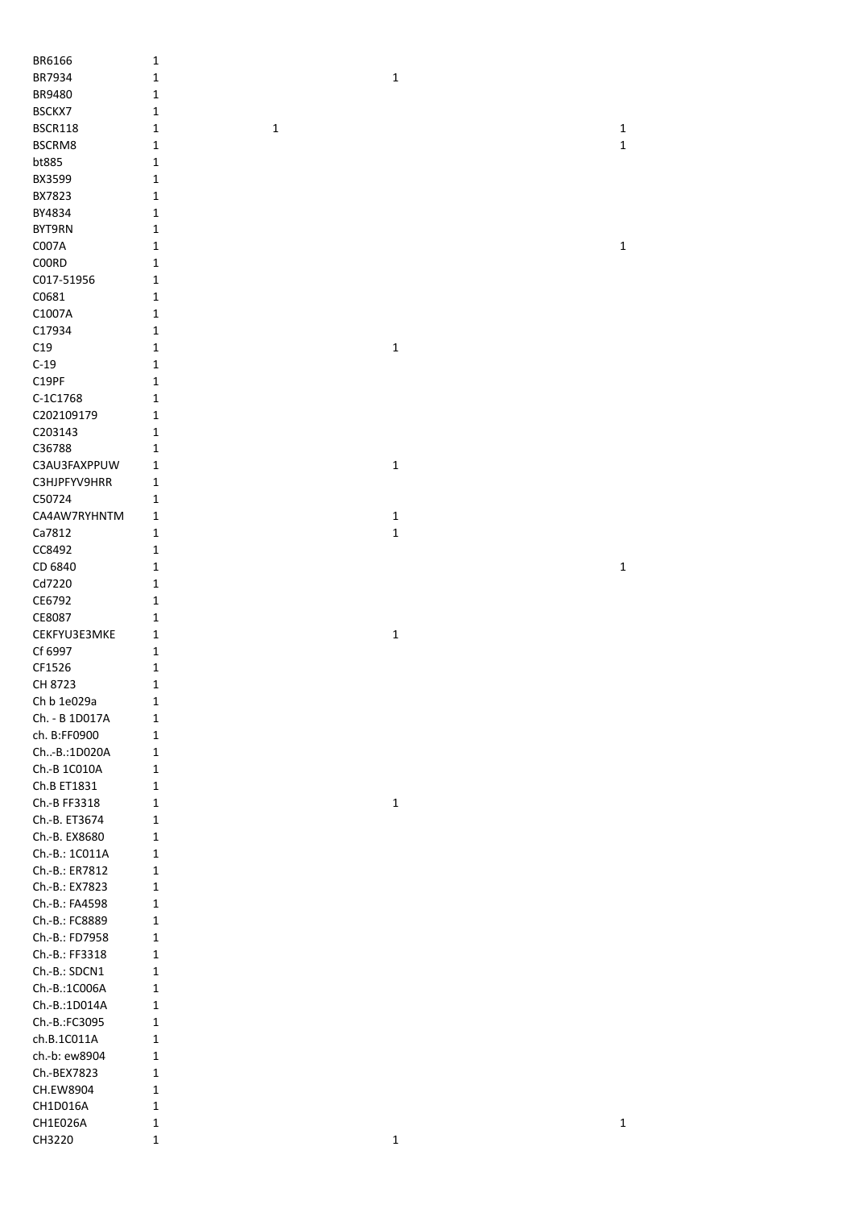| | | | | |
|---|---|---|---|---|
| BR6166 | 1 | | | |
| BR7934 | 1 | | 1 | |
| BR9480 | 1 | | | |
| BSCKX7 | 1 | | | |
| BSCR118 | 1 | 1 | | 1 |
| BSCRM8 | 1 | | | 1 |
| bt885 | 1 | | | |
| BX3599 | 1 | | | |
| BX7823 | 1 | | | |
| BY4834 | 1 | | | |
| BYT9RN | 1 | | | |
| C007A | 1 | | | 1 |
| C00RD | 1 | | | |
| C017-51956 | 1 | | | |
| C0681 | 1 | | | |
| C1007A | 1 | | | |
| C17934 | 1 | | | |
| C19 | 1 | | 1 | |
| C-19 | 1 | | | |
| C19PF | 1 | | | |
| C-1C1768 | 1 | | | |
| C202109179 | 1 | | | |
| C203143 | 1 | | | |
| C36788 | 1 | | | |
| C3AU3FAXPPUW | 1 | | 1 | |
| C3HJPFYV9HRR | 1 | | | |
| C50724 | 1 | | | |
| CA4AW7RYHNTM | 1 | | 1 | |
| Ca7812 | 1 | | 1 | |
| CC8492 | 1 | | | |
| CD 6840 | 1 | | | 1 |
| Cd7220 | 1 | | | |
| CE6792 | 1 | | | |
| CE8087 | 1 | | | |
| CEKFYU3E3MKE | 1 | | 1 | |
| Cf 6997 | 1 | | | |
| CF1526 | 1 | | | |
| CH 8723 | 1 | | | |
| Ch b 1e029a | 1 | | | |
| Ch. - B 1D017A | 1 | | | |
| ch. B:FF0900 | 1 | | | |
| Ch..-B.:1D020A | 1 | | | |
| Ch.-B 1C010A | 1 | | | |
| Ch.B ET1831 | 1 | | | |
| Ch.-B FF3318 | 1 | | 1 | |
| Ch.-B. ET3674 | 1 | | | |
| Ch.-B. EX8680 | 1 | | | |
| Ch.-B.: 1C011A | 1 | | | |
| Ch.-B.: ER7812 | 1 | | | |
| Ch.-B.: EX7823 | 1 | | | |
| Ch.-B.: FA4598 | 1 | | | |
| Ch.-B.: FC8889 | 1 | | | |
| Ch.-B.: FD7958 | 1 | | | |
| Ch.-B.: FF3318 | 1 | | | |
| Ch.-B.: SDCN1 | 1 | | | |
| Ch.-B.:1C006A | 1 | | | |
| Ch.-B.:1D014A | 1 | | | |
| Ch.-B.:FC3095 | 1 | | | |
| ch.B.1C011A | 1 | | | |
| ch.-b: ew8904 | 1 | | | |
| Ch.-BEX7823 | 1 | | | |
| CH.EW8904 | 1 | | | |
| CH1D016A | 1 | | | |
| CH1E026A | 1 | | | 1 |
| CH3220 | 1 | | 1 | |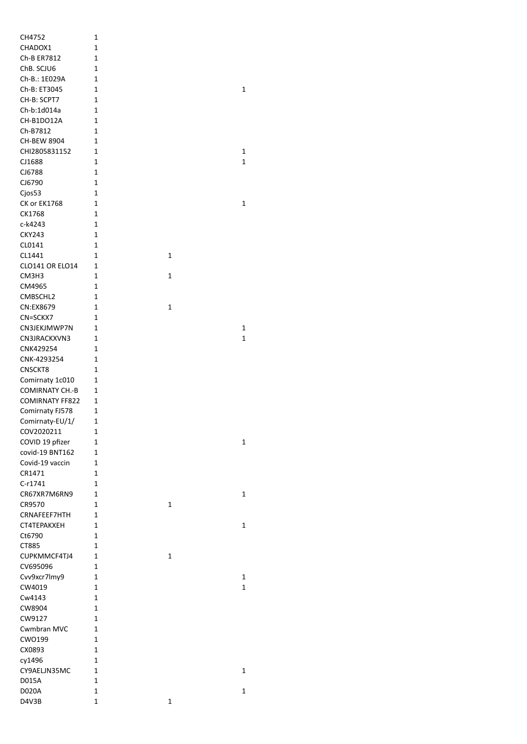| | | | |
|---|---|---|---|
| CH4752 | 1 | | |
| CHADOX1 | 1 | | |
| Ch-B ER7812 | 1 | | |
| ChB. SCJU6 | 1 | | |
| Ch-B.: 1E029A | 1 | | |
| Ch-B: ET3045 | 1 | | 1 |
| CH-B: SCPT7 | 1 | | |
| Ch-b:1d014a | 1 | | |
| CH-B1DO12A | 1 | | |
| Ch-B7812 | 1 | | |
| CH-BEW 8904 | 1 | | |
| CHI2805831152 | 1 | | 1 |
| CJ1688 | 1 | | 1 |
| CJ6788 | 1 | | |
| CJ6790 | 1 | | |
| Cjos53 | 1 | | |
| CK or EK1768 | 1 | | 1 |
| CK1768 | 1 | | |
| c-k4243 | 1 | | |
| CKY243 | 1 | | |
| CL0141 | 1 | | |
| CL1441 | 1 | 1 | |
| CLO141 OR ELO14 | 1 | | |
| CM3H3 | 1 | 1 | |
| CM4965 | 1 | | |
| CMBSCHL2 | 1 | | |
| CN:EX8679 | 1 | 1 | |
| CN=SCKX7 | 1 | | |
| CN3JEKJMWP7N | 1 | | 1 |
| CN3JRACKXVN3 | 1 | | 1 |
| CNK429254 | 1 | | |
| CNK-4293254 | 1 | | |
| CNSCKT8 | 1 | | |
| Comirnaty 1c010 | 1 | | |
| COMIRNATY CH.-B | 1 | | |
| COMIRNATY FF822 | 1 | | |
| Comirnaty FJ578 | 1 | | |
| Comirnaty-EU/1/ | 1 | | |
| COV2020211 | 1 | | |
| COVID 19 pfizer | 1 | | 1 |
| covid-19 BNT162 | 1 | | |
| Covid-19 vaccin | 1 | | |
| CR1471 | 1 | | |
| C-r1741 | 1 | | |
| CR67XR7M6RN9 | 1 | | 1 |
| CR9570 | 1 | 1 | |
| CRNAFEEF7HTH | 1 | | |
| CT4TEPAKXEH | 1 | | 1 |
| Ct6790 | 1 | | |
| CT885 | 1 | | |
| CUPKMMCF4TJ4 | 1 | 1 | |
| CV695096 | 1 | | |
| Cvv9xcr7lmy9 | 1 | | 1 |
| CW4019 | 1 | | 1 |
| Cw4143 | 1 | | |
| CW8904 | 1 | | |
| CW9127 | 1 | | |
| Cwmbran MVC | 1 | | |
| CWO199 | 1 | | |
| CX0893 | 1 | | |
| cy1496 | 1 | | |
| CY9AELJN35MC | 1 | | 1 |
| D015A | 1 | | |
| D020A | 1 | | 1 |
| D4V3B | 1 | 1 | |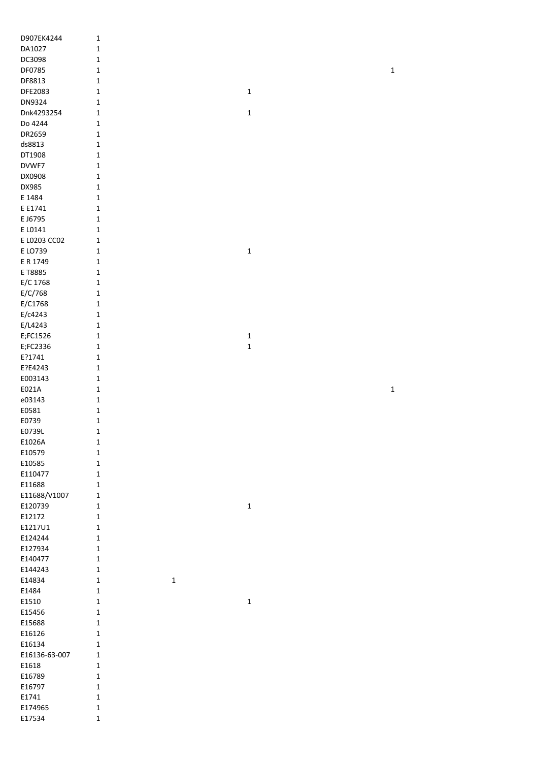| | | | | |
|---|---|---|---|---|
| D907EK4244 | 1 | | | |
| DA1027 | 1 | | | |
| DC3098 | 1 | | | |
| DF0785 | 1 | | | 1 |
| DF8813 | 1 | | | |
| DFE2083 | 1 | | 1 | |
| DN9324 | 1 | | | |
| Dnk4293254 | 1 | | 1 | |
| Do 4244 | 1 | | | |
| DR2659 | 1 | | | |
| ds8813 | 1 | | | |
| DT1908 | 1 | | | |
| DVWF7 | 1 | | | |
| DX0908 | 1 | | | |
| DX985 | 1 | | | |
| E 1484 | 1 | | | |
| E E1741 | 1 | | | |
| E J6795 | 1 | | | |
| E L0141 | 1 | | | |
| E L0203 CC02 | 1 | | | |
| E LO739 | 1 | | 1 | |
| E R 1749 | 1 | | | |
| E T8885 | 1 | | | |
| E/C 1768 | 1 | | | |
| E/C/768 | 1 | | | |
| E/C1768 | 1 | | | |
| E/c4243 | 1 | | | |
| E/L4243 | 1 | | | |
| E;FC1526 | 1 | | 1 | |
| E;FC2336 | 1 | | 1 | |
| E?1741 | 1 | | | |
| E?E4243 | 1 | | | |
| E003143 | 1 | | | |
| E021A | 1 | | | 1 |
| e03143 | 1 | | | |
| E0581 | 1 | | | |
| E0739 | 1 | | | |
| E0739L | 1 | | | |
| E1026A | 1 | | | |
| E10579 | 1 | | | |
| E10585 | 1 | | | |
| E110477 | 1 | | | |
| E11688 | 1 | | | |
| E11688/V1007 | 1 | | | |
| E120739 | 1 | | 1 | |
| E12172 | 1 | | | |
| E1217U1 | 1 | | | |
| E124244 | 1 | | | |
| E127934 | 1 | | | |
| E140477 | 1 | | | |
| E144243 | 1 | | | |
| E14834 | 1 | 1 | | |
| E1484 | 1 | | | |
| E1510 | 1 | | 1 | |
| E15456 | 1 | | | |
| E15688 | 1 | | | |
| E16126 | 1 | | | |
| E16134 | 1 | | | |
| E16136-63-007 | 1 | | | |
| E1618 | 1 | | | |
| E16789 | 1 | | | |
| E16797 | 1 | | | |
| E1741 | 1 | | | |
| E174965 | 1 | | | |
| E17534 | 1 | | | |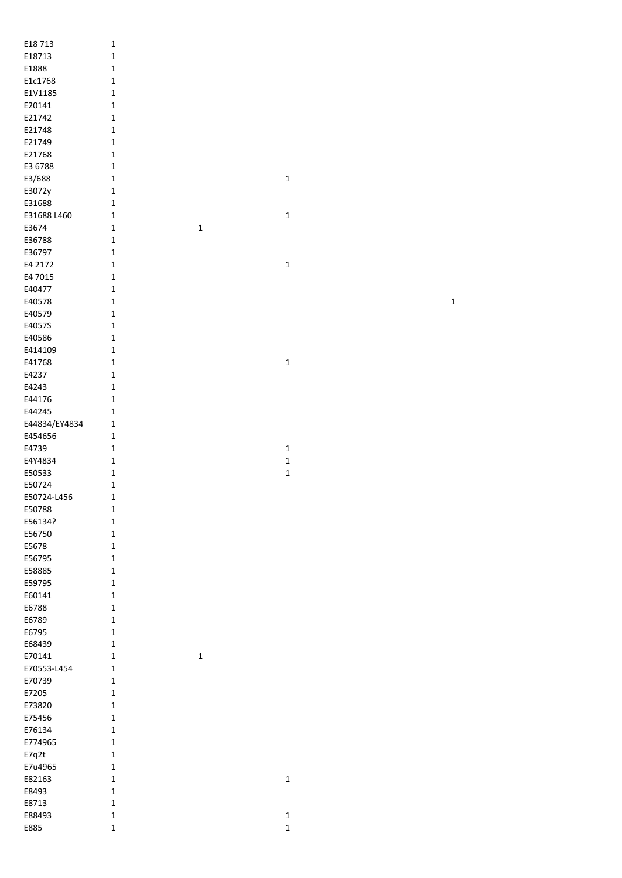| | | | | |
|---|---|---|---|---|
| E18 713 | 1 | | | |
| E18713 | 1 | | | |
| E1888 | 1 | | | |
| E1c1768 | 1 | | | |
| E1V1185 | 1 | | | |
| E20141 | 1 | | | |
| E21742 | 1 | | | |
| E21748 | 1 | | | |
| E21749 | 1 | | | |
| E21768 | 1 | | | |
| E3 6788 | 1 | | | |
| E3/688 | 1 | | 1 | |
| E3072y | 1 | | | |
| E31688 | 1 | | | |
| E31688 L460 | 1 | | 1 | |
| E3674 | 1 | 1 | | |
| E36788 | 1 | | | |
| E36797 | 1 | | | |
| E4 2172 | 1 | | 1 | |
| E4 7015 | 1 | | | |
| E40477 | 1 | | | |
| E40578 | 1 | | | 1 |
| E40579 | 1 | | | |
| E4057S | 1 | | | |
| E40586 | 1 | | | |
| E414109 | 1 | | | |
| E41768 | 1 | | 1 | |
| E4237 | 1 | | | |
| E4243 | 1 | | | |
| E44176 | 1 | | | |
| E44245 | 1 | | | |
| E44834/EY4834 | 1 | | | |
| E454656 | 1 | | | |
| E4739 | 1 | | 1 | |
| E4Y4834 | 1 | | 1 | |
| E50533 | 1 | | 1 | |
| E50724 | 1 | | | |
| E50724-L456 | 1 | | | |
| E50788 | 1 | | | |
| E56134? | 1 | | | |
| E56750 | 1 | | | |
| E5678 | 1 | | | |
| E56795 | 1 | | | |
| E58885 | 1 | | | |
| E59795 | 1 | | | |
| E60141 | 1 | | | |
| E6788 | 1 | | | |
| E6789 | 1 | | | |
| E6795 | 1 | | | |
| E68439 | 1 | | | |
| E70141 | 1 | 1 | | |
| E70553-L454 | 1 | | | |
| E70739 | 1 | | | |
| E7205 | 1 | | | |
| E73820 | 1 | | | |
| E75456 | 1 | | | |
| E76134 | 1 | | | |
| E774965 | 1 | | | |
| E7q2t | 1 | | | |
| E7u4965 | 1 | | | |
| E82163 | 1 | | 1 | |
| E8493 | 1 | | | |
| E8713 | 1 | | | |
| E88493 | 1 | | 1 | |
| E885 | 1 | | 1 | |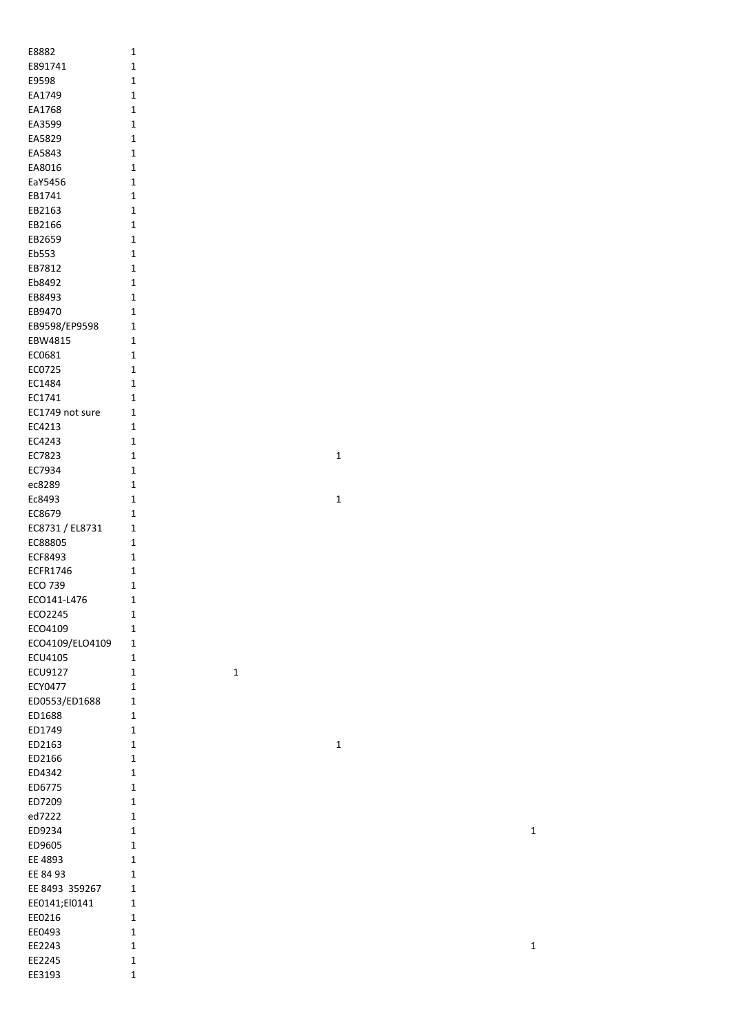| | | | | |
|---|---|---|---|---|
| E8882 | 1 | | | |
| E891741 | 1 | | | |
| E9598 | 1 | | | |
| EA1749 | 1 | | | |
| EA1768 | 1 | | | |
| EA3599 | 1 | | | |
| EA5829 | 1 | | | |
| EA5843 | 1 | | | |
| EA8016 | 1 | | | |
| EaY5456 | 1 | | | |
| EB1741 | 1 | | | |
| EB2163 | 1 | | | |
| EB2166 | 1 | | | |
| EB2659 | 1 | | | |
| Eb553 | 1 | | | |
| EB7812 | 1 | | | |
| Eb8492 | 1 | | | |
| EB8493 | 1 | | | |
| EB9470 | 1 | | | |
| EB9598/EP9598 | 1 | | | |
| EBW4815 | 1 | | | |
| EC0681 | 1 | | | |
| EC0725 | 1 | | | |
| EC1484 | 1 | | | |
| EC1741 | 1 | | | |
| EC1749 not sure | 1 | | | |
| EC4213 | 1 | | | |
| EC4243 | 1 | | | |
| EC7823 | 1 | | 1 | |
| EC7934 | 1 | | | |
| ec8289 | 1 | | | |
| Ec8493 | 1 | | 1 | |
| EC8679 | 1 | | | |
| EC8731 / EL8731 | 1 | | | |
| EC88805 | 1 | | | |
| ECF8493 | 1 | | | |
| ECFR1746 | 1 | | | |
| ECO 739 | 1 | | | |
| ECO141-L476 | 1 | | | |
| ECO2245 | 1 | | | |
| ECO4109 | 1 | | | |
| ECO4109/ELO4109 | 1 | | | |
| ECU4105 | 1 | | | |
| ECU9127 | 1 | 1 | | |
| ECY0477 | 1 | | | |
| ED0553/ED1688 | 1 | | | |
| ED1688 | 1 | | | |
| ED1749 | 1 | | | |
| ED2163 | 1 | | 1 | |
| ED2166 | 1 | | | |
| ED4342 | 1 | | | |
| ED6775 | 1 | | | |
| ED7209 | 1 | | | |
| ed7222 | 1 | | | |
| ED9234 | 1 | | | 1 |
| ED9605 | 1 | | | |
| EE 4893 | 1 | | | |
| EE 84 93 | 1 | | | |
| EE 8493 359267 | 1 | | | |
| EE0141;El0141 | 1 | | | |
| EE0216 | 1 | | | |
| EE0493 | 1 | | | |
| EE2243 | 1 | | | 1 |
| EE2245 | 1 | | | |
| EE3193 | 1 | | | |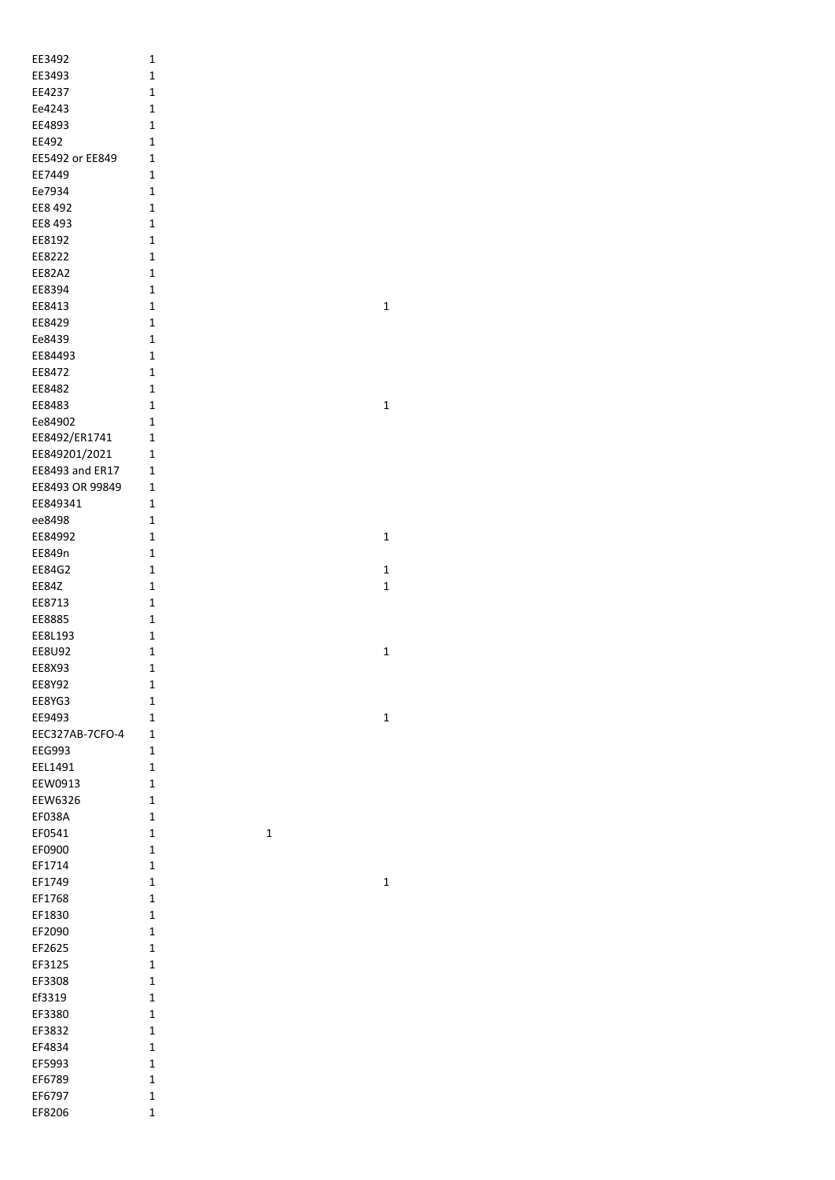| | | | |
|---|---|---|---|
| EE3492 | 1 | | |
| EE3493 | 1 | | |
| EE4237 | 1 | | |
| Ee4243 | 1 | | |
| EE4893 | 1 | | |
| EE492 | 1 | | |
| EE5492 or EE849 | 1 | | |
| EE7449 | 1 | | |
| Ee7934 | 1 | | |
| EE8 492 | 1 | | |
| EE8 493 | 1 | | |
| EE8192 | 1 | | |
| EE8222 | 1 | | |
| EE82A2 | 1 | | |
| EE8394 | 1 | | |
| EE8413 | 1 | | 1 |
| EE8429 | 1 | | |
| Ee8439 | 1 | | |
| EE84493 | 1 | | |
| EE8472 | 1 | | |
| EE8482 | 1 | | |
| EE8483 | 1 | | 1 |
| Ee84902 | 1 | | |
| EE8492/ER1741 | 1 | | |
| EE849201/2021 | 1 | | |
| EE8493 and ER17 | 1 | | |
| EE8493 OR 99849 | 1 | | |
| EE849341 | 1 | | |
| ee8498 | 1 | | |
| EE84992 | 1 | | 1 |
| EE849n | 1 | | |
| EE84G2 | 1 | | 1 |
| EE84Z | 1 | | 1 |
| EE8713 | 1 | | |
| EE8885 | 1 | | |
| EE8L193 | 1 | | |
| EE8U92 | 1 | | 1 |
| EE8X93 | 1 | | |
| EE8Y92 | 1 | | |
| EE8YG3 | 1 | | |
| EE9493 | 1 | | 1 |
| EEC327AB-7CFO-4 | 1 | | |
| EEG993 | 1 | | |
| EEL1491 | 1 | | |
| EEW0913 | 1 | | |
| EEW6326 | 1 | | |
| EF038A | 1 | | |
| EF0541 | 1 | 1 | |
| EF0900 | 1 | | |
| EF1714 | 1 | | |
| EF1749 | 1 | | 1 |
| EF1768 | 1 | | |
| EF1830 | 1 | | |
| EF2090 | 1 | | |
| EF2625 | 1 | | |
| EF3125 | 1 | | |
| EF3308 | 1 | | |
| Ef3319 | 1 | | |
| EF3380 | 1 | | |
| EF3832 | 1 | | |
| EF4834 | 1 | | |
| EF5993 | 1 | | |
| EF6789 | 1 | | |
| EF6797 | 1 | | |
| EF8206 | 1 | | |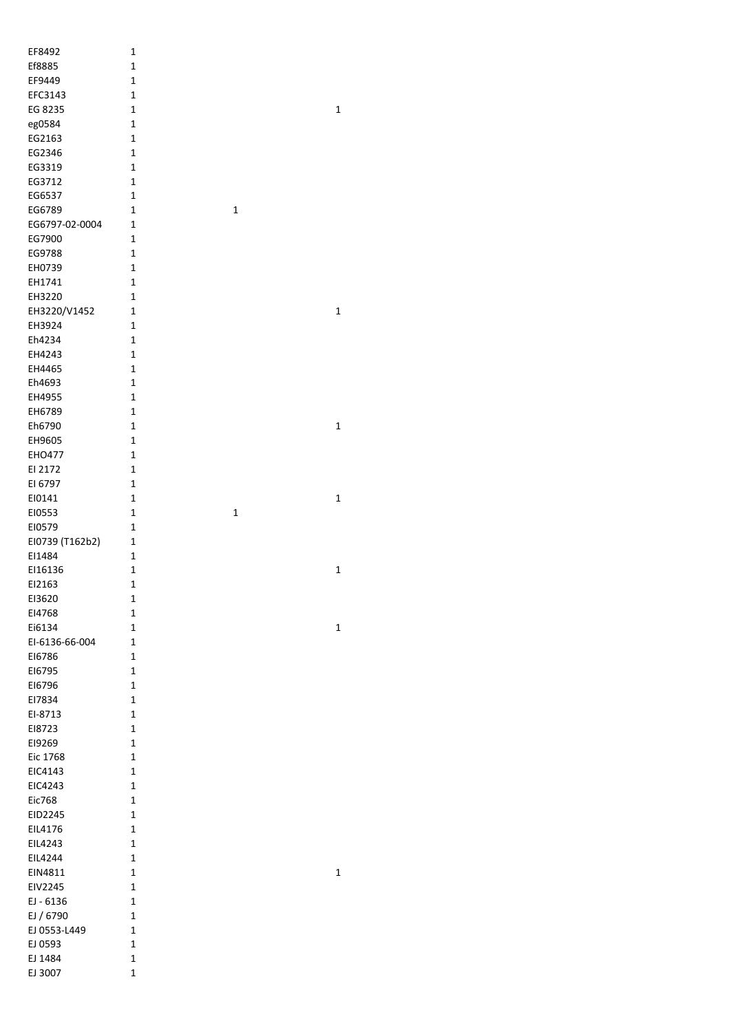| | | | |
|---|---|---|---|
| EF8492 | 1 | | |
| Ef8885 | 1 | | |
| EF9449 | 1 | | |
| EFC3143 | 1 | | |
| EG 8235 | 1 | | 1 |
| eg0584 | 1 | | |
| EG2163 | 1 | | |
| EG2346 | 1 | | |
| EG3319 | 1 | | |
| EG3712 | 1 | | |
| EG6537 | 1 | | |
| EG6789 | 1 | 1 | |
| EG6797-02-0004 | 1 | | |
| EG7900 | 1 | | |
| EG9788 | 1 | | |
| EH0739 | 1 | | |
| EH1741 | 1 | | |
| EH3220 | 1 | | |
| EH3220/V1452 | 1 | | 1 |
| EH3924 | 1 | | |
| Eh4234 | 1 | | |
| EH4243 | 1 | | |
| EH4465 | 1 | | |
| Eh4693 | 1 | | |
| EH4955 | 1 | | |
| EH6789 | 1 | | |
| Eh6790 | 1 | | 1 |
| EH9605 | 1 | | |
| EHO477 | 1 | | |
| EI 2172 | 1 | | |
| EI 6797 | 1 | | |
| EI0141 | 1 | | 1 |
| EI0553 | 1 | 1 | |
| EI0579 | 1 | | |
| EI0739 (T162b2) | 1 | | |
| EI1484 | 1 | | |
| EI16136 | 1 | | 1 |
| EI2163 | 1 | | |
| EI3620 | 1 | | |
| EI4768 | 1 | | |
| Ei6134 | 1 | | 1 |
| EI-6136-66-004 | 1 | | |
| EI6786 | 1 | | |
| EI6795 | 1 | | |
| EI6796 | 1 | | |
| EI7834 | 1 | | |
| EI-8713 | 1 | | |
| EI8723 | 1 | | |
| EI9269 | 1 | | |
| Eic 1768 | 1 | | |
| EIC4143 | 1 | | |
| EIC4243 | 1 | | |
| Eic768 | 1 | | |
| EID2245 | 1 | | |
| EIL4176 | 1 | | |
| EIL4243 | 1 | | |
| EIL4244 | 1 | | |
| EIN4811 | 1 | | 1 |
| EIV2245 | 1 | | |
| EJ - 6136 | 1 | | |
| EJ / 6790 | 1 | | |
| EJ 0553-L449 | 1 | | |
| EJ 0593 | 1 | | |
| EJ 1484 | 1 | | |
| EJ 3007 | 1 | | |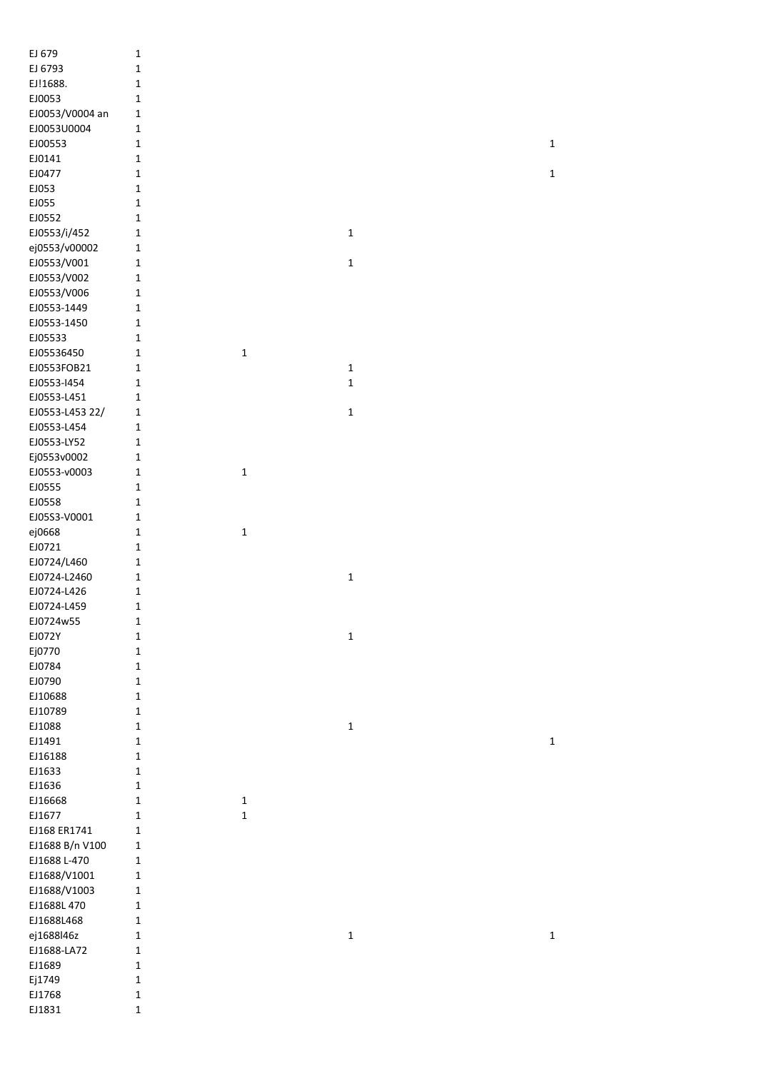| | | | | |
|---|---|---|---|---|
| EJ 679 | 1 | | | |
| EJ 6793 | 1 | | | |
| EJ!1688. | 1 | | | |
| EJ0053 | 1 | | | |
| EJ0053/V0004 an | 1 | | | |
| EJ0053U0004 | 1 | | | |
| EJ00553 | 1 | | | 1 |
| EJ0141 | 1 | | | |
| EJ0477 | 1 | | | 1 |
| EJ053 | 1 | | | |
| EJ055 | 1 | | | |
| EJ0552 | 1 | | | |
| EJ0553/i/452 | 1 | | 1 | |
| ej0553/v00002 | 1 | | | |
| EJ0553/V001 | 1 | | 1 | |
| EJ0553/V002 | 1 | | | |
| EJ0553/V006 | 1 | | | |
| EJ0553-1449 | 1 | | | |
| EJ0553-1450 | 1 | | | |
| EJ05533 | 1 | | | |
| EJ05536450 | 1 | 1 | | |
| EJ0553FOB21 | 1 | | 1 | |
| EJ0553-I454 | 1 | | 1 | |
| EJ0553-L451 | 1 | | | |
| EJ0553-L453 22/ | 1 | | 1 | |
| EJ0553-L454 | 1 | | | |
| EJ0553-LY52 | 1 | | | |
| Ej0553v0002 | 1 | | | |
| EJ0553-v0003 | 1 | 1 | | |
| EJ0555 | 1 | | | |
| EJ0558 | 1 | | | |
| EJ05S3-V0001 | 1 | | | |
| ej0668 | 1 | 1 | | |
| EJ0721 | 1 | | | |
| EJ0724/L460 | 1 | | | |
| EJ0724-L2460 | 1 | | 1 | |
| EJ0724-L426 | 1 | | | |
| EJ0724-L459 | 1 | | | |
| EJ0724w55 | 1 | | | |
| EJ072Y | 1 | | 1 | |
| Ej0770 | 1 | | | |
| EJ0784 | 1 | | | |
| EJ0790 | 1 | | | |
| EJ10688 | 1 | | | |
| EJ10789 | 1 | | | |
| EJ1088 | 1 | | 1 | |
| EJ1491 | 1 | | | 1 |
| EJ16188 | 1 | | | |
| EJ1633 | 1 | | | |
| EJ1636 | 1 | | | |
| EJ16668 | 1 | 1 | | |
| EJ1677 | 1 | 1 | | |
| EJ168 ER1741 | 1 | | | |
| EJ1688 B/n V100 | 1 | | | |
| EJ1688 L-470 | 1 | | | |
| EJ1688/V1001 | 1 | | | |
| EJ1688/V1003 | 1 | | | |
| EJ1688L 470 | 1 | | | |
| EJ1688L468 | 1 | | | |
| ej1688l46z | 1 | | 1 | 1 |
| EJ1688-LA72 | 1 | | | |
| EJ1689 | 1 | | | |
| Ej1749 | 1 | | | |
| EJ1768 | 1 | | | |
| EJ1831 | 1 | | | |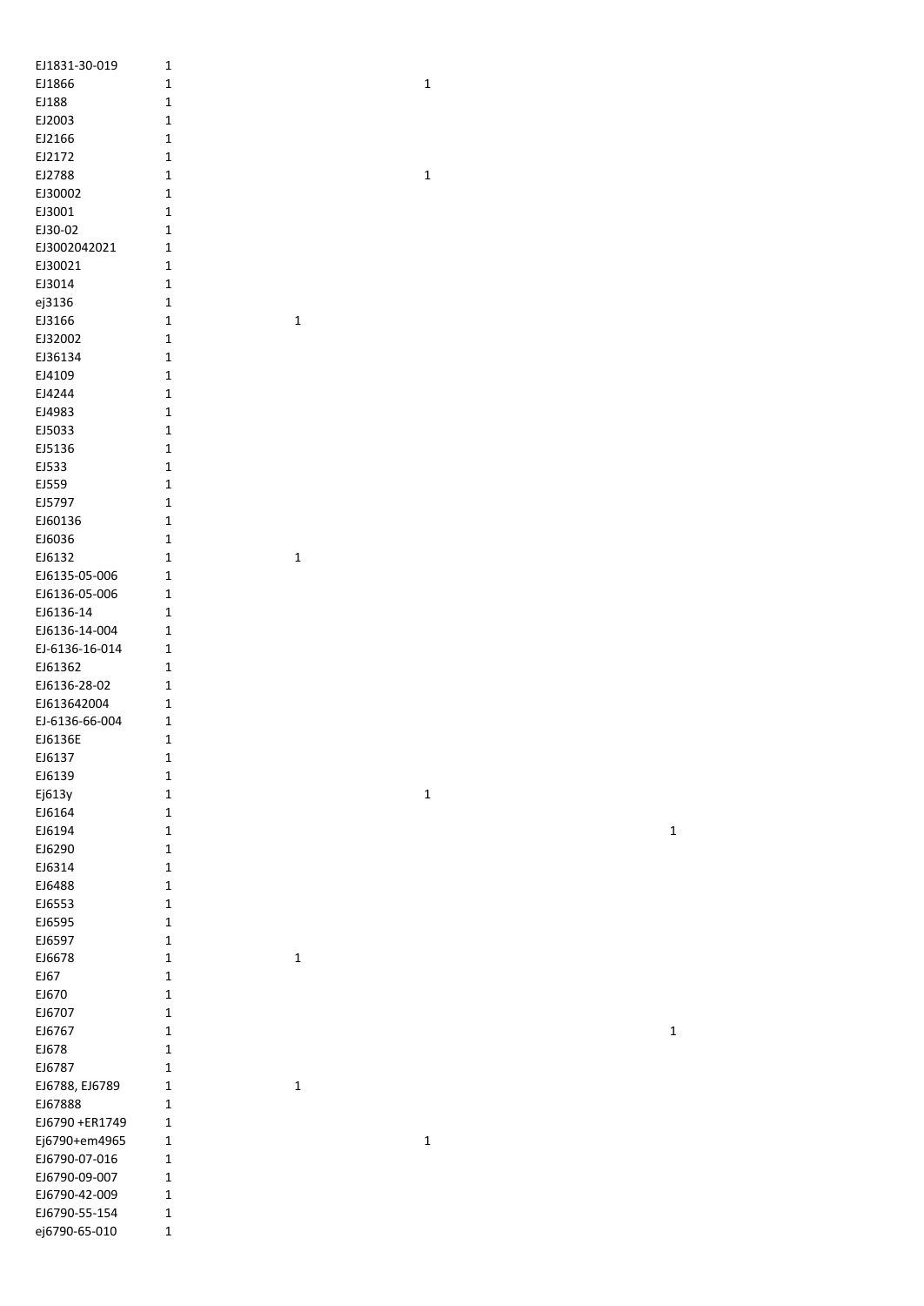| | | | | |
|---|---|---|---|---|
| EJ1831-30-019 | 1 | | | |
| EJ1866 | 1 | | 1 | |
| EJ188 | 1 | | | |
| EJ2003 | 1 | | | |
| EJ2166 | 1 | | | |
| EJ2172 | 1 | | | |
| EJ2788 | 1 | | 1 | |
| EJ30002 | 1 | | | |
| EJ3001 | 1 | | | |
| EJ30-02 | 1 | | | |
| EJ3002042021 | 1 | | | |
| EJ30021 | 1 | | | |
| EJ3014 | 1 | | | |
| ej3136 | 1 | | | |
| EJ3166 | 1 | 1 | | |
| EJ32002 | 1 | | | |
| EJ36134 | 1 | | | |
| EJ4109 | 1 | | | |
| EJ4244 | 1 | | | |
| EJ4983 | 1 | | | |
| EJ5033 | 1 | | | |
| EJ5136 | 1 | | | |
| EJ533 | 1 | | | |
| EJ559 | 1 | | | |
| EJ5797 | 1 | | | |
| EJ60136 | 1 | | | |
| EJ6036 | 1 | | | |
| EJ6132 | 1 | 1 | | |
| EJ6135-05-006 | 1 | | | |
| EJ6136-05-006 | 1 | | | |
| EJ6136-14 | 1 | | | |
| EJ6136-14-004 | 1 | | | |
| EJ-6136-16-014 | 1 | | | |
| EJ61362 | 1 | | | |
| EJ6136-28-02 | 1 | | | |
| EJ613642004 | 1 | | | |
| EJ-6136-66-004 | 1 | | | |
| EJ6136E | 1 | | | |
| EJ6137 | 1 | | | |
| EJ6139 | 1 | | | |
| Ej613y | 1 | | 1 | |
| EJ6164 | 1 | | | |
| EJ6194 | 1 | | | 1 |
| EJ6290 | 1 | | | |
| EJ6314 | 1 | | | |
| EJ6488 | 1 | | | |
| EJ6553 | 1 | | | |
| EJ6595 | 1 | | | |
| EJ6597 | 1 | | | |
| EJ6678 | 1 | 1 | | |
| EJ67 | 1 | | | |
| EJ670 | 1 | | | |
| EJ6707 | 1 | | | |
| EJ6767 | 1 | | | 1 |
| EJ678 | 1 | | | |
| EJ6787 | 1 | | | |
| EJ6788, EJ6789 | 1 | 1 | | |
| EJ67888 | 1 | | | |
| EJ6790 +ER1749 | 1 | | | |
| Ej6790+em4965 | 1 | | 1 | |
| EJ6790-07-016 | 1 | | | |
| EJ6790-09-007 | 1 | | | |
| EJ6790-42-009 | 1 | | | |
| EJ6790-55-154 | 1 | | | |
| ej6790-65-010 | 1 | | | |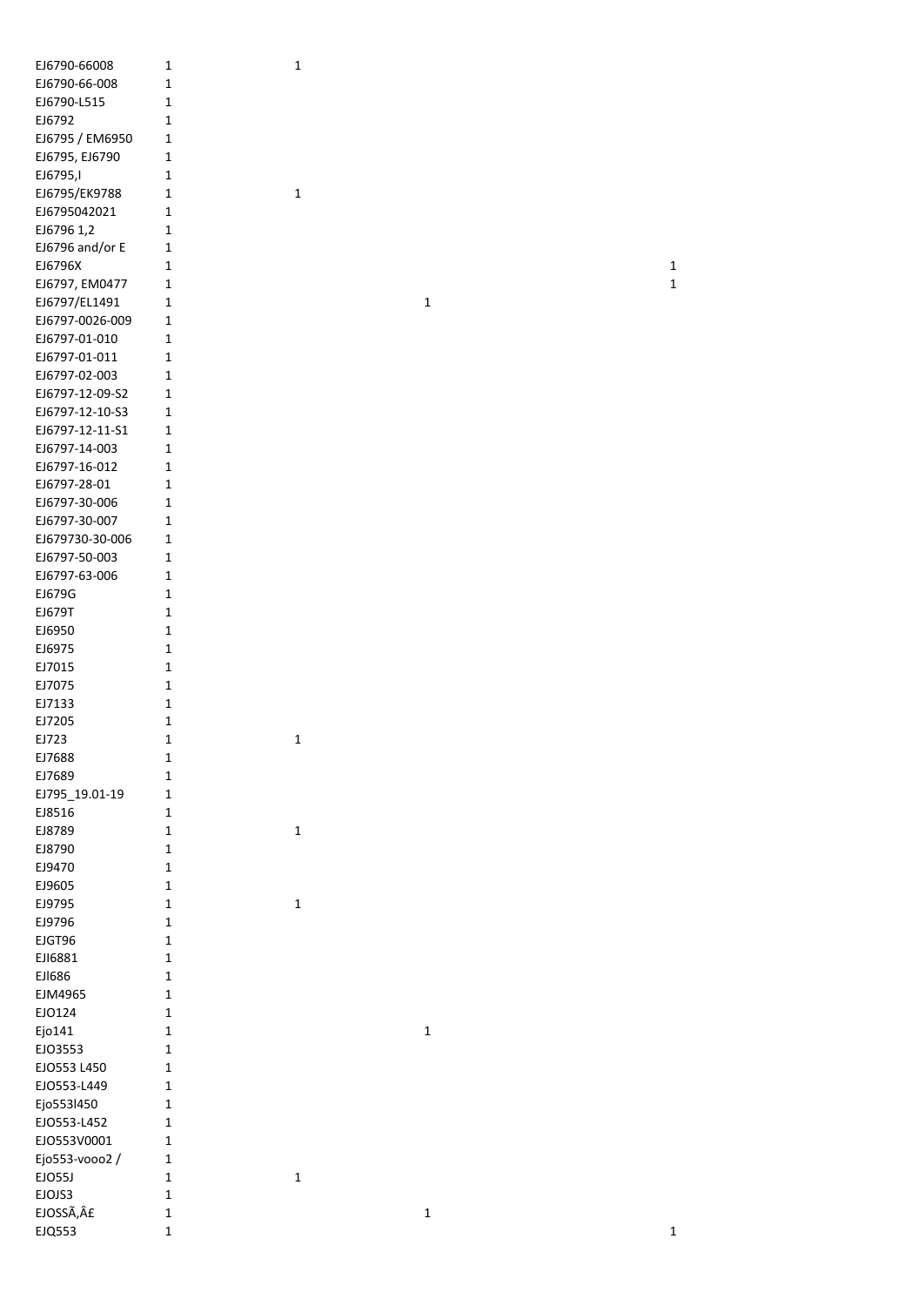| | | | | |
|---|---|---|---|---|
| EJ6790-66008 | 1 | 1 | | |
| EJ6790-66-008 | 1 | | | |
| EJ6790-L515 | 1 | | | |
| EJ6792 | 1 | | | |
| EJ6795 / EM6950 | 1 | | | |
| EJ6795, EJ6790 | 1 | | | |
| EJ6795,I | 1 | | | |
| EJ6795/EK9788 | 1 | 1 | | |
| EJ6795042021 | 1 | | | |
| EJ6796 1,2 | 1 | | | |
| EJ6796 and/or E | 1 | | | |
| EJ6796X | 1 | | | 1 |
| EJ6797, EM0477 | 1 | | | 1 |
| EJ6797/EL1491 | 1 | | 1 | |
| EJ6797-0026-009 | 1 | | | |
| EJ6797-01-010 | 1 | | | |
| EJ6797-01-011 | 1 | | | |
| EJ6797-02-003 | 1 | | | |
| EJ6797-12-09-S2 | 1 | | | |
| EJ6797-12-10-S3 | 1 | | | |
| EJ6797-12-11-S1 | 1 | | | |
| EJ6797-14-003 | 1 | | | |
| EJ6797-16-012 | 1 | | | |
| EJ6797-28-01 | 1 | | | |
| EJ6797-30-006 | 1 | | | |
| EJ6797-30-007 | 1 | | | |
| EJ679730-30-006 | 1 | | | |
| EJ6797-50-003 | 1 | | | |
| EJ6797-63-006 | 1 | | | |
| EJ679G | 1 | | | |
| EJ679T | 1 | | | |
| EJ6950 | 1 | | | |
| EJ6975 | 1 | | | |
| EJ7015 | 1 | | | |
| EJ7075 | 1 | | | |
| EJ7133 | 1 | | | |
| EJ7205 | 1 | | | |
| EJ723 | 1 | 1 | | |
| EJ7688 | 1 | | | |
| EJ7689 | 1 | | | |
| EJ795_19.01-19 | 1 | | | |
| EJ8516 | 1 | | | |
| EJ8789 | 1 | 1 | | |
| EJ8790 | 1 | | | |
| EJ9470 | 1 | | | |
| EJ9605 | 1 | | | |
| EJ9795 | 1 | 1 | | |
| EJ9796 | 1 | | | |
| EJGT96 | 1 | | | |
| EJI6881 | 1 | | | |
| EJl686 | 1 | | | |
| EJM4965 | 1 | | | |
| EJO124 | 1 | | | |
| Ejo141 | 1 | | 1 | |
| EJO3553 | 1 | | | |
| EJO553 L450 | 1 | | | |
| EJO553-L449 | 1 | | | |
| Ejo553l450 | 1 | | | |
| EJO553-L452 | 1 | | | |
| EJO553V0001 | 1 | | | |
| Ejo553-vooo2 / | 1 | | | |
| EJO55J | 1 | 1 | | |
| EJOJS3 | 1 | | | |
| EJOSSÃ‚Â£ | 1 | | 1 | |
| EJQ553 | 1 | | | 1 |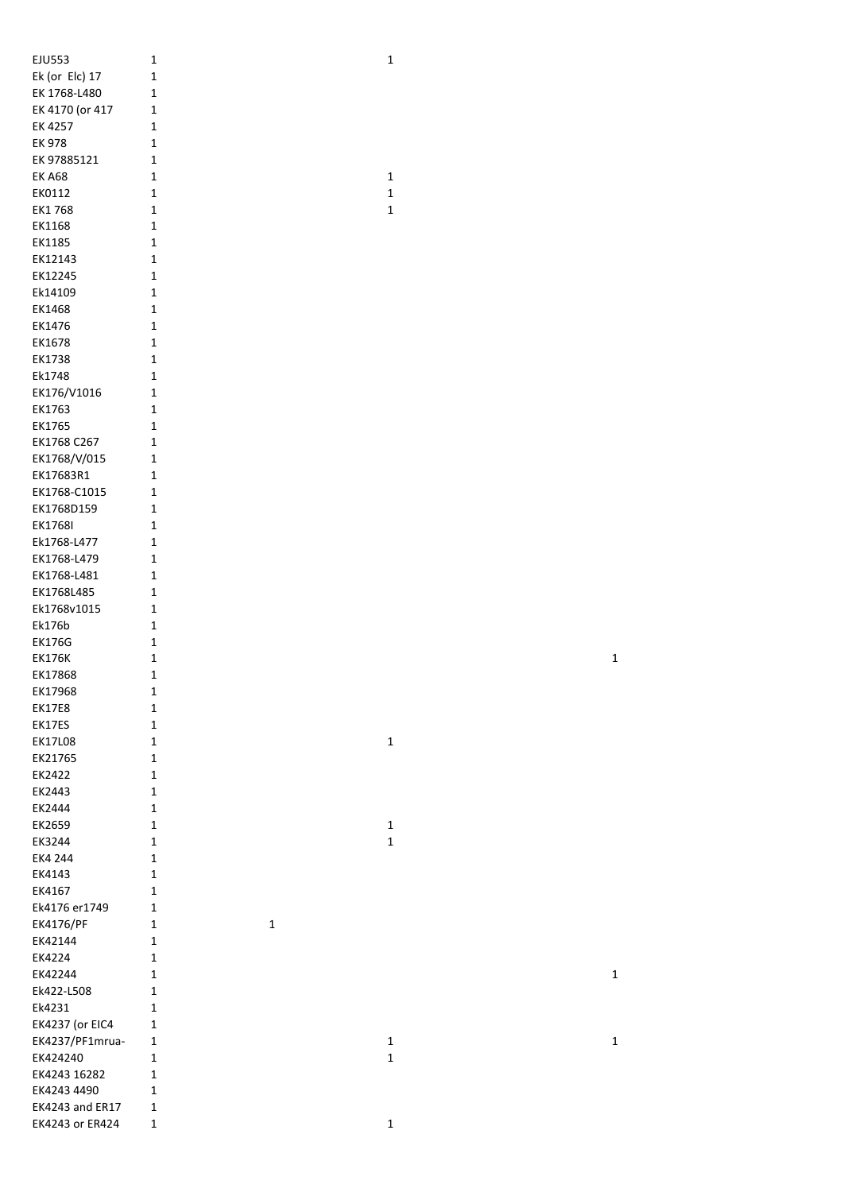| | | | | |
|---|---|---|---|---|
| EJU553 | 1 | | 1 | |
| Ek (or Elc) 17 | 1 | | | |
| EK 1768-L480 | 1 | | | |
| EK 4170 (or 417 | 1 | | | |
| EK 4257 | 1 | | | |
| EK 978 | 1 | | | |
| EK 97885121 | 1 | | | |
| EK A68 | 1 | | 1 | |
| EK0112 | 1 | | 1 | |
| EK1 768 | 1 | | 1 | |
| EK1168 | 1 | | | |
| EK1185 | 1 | | | |
| EK12143 | 1 | | | |
| EK12245 | 1 | | | |
| Ek14109 | 1 | | | |
| EK1468 | 1 | | | |
| EK1476 | 1 | | | |
| EK1678 | 1 | | | |
| EK1738 | 1 | | | |
| Ek1748 | 1 | | | |
| EK176/V1016 | 1 | | | |
| EK1763 | 1 | | | |
| EK1765 | 1 | | | |
| EK1768 C267 | 1 | | | |
| EK1768/V/015 | 1 | | | |
| EK17683R1 | 1 | | | |
| EK1768-C1015 | 1 | | | |
| EK1768D159 | 1 | | | |
| EK1768I | 1 | | | |
| Ek1768-L477 | 1 | | | |
| Ek1768-L479 | 1 | | | |
| EK1768-L481 | 1 | | | |
| EK1768L485 | 1 | | | |
| Ek1768v1015 | 1 | | | |
| Ek176b | 1 | | | |
| EK176G | 1 | | | |
| EK176K | 1 | | | 1 |
| EK17868 | 1 | | | |
| EK17968 | 1 | | | |
| EK17E8 | 1 | | | |
| EK17ES | 1 | | | |
| EK17L08 | 1 | | 1 | |
| EK21765 | 1 | | | |
| EK2422 | 1 | | | |
| EK2443 | 1 | | | |
| EK2444 | 1 | | | |
| EK2659 | 1 | | 1 | |
| EK3244 | 1 | | 1 | |
| EK4 244 | 1 | | | |
| EK4143 | 1 | | | |
| EK4167 | 1 | | | |
| Ek4176 er1749 | 1 | | | |
| EK4176/PF | 1 | 1 | | |
| EK42144 | 1 | | | |
| EK4224 | 1 | | | |
| EK42244 | 1 | | | 1 |
| Ek422-L508 | 1 | | | |
| Ek4231 | 1 | | | |
| EK4237 (or EIC4 | 1 | | | |
| EK4237/PF1mrua- | 1 | | 1 | 1 |
| EK424240 | 1 | | 1 | |
| EK4243 16282 | 1 | | | |
| EK4243 4490 | 1 | | | |
| EK4243 and ER17 | 1 | | | |
| EK4243 or ER424 | 1 | | 1 | |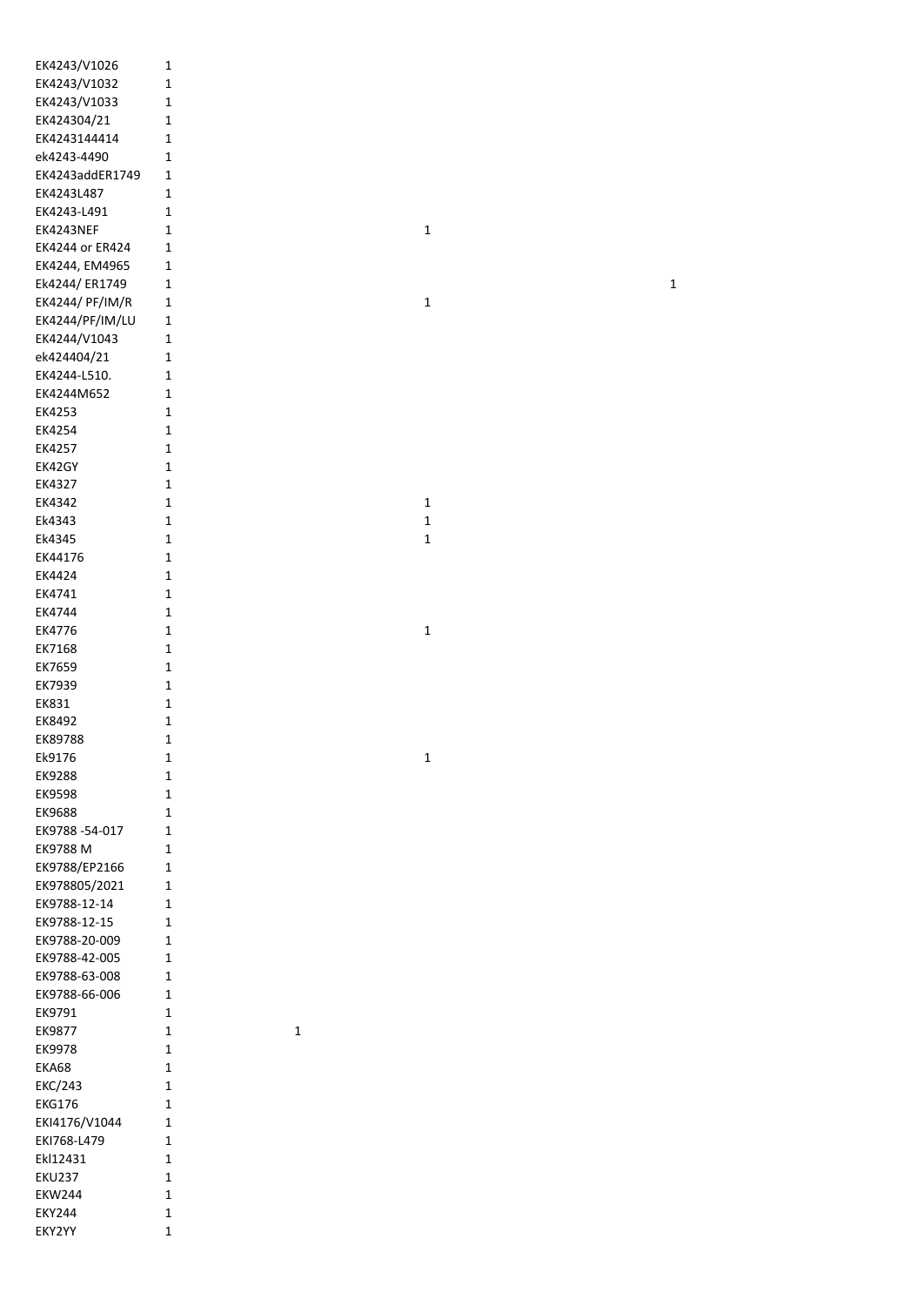| | | | | |
|---|---|---|---|---|
| EK4243/V1026 | 1 | | | |
| EK4243/V1032 | 1 | | | |
| EK4243/V1033 | 1 | | | |
| EK424304/21 | 1 | | | |
| EK4243144414 | 1 | | | |
| ek4243-4490 | 1 | | | |
| EK4243addER1749 | 1 | | | |
| EK4243L487 | 1 | | | |
| EK4243-L491 | 1 | | | |
| EK4243NEF | 1 | | 1 | |
| EK4244 or ER424 | 1 | | | |
| EK4244, EM4965 | 1 | | | |
| Ek4244/ ER1749 | 1 | | | 1 |
| EK4244/ PF/IM/R | 1 | | 1 | |
| EK4244/PF/IM/LU | 1 | | | |
| EK4244/V1043 | 1 | | | |
| ek424404/21 | 1 | | | |
| EK4244-L510. | 1 | | | |
| EK4244M652 | 1 | | | |
| EK4253 | 1 | | | |
| EK4254 | 1 | | | |
| EK4257 | 1 | | | |
| EK42GY | 1 | | | |
| EK4327 | 1 | | | |
| EK4342 | 1 | | 1 | |
| Ek4343 | 1 | | 1 | |
| Ek4345 | 1 | | 1 | |
| EK44176 | 1 | | | |
| EK4424 | 1 | | | |
| EK4741 | 1 | | | |
| EK4744 | 1 | | | |
| EK4776 | 1 | | 1 | |
| EK7168 | 1 | | | |
| EK7659 | 1 | | | |
| EK7939 | 1 | | | |
| EK831 | 1 | | | |
| EK8492 | 1 | | | |
| EK89788 | 1 | | | |
| Ek9176 | 1 | | 1 | |
| EK9288 | 1 | | | |
| EK9598 | 1 | | | |
| EK9688 | 1 | | | |
| EK9788 -54-017 | 1 | | | |
| EK9788 M | 1 | | | |
| EK9788/EP2166 | 1 | | | |
| EK978805/2021 | 1 | | | |
| EK9788-12-14 | 1 | | | |
| EK9788-12-15 | 1 | | | |
| EK9788-20-009 | 1 | | | |
| EK9788-42-005 | 1 | | | |
| EK9788-63-008 | 1 | | | |
| EK9788-66-006 | 1 | | | |
| EK9791 | 1 | | | |
| EK9877 | 1 | 1 | | |
| EK9978 | 1 | | | |
| EKA68 | 1 | | | |
| EKC/243 | 1 | | | |
| EKG176 | 1 | | | |
| EKI4176/V1044 | 1 | | | |
| EKI768-L479 | 1 | | | |
| Ekl12431 | 1 | | | |
| EKU237 | 1 | | | |
| EKW244 | 1 | | | |
| EKY244 | 1 | | | |
| EKY2YY | 1 | | | |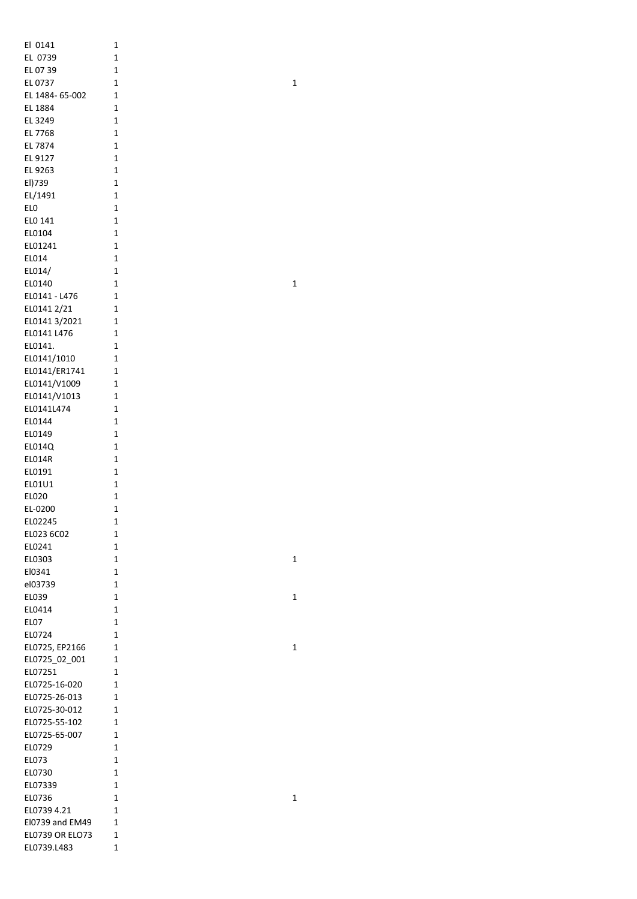| | | |
|---|---|---|
| El  0141 | 1 | |
| EL  0739 | 1 | |
| EL 07 39 | 1 | |
| EL 0737 | 1 | 1 |
| EL 1484- 65-002 | 1 | |
| EL 1884 | 1 | |
| EL 3249 | 1 | |
| EL 7768 | 1 | |
| EL 7874 | 1 | |
| EL 9127 | 1 | |
| EL 9263 | 1 | |
| El)739 | 1 | |
| EL/1491 | 1 | |
| EL0 | 1 | |
| EL0 141 | 1 | |
| EL0104 | 1 | |
| EL01241 | 1 | |
| EL014 | 1 | |
| EL014/ | 1 | |
| EL0140 | 1 | 1 |
| EL0141 - L476 | 1 | |
| EL0141 2/21 | 1 | |
| EL0141 3/2021 | 1 | |
| EL0141 L476 | 1 | |
| EL0141. | 1 | |
| EL0141/1010 | 1 | |
| EL0141/ER1741 | 1 | |
| EL0141/V1009 | 1 | |
| EL0141/V1013 | 1 | |
| EL0141L474 | 1 | |
| EL0144 | 1 | |
| EL0149 | 1 | |
| EL014Q | 1 | |
| EL014R | 1 | |
| EL0191 | 1 | |
| EL01U1 | 1 | |
| EL020 | 1 | |
| EL-0200 | 1 | |
| EL02245 | 1 | |
| EL023 6C02 | 1 | |
| EL0241 | 1 | |
| EL0303 | 1 | 1 |
| El0341 | 1 | |
| el03739 | 1 | |
| EL039 | 1 | 1 |
| EL0414 | 1 | |
| EL07 | 1 | |
| EL0724 | 1 | |
| EL0725, EP2166 | 1 | 1 |
| EL0725_02_001 | 1 | |
| EL07251 | 1 | |
| EL0725-16-020 | 1 | |
| EL0725-26-013 | 1 | |
| EL0725-30-012 | 1 | |
| EL0725-55-102 | 1 | |
| EL0725-65-007 | 1 | |
| EL0729 | 1 | |
| EL073 | 1 | |
| EL0730 | 1 | |
| EL07339 | 1 | |
| EL0736 | 1 | 1 |
| EL0739 4.21 | 1 | |
| El0739 and EM49 | 1 | |
| EL0739 OR ELO73 | 1 | |
| EL0739.L483 | 1 | |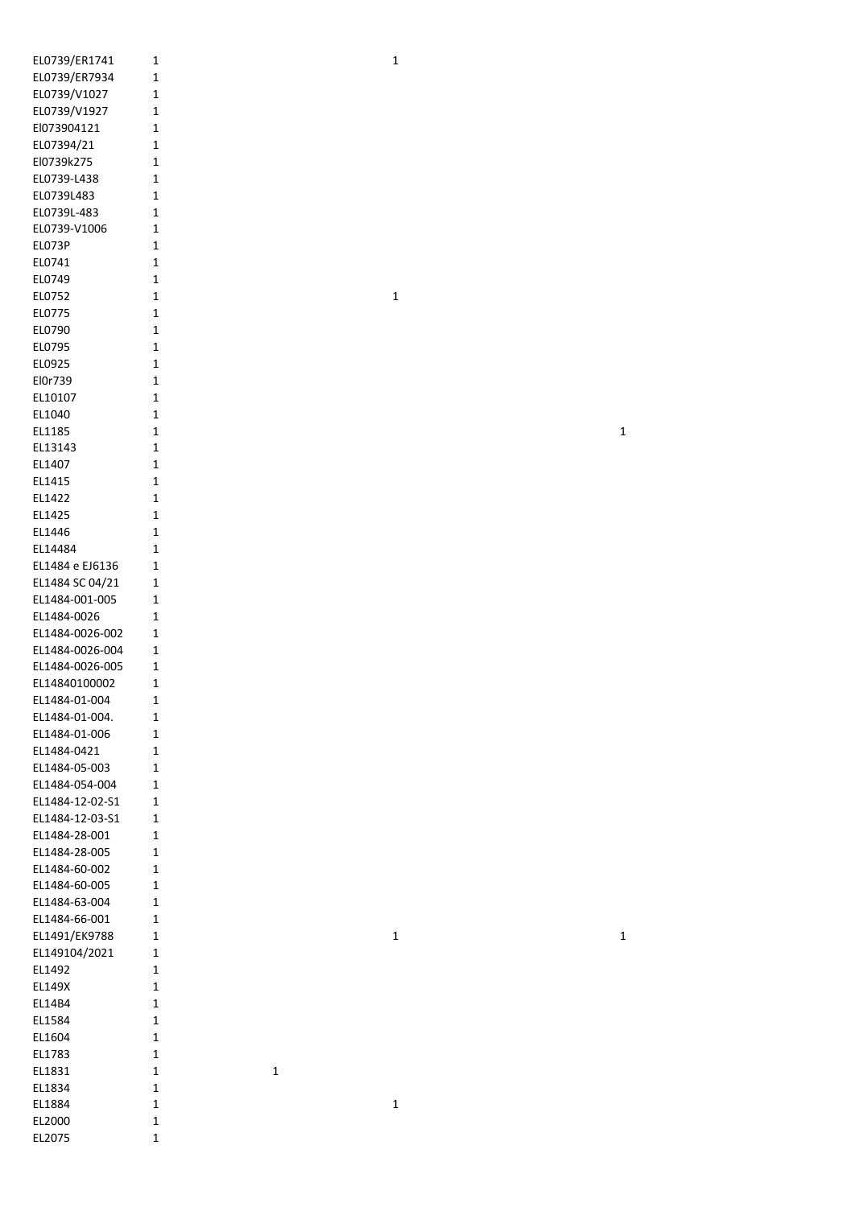| | | | | |
|---|---|---|---|---|
| EL0739/ER1741 | 1 | | 1 | |
| EL0739/ER7934 | 1 | | | |
| EL0739/V1027 | 1 | | | |
| EL0739/V1927 | 1 | | | |
| El073904121 | 1 | | | |
| EL07394/21 | 1 | | | |
| El0739k275 | 1 | | | |
| EL0739-L438 | 1 | | | |
| EL0739L483 | 1 | | | |
| EL0739L-483 | 1 | | | |
| EL0739-V1006 | 1 | | | |
| EL073P | 1 | | | |
| EL0741 | 1 | | | |
| EL0749 | 1 | | | |
| EL0752 | 1 | | 1 | |
| EL0775 | 1 | | | |
| EL0790 | 1 | | | |
| EL0795 | 1 | | | |
| EL0925 | 1 | | | |
| El0r739 | 1 | | | |
| EL10107 | 1 | | | |
| EL1040 | 1 | | | |
| EL1185 | 1 | | | 1 |
| EL13143 | 1 | | | |
| EL1407 | 1 | | | |
| EL1415 | 1 | | | |
| EL1422 | 1 | | | |
| EL1425 | 1 | | | |
| EL1446 | 1 | | | |
| EL14484 | 1 | | | |
| EL1484 e EJ6136 | 1 | | | |
| EL1484 SC 04/21 | 1 | | | |
| EL1484-001-005 | 1 | | | |
| EL1484-0026 | 1 | | | |
| EL1484-0026-002 | 1 | | | |
| EL1484-0026-004 | 1 | | | |
| EL1484-0026-005 | 1 | | | |
| EL14840100002 | 1 | | | |
| EL1484-01-004 | 1 | | | |
| EL1484-01-004. | 1 | | | |
| EL1484-01-006 | 1 | | | |
| EL1484-0421 | 1 | | | |
| EL1484-05-003 | 1 | | | |
| EL1484-054-004 | 1 | | | |
| EL1484-12-02-S1 | 1 | | | |
| EL1484-12-03-S1 | 1 | | | |
| EL1484-28-001 | 1 | | | |
| EL1484-28-005 | 1 | | | |
| EL1484-60-002 | 1 | | | |
| EL1484-60-005 | 1 | | | |
| EL1484-63-004 | 1 | | | |
| EL1484-66-001 | 1 | | | |
| EL1491/EK9788 | 1 | | 1 | 1 |
| EL149104/2021 | 1 | | | |
| EL1492 | 1 | | | |
| EL149X | 1 | | | |
| EL14B4 | 1 | | | |
| EL1584 | 1 | | | |
| EL1604 | 1 | | | |
| EL1783 | 1 | | | |
| EL1831 | 1 | 1 | | |
| EL1834 | 1 | | | |
| EL1884 | 1 | | 1 | |
| EL2000 | 1 | | | |
| EL2075 | 1 | | | |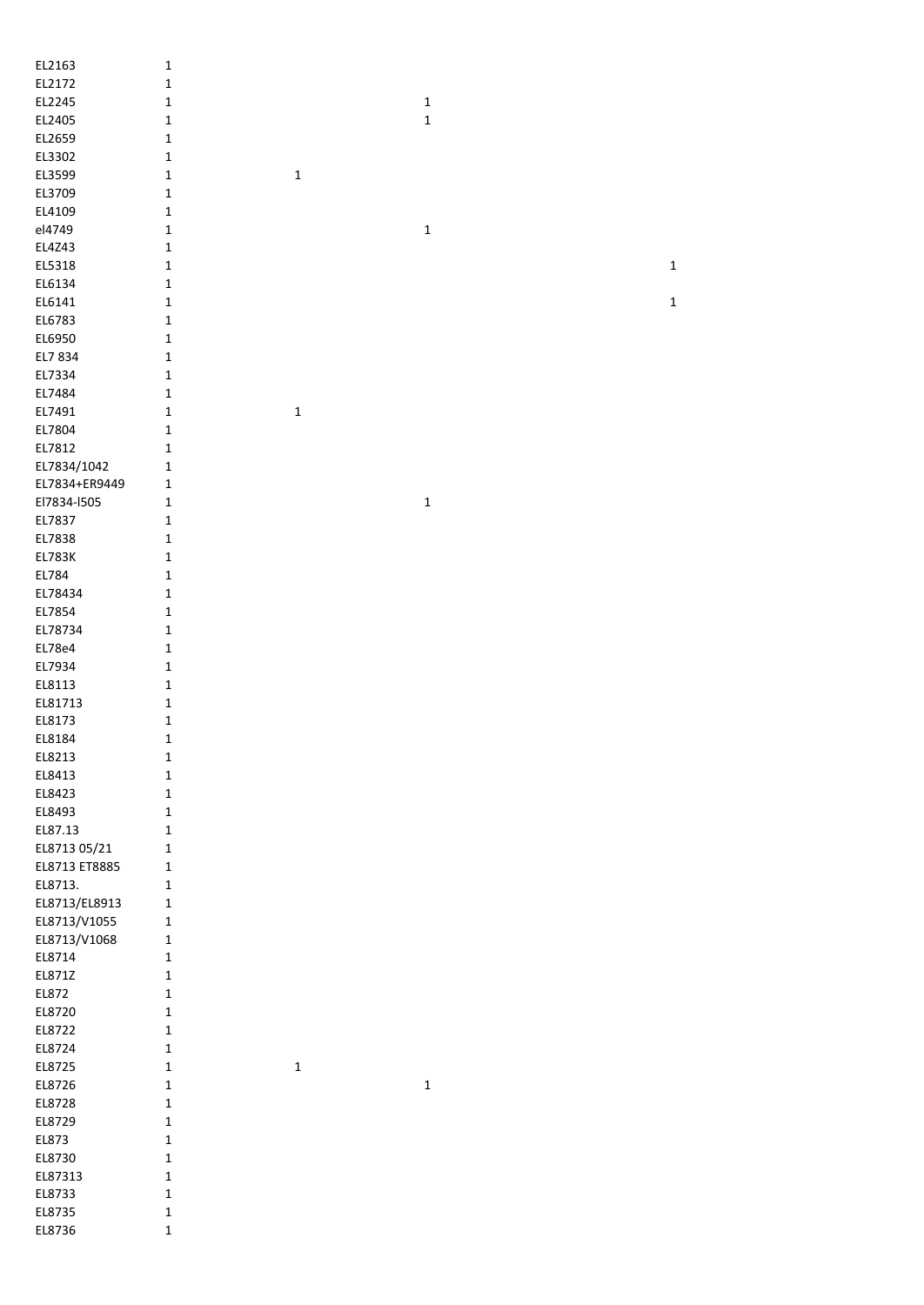| | | | | |
|---|---|---|---|---|
| EL2163 | 1 | | | |
| EL2172 | 1 | | | |
| EL2245 | 1 | | 1 | |
| EL2405 | 1 | | 1 | |
| EL2659 | 1 | | | |
| EL3302 | 1 | | | |
| EL3599 | 1 | 1 | | |
| EL3709 | 1 | | | |
| EL4109 | 1 | | | |
| el4749 | 1 | | 1 | |
| EL4Z43 | 1 | | | |
| EL5318 | 1 | | | 1 |
| EL6134 | 1 | | | |
| EL6141 | 1 | | | 1 |
| EL6783 | 1 | | | |
| EL6950 | 1 | | | |
| EL7 834 | 1 | | | |
| EL7334 | 1 | | | |
| EL7484 | 1 | | | |
| EL7491 | 1 | 1 | | |
| EL7804 | 1 | | | |
| EL7812 | 1 | | | |
| EL7834/1042 | 1 | | | |
| EL7834+ER9449 | 1 | | | |
| El7834-l505 | 1 | | 1 | |
| EL7837 | 1 | | | |
| EL7838 | 1 | | | |
| EL783K | 1 | | | |
| EL784 | 1 | | | |
| EL78434 | 1 | | | |
| EL7854 | 1 | | | |
| EL78734 | 1 | | | |
| EL78e4 | 1 | | | |
| EL7934 | 1 | | | |
| EL8113 | 1 | | | |
| EL81713 | 1 | | | |
| EL8173 | 1 | | | |
| EL8184 | 1 | | | |
| EL8213 | 1 | | | |
| EL8413 | 1 | | | |
| EL8423 | 1 | | | |
| EL8493 | 1 | | | |
| EL87.13 | 1 | | | |
| EL8713 05/21 | 1 | | | |
| EL8713 ET8885 | 1 | | | |
| EL8713. | 1 | | | |
| EL8713/EL8913 | 1 | | | |
| EL8713/V1055 | 1 | | | |
| EL8713/V1068 | 1 | | | |
| EL8714 | 1 | | | |
| EL871Z | 1 | | | |
| EL872 | 1 | | | |
| EL8720 | 1 | | | |
| EL8722 | 1 | | | |
| EL8724 | 1 | | | |
| EL8725 | 1 | 1 | | |
| EL8726 | 1 | | 1 | |
| EL8728 | 1 | | | |
| EL8729 | 1 | | | |
| EL873 | 1 | | | |
| EL8730 | 1 | | | |
| EL87313 | 1 | | | |
| EL8733 | 1 | | | |
| EL8735 | 1 | | | |
| EL8736 | 1 | | | |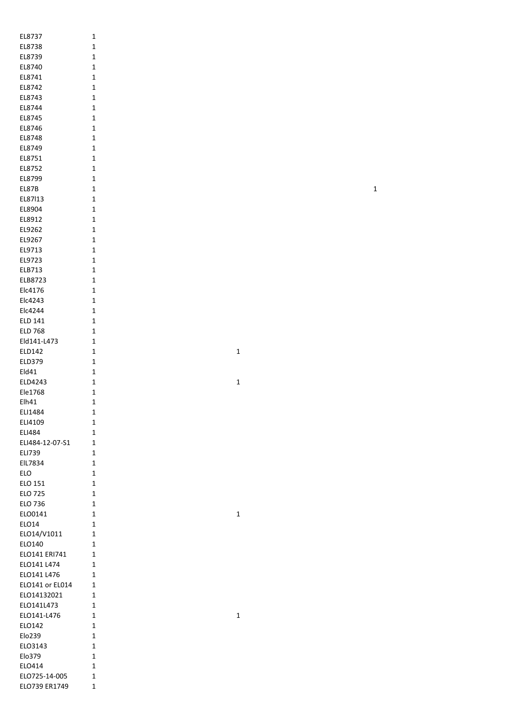| | | | |
|---|---|---|---|
| EL8737 | 1 | | |
| EL8738 | 1 | | |
| EL8739 | 1 | | |
| EL8740 | 1 | | |
| EL8741 | 1 | | |
| EL8742 | 1 | | |
| EL8743 | 1 | | |
| EL8744 | 1 | | |
| EL8745 | 1 | | |
| EL8746 | 1 | | |
| EL8748 | 1 | | |
| EL8749 | 1 | | |
| EL8751 | 1 | | |
| EL8752 | 1 | | |
| EL8799 | 1 | | |
| EL87B | 1 | | 1 |
| EL87l13 | 1 | | |
| EL8904 | 1 | | |
| EL8912 | 1 | | |
| EL9262 | 1 | | |
| EL9267 | 1 | | |
| EL9713 | 1 | | |
| EL9723 | 1 | | |
| ELB713 | 1 | | |
| ELB8723 | 1 | | |
| Elc4176 | 1 | | |
| Elc4243 | 1 | | |
| Elc4244 | 1 | | |
| ELD 141 | 1 | | |
| ELD 768 | 1 | | |
| Eld141-L473 | 1 | | |
| ELD142 | 1 | 1 | |
| ELD379 | 1 | | |
| Eld41 | 1 | | |
| ELD4243 | 1 | 1 | |
| Ele1768 | 1 | | |
| Elh41 | 1 | | |
| ELI1484 | 1 | | |
| ELI4109 | 1 | | |
| ELI484 | 1 | | |
| ELI484-12-07-S1 | 1 | | |
| ELI739 | 1 | | |
| ElL7834 | 1 | | |
| ELO | 1 | | |
| ELO 151 | 1 | | |
| ELO 725 | 1 | | |
| ELO 736 | 1 | | |
| ELO0141 | 1 | 1 | |
| ELO14 | 1 | | |
| ELO14/V1011 | 1 | | |
| ELO140 | 1 | | |
| ELO141 ERI741 | 1 | | |
| ELO141 L474 | 1 | | |
| ELO141 L476 | 1 | | |
| ELO141 or EL014 | 1 | | |
| ELO14132021 | 1 | | |
| ELO141L473 | 1 | | |
| ELO141-L476 | 1 | 1 | |
| ELO142 | 1 | | |
| Elo239 | 1 | | |
| ELO3143 | 1 | | |
| Elo379 | 1 | | |
| ELO414 | 1 | | |
| ELO725-14-005 | 1 | | |
| ELO739 ER1749 | 1 | | |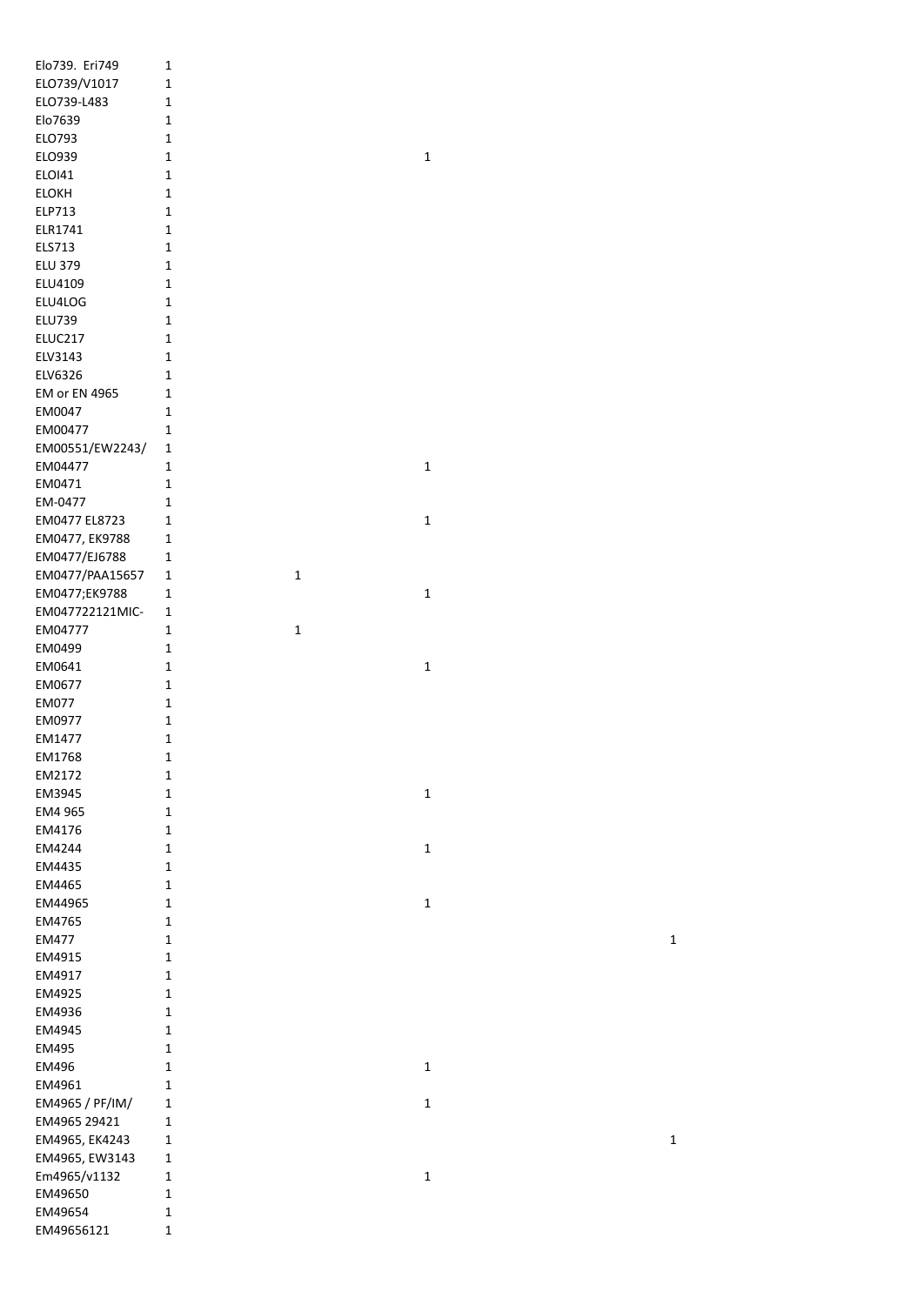| | | | | |
|---|---|---|---|---|
| Elo739.  Eri749 | 1 | | | |
| ELO739/V1017 | 1 | | | |
| ELO739-L483 | 1 | | | |
| Elo7639 | 1 | | | |
| ELO793 | 1 | | | |
| ELO939 | 1 | | 1 | |
| ELOI41 | 1 | | | |
| ELOKH | 1 | | | |
| ELP713 | 1 | | | |
| ELR1741 | 1 | | | |
| ELS713 | 1 | | | |
| ELU 379 | 1 | | | |
| ELU4109 | 1 | | | |
| ELU4LOG | 1 | | | |
| ELU739 | 1 | | | |
| ELUC217 | 1 | | | |
| ELV3143 | 1 | | | |
| ELV6326 | 1 | | | |
| EM or EN 4965 | 1 | | | |
| EM0047 | 1 | | | |
| EM00477 | 1 | | | |
| EM00551/EW2243/ | 1 | | | |
| EM04477 | 1 | | 1 | |
| EM0471 | 1 | | | |
| EM-0477 | 1 | | | |
| EM0477 EL8723 | 1 | | 1 | |
| EM0477, EK9788 | 1 | | | |
| EM0477/EJ6788 | 1 | | | |
| EM0477/PAA15657 | 1 | 1 | | |
| EM0477;EK9788 | 1 | | 1 | |
| EM047722121MIC- | 1 | | | |
| EM04777 | 1 | 1 | | |
| EM0499 | 1 | | | |
| EM0641 | 1 | | 1 | |
| EM0677 | 1 | | | |
| EM077 | 1 | | | |
| EM0977 | 1 | | | |
| EM1477 | 1 | | | |
| EM1768 | 1 | | | |
| EM2172 | 1 | | | |
| EM3945 | 1 | | 1 | |
| EM4 965 | 1 | | | |
| EM4176 | 1 | | | |
| EM4244 | 1 | | 1 | |
| EM4435 | 1 | | | |
| EM4465 | 1 | | | |
| EM44965 | 1 | | 1 | |
| EM4765 | 1 | | | |
| EM477 | 1 | | | 1 |
| EM4915 | 1 | | | |
| EM4917 | 1 | | | |
| EM4925 | 1 | | | |
| EM4936 | 1 | | | |
| EM4945 | 1 | | | |
| EM495 | 1 | | | |
| EM496 | 1 | | 1 | |
| EM4961 | 1 | | | |
| EM4965 / PF/IM/ | 1 | | 1 | |
| EM4965 29421 | 1 | | | |
| EM4965, EK4243 | 1 | | | 1 |
| EM4965, EW3143 | 1 | | | |
| Em4965/v1132 | 1 | | 1 | |
| EM49650 | 1 | | | |
| EM49654 | 1 | | | |
| EM49656121 | 1 | | | |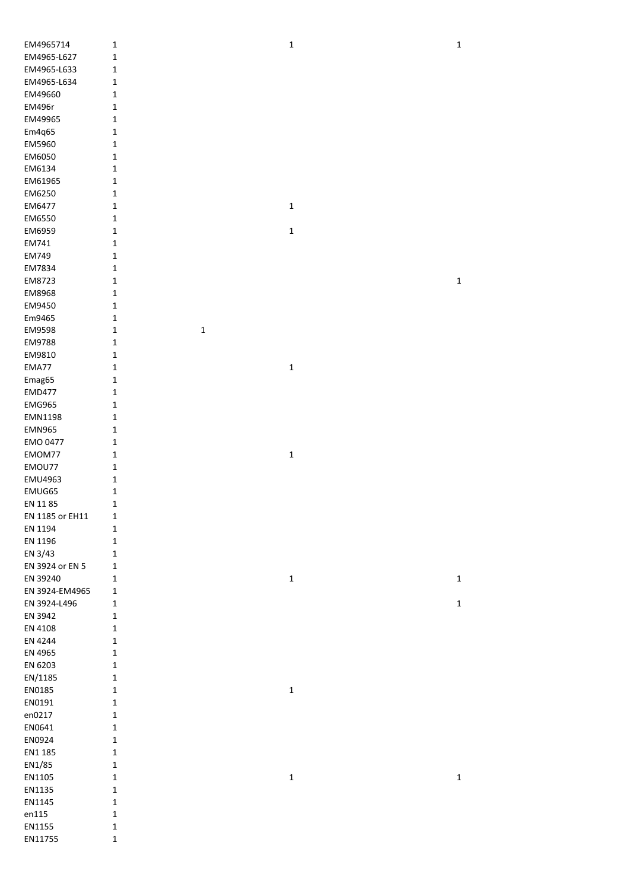| | | | | |
|---|---|---|---|---|
| EM4965714 | 1 | | 1 | 1 |
| EM4965-L627 | 1 | | | |
| EM4965-L633 | 1 | | | |
| EM4965-L634 | 1 | | | |
| EM49660 | 1 | | | |
| EM496r | 1 | | | |
| EM49965 | 1 | | | |
| Em4q65 | 1 | | | |
| EM5960 | 1 | | | |
| EM6050 | 1 | | | |
| EM6134 | 1 | | | |
| EM61965 | 1 | | | |
| EM6250 | 1 | | | |
| EM6477 | 1 | | 1 | |
| EM6550 | 1 | | | |
| EM6959 | 1 | | 1 | |
| EM741 | 1 | | | |
| EM749 | 1 | | | |
| EM7834 | 1 | | | |
| EM8723 | 1 | | | 1 |
| EM8968 | 1 | | | |
| EM9450 | 1 | | | |
| Em9465 | 1 | | | |
| EM9598 | 1 | 1 | | |
| EM9788 | 1 | | | |
| EM9810 | 1 | | | |
| EMA77 | 1 | | 1 | |
| Emag65 | 1 | | | |
| EMD477 | 1 | | | |
| EMG965 | 1 | | | |
| EMN1198 | 1 | | | |
| EMN965 | 1 | | | |
| EMO 0477 | 1 | | | |
| EMOM77 | 1 | | 1 | |
| EMOU77 | 1 | | | |
| EMU4963 | 1 | | | |
| EMUG65 | 1 | | | |
| EN 11 85 | 1 | | | |
| EN 1185 or EH11 | 1 | | | |
| EN 1194 | 1 | | | |
| EN 1196 | 1 | | | |
| EN 3/43 | 1 | | | |
| EN 3924 or EN 5 | 1 | | | |
| EN 39240 | 1 | | 1 | 1 |
| EN 3924-EM4965 | 1 | | | |
| EN 3924-L496 | 1 | | | 1 |
| EN 3942 | 1 | | | |
| EN 4108 | 1 | | | |
| EN 4244 | 1 | | | |
| EN 4965 | 1 | | | |
| EN 6203 | 1 | | | |
| EN/1185 | 1 | | | |
| EN0185 | 1 | | 1 | |
| EN0191 | 1 | | | |
| en0217 | 1 | | | |
| EN0641 | 1 | | | |
| EN0924 | 1 | | | |
| EN1 185 | 1 | | | |
| EN1/85 | 1 | | | |
| EN1105 | 1 | | 1 | 1 |
| EN1135 | 1 | | | |
| EN1145 | 1 | | | |
| en115 | 1 | | | |
| EN1155 | 1 | | | |
| EN11755 | 1 | | | |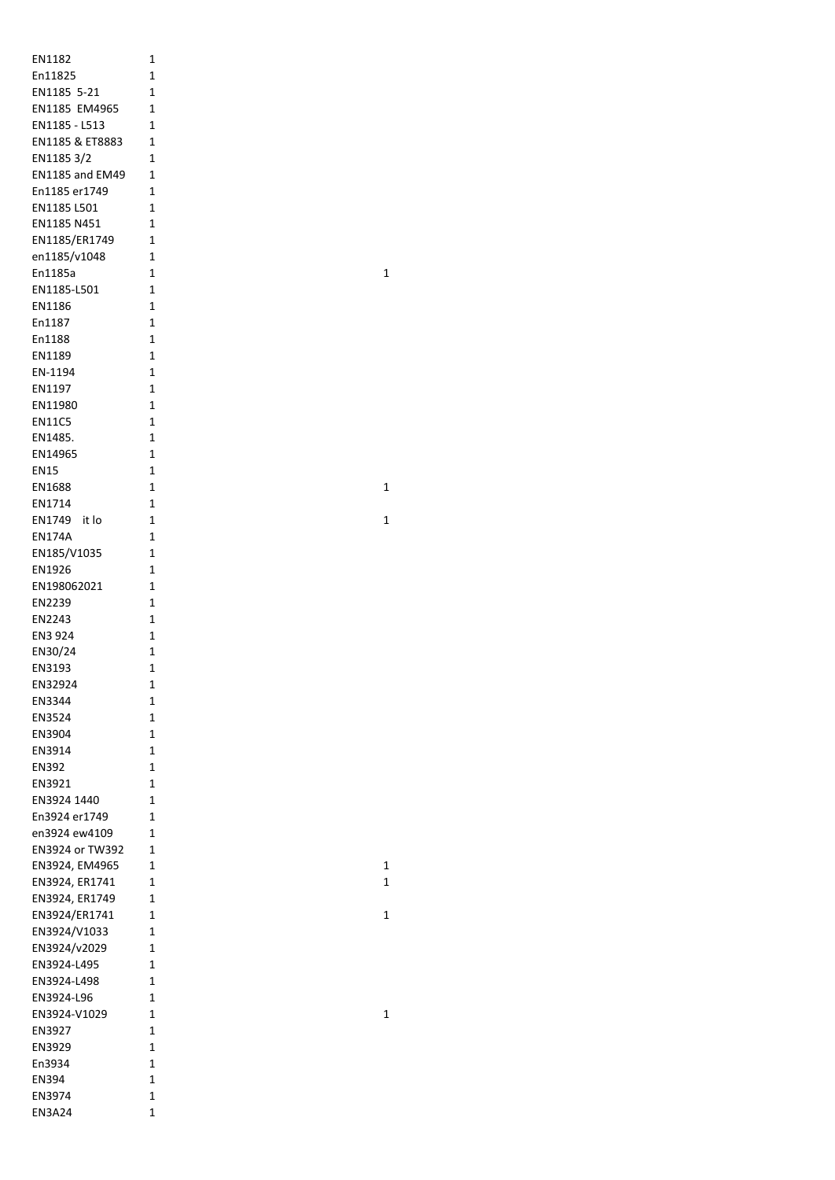| | | |
|---|---|---|
| EN1182 | 1 | |
| En11825 | 1 | |
| EN1185  5-21 | 1 | |
| EN1185  EM4965 | 1 | |
| EN1185 - L513 | 1 | |
| EN1185 & ET8883 | 1 | |
| EN1185 3/2 | 1 | |
| EN1185 and EM49 | 1 | |
| En1185 er1749 | 1 | |
| EN1185 L501 | 1 | |
| EN1185 N451 | 1 | |
| EN1185/ER1749 | 1 | |
| en1185/v1048 | 1 | |
| En1185a | 1 | 1 |
| EN1185-L501 | 1 | |
| EN1186 | 1 | |
| En1187 | 1 | |
| En1188 | 1 | |
| EN1189 | 1 | |
| EN-1194 | 1 | |
| EN1197 | 1 | |
| EN11980 | 1 | |
| EN11C5 | 1 | |
| EN1485. | 1 | |
| EN14965 | 1 | |
| EN15 | 1 | |
| EN1688 | 1 | 1 |
| EN1714 | 1 | |
| EN1749   it lo | 1 | 1 |
| EN174A | 1 | |
| EN185/V1035 | 1 | |
| EN1926 | 1 | |
| EN198062021 | 1 | |
| EN2239 | 1 | |
| EN2243 | 1 | |
| EN3 924 | 1 | |
| EN30/24 | 1 | |
| EN3193 | 1 | |
| EN32924 | 1 | |
| EN3344 | 1 | |
| EN3524 | 1 | |
| EN3904 | 1 | |
| EN3914 | 1 | |
| EN392 | 1 | |
| EN3921 | 1 | |
| EN3924 1440 | 1 | |
| En3924 er1749 | 1 | |
| en3924 ew4109 | 1 | |
| EN3924 or TW392 | 1 | |
| EN3924, EM4965 | 1 | 1 |
| EN3924, ER1741 | 1 | 1 |
| EN3924, ER1749 | 1 | |
| EN3924/ER1741 | 1 | 1 |
| EN3924/V1033 | 1 | |
| EN3924/v2029 | 1 | |
| EN3924-L495 | 1 | |
| EN3924-L498 | 1 | |
| EN3924-L96 | 1 | |
| EN3924-V1029 | 1 | 1 |
| EN3927 | 1 | |
| EN3929 | 1 | |
| En3934 | 1 | |
| EN394 | 1 | |
| EN3974 | 1 | |
| EN3A24 | 1 | |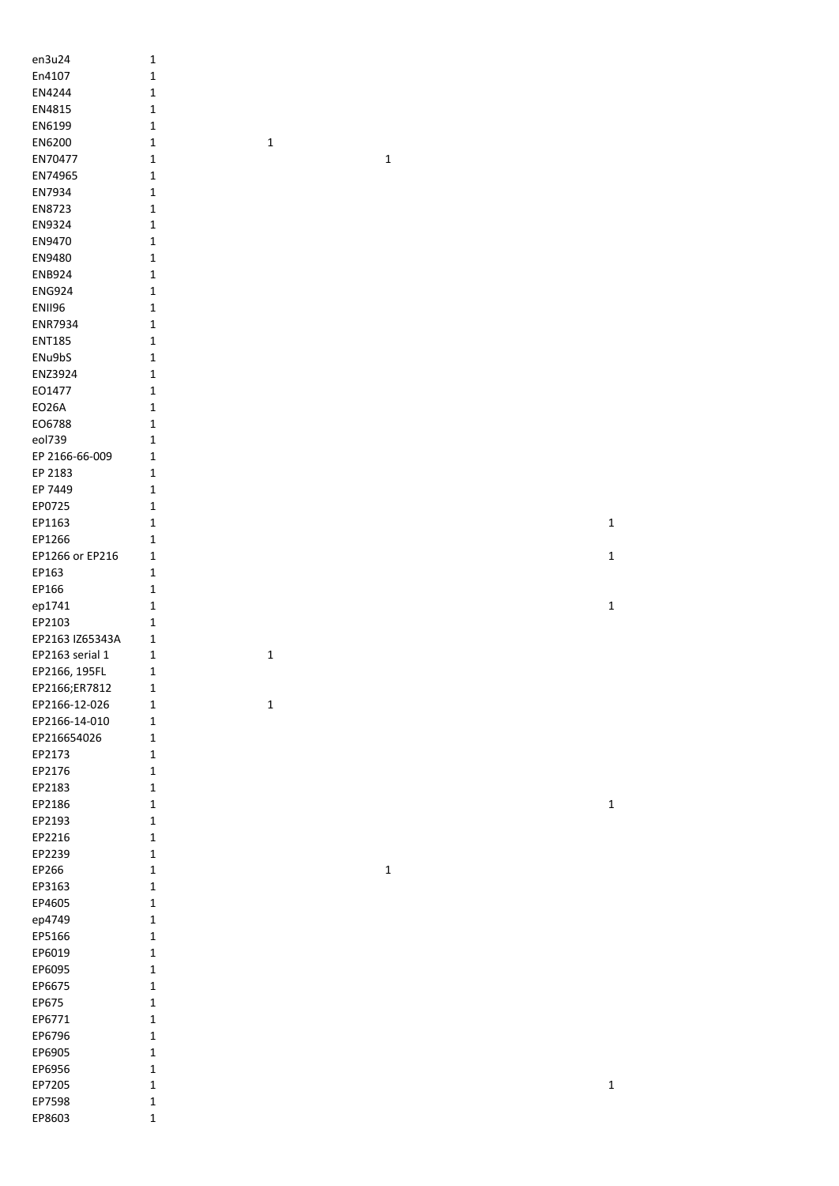| | | | | |
|---|---|---|---|---|
| en3u24 | 1 | | | |
| En4107 | 1 | | | |
| EN4244 | 1 | | | |
| EN4815 | 1 | | | |
| EN6199 | 1 | | | |
| EN6200 | 1 | 1 | | |
| EN70477 | 1 | | 1 | |
| EN74965 | 1 | | | |
| EN7934 | 1 | | | |
| EN8723 | 1 | | | |
| EN9324 | 1 | | | |
| EN9470 | 1 | | | |
| EN9480 | 1 | | | |
| ENB924 | 1 | | | |
| ENG924 | 1 | | | |
| ENII96 | 1 | | | |
| ENR7934 | 1 | | | |
| ENT185 | 1 | | | |
| ENu9bS | 1 | | | |
| ENZ3924 | 1 | | | |
| EO1477 | 1 | | | |
| EO26A | 1 | | | |
| EO6788 | 1 | | | |
| eol739 | 1 | | | |
| EP 2166-66-009 | 1 | | | |
| EP 2183 | 1 | | | |
| EP 7449 | 1 | | | |
| EP0725 | 1 | | | |
| EP1163 | 1 | | | 1 |
| EP1266 | 1 | | | |
| EP1266 or EP216 | 1 | | | 1 |
| EP163 | 1 | | | |
| EP166 | 1 | | | |
| ep1741 | 1 | | | 1 |
| EP2103 | 1 | | | |
| EP2163 IZ65343A | 1 | | | |
| EP2163 serial 1 | 1 | 1 | | |
| EP2166, 195FL | 1 | | | |
| EP2166;ER7812 | 1 | | | |
| EP2166-12-026 | 1 | 1 | | |
| EP2166-14-010 | 1 | | | |
| EP216654026 | 1 | | | |
| EP2173 | 1 | | | |
| EP2176 | 1 | | | |
| EP2183 | 1 | | | |
| EP2186 | 1 | | | 1 |
| EP2193 | 1 | | | |
| EP2216 | 1 | | | |
| EP2239 | 1 | | | |
| EP266 | 1 | | 1 | |
| EP3163 | 1 | | | |
| EP4605 | 1 | | | |
| ep4749 | 1 | | | |
| EP5166 | 1 | | | |
| EP6019 | 1 | | | |
| EP6095 | 1 | | | |
| EP6675 | 1 | | | |
| EP675 | 1 | | | |
| EP6771 | 1 | | | |
| EP6796 | 1 | | | |
| EP6905 | 1 | | | |
| EP6956 | 1 | | | |
| EP7205 | 1 | | | 1 |
| EP7598 | 1 | | | |
| EP8603 | 1 | | | |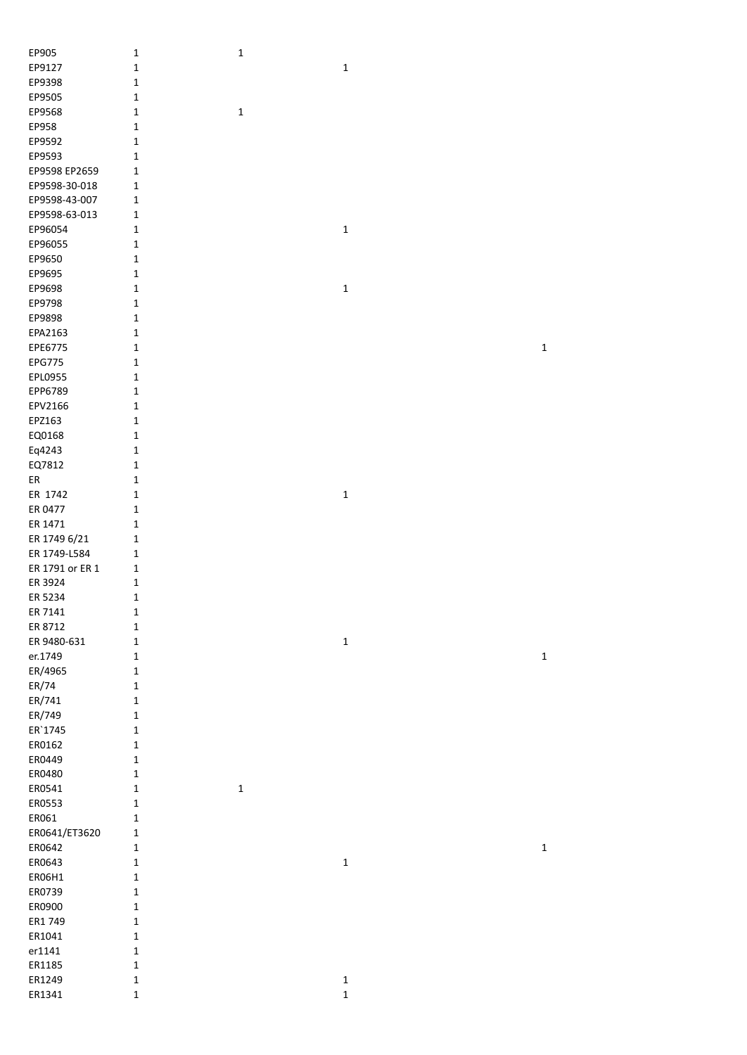| | | | | |
|---|---|---|---|---|
| EP905 | 1 | 1 | | |
| EP9127 | 1 | | 1 | |
| EP9398 | 1 | | | |
| EP9505 | 1 | | | |
| EP9568 | 1 | 1 | | |
| EP958 | 1 | | | |
| EP9592 | 1 | | | |
| EP9593 | 1 | | | |
| EP9598 EP2659 | 1 | | | |
| EP9598-30-018 | 1 | | | |
| EP9598-43-007 | 1 | | | |
| EP9598-63-013 | 1 | | | |
| EP96054 | 1 | | 1 | |
| EP96055 | 1 | | | |
| EP9650 | 1 | | | |
| EP9695 | 1 | | | |
| EP9698 | 1 | | 1 | |
| EP9798 | 1 | | | |
| EP9898 | 1 | | | |
| EPA2163 | 1 | | | |
| EPE6775 | 1 | | | 1 |
| EPG775 | 1 | | | |
| EPL0955 | 1 | | | |
| EPP6789 | 1 | | | |
| EPV2166 | 1 | | | |
| EPZ163 | 1 | | | |
| EQ0168 | 1 | | | |
| Eq4243 | 1 | | | |
| EQ7812 | 1 | | | |
| ER | 1 | | | |
| ER  1742 | 1 | | 1 | |
| ER 0477 | 1 | | | |
| ER 1471 | 1 | | | |
| ER 1749 6/21 | 1 | | | |
| ER 1749-L584 | 1 | | | |
| ER 1791 or ER 1 | 1 | | | |
| ER 3924 | 1 | | | |
| ER 5234 | 1 | | | |
| ER 7141 | 1 | | | |
| ER 8712 | 1 | | | |
| ER 9480-631 | 1 | | 1 | |
| er.1749 | 1 | | | 1 |
| ER/4965 | 1 | | | |
| ER/74 | 1 | | | |
| ER/741 | 1 | | | |
| ER/749 | 1 | | | |
| ER`1745 | 1 | | | |
| ER0162 | 1 | | | |
| ER0449 | 1 | | | |
| ER0480 | 1 | | | |
| ER0541 | 1 | 1 | | |
| ER0553 | 1 | | | |
| ER061 | 1 | | | |
| ER0641/ET3620 | 1 | | | |
| ER0642 | 1 | | | 1 |
| ER0643 | 1 | | 1 | |
| ER06H1 | 1 | | | |
| ER0739 | 1 | | | |
| ER0900 | 1 | | | |
| ER1 749 | 1 | | | |
| ER1041 | 1 | | | |
| er1141 | 1 | | | |
| ER1185 | 1 | | | |
| ER1249 | 1 | | 1 | |
| ER1341 | 1 | | 1 | |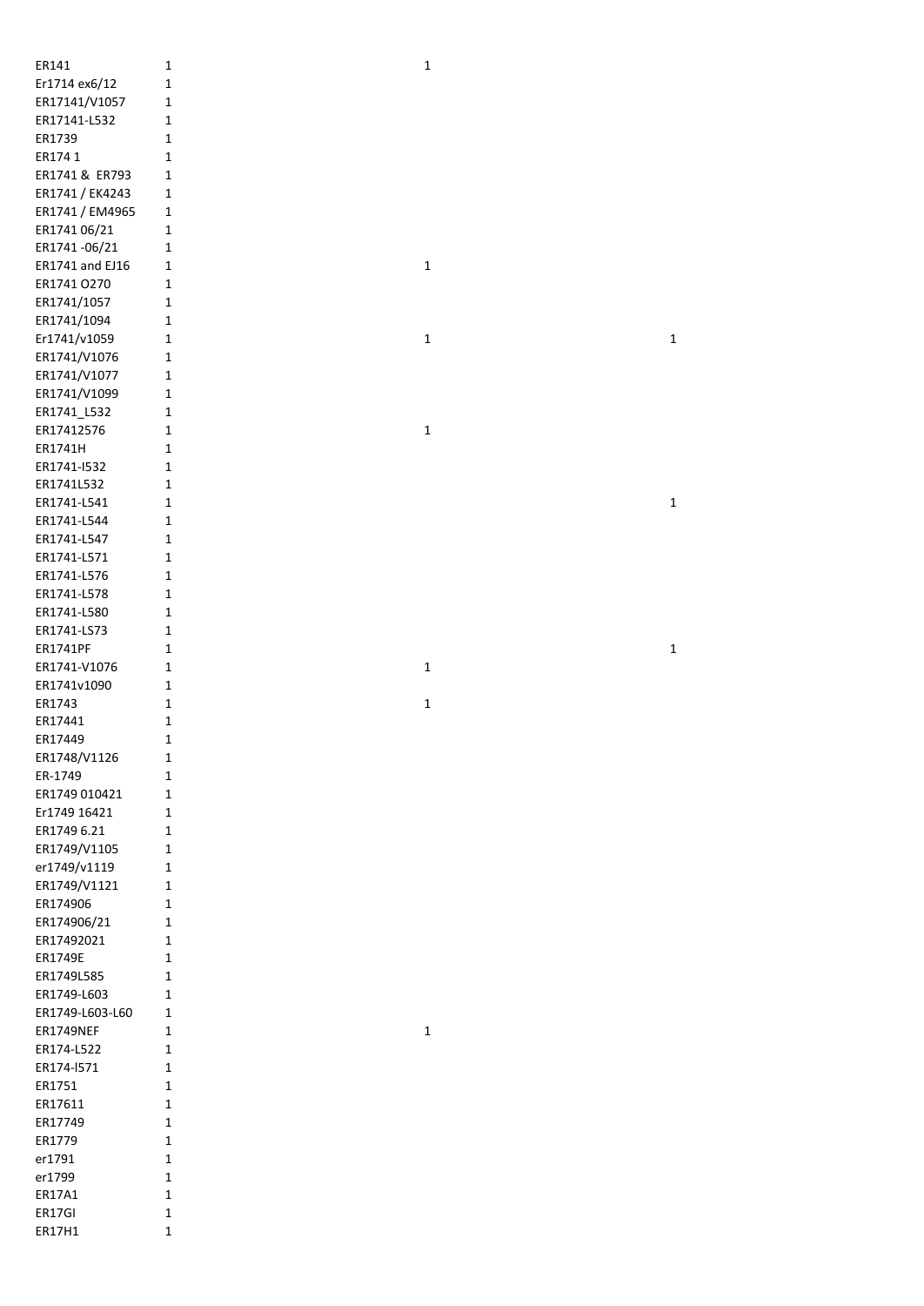| | | | |
|---|---|---|---|
| ER141 | 1 | 1 | |
| Er1714 ex6/12 | 1 | | |
| ER17141/V1057 | 1 | | |
| ER17141-L532 | 1 | | |
| ER1739 | 1 | | |
| ER174 1 | 1 | | |
| ER1741 & ER793 | 1 | | |
| ER1741 / EK4243 | 1 | | |
| ER1741 / EM4965 | 1 | | |
| ER1741 06/21 | 1 | | |
| ER1741 -06/21 | 1 | | |
| ER1741 and EJ16 | 1 | 1 | |
| ER1741 O270 | 1 | | |
| ER1741/1057 | 1 | | |
| ER1741/1094 | 1 | | |
| Er1741/v1059 | 1 | 1 | 1 |
| ER1741/V1076 | 1 | | |
| ER1741/V1077 | 1 | | |
| ER1741/V1099 | 1 | | |
| ER1741_L532 | 1 | | |
| ER17412576 | 1 | 1 | |
| ER1741H | 1 | | |
| ER1741-l532 | 1 | | |
| ER1741L532 | 1 | | |
| ER1741-L541 | 1 | | 1 |
| ER1741-L544 | 1 | | |
| ER1741-L547 | 1 | | |
| ER1741-L571 | 1 | | |
| ER1741-L576 | 1 | | |
| ER1741-L578 | 1 | | |
| ER1741-L580 | 1 | | |
| ER1741-LS73 | 1 | | |
| ER1741PF | 1 | | 1 |
| ER1741-V1076 | 1 | 1 | |
| ER1741v1090 | 1 | | |
| ER1743 | 1 | 1 | |
| ER17441 | 1 | | |
| ER17449 | 1 | | |
| ER1748/V1126 | 1 | | |
| ER-1749 | 1 | | |
| ER1749 010421 | 1 | | |
| Er1749 16421 | 1 | | |
| ER1749 6.21 | 1 | | |
| ER1749/V1105 | 1 | | |
| er1749/v1119 | 1 | | |
| ER1749/V1121 | 1 | | |
| ER174906 | 1 | | |
| ER174906/21 | 1 | | |
| ER17492021 | 1 | | |
| ER1749E | 1 | | |
| ER1749L585 | 1 | | |
| ER1749-L603 | 1 | | |
| ER1749-L603-L60 | 1 | | |
| ER1749NEF | 1 | 1 | |
| ER174-L522 | 1 | | |
| ER174-l571 | 1 | | |
| ER1751 | 1 | | |
| ER17611 | 1 | | |
| ER17749 | 1 | | |
| ER1779 | 1 | | |
| er1791 | 1 | | |
| er1799 | 1 | | |
| ER17A1 | 1 | | |
| ER17GI | 1 | | |
| ER17H1 | 1 | | |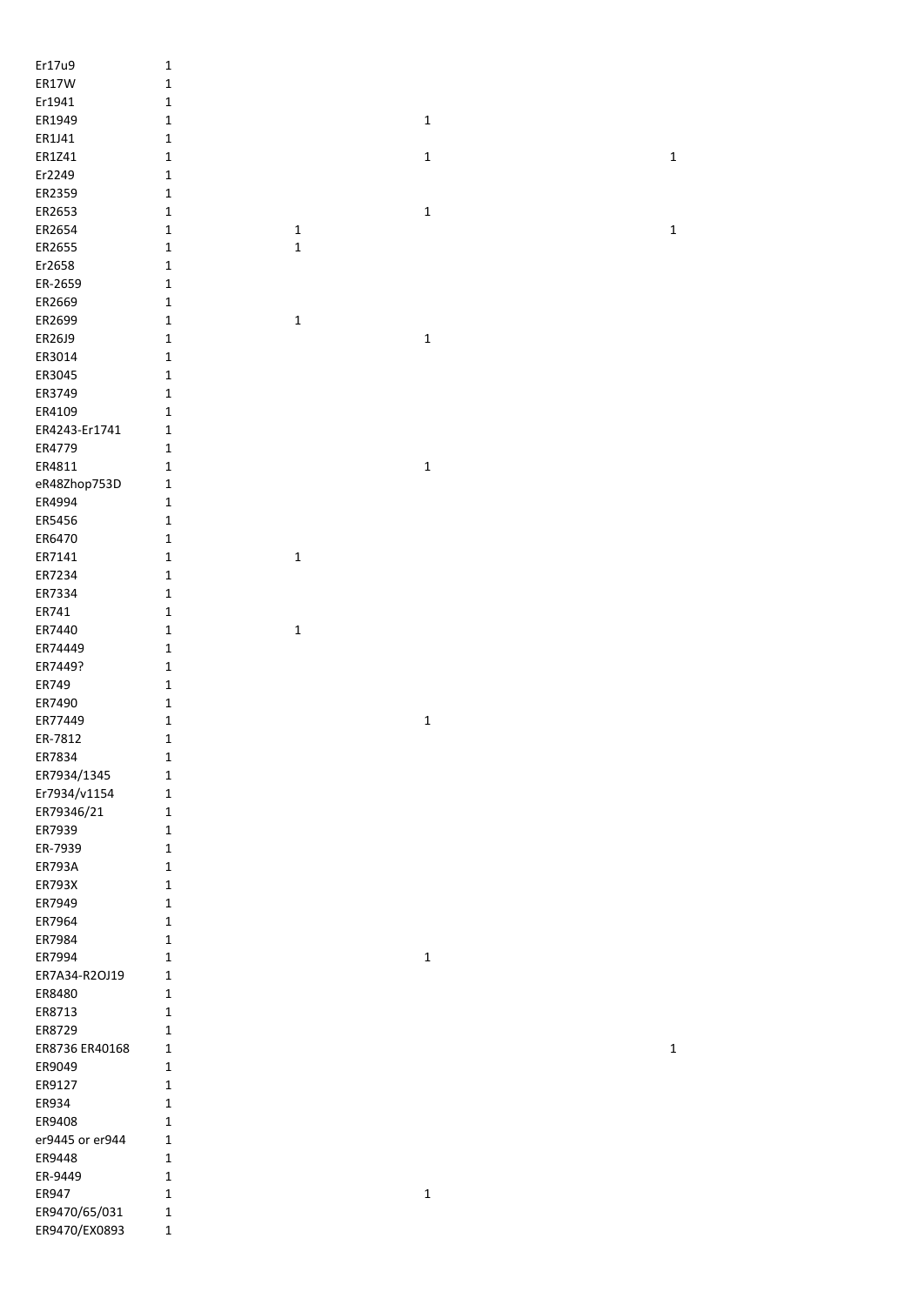| | | | | |
|---|---|---|---|---|
| Er17u9 | 1 | | | |
| ER17W | 1 | | | |
| Er1941 | 1 | | | |
| ER1949 | 1 | | 1 | |
| ER1J41 | 1 | | | |
| ER1Z41 | 1 | | 1 | 1 |
| Er2249 | 1 | | | |
| ER2359 | 1 | | | |
| ER2653 | 1 | | 1 | |
| ER2654 | 1 | 1 | | 1 |
| ER2655 | 1 | 1 | | |
| Er2658 | 1 | | | |
| ER-2659 | 1 | | | |
| ER2669 | 1 | | | |
| ER2699 | 1 | 1 | | |
| ER26J9 | 1 | | 1 | |
| ER3014 | 1 | | | |
| ER3045 | 1 | | | |
| ER3749 | 1 | | | |
| ER4109 | 1 | | | |
| ER4243-Er1741 | 1 | | | |
| ER4779 | 1 | | | |
| ER4811 | 1 | | 1 | |
| eR48Zhop753D | 1 | | | |
| ER4994 | 1 | | | |
| ER5456 | 1 | | | |
| ER6470 | 1 | | | |
| ER7141 | 1 | 1 | | |
| ER7234 | 1 | | | |
| ER7334 | 1 | | | |
| ER741 | 1 | | | |
| ER7440 | 1 | 1 | | |
| ER74449 | 1 | | | |
| ER7449? | 1 | | | |
| ER749 | 1 | | | |
| ER7490 | 1 | | | |
| ER77449 | 1 | | 1 | |
| ER-7812 | 1 | | | |
| ER7834 | 1 | | | |
| ER7934/1345 | 1 | | | |
| Er7934/v1154 | 1 | | | |
| ER79346/21 | 1 | | | |
| ER7939 | 1 | | | |
| ER-7939 | 1 | | | |
| ER793A | 1 | | | |
| ER793X | 1 | | | |
| ER7949 | 1 | | | |
| ER7964 | 1 | | | |
| ER7984 | 1 | | | |
| ER7994 | 1 | | 1 | |
| ER7A34-R2OJ19 | 1 | | | |
| ER8480 | 1 | | | |
| ER8713 | 1 | | | |
| ER8729 | 1 | | | |
| ER8736 ER40168 | 1 | | | 1 |
| ER9049 | 1 | | | |
| ER9127 | 1 | | | |
| ER934 | 1 | | | |
| ER9408 | 1 | | | |
| er9445 or er944 | 1 | | | |
| ER9448 | 1 | | | |
| ER-9449 | 1 | | | |
| ER947 | 1 | | 1 | |
| ER9470/65/031 | 1 | | | |
| ER9470/EX0893 | 1 | | | |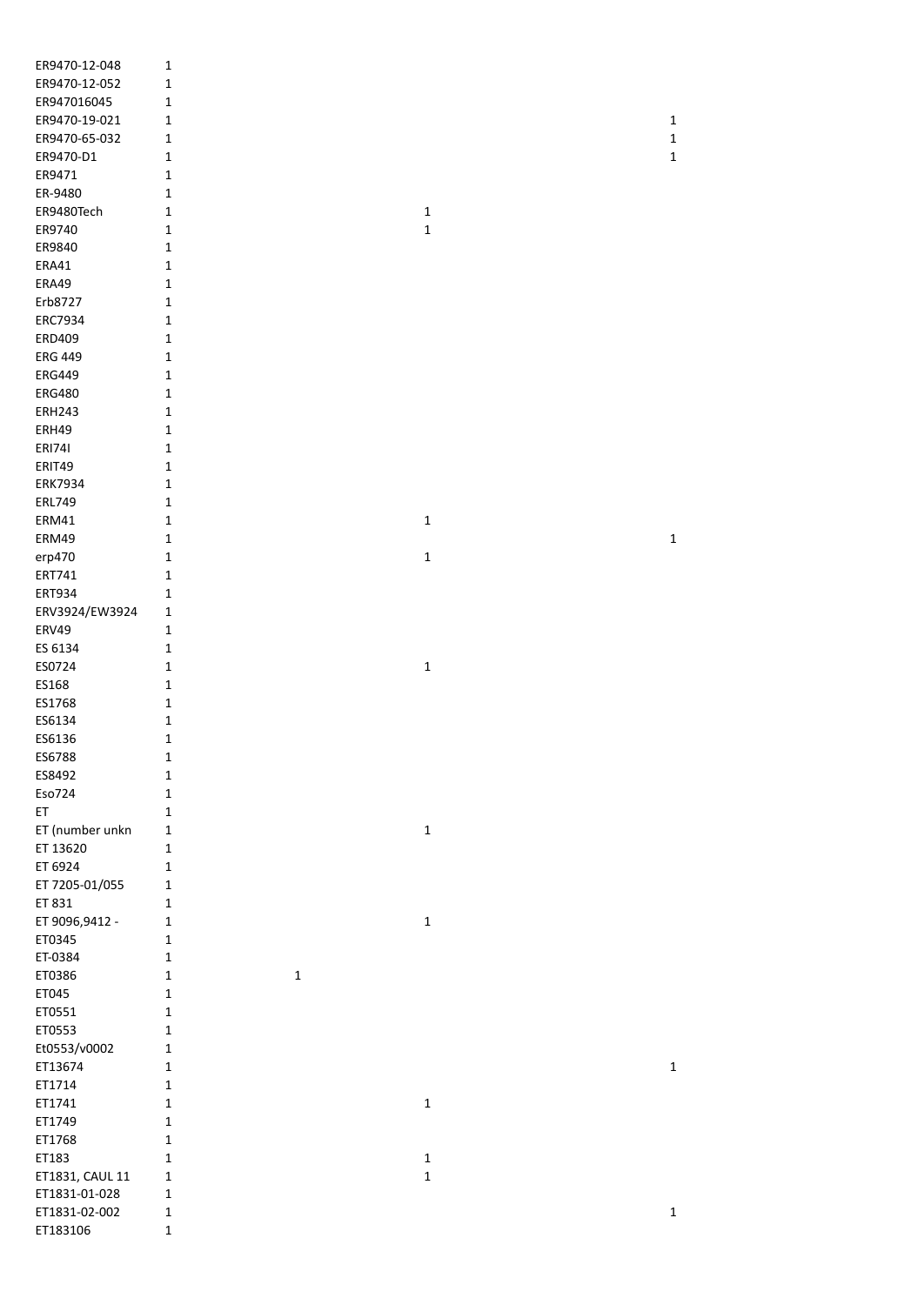| | | | | |
|---|---|---|---|---|
| ER9470-12-048 | 1 | | | |
| ER9470-12-052 | 1 | | | |
| ER947016045 | 1 | | | |
| ER9470-19-021 | 1 | | | 1 |
| ER9470-65-032 | 1 | | | 1 |
| ER9470-D1 | 1 | | | 1 |
| ER9471 | 1 | | | |
| ER-9480 | 1 | | | |
| ER9480Tech | 1 | | 1 | |
| ER9740 | 1 | | 1 | |
| ER9840 | 1 | | | |
| ERA41 | 1 | | | |
| ERA49 | 1 | | | |
| Erb8727 | 1 | | | |
| ERC7934 | 1 | | | |
| ERD409 | 1 | | | |
| ERG 449 | 1 | | | |
| ERG449 | 1 | | | |
| ERG480 | 1 | | | |
| ERH243 | 1 | | | |
| ERH49 | 1 | | | |
| ERI74I | 1 | | | |
| ERIT49 | 1 | | | |
| ERK7934 | 1 | | | |
| ERL749 | 1 | | | |
| ERM41 | 1 | | 1 | |
| ERM49 | 1 | | | 1 |
| erp470 | 1 | | 1 | |
| ERT741 | 1 | | | |
| ERT934 | 1 | | | |
| ERV3924/EW3924 | 1 | | | |
| ERV49 | 1 | | | |
| ES 6134 | 1 | | | |
| ES0724 | 1 | | 1 | |
| ES168 | 1 | | | |
| ES1768 | 1 | | | |
| ES6134 | 1 | | | |
| ES6136 | 1 | | | |
| ES6788 | 1 | | | |
| ES8492 | 1 | | | |
| Eso724 | 1 | | | |
| ET | 1 | | | |
| ET (number unkn | 1 | | 1 | |
| ET 13620 | 1 | | | |
| ET 6924 | 1 | | | |
| ET 7205-01/055 | 1 | | | |
| ET 831 | 1 | | | |
| ET 9096,9412 - | 1 | | 1 | |
| ET0345 | 1 | | | |
| ET-0384 | 1 | | | |
| ET0386 | 1 | 1 | | |
| ET045 | 1 | | | |
| ET0551 | 1 | | | |
| ET0553 | 1 | | | |
| Et0553/v0002 | 1 | | | |
| ET13674 | 1 | | | 1 |
| ET1714 | 1 | | | |
| ET1741 | 1 | | 1 | |
| ET1749 | 1 | | | |
| ET1768 | 1 | | | |
| ET183 | 1 | | 1 | |
| ET1831, CAUL 11 | 1 | | 1 | |
| ET1831-01-028 | 1 | | | |
| ET1831-02-002 | 1 | | | 1 |
| ET183106 | 1 | | | |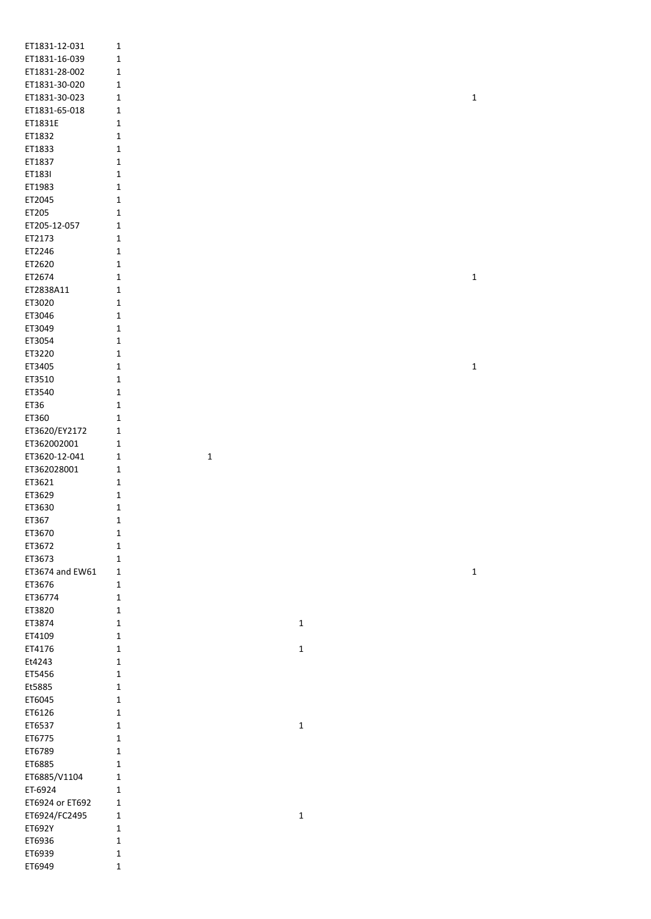| | | | | |
|---|---|---|---|---|
| ET1831-12-031 | 1 | | | |
| ET1831-16-039 | 1 | | | |
| ET1831-28-002 | 1 | | | |
| ET1831-30-020 | 1 | | | |
| ET1831-30-023 | 1 | | | 1 |
| ET1831-65-018 | 1 | | | |
| ET1831E | 1 | | | |
| ET1832 | 1 | | | |
| ET1833 | 1 | | | |
| ET1837 | 1 | | | |
| ET183I | 1 | | | |
| ET1983 | 1 | | | |
| ET2045 | 1 | | | |
| ET205 | 1 | | | |
| ET205-12-057 | 1 | | | |
| ET2173 | 1 | | | |
| ET2246 | 1 | | | |
| ET2620 | 1 | | | |
| ET2674 | 1 | | | 1 |
| ET2838A11 | 1 | | | |
| ET3020 | 1 | | | |
| ET3046 | 1 | | | |
| ET3049 | 1 | | | |
| ET3054 | 1 | | | |
| ET3220 | 1 | | | |
| ET3405 | 1 | | | 1 |
| ET3510 | 1 | | | |
| ET3540 | 1 | | | |
| ET36 | 1 | | | |
| ET360 | 1 | | | |
| ET3620/EY2172 | 1 | | | |
| ET362002001 | 1 | | | |
| ET3620-12-041 | 1 | 1 | | |
| ET362028001 | 1 | | | |
| ET3621 | 1 | | | |
| ET3629 | 1 | | | |
| ET3630 | 1 | | | |
| ET367 | 1 | | | |
| ET3670 | 1 | | | |
| ET3672 | 1 | | | |
| ET3673 | 1 | | | |
| ET3674 and EW61 | 1 | | | 1 |
| ET3676 | 1 | | | |
| ET36774 | 1 | | | |
| ET3820 | 1 | | | |
| ET3874 | 1 | | 1 | |
| ET4109 | 1 | | | |
| ET4176 | 1 | | 1 | |
| Et4243 | 1 | | | |
| ET5456 | 1 | | | |
| Et5885 | 1 | | | |
| ET6045 | 1 | | | |
| ET6126 | 1 | | | |
| ET6537 | 1 | | 1 | |
| ET6775 | 1 | | | |
| ET6789 | 1 | | | |
| ET6885 | 1 | | | |
| ET6885/V1104 | 1 | | | |
| ET-6924 | 1 | | | |
| ET6924 or ET692 | 1 | | | |
| ET6924/FC2495 | 1 | | 1 | |
| ET692Y | 1 | | | |
| ET6936 | 1 | | | |
| ET6939 | 1 | | | |
| ET6949 | 1 | | | |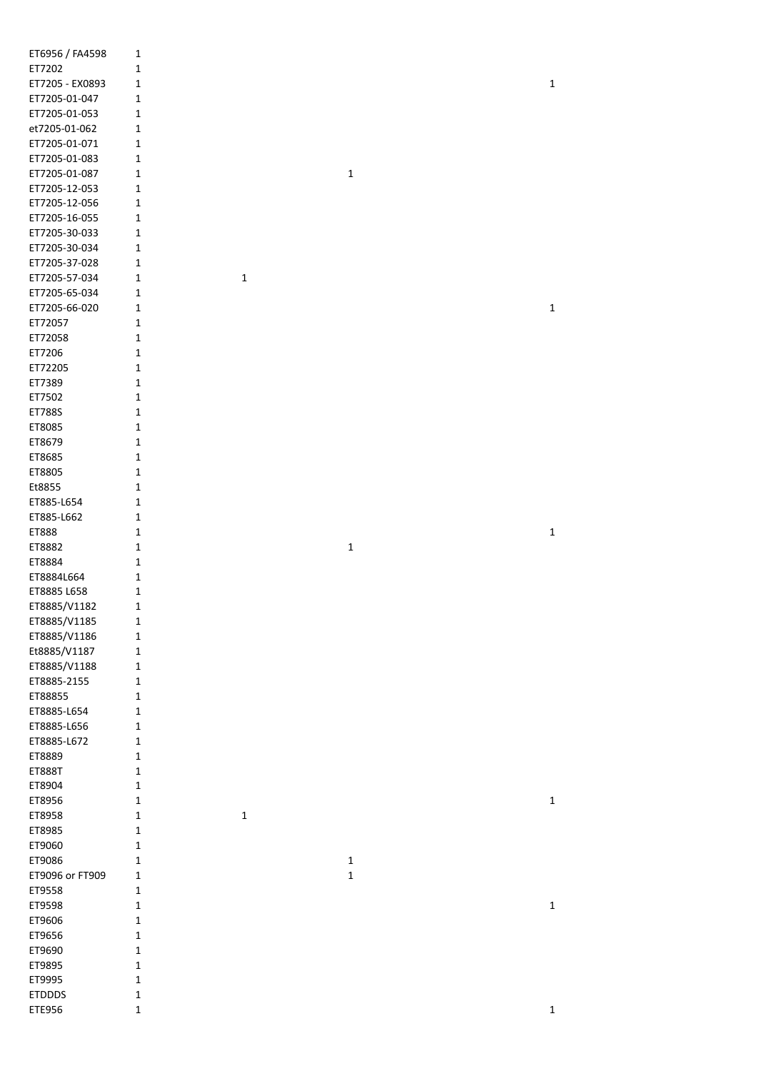| | | | | |
|---|---|---|---|---|
| ET6956 / FA4598 | 1 | | | |
| ET7202 | 1 | | | |
| ET7205 - EX0893 | 1 | | | 1 |
| ET7205-01-047 | 1 | | | |
| ET7205-01-053 | 1 | | | |
| et7205-01-062 | 1 | | | |
| ET7205-01-071 | 1 | | | |
| ET7205-01-083 | 1 | | | |
| ET7205-01-087 | 1 | | 1 | |
| ET7205-12-053 | 1 | | | |
| ET7205-12-056 | 1 | | | |
| ET7205-16-055 | 1 | | | |
| ET7205-30-033 | 1 | | | |
| ET7205-30-034 | 1 | | | |
| ET7205-37-028 | 1 | | | |
| ET7205-57-034 | 1 | 1 | | |
| ET7205-65-034 | 1 | | | |
| ET7205-66-020 | 1 | | | 1 |
| ET72057 | 1 | | | |
| ET72058 | 1 | | | |
| ET7206 | 1 | | | |
| ET72205 | 1 | | | |
| ET7389 | 1 | | | |
| ET7502 | 1 | | | |
| ET788S | 1 | | | |
| ET8085 | 1 | | | |
| ET8679 | 1 | | | |
| ET8685 | 1 | | | |
| ET8805 | 1 | | | |
| Et8855 | 1 | | | |
| ET885-L654 | 1 | | | |
| ET885-L662 | 1 | | | |
| ET888 | 1 | | | 1 |
| ET8882 | 1 | | 1 | |
| ET8884 | 1 | | | |
| ET8884L664 | 1 | | | |
| ET8885 L658 | 1 | | | |
| ET8885/V1182 | 1 | | | |
| ET8885/V1185 | 1 | | | |
| ET8885/V1186 | 1 | | | |
| Et8885/V1187 | 1 | | | |
| ET8885/V1188 | 1 | | | |
| ET8885-2155 | 1 | | | |
| ET88855 | 1 | | | |
| ET8885-L654 | 1 | | | |
| ET8885-L656 | 1 | | | |
| ET8885-L672 | 1 | | | |
| ET8889 | 1 | | | |
| ET888T | 1 | | | |
| ET8904 | 1 | | | |
| ET8956 | 1 | | | 1 |
| ET8958 | 1 | 1 | | |
| ET8985 | 1 | | | |
| ET9060 | 1 | | | |
| ET9086 | 1 | | 1 | |
| ET9096 or FT909 | 1 | | 1 | |
| ET9558 | 1 | | | |
| ET9598 | 1 | | | 1 |
| ET9606 | 1 | | | |
| ET9656 | 1 | | | |
| ET9690 | 1 | | | |
| ET9895 | 1 | | | |
| ET9995 | 1 | | | |
| ETDDDS | 1 | | | |
| ETE956 | 1 | | | 1 |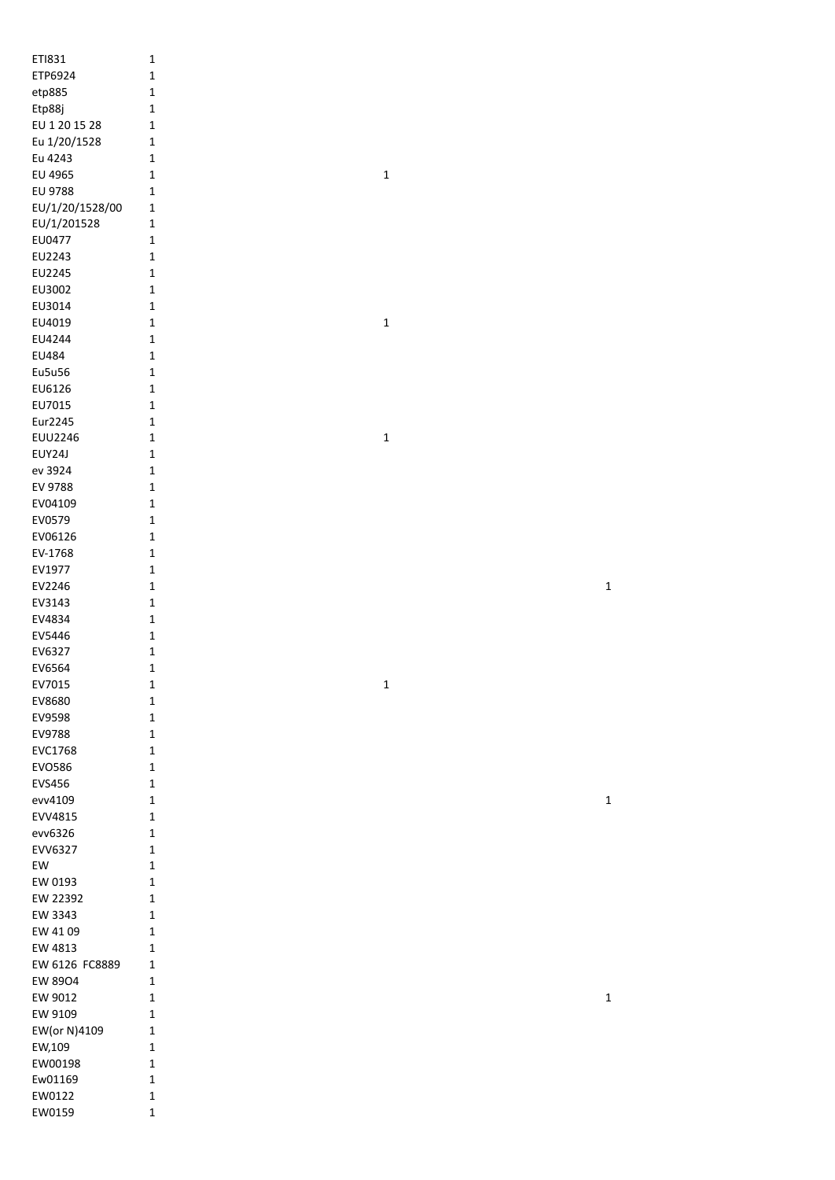| | | | |
|---|---|---|---|
| ETI831 | 1 | | |
| ETP6924 | 1 | | |
| etp885 | 1 | | |
| Etp88j | 1 | | |
| EU 1 20 15 28 | 1 | | |
| Eu 1/20/1528 | 1 | | |
| Eu 4243 | 1 | | |
| EU 4965 | 1 | 1 | |
| EU 9788 | 1 | | |
| EU/1/20/1528/00 | 1 | | |
| EU/1/201528 | 1 | | |
| EU0477 | 1 | | |
| EU2243 | 1 | | |
| EU2245 | 1 | | |
| EU3002 | 1 | | |
| EU3014 | 1 | | |
| EU4019 | 1 | 1 | |
| EU4244 | 1 | | |
| EU484 | 1 | | |
| Eu5u56 | 1 | | |
| EU6126 | 1 | | |
| EU7015 | 1 | | |
| Eur2245 | 1 | | |
| EUU2246 | 1 | 1 | |
| EUY24J | 1 | | |
| ev 3924 | 1 | | |
| EV 9788 | 1 | | |
| EV04109 | 1 | | |
| EV0579 | 1 | | |
| EV06126 | 1 | | |
| EV-1768 | 1 | | |
| EV1977 | 1 | | |
| EV2246 | 1 | | 1 |
| EV3143 | 1 | | |
| EV4834 | 1 | | |
| EV5446 | 1 | | |
| EV6327 | 1 | | |
| EV6564 | 1 | | |
| EV7015 | 1 | 1 | |
| EV8680 | 1 | | |
| EV9598 | 1 | | |
| EV9788 | 1 | | |
| EVC1768 | 1 | | |
| EVO586 | 1 | | |
| EVS456 | 1 | | |
| evv4109 | 1 | | 1 |
| EVV4815 | 1 | | |
| evv6326 | 1 | | |
| EVV6327 | 1 | | |
| EW | 1 | | |
| EW 0193 | 1 | | |
| EW 22392 | 1 | | |
| EW 3343 | 1 | | |
| EW 41 09 | 1 | | |
| EW 4813 | 1 | | |
| EW 6126 FC8889 | 1 | | |
| EW 89O4 | 1 | | |
| EW 9012 | 1 | | 1 |
| EW 9109 | 1 | | |
| EW(or N)4109 | 1 | | |
| EW,109 | 1 | | |
| EW00198 | 1 | | |
| Ew01169 | 1 | | |
| EW0122 | 1 | | |
| EW0159 | 1 | | |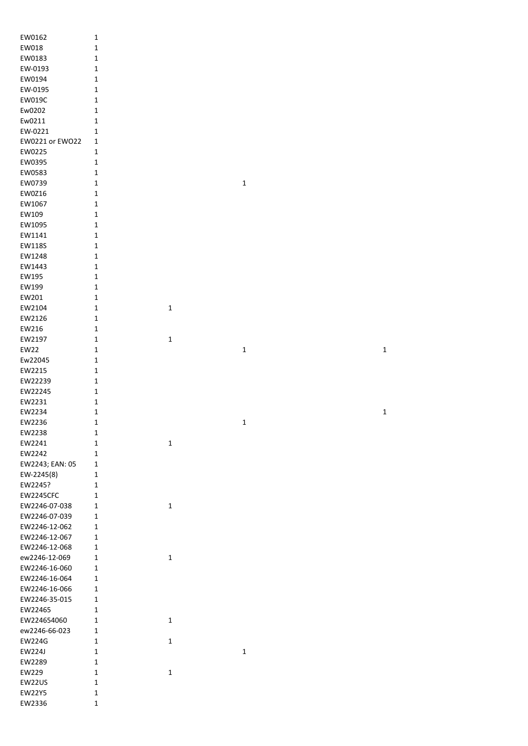| | | | | |
|---|---|---|---|---|
| EW0162 | 1 | | | |
| EW018 | 1 | | | |
| EW0183 | 1 | | | |
| EW-0193 | 1 | | | |
| EW0194 | 1 | | | |
| EW-0195 | 1 | | | |
| EW019C | 1 | | | |
| Ew0202 | 1 | | | |
| Ew0211 | 1 | | | |
| EW-0221 | 1 | | | |
| EW0221 or EWO22 | 1 | | | |
| EW0225 | 1 | | | |
| EW0395 | 1 | | | |
| EW0583 | 1 | | | |
| EW0739 | 1 | | 1 | |
| EW0Z16 | 1 | | | |
| EW1067 | 1 | | | |
| EW109 | 1 | | | |
| EW1095 | 1 | | | |
| EW1141 | 1 | | | |
| EW118S | 1 | | | |
| EW1248 | 1 | | | |
| EW1443 | 1 | | | |
| EW195 | 1 | | | |
| EW199 | 1 | | | |
| EW201 | 1 | | | |
| EW2104 | 1 | 1 | | |
| EW2126 | 1 | | | |
| EW216 | 1 | | | |
| EW2197 | 1 | 1 | | |
| EW22 | 1 | | 1 | 1 |
| Ew22045 | 1 | | | |
| EW2215 | 1 | | | |
| EW22239 | 1 | | | |
| EW22245 | 1 | | | |
| EW2231 | 1 | | | |
| EW2234 | 1 | | | 1 |
| EW2236 | 1 | | 1 | |
| EW2238 | 1 | | | |
| EW2241 | 1 | 1 | | |
| EW2242 | 1 | | | |
| EW2243; EAN: 05 | 1 | | | |
| EW-2245(8) | 1 | | | |
| EW2245? | 1 | | | |
| EW2245CFC | 1 | | | |
| EW2246-07-038 | 1 | 1 | | |
| EW2246-07-039 | 1 | | | |
| EW2246-12-062 | 1 | | | |
| EW2246-12-067 | 1 | | | |
| EW2246-12-068 | 1 | | | |
| ew2246-12-069 | 1 | 1 | | |
| EW2246-16-060 | 1 | | | |
| EW2246-16-064 | 1 | | | |
| EW2246-16-066 | 1 | | | |
| EW2246-35-015 | 1 | | | |
| EW22465 | 1 | | | |
| EW224654060 | 1 | 1 | | |
| ew2246-66-023 | 1 | | | |
| EW224G | 1 | 1 | | |
| EW224J | 1 | | 1 | |
| EW2289 | 1 | | | |
| EW229 | 1 | 1 | | |
| EW22US | 1 | | | |
| EW22Y5 | 1 | | | |
| EW2336 | 1 | | | |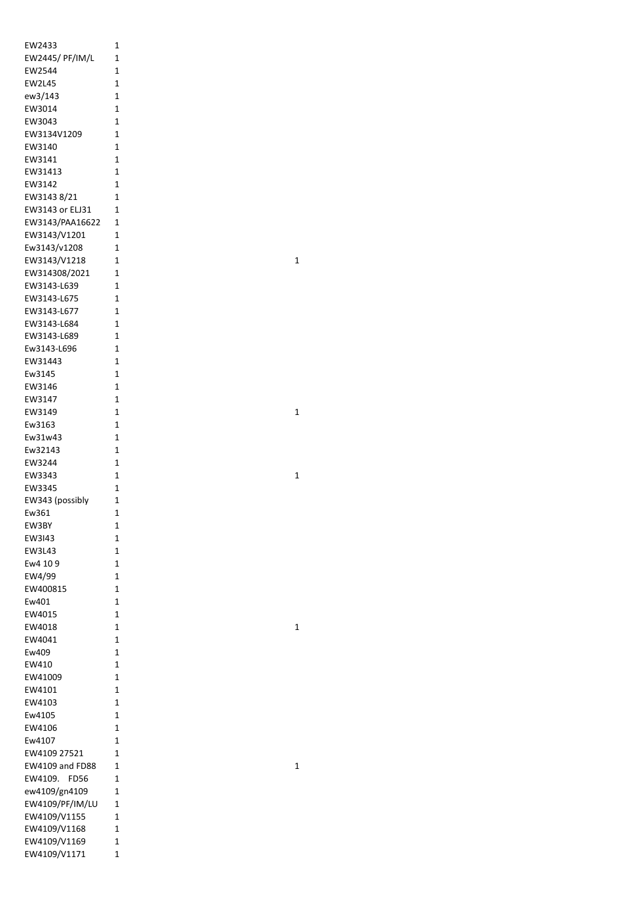| | | |
|---|---|---|
| EW2433 | 1 | |
| EW2445/ PF/IM/L | 1 | |
| EW2544 | 1 | |
| EW2L45 | 1 | |
| ew3/143 | 1 | |
| EW3014 | 1 | |
| EW3043 | 1 | |
| EW3134V1209 | 1 | |
| EW3140 | 1 | |
| EW3141 | 1 | |
| EW31413 | 1 | |
| EW3142 | 1 | |
| EW3143 8/21 | 1 | |
| EW3143 or ELJ31 | 1 | |
| EW3143/PAA16622 | 1 | |
| EW3143/V1201 | 1 | |
| Ew3143/v1208 | 1 | |
| EW3143/V1218 | 1 | 1 |
| EW314308/2021 | 1 | |
| EW3143-L639 | 1 | |
| EW3143-L675 | 1 | |
| EW3143-L677 | 1 | |
| EW3143-L684 | 1 | |
| EW3143-L689 | 1 | |
| Ew3143-L696 | 1 | |
| EW31443 | 1 | |
| Ew3145 | 1 | |
| EW3146 | 1 | |
| EW3147 | 1 | |
| EW3149 | 1 | 1 |
| Ew3163 | 1 | |
| Ew31w43 | 1 | |
| Ew32143 | 1 | |
| EW3244 | 1 | |
| EW3343 | 1 | 1 |
| EW3345 | 1 | |
| EW343 (possibly | 1 | |
| Ew361 | 1 | |
| EW3BY | 1 | |
| EW3I43 | 1 | |
| EW3L43 | 1 | |
| Ew4 10 9 | 1 | |
| EW4/99 | 1 | |
| EW400815 | 1 | |
| Ew401 | 1 | |
| EW4015 | 1 | |
| EW4018 | 1 | 1 |
| EW4041 | 1 | |
| Ew409 | 1 | |
| EW410 | 1 | |
| EW41009 | 1 | |
| EW4101 | 1 | |
| EW4103 | 1 | |
| Ew4105 | 1 | |
| EW4106 | 1 | |
| Ew4107 | 1 | |
| EW4109 27521 | 1 | |
| EW4109 and FD88 | 1 | 1 |
| EW4109.   FD56 | 1 | |
| ew4109/gn4109 | 1 | |
| EW4109/PF/IM/LU | 1 | |
| EW4109/V1155 | 1 | |
| EW4109/V1168 | 1 | |
| EW4109/V1169 | 1 | |
| EW4109/V1171 | 1 | |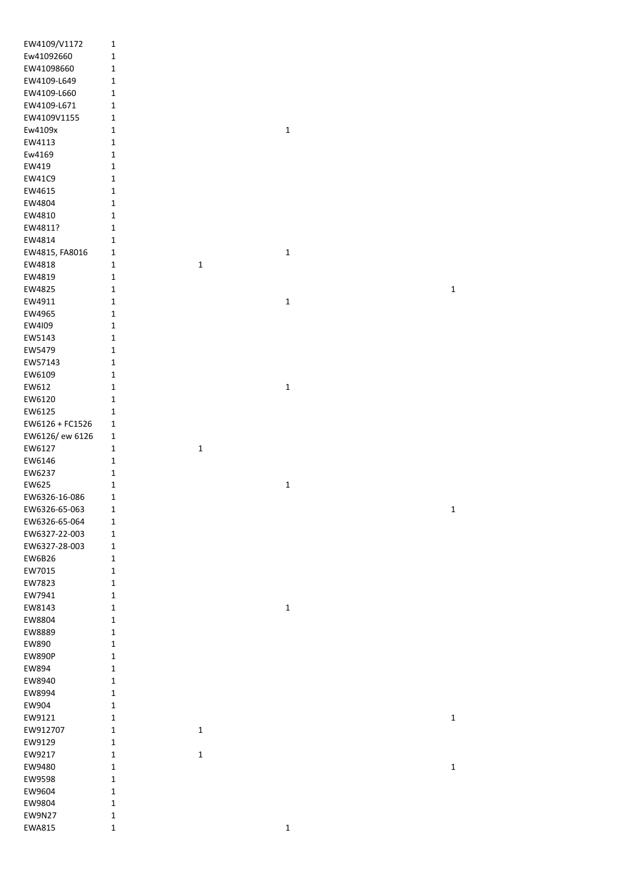| | | | | |
|---|---|---|---|---|
| EW4109/V1172 | 1 | | | |
| Ew41092660 | 1 | | | |
| EW41098660 | 1 | | | |
| EW4109-L649 | 1 | | | |
| EW4109-L660 | 1 | | | |
| EW4109-L671 | 1 | | | |
| EW4109V1155 | 1 | | | |
| Ew4109x | 1 | | 1 | |
| EW4113 | 1 | | | |
| Ew4169 | 1 | | | |
| EW419 | 1 | | | |
| EW41C9 | 1 | | | |
| EW4615 | 1 | | | |
| EW4804 | 1 | | | |
| EW4810 | 1 | | | |
| EW4811? | 1 | | | |
| EW4814 | 1 | | | |
| EW4815, FA8016 | 1 | | 1 | |
| EW4818 | 1 | 1 | | |
| EW4819 | 1 | | | |
| EW4825 | 1 | | | 1 |
| EW4911 | 1 | | 1 | |
| EW4965 | 1 | | | |
| EW4I09 | 1 | | | |
| EW5143 | 1 | | | |
| EW5479 | 1 | | | |
| EW57143 | 1 | | | |
| EW6109 | 1 | | | |
| EW612 | 1 | | 1 | |
| EW6120 | 1 | | | |
| EW6125 | 1 | | | |
| EW6126 + FC1526 | 1 | | | |
| EW6126/ ew 6126 | 1 | | | |
| EW6127 | 1 | 1 | | |
| EW6146 | 1 | | | |
| EW6237 | 1 | | | |
| EW625 | 1 | | 1 | |
| EW6326-16-086 | 1 | | | |
| EW6326-65-063 | 1 | | | 1 |
| EW6326-65-064 | 1 | | | |
| EW6327-22-003 | 1 | | | |
| EW6327-28-003 | 1 | | | |
| EW6B26 | 1 | | | |
| EW7015 | 1 | | | |
| EW7823 | 1 | | | |
| EW7941 | 1 | | | |
| EW8143 | 1 | | 1 | |
| EW8804 | 1 | | | |
| EW8889 | 1 | | | |
| EW890 | 1 | | | |
| EW890P | 1 | | | |
| EW894 | 1 | | | |
| EW8940 | 1 | | | |
| EW8994 | 1 | | | |
| EW904 | 1 | | | |
| EW9121 | 1 | | | 1 |
| EW912707 | 1 | 1 | | |
| EW9129 | 1 | | | |
| EW9217 | 1 | 1 | | |
| EW9480 | 1 | | | 1 |
| EW9598 | 1 | | | |
| EW9604 | 1 | | | |
| EW9804 | 1 | | | |
| EW9N27 | 1 | | | |
| EWA815 | 1 | | 1 | |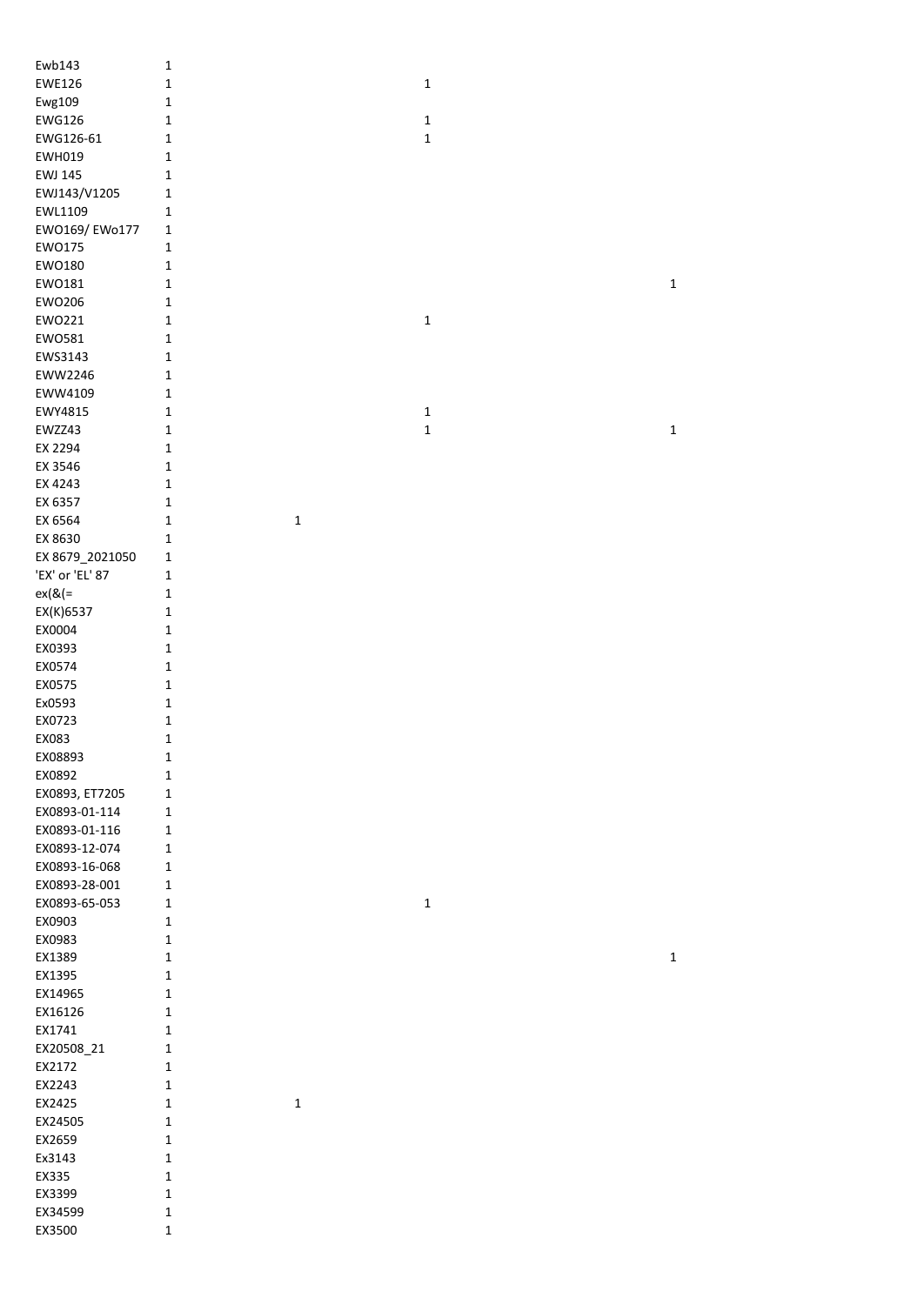| | | | | |
|---|---|---|---|---|
| Ewb143 | 1 | | | |
| EWE126 | 1 | | 1 | |
| Ewg109 | 1 | | | |
| EWG126 | 1 | | 1 | |
| EWG126-61 | 1 | | 1 | |
| EWH019 | 1 | | | |
| EWJ 145 | 1 | | | |
| EWJ143/V1205 | 1 | | | |
| EWL1109 | 1 | | | |
| EWO169/ EWo177 | 1 | | | |
| EWO175 | 1 | | | |
| EWO180 | 1 | | | |
| EWO181 | 1 | | | 1 |
| EWO206 | 1 | | | |
| EWO221 | 1 | | 1 | |
| EWO581 | 1 | | | |
| EWS3143 | 1 | | | |
| EWW2246 | 1 | | | |
| EWW4109 | 1 | | | |
| EWY4815 | 1 | | 1 | |
| EWZZ43 | 1 | | 1 | 1 |
| EX 2294 | 1 | | | |
| EX 3546 | 1 | | | |
| EX 4243 | 1 | | | |
| EX 6357 | 1 | | | |
| EX 6564 | 1 | 1 | | |
| EX 8630 | 1 | | | |
| EX 8679_2021050 | 1 | | | |
| 'EX' or 'EL' 87 | 1 | | | |
| ex(&(= | 1 | | | |
| EX(K)6537 | 1 | | | |
| EX0004 | 1 | | | |
| EX0393 | 1 | | | |
| EX0574 | 1 | | | |
| EX0575 | 1 | | | |
| Ex0593 | 1 | | | |
| EX0723 | 1 | | | |
| EX083 | 1 | | | |
| EX08893 | 1 | | | |
| EX0892 | 1 | | | |
| EX0893, ET7205 | 1 | | | |
| EX0893-01-114 | 1 | | | |
| EX0893-01-116 | 1 | | | |
| EX0893-12-074 | 1 | | | |
| EX0893-16-068 | 1 | | | |
| EX0893-28-001 | 1 | | | |
| EX0893-65-053 | 1 | | 1 | |
| EX0903 | 1 | | | |
| EX0983 | 1 | | | |
| EX1389 | 1 | | | 1 |
| EX1395 | 1 | | | |
| EX14965 | 1 | | | |
| EX16126 | 1 | | | |
| EX1741 | 1 | | | |
| EX20508_21 | 1 | | | |
| EX2172 | 1 | | | |
| EX2243 | 1 | | | |
| EX2425 | 1 | 1 | | |
| EX24505 | 1 | | | |
| EX2659 | 1 | | | |
| Ex3143 | 1 | | | |
| EX335 | 1 | | | |
| EX3399 | 1 | | | |
| EX34599 | 1 | | | |
| EX3500 | 1 | | | |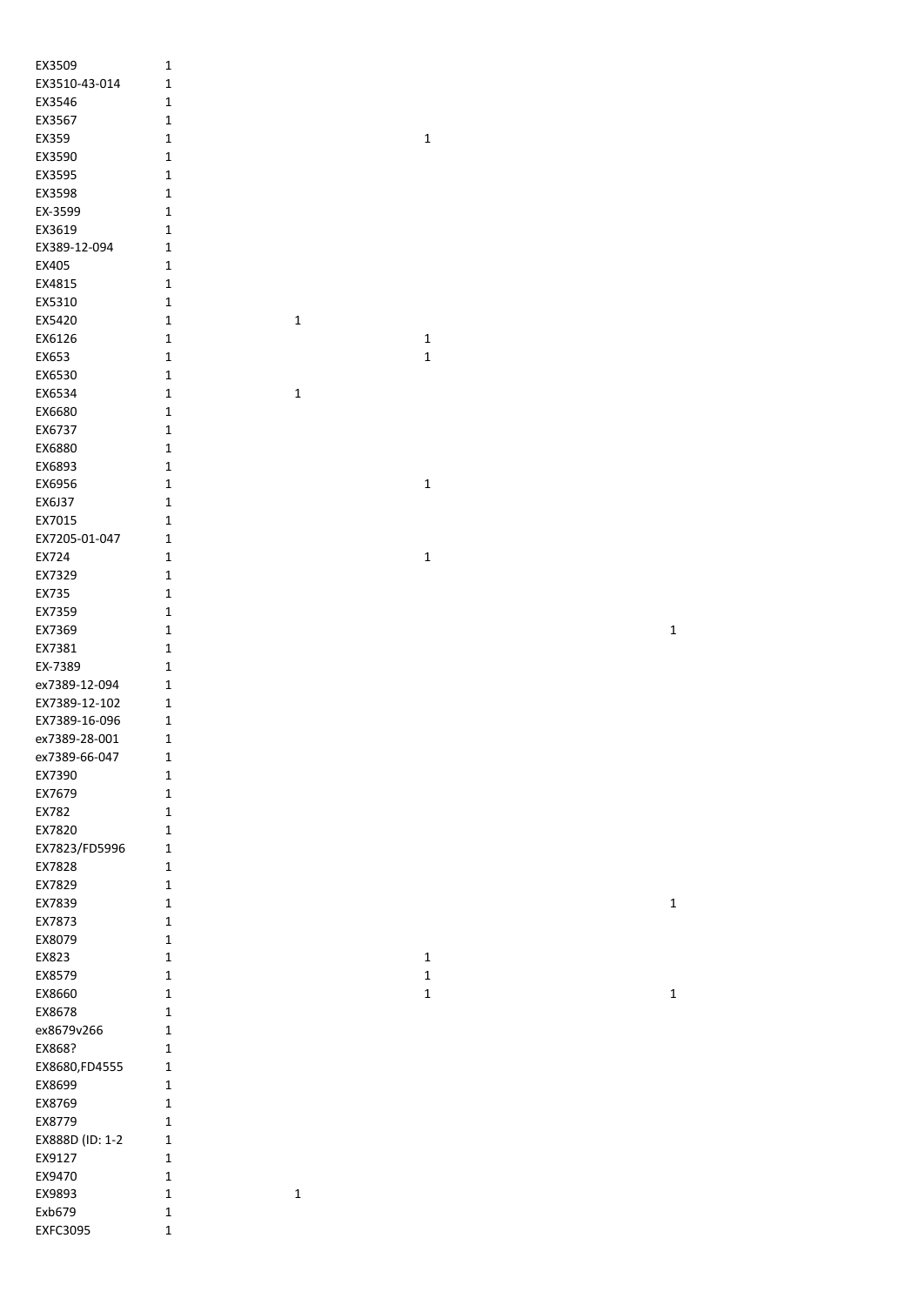| | | | | |
|---|---|---|---|---|
| EX3509 | 1 | | | |
| EX3510-43-014 | 1 | | | |
| EX3546 | 1 | | | |
| EX3567 | 1 | | | |
| EX359 | 1 | | 1 | |
| EX3590 | 1 | | | |
| EX3595 | 1 | | | |
| EX3598 | 1 | | | |
| EX-3599 | 1 | | | |
| EX3619 | 1 | | | |
| EX389-12-094 | 1 | | | |
| EX405 | 1 | | | |
| EX4815 | 1 | | | |
| EX5310 | 1 | | | |
| EX5420 | 1 | 1 | | |
| EX6126 | 1 | | 1 | |
| EX653 | 1 | | 1 | |
| EX6530 | 1 | | | |
| EX6534 | 1 | 1 | | |
| EX6680 | 1 | | | |
| EX6737 | 1 | | | |
| EX6880 | 1 | | | |
| EX6893 | 1 | | | |
| EX6956 | 1 | | 1 | |
| EX6J37 | 1 | | | |
| EX7015 | 1 | | | |
| EX7205-01-047 | 1 | | | |
| EX724 | 1 | | 1 | |
| EX7329 | 1 | | | |
| EX735 | 1 | | | |
| EX7359 | 1 | | | |
| EX7369 | 1 | | | 1 |
| EX7381 | 1 | | | |
| EX-7389 | 1 | | | |
| ex7389-12-094 | 1 | | | |
| EX7389-12-102 | 1 | | | |
| EX7389-16-096 | 1 | | | |
| ex7389-28-001 | 1 | | | |
| ex7389-66-047 | 1 | | | |
| EX7390 | 1 | | | |
| EX7679 | 1 | | | |
| EX782 | 1 | | | |
| EX7820 | 1 | | | |
| EX7823/FD5996 | 1 | | | |
| EX7828 | 1 | | | |
| EX7829 | 1 | | | |
| EX7839 | 1 | | | 1 |
| EX7873 | 1 | | | |
| EX8079 | 1 | | | |
| EX823 | 1 | | 1 | |
| EX8579 | 1 | | 1 | |
| EX8660 | 1 | | 1 | 1 |
| EX8678 | 1 | | | |
| ex8679v266 | 1 | | | |
| EX868? | 1 | | | |
| EX8680,FD4555 | 1 | | | |
| EX8699 | 1 | | | |
| EX8769 | 1 | | | |
| EX8779 | 1 | | | |
| EX888D (ID: 1-2 | 1 | | | |
| EX9127 | 1 | | | |
| EX9470 | 1 | | | |
| EX9893 | 1 | 1 | | |
| Exb679 | 1 | | | |
| EXFC3095 | 1 | | | |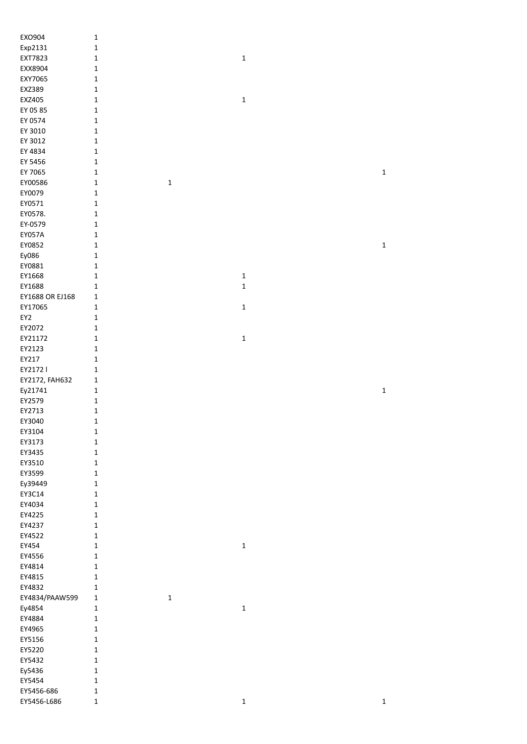| | | | | |
|---|---|---|---|---|
| EXO904 | 1 | | | |
| Exp2131 | 1 | | | |
| EXT7823 | 1 | | 1 | |
| EXX8904 | 1 | | | |
| EXY7065 | 1 | | | |
| EXZ389 | 1 | | | |
| EXZ405 | 1 | | 1 | |
| EY 05 85 | 1 | | | |
| EY 0574 | 1 | | | |
| EY 3010 | 1 | | | |
| EY 3012 | 1 | | | |
| EY 4834 | 1 | | | |
| EY 5456 | 1 | | | |
| EY 7065 | 1 | | | 1 |
| EY00586 | 1 | 1 | | |
| EY0079 | 1 | | | |
| EY0571 | 1 | | | |
| EY0578. | 1 | | | |
| EY-0579 | 1 | | | |
| EY057A | 1 | | | |
| EY0852 | 1 | | | 1 |
| Ey086 | 1 | | | |
| EY0881 | 1 | | | |
| EY1668 | 1 | | 1 | |
| EY1688 | 1 | | 1 | |
| EY1688 OR EJ168 | 1 | | | |
| EY17065 | 1 | | 1 | |
| EY2 | 1 | | | |
| EY2072 | 1 | | | |
| EY21172 | 1 | | 1 | |
| EY2123 | 1 | | | |
| EY217 | 1 | | | |
| EY2172 l | 1 | | | |
| EY2172, FAH632 | 1 | | | |
| Ey21741 | 1 | | | 1 |
| EY2579 | 1 | | | |
| EY2713 | 1 | | | |
| EY3040 | 1 | | | |
| EY3104 | 1 | | | |
| EY3173 | 1 | | | |
| EY3435 | 1 | | | |
| EY3510 | 1 | | | |
| EY3599 | 1 | | | |
| Ey39449 | 1 | | | |
| EY3C14 | 1 | | | |
| EY4034 | 1 | | | |
| EY4225 | 1 | | | |
| EY4237 | 1 | | | |
| EY4522 | 1 | | | |
| EY454 | 1 | | 1 | |
| EY4556 | 1 | | | |
| EY4814 | 1 | | | |
| EY4815 | 1 | | | |
| EY4832 | 1 | | | |
| EY4834/PAAW599 | 1 | 1 | | |
| Ey4854 | 1 | | 1 | |
| EY4884 | 1 | | | |
| EY4965 | 1 | | | |
| EY5156 | 1 | | | |
| EY5220 | 1 | | | |
| EY5432 | 1 | | | |
| Ey5436 | 1 | | | |
| EY5454 | 1 | | | |
| EY5456-686 | 1 | | | |
| EY5456-L686 | 1 | | 1 | 1 |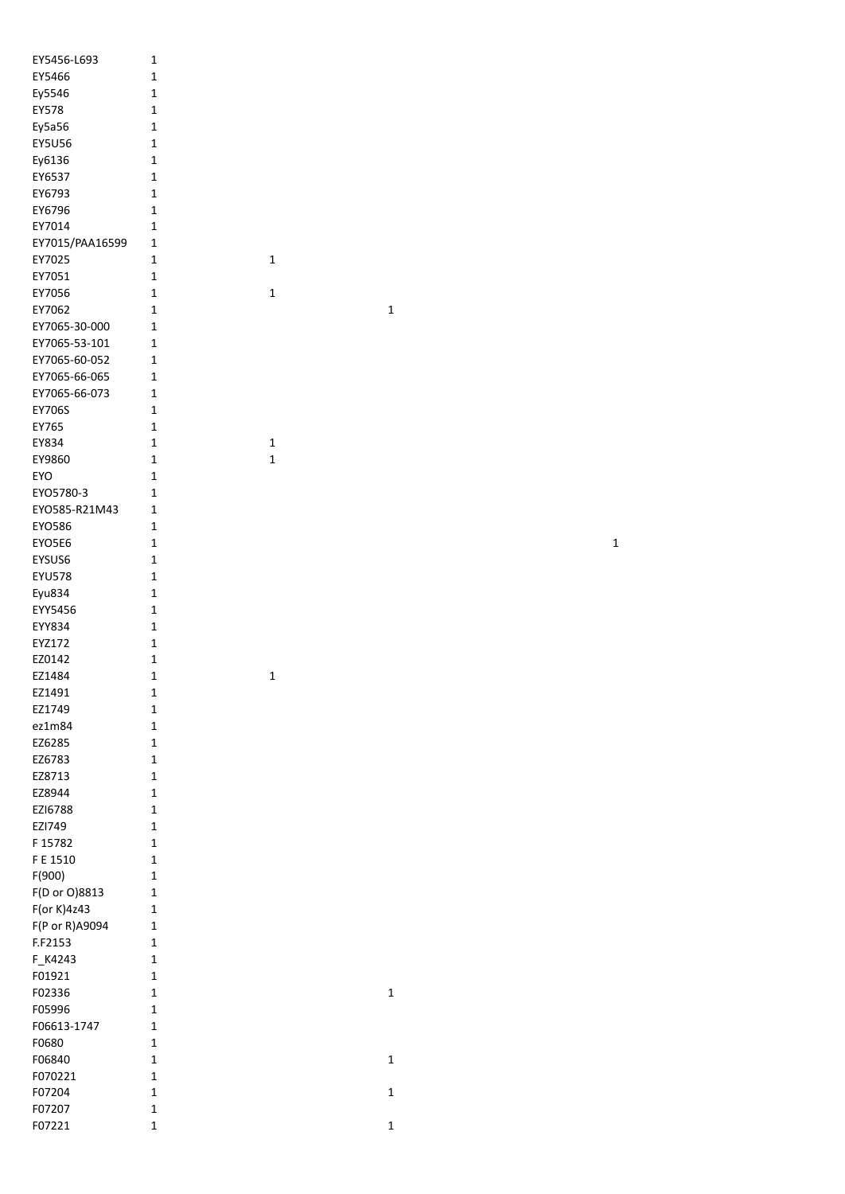| | | | | |
|---|---|---|---|---|
| EY5456-L693 | 1 | | | |
| EY5466 | 1 | | | |
| Ey5546 | 1 | | | |
| EY578 | 1 | | | |
| Ey5a56 | 1 | | | |
| EY5U56 | 1 | | | |
| Ey6136 | 1 | | | |
| EY6537 | 1 | | | |
| EY6793 | 1 | | | |
| EY6796 | 1 | | | |
| EY7014 | 1 | | | |
| EY7015/PAA16599 | 1 | | | |
| EY7025 | 1 | 1 | | |
| EY7051 | 1 | | | |
| EY7056 | 1 | 1 | | |
| EY7062 | 1 | | 1 | |
| EY7065-30-000 | 1 | | | |
| EY7065-53-101 | 1 | | | |
| EY7065-60-052 | 1 | | | |
| EY7065-66-065 | 1 | | | |
| EY7065-66-073 | 1 | | | |
| EY706S | 1 | | | |
| EY765 | 1 | | | |
| EY834 | 1 | 1 | | |
| EY9860 | 1 | 1 | | |
| EYO | 1 | | | |
| EYO5780-3 | 1 | | | |
| EYO585-R21M43 | 1 | | | |
| EYO586 | 1 | | | |
| EYO5E6 | 1 | | | 1 |
| EYSUS6 | 1 | | | |
| EYU578 | 1 | | | |
| Eyu834 | 1 | | | |
| EYY5456 | 1 | | | |
| EYY834 | 1 | | | |
| EYZ172 | 1 | | | |
| EZ0142 | 1 | | | |
| EZ1484 | 1 | 1 | | |
| EZ1491 | 1 | | | |
| EZ1749 | 1 | | | |
| ez1m84 | 1 | | | |
| EZ6285 | 1 | | | |
| EZ6783 | 1 | | | |
| EZ8713 | 1 | | | |
| EZ8944 | 1 | | | |
| EZI6788 | 1 | | | |
| EZI749 | 1 | | | |
| F 15782 | 1 | | | |
| F E 1510 | 1 | | | |
| F(900) | 1 | | | |
| F(D or O)8813 | 1 | | | |
| F(or K)4z43 | 1 | | | |
| F(P or R)A9094 | 1 | | | |
| F.F2153 | 1 | | | |
| F_K4243 | 1 | | | |
| F01921 | 1 | | | |
| F02336 | 1 | | 1 | |
| F05996 | 1 | | | |
| F06613-1747 | 1 | | | |
| F0680 | 1 | | | |
| F06840 | 1 | | 1 | |
| F070221 | 1 | | | |
| F07204 | 1 | | 1 | |
| F07207 | 1 | | | |
| F07221 | 1 | | 1 | |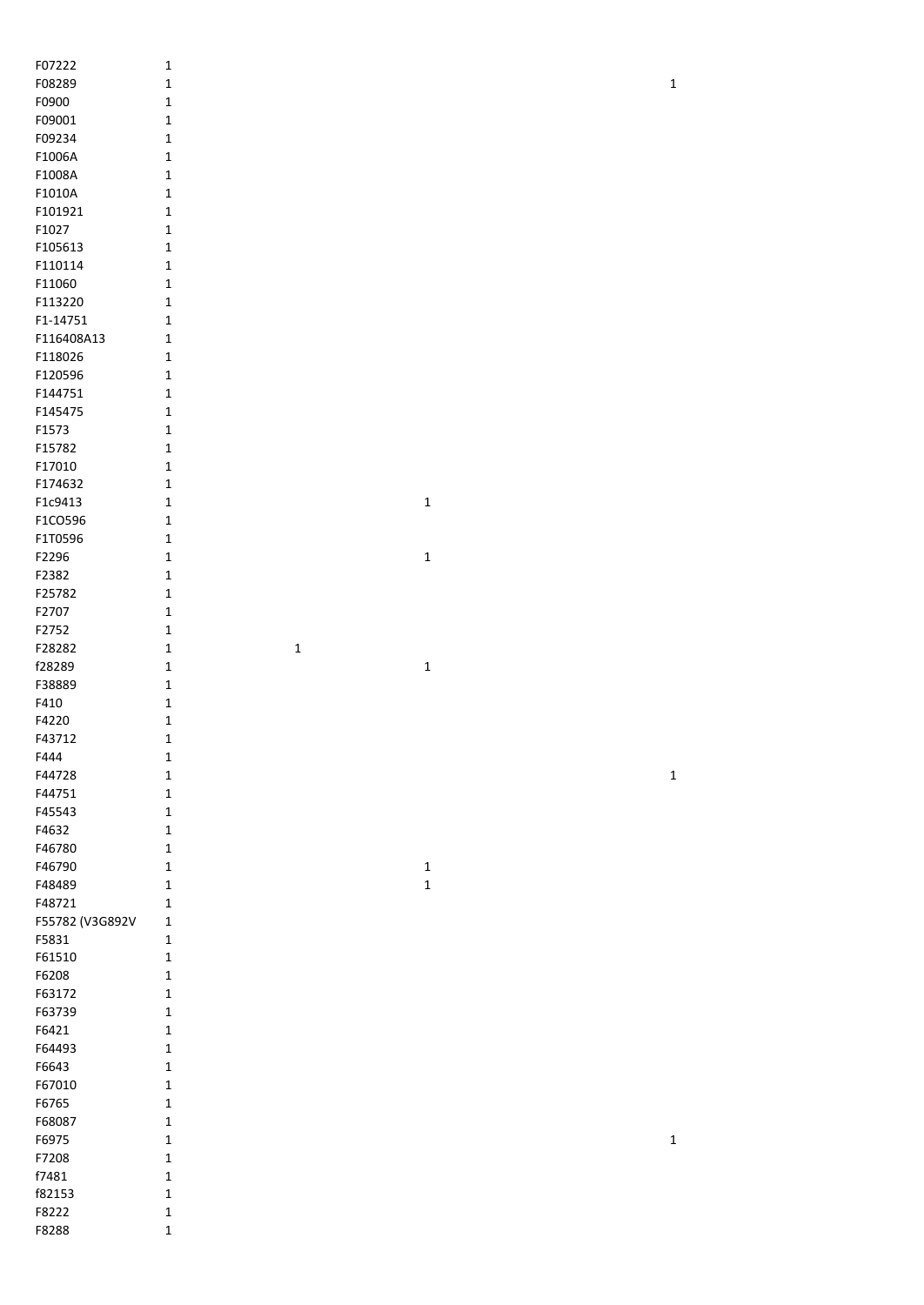| | | | | |
|---|---|---|---|---|
| F07222 | 1 | | | |
| F08289 | 1 | | | 1 |
| F0900 | 1 | | | |
| F09001 | 1 | | | |
| F09234 | 1 | | | |
| F1006A | 1 | | | |
| F1008A | 1 | | | |
| F1010A | 1 | | | |
| F101921 | 1 | | | |
| F1027 | 1 | | | |
| F105613 | 1 | | | |
| F110114 | 1 | | | |
| F11060 | 1 | | | |
| F113220 | 1 | | | |
| F1-14751 | 1 | | | |
| F116408A13 | 1 | | | |
| F118026 | 1 | | | |
| F120596 | 1 | | | |
| F144751 | 1 | | | |
| F145475 | 1 | | | |
| F1573 | 1 | | | |
| F15782 | 1 | | | |
| F17010 | 1 | | | |
| F174632 | 1 | | | |
| F1c9413 | 1 | | 1 | |
| F1CO596 | 1 | | | |
| F1T0596 | 1 | | | |
| F2296 | 1 | | 1 | |
| F2382 | 1 | | | |
| F25782 | 1 | | | |
| F2707 | 1 | | | |
| F2752 | 1 | | | |
| F28282 | 1 | 1 | | |
| f28289 | 1 | | 1 | |
| F38889 | 1 | | | |
| F410 | 1 | | | |
| F4220 | 1 | | | |
| F43712 | 1 | | | |
| F444 | 1 | | | |
| F44728 | 1 | | | 1 |
| F44751 | 1 | | | |
| F45543 | 1 | | | |
| F4632 | 1 | | | |
| F46780 | 1 | | | |
| F46790 | 1 | | 1 | |
| F48489 | 1 | | 1 | |
| F48721 | 1 | | | |
| F55782 (V3G892V | 1 | | | |
| F5831 | 1 | | | |
| F61510 | 1 | | | |
| F6208 | 1 | | | |
| F63172 | 1 | | | |
| F63739 | 1 | | | |
| F6421 | 1 | | | |
| F64493 | 1 | | | |
| F6643 | 1 | | | |
| F67010 | 1 | | | |
| F6765 | 1 | | | |
| F68087 | 1 | | | |
| F6975 | 1 | | | 1 |
| F7208 | 1 | | | |
| f7481 | 1 | | | |
| f82153 | 1 | | | |
| F8222 | 1 | | | |
| F8288 | 1 | | | |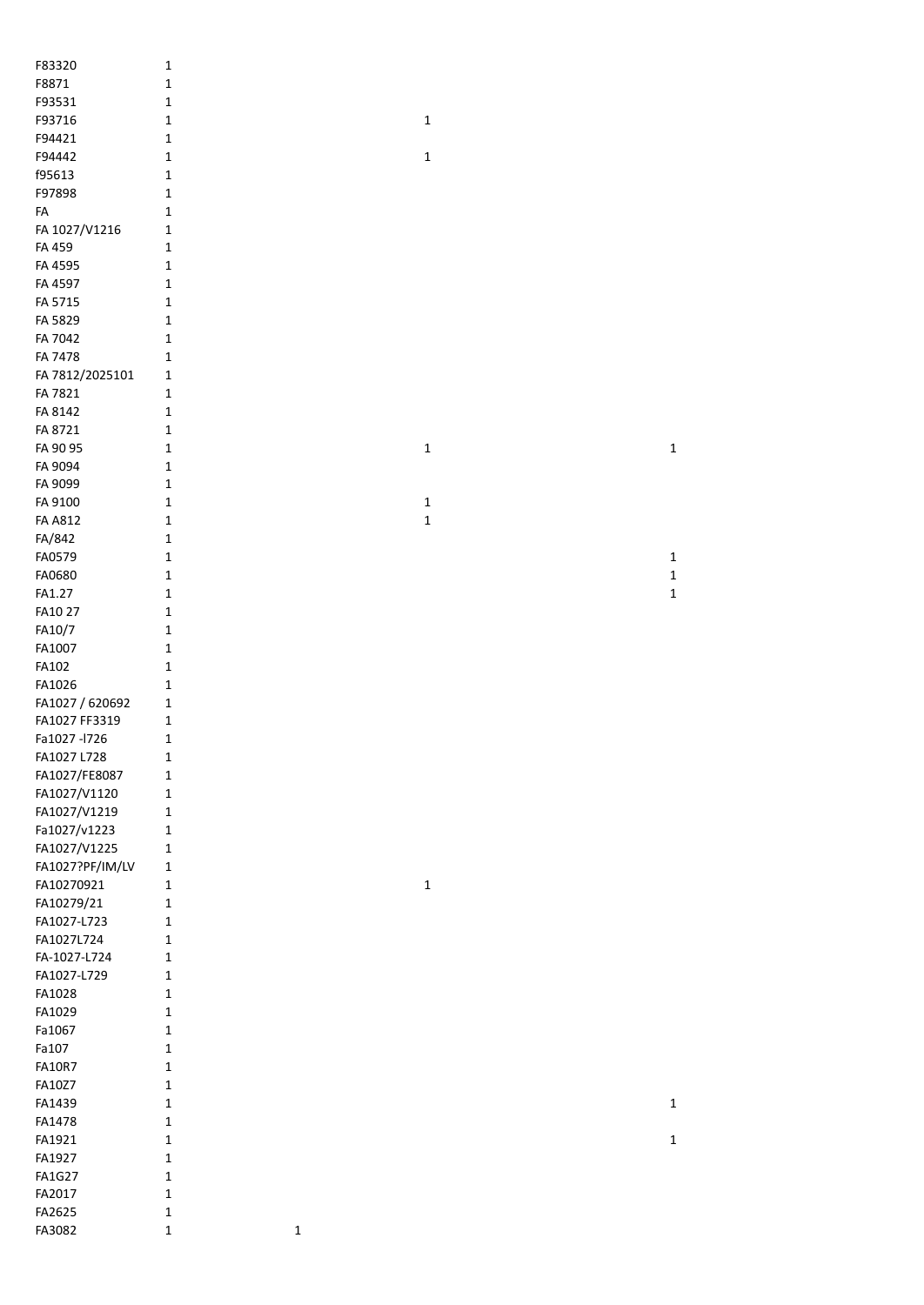| | | | | |
|---|---|---|---|---|
| F83320 | 1 | | | |
| F8871 | 1 | | | |
| F93531 | 1 | | | |
| F93716 | 1 | | 1 | |
| F94421 | 1 | | | |
| F94442 | 1 | | 1 | |
| f95613 | 1 | | | |
| F97898 | 1 | | | |
| FA | 1 | | | |
| FA 1027/V1216 | 1 | | | |
| FA 459 | 1 | | | |
| FA 4595 | 1 | | | |
| FA 4597 | 1 | | | |
| FA 5715 | 1 | | | |
| FA 5829 | 1 | | | |
| FA 7042 | 1 | | | |
| FA 7478 | 1 | | | |
| FA 7812/2025101 | 1 | | | |
| FA 7821 | 1 | | | |
| FA 8142 | 1 | | | |
| FA 8721 | 1 | | | |
| FA 90 95 | 1 | | 1 | 1 |
| FA 9094 | 1 | | | |
| FA 9099 | 1 | | | |
| FA 9100 | 1 | | 1 | |
| FA A812 | 1 | | 1 | |
| FA/842 | 1 | | | |
| FA0579 | 1 | | | 1 |
| FA0680 | 1 | | | 1 |
| FA1.27 | 1 | | | 1 |
| FA10 27 | 1 | | | |
| FA10/7 | 1 | | | |
| FA1007 | 1 | | | |
| FA102 | 1 | | | |
| FA1026 | 1 | | | |
| FA1027 / 620692 | 1 | | | |
| FA1027 FF3319 | 1 | | | |
| Fa1027 -l726 | 1 | | | |
| FA1027 L728 | 1 | | | |
| FA1027/FE8087 | 1 | | | |
| FA1027/V1120 | 1 | | | |
| FA1027/V1219 | 1 | | | |
| Fa1027/v1223 | 1 | | | |
| FA1027/V1225 | 1 | | | |
| FA1027?PF/IM/LV | 1 | | | |
| FA10270921 | 1 | | 1 | |
| FA10279/21 | 1 | | | |
| FA1027-L723 | 1 | | | |
| FA1027L724 | 1 | | | |
| FA-1027-L724 | 1 | | | |
| FA1027-L729 | 1 | | | |
| FA1028 | 1 | | | |
| FA1029 | 1 | | | |
| Fa1067 | 1 | | | |
| Fa107 | 1 | | | |
| FA10R7 | 1 | | | |
| FA10Z7 | 1 | | | |
| FA1439 | 1 | | | 1 |
| FA1478 | 1 | | | |
| FA1921 | 1 | | | 1 |
| FA1927 | 1 | | | |
| FA1G27 | 1 | | | |
| FA2017 | 1 | | | |
| FA2625 | 1 | | | |
| FA3082 | 1 | 1 | | |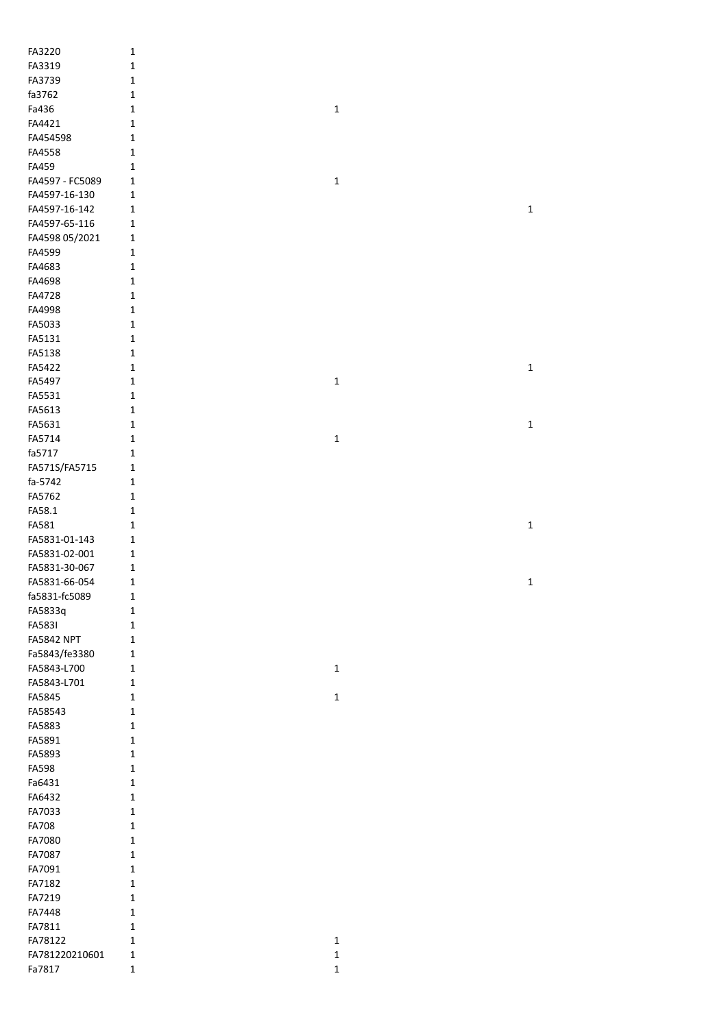| | | | |
|---|---|---|---|
| FA3220 | 1 | | |
| FA3319 | 1 | | |
| FA3739 | 1 | | |
| fa3762 | 1 | | |
| Fa436 | 1 | 1 | |
| FA4421 | 1 | | |
| FA454598 | 1 | | |
| FA4558 | 1 | | |
| FA459 | 1 | | |
| FA4597 - FC5089 | 1 | 1 | |
| FA4597-16-130 | 1 | | |
| FA4597-16-142 | 1 | | 1 |
| FA4597-65-116 | 1 | | |
| FA4598 05/2021 | 1 | | |
| FA4599 | 1 | | |
| FA4683 | 1 | | |
| FA4698 | 1 | | |
| FA4728 | 1 | | |
| FA4998 | 1 | | |
| FA5033 | 1 | | |
| FA5131 | 1 | | |
| FA5138 | 1 | | |
| FA5422 | 1 | | 1 |
| FA5497 | 1 | 1 | |
| FA5531 | 1 | | |
| FA5613 | 1 | | |
| FA5631 | 1 | | 1 |
| FA5714 | 1 | 1 | |
| fa5717 | 1 | | |
| FA571S/FA5715 | 1 | | |
| fa-5742 | 1 | | |
| FA5762 | 1 | | |
| FA58.1 | 1 | | |
| FA581 | 1 | | 1 |
| FA5831-01-143 | 1 | | |
| FA5831-02-001 | 1 | | |
| FA5831-30-067 | 1 | | |
| FA5831-66-054 | 1 | | 1 |
| fa5831-fc5089 | 1 | | |
| FA5833q | 1 | | |
| FA583I | 1 | | |
| FA5842 NPT | 1 | | |
| Fa5843/fe3380 | 1 | | |
| FA5843-L700 | 1 | 1 | |
| FA5843-L701 | 1 | | |
| FA5845 | 1 | 1 | |
| FA58543 | 1 | | |
| FA5883 | 1 | | |
| FA5891 | 1 | | |
| FA5893 | 1 | | |
| FA598 | 1 | | |
| Fa6431 | 1 | | |
| FA6432 | 1 | | |
| FA7033 | 1 | | |
| FA708 | 1 | | |
| FA7080 | 1 | | |
| FA7087 | 1 | | |
| FA7091 | 1 | | |
| FA7182 | 1 | | |
| FA7219 | 1 | | |
| FA7448 | 1 | | |
| FA7811 | 1 | | |
| FA78122 | 1 | 1 | |
| FA781220210601 | 1 | 1 | |
| Fa7817 | 1 | 1 | |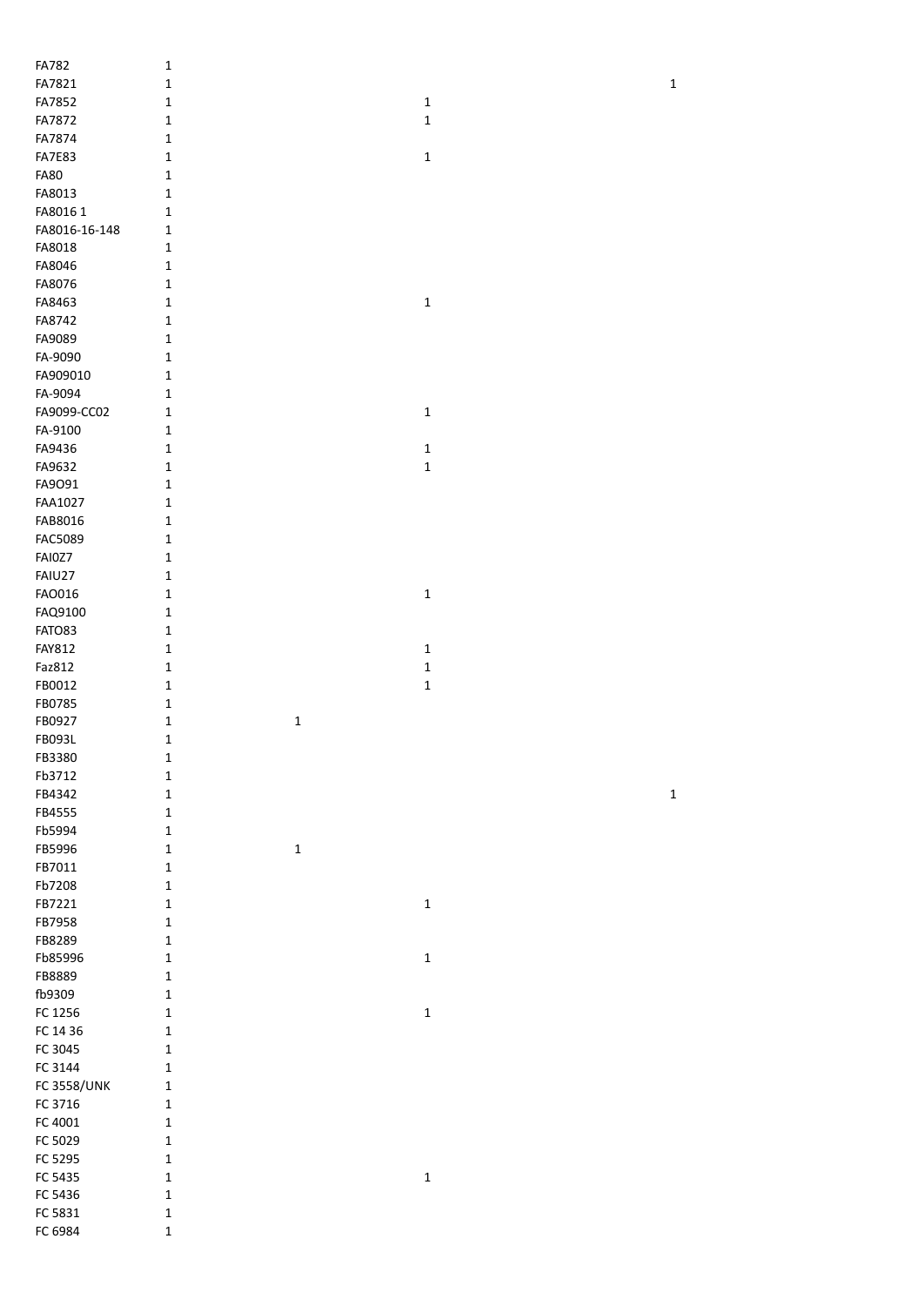| | | | | |
|---|---|---|---|---|
| FA782 | 1 | | | |
| FA7821 | 1 | | | 1 |
| FA7852 | 1 | | 1 | |
| FA7872 | 1 | | 1 | |
| FA7874 | 1 | | | |
| FA7E83 | 1 | | 1 | |
| FA80 | 1 | | | |
| FA8013 | 1 | | | |
| FA8016 1 | 1 | | | |
| FA8016-16-148 | 1 | | | |
| FA8018 | 1 | | | |
| FA8046 | 1 | | | |
| FA8076 | 1 | | | |
| FA8463 | 1 | | 1 | |
| FA8742 | 1 | | | |
| FA9089 | 1 | | | |
| FA-9090 | 1 | | | |
| FA909010 | 1 | | | |
| FA-9094 | 1 | | | |
| FA9099-CC02 | 1 | | 1 | |
| FA-9100 | 1 | | | |
| FA9436 | 1 | | 1 | |
| FA9632 | 1 | | 1 | |
| FA9O91 | 1 | | | |
| FAA1027 | 1 | | | |
| FAB8016 | 1 | | | |
| FAC5089 | 1 | | | |
| FAI0Z7 | 1 | | | |
| FAIU27 | 1 | | | |
| FAO016 | 1 | | 1 | |
| FAQ9100 | 1 | | | |
| FATO83 | 1 | | | |
| FAY812 | 1 | | 1 | |
| Faz812 | 1 | | 1 | |
| FB0012 | 1 | | 1 | |
| FB0785 | 1 | | | |
| FB0927 | 1 | 1 | | |
| FB093L | 1 | | | |
| FB3380 | 1 | | | |
| Fb3712 | 1 | | | |
| FB4342 | 1 | | | 1 |
| FB4555 | 1 | | | |
| Fb5994 | 1 | | | |
| FB5996 | 1 | 1 | | |
| FB7011 | 1 | | | |
| Fb7208 | 1 | | | |
| FB7221 | 1 | | 1 | |
| FB7958 | 1 | | | |
| FB8289 | 1 | | | |
| Fb85996 | 1 | | 1 | |
| FB8889 | 1 | | | |
| fb9309 | 1 | | | |
| FC 1256 | 1 | | 1 | |
| FC 14 36 | 1 | | | |
| FC 3045 | 1 | | | |
| FC 3144 | 1 | | | |
| FC 3558/UNK | 1 | | | |
| FC 3716 | 1 | | | |
| FC 4001 | 1 | | | |
| FC 5029 | 1 | | | |
| FC 5295 | 1 | | | |
| FC 5435 | 1 | | 1 | |
| FC 5436 | 1 | | | |
| FC 5831 | 1 | | | |
| FC 6984 | 1 | | | |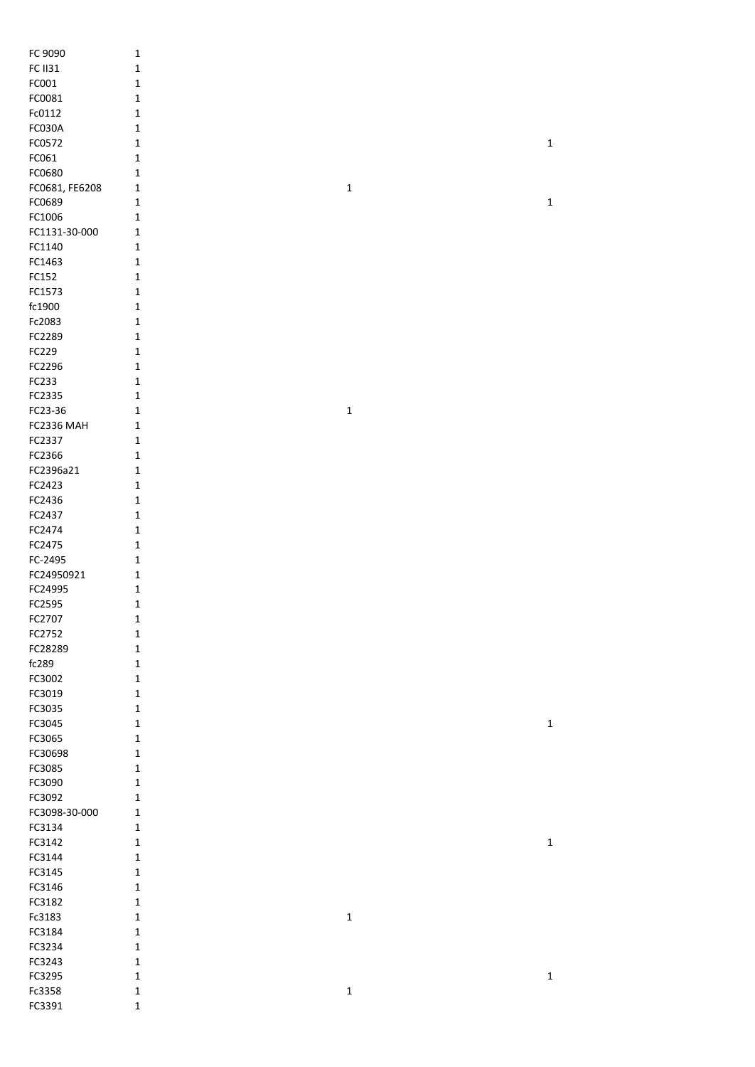| | | | |
|---|---|---|---|
| FC 9090 | 1 | | |
| FC II31 | 1 | | |
| FC001 | 1 | | |
| FC0081 | 1 | | |
| Fc0112 | 1 | | |
| FC030A | 1 | | |
| FC0572 | 1 | | 1 |
| FC061 | 1 | | |
| FC0680 | 1 | | |
| FC0681, FE6208 | 1 | 1 | |
| FC0689 | 1 | | 1 |
| FC1006 | 1 | | |
| FC1131-30-000 | 1 | | |
| FC1140 | 1 | | |
| FC1463 | 1 | | |
| FC152 | 1 | | |
| FC1573 | 1 | | |
| fc1900 | 1 | | |
| Fc2083 | 1 | | |
| FC2289 | 1 | | |
| FC229 | 1 | | |
| FC2296 | 1 | | |
| FC233 | 1 | | |
| FC2335 | 1 | | |
| FC23-36 | 1 | 1 | |
| FC2336 MAH | 1 | | |
| FC2337 | 1 | | |
| FC2366 | 1 | | |
| FC2396a21 | 1 | | |
| FC2423 | 1 | | |
| FC2436 | 1 | | |
| FC2437 | 1 | | |
| FC2474 | 1 | | |
| FC2475 | 1 | | |
| FC-2495 | 1 | | |
| FC24950921 | 1 | | |
| FC24995 | 1 | | |
| FC2595 | 1 | | |
| FC2707 | 1 | | |
| FC2752 | 1 | | |
| FC28289 | 1 | | |
| fc289 | 1 | | |
| FC3002 | 1 | | |
| FC3019 | 1 | | |
| FC3035 | 1 | | |
| FC3045 | 1 | | 1 |
| FC3065 | 1 | | |
| FC30698 | 1 | | |
| FC3085 | 1 | | |
| FC3090 | 1 | | |
| FC3092 | 1 | | |
| FC3098-30-000 | 1 | | |
| FC3134 | 1 | | |
| FC3142 | 1 | | 1 |
| FC3144 | 1 | | |
| FC3145 | 1 | | |
| FC3146 | 1 | | |
| FC3182 | 1 | | |
| Fc3183 | 1 | 1 | |
| FC3184 | 1 | | |
| FC3234 | 1 | | |
| FC3243 | 1 | | |
| FC3295 | 1 | | 1 |
| Fc3358 | 1 | 1 | |
| FC3391 | 1 | | |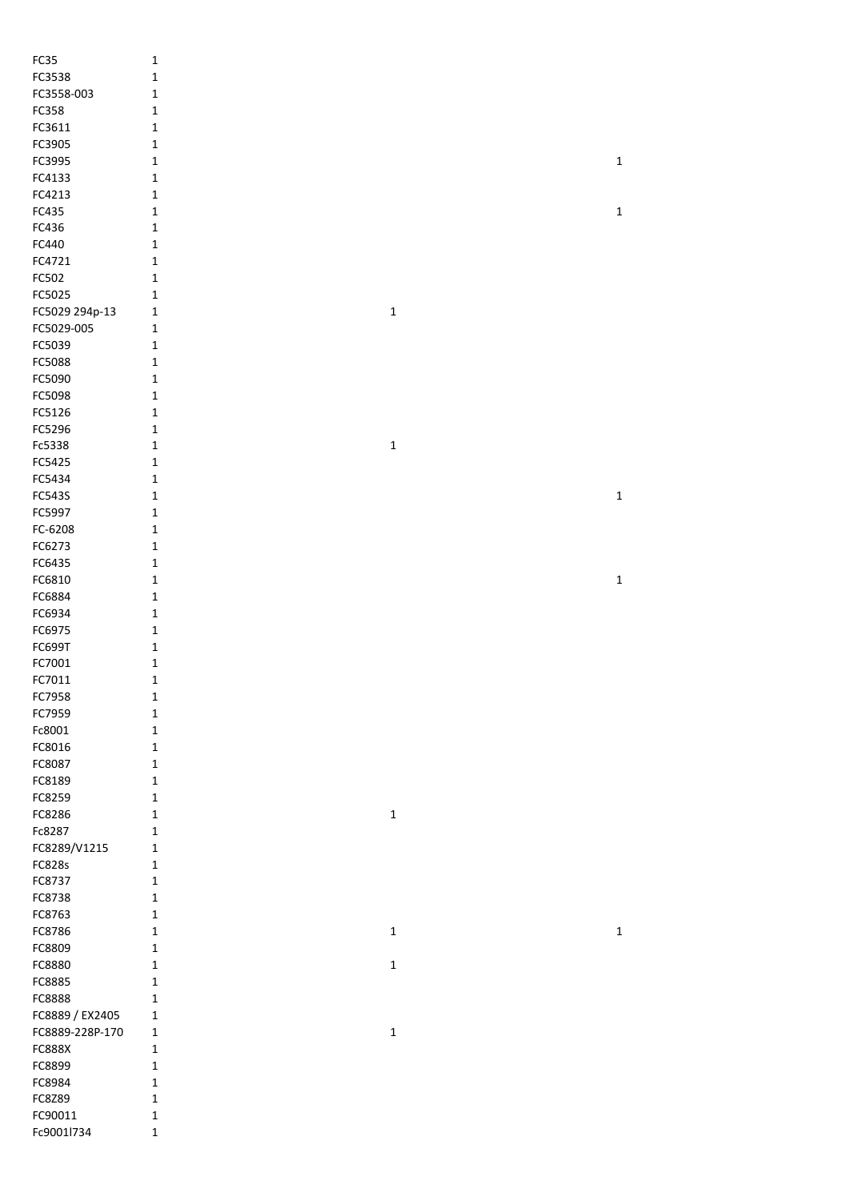| | | | |
|---|---|---|---|
| FC35 | 1 | | |
| FC3538 | 1 | | |
| FC3558-003 | 1 | | |
| FC358 | 1 | | |
| FC3611 | 1 | | |
| FC3905 | 1 | | |
| FC3995 | 1 | | 1 |
| FC4133 | 1 | | |
| FC4213 | 1 | | |
| FC435 | 1 | | 1 |
| FC436 | 1 | | |
| FC440 | 1 | | |
| FC4721 | 1 | | |
| FC502 | 1 | | |
| FC5025 | 1 | | |
| FC5029 294p-13 | 1 | 1 | |
| FC5029-005 | 1 | | |
| FC5039 | 1 | | |
| FC5088 | 1 | | |
| FC5090 | 1 | | |
| FC5098 | 1 | | |
| FC5126 | 1 | | |
| FC5296 | 1 | | |
| Fc5338 | 1 | 1 | |
| FC5425 | 1 | | |
| FC5434 | 1 | | |
| FC543S | 1 | | 1 |
| FC5997 | 1 | | |
| FC-6208 | 1 | | |
| FC6273 | 1 | | |
| FC6435 | 1 | | |
| FC6810 | 1 | | 1 |
| FC6884 | 1 | | |
| FC6934 | 1 | | |
| FC6975 | 1 | | |
| FC699T | 1 | | |
| FC7001 | 1 | | |
| FC7011 | 1 | | |
| FC7958 | 1 | | |
| FC7959 | 1 | | |
| Fc8001 | 1 | | |
| FC8016 | 1 | | |
| FC8087 | 1 | | |
| FC8189 | 1 | | |
| FC8259 | 1 | | |
| FC8286 | 1 | 1 | |
| Fc8287 | 1 | | |
| FC8289/V1215 | 1 | | |
| FC828s | 1 | | |
| FC8737 | 1 | | |
| FC8738 | 1 | | |
| FC8763 | 1 | | |
| FC8786 | 1 | 1 | 1 |
| FC8809 | 1 | | |
| FC8880 | 1 | 1 | |
| FC8885 | 1 | | |
| FC8888 | 1 | | |
| FC8889 / EX2405 | 1 | | |
| FC8889-228P-170 | 1 | 1 | |
| FC888X | 1 | | |
| FC8899 | 1 | | |
| FC8984 | 1 | | |
| FC8Z89 | 1 | | |
| FC90011 | 1 | | |
| Fc9001l734 | 1 | | |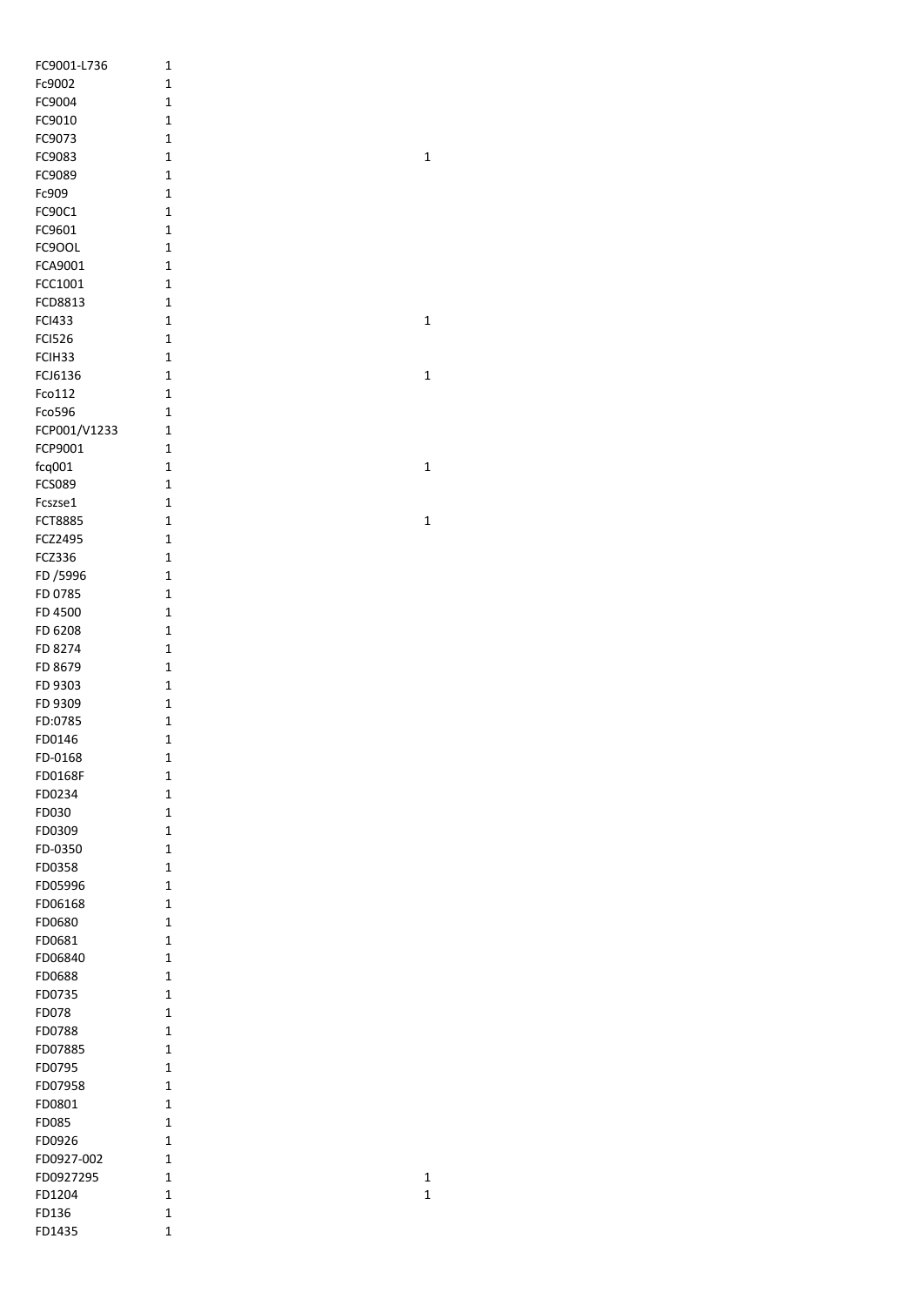| | | |
|---|---|---|
| FC9001-L736 | 1 | |
| Fc9002 | 1 | |
| FC9004 | 1 | |
| FC9010 | 1 | |
| FC9073 | 1 | |
| FC9083 | 1 | 1 |
| FC9089 | 1 | |
| Fc909 | 1 | |
| FC90C1 | 1 | |
| FC9601 | 1 | |
| FC9OOL | 1 | |
| FCA9001 | 1 | |
| FCC1001 | 1 | |
| FCD8813 | 1 | |
| FCI433 | 1 | 1 |
| FCI526 | 1 | |
| FCIH33 | 1 | |
| FCJ6136 | 1 | 1 |
| Fco112 | 1 | |
| Fco596 | 1 | |
| FCP001/V1233 | 1 | |
| FCP9001 | 1 | |
| fcq001 | 1 | 1 |
| FCS089 | 1 | |
| Fcszse1 | 1 | |
| FCT8885 | 1 | 1 |
| FCZ2495 | 1 | |
| FCZ336 | 1 | |
| FD /5996 | 1 | |
| FD 0785 | 1 | |
| FD 4500 | 1 | |
| FD 6208 | 1 | |
| FD 8274 | 1 | |
| FD 8679 | 1 | |
| FD 9303 | 1 | |
| FD 9309 | 1 | |
| FD:0785 | 1 | |
| FD0146 | 1 | |
| FD-0168 | 1 | |
| FD0168F | 1 | |
| FD0234 | 1 | |
| FD030 | 1 | |
| FD0309 | 1 | |
| FD-0350 | 1 | |
| FD0358 | 1 | |
| FD05996 | 1 | |
| FD06168 | 1 | |
| FD0680 | 1 | |
| FD0681 | 1 | |
| FD06840 | 1 | |
| FD0688 | 1 | |
| FD0735 | 1 | |
| FD078 | 1 | |
| FD0788 | 1 | |
| FD07885 | 1 | |
| FD0795 | 1 | |
| FD07958 | 1 | |
| FD0801 | 1 | |
| FD085 | 1 | |
| FD0926 | 1 | |
| FD0927-002 | 1 | |
| FD0927295 | 1 | 1 |
| FD1204 | 1 | 1 |
| FD136 | 1 | |
| FD1435 | 1 | |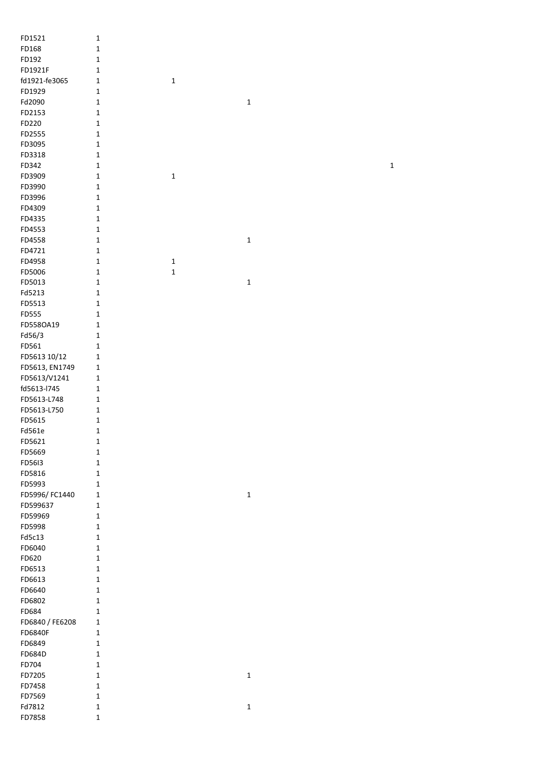| | | | | |
|---|---|---|---|---|
| FD1521 | 1 | | | |
| FD168 | 1 | | | |
| FD192 | 1 | | | |
| FD1921F | 1 | | | |
| fd1921-fe3065 | 1 | 1 | | |
| FD1929 | 1 | | | |
| Fd2090 | 1 | | 1 | |
| FD2153 | 1 | | | |
| FD220 | 1 | | | |
| FD2555 | 1 | | | |
| FD3095 | 1 | | | |
| FD3318 | 1 | | | |
| FD342 | 1 | | | 1 |
| FD3909 | 1 | 1 | | |
| FD3990 | 1 | | | |
| FD3996 | 1 | | | |
| FD4309 | 1 | | | |
| FD4335 | 1 | | | |
| FD4553 | 1 | | | |
| FD4558 | 1 | | 1 | |
| FD4721 | 1 | | | |
| FD4958 | 1 | 1 | | |
| FD5006 | 1 | 1 | | |
| FD5013 | 1 | | 1 | |
| Fd5213 | 1 | | | |
| FD5513 | 1 | | | |
| FD555 | 1 | | | |
| FD558OA19 | 1 | | | |
| Fd56/3 | 1 | | | |
| FD561 | 1 | | | |
| FD5613 10/12 | 1 | | | |
| FD5613, EN1749 | 1 | | | |
| FD5613/V1241 | 1 | | | |
| fd5613-l745 | 1 | | | |
| FD5613-L748 | 1 | | | |
| FD5613-L750 | 1 | | | |
| FD5615 | 1 | | | |
| Fd561e | 1 | | | |
| FD5621 | 1 | | | |
| FD5669 | 1 | | | |
| FD56l3 | 1 | | | |
| FD5816 | 1 | | | |
| FD5993 | 1 | | | |
| FD5996/ FC1440 | 1 | | 1 | |
| FD599637 | 1 | | | |
| FD59969 | 1 | | | |
| FD5998 | 1 | | | |
| Fd5c13 | 1 | | | |
| FD6040 | 1 | | | |
| FD620 | 1 | | | |
| FD6513 | 1 | | | |
| FD6613 | 1 | | | |
| FD6640 | 1 | | | |
| FD6802 | 1 | | | |
| FD684 | 1 | | | |
| FD6840 / FE6208 | 1 | | | |
| FD6840F | 1 | | | |
| FD6849 | 1 | | | |
| FD684D | 1 | | | |
| FD704 | 1 | | | |
| FD7205 | 1 | | 1 | |
| FD7458 | 1 | | | |
| FD7569 | 1 | | | |
| Fd7812 | 1 | | 1 | |
| FD7858 | 1 | | | |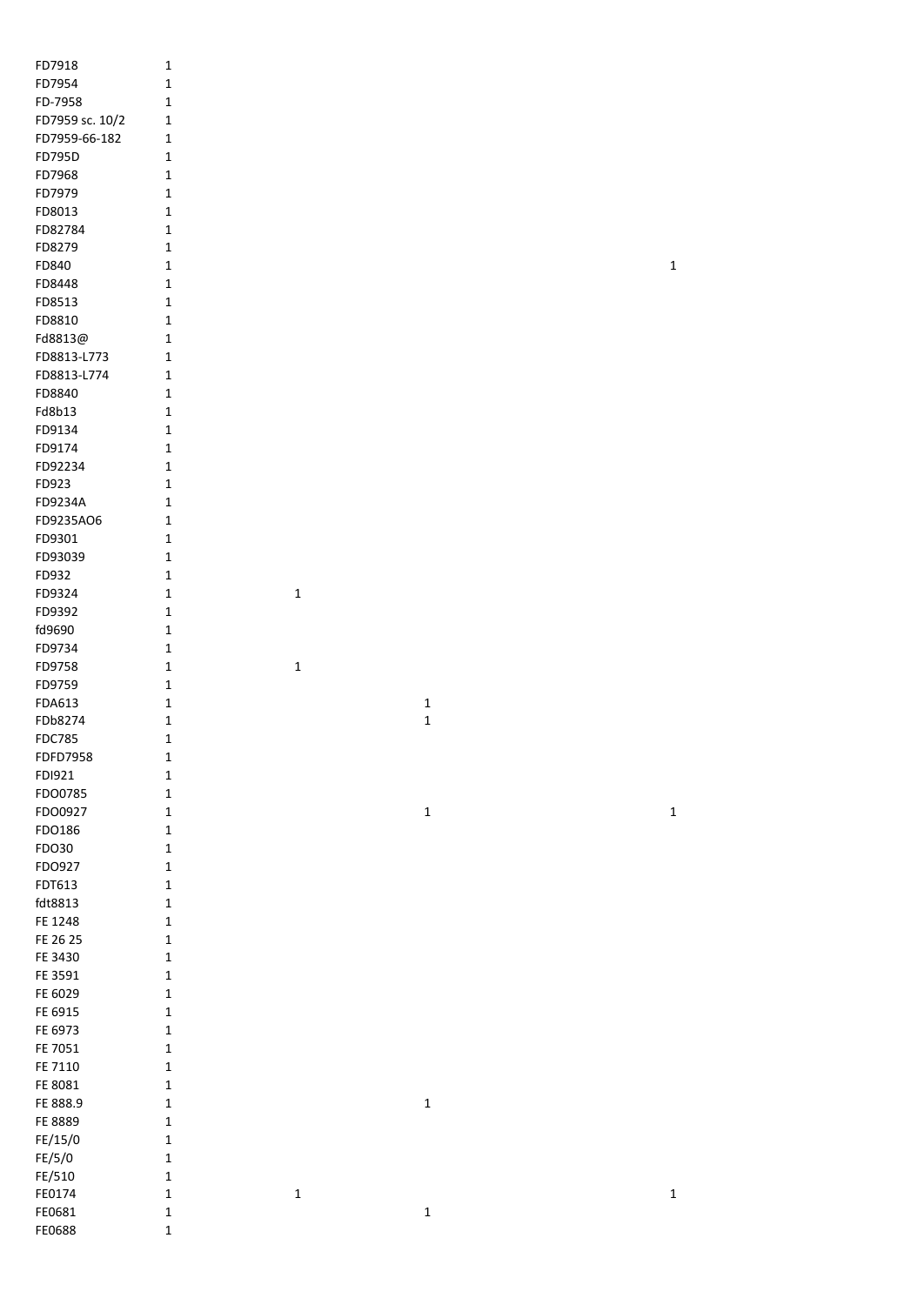| | | | | |
|---|---|---|---|---|
| FD7918 | 1 | | | |
| FD7954 | 1 | | | |
| FD-7958 | 1 | | | |
| FD7959 sc. 10/2 | 1 | | | |
| FD7959-66-182 | 1 | | | |
| FD795D | 1 | | | |
| FD7968 | 1 | | | |
| FD7979 | 1 | | | |
| FD8013 | 1 | | | |
| FD82784 | 1 | | | |
| FD8279 | 1 | | | |
| FD840 | 1 | | | 1 |
| FD8448 | 1 | | | |
| FD8513 | 1 | | | |
| FD8810 | 1 | | | |
| Fd8813@ | 1 | | | |
| FD8813-L773 | 1 | | | |
| FD8813-L774 | 1 | | | |
| FD8840 | 1 | | | |
| Fd8b13 | 1 | | | |
| FD9134 | 1 | | | |
| FD9174 | 1 | | | |
| FD92234 | 1 | | | |
| FD923 | 1 | | | |
| FD9234A | 1 | | | |
| FD9235AO6 | 1 | | | |
| FD9301 | 1 | | | |
| FD93039 | 1 | | | |
| FD932 | 1 | | | |
| FD9324 | 1 | 1 | | |
| FD9392 | 1 | | | |
| fd9690 | 1 | | | |
| FD9734 | 1 | | | |
| FD9758 | 1 | 1 | | |
| FD9759 | 1 | | | |
| FDA613 | 1 | | 1 | |
| FDb8274 | 1 | | 1 | |
| FDC785 | 1 | | | |
| FDFD7958 | 1 | | | |
| FDI921 | 1 | | | |
| FDO0785 | 1 | | | |
| FDO0927 | 1 | | 1 | 1 |
| FDO186 | 1 | | | |
| FDO30 | 1 | | | |
| FDO927 | 1 | | | |
| FDT613 | 1 | | | |
| fdt8813 | 1 | | | |
| FE 1248 | 1 | | | |
| FE 26 25 | 1 | | | |
| FE 3430 | 1 | | | |
| FE 3591 | 1 | | | |
| FE 6029 | 1 | | | |
| FE 6915 | 1 | | | |
| FE 6973 | 1 | | | |
| FE 7051 | 1 | | | |
| FE 7110 | 1 | | | |
| FE 8081 | 1 | | | |
| FE 888.9 | 1 | | 1 | |
| FE 8889 | 1 | | | |
| FE/15/0 | 1 | | | |
| FE/5/0 | 1 | | | |
| FE/510 | 1 | | | |
| FE0174 | 1 | 1 | | 1 |
| FE0681 | 1 | | 1 | |
| FE0688 | 1 | | | |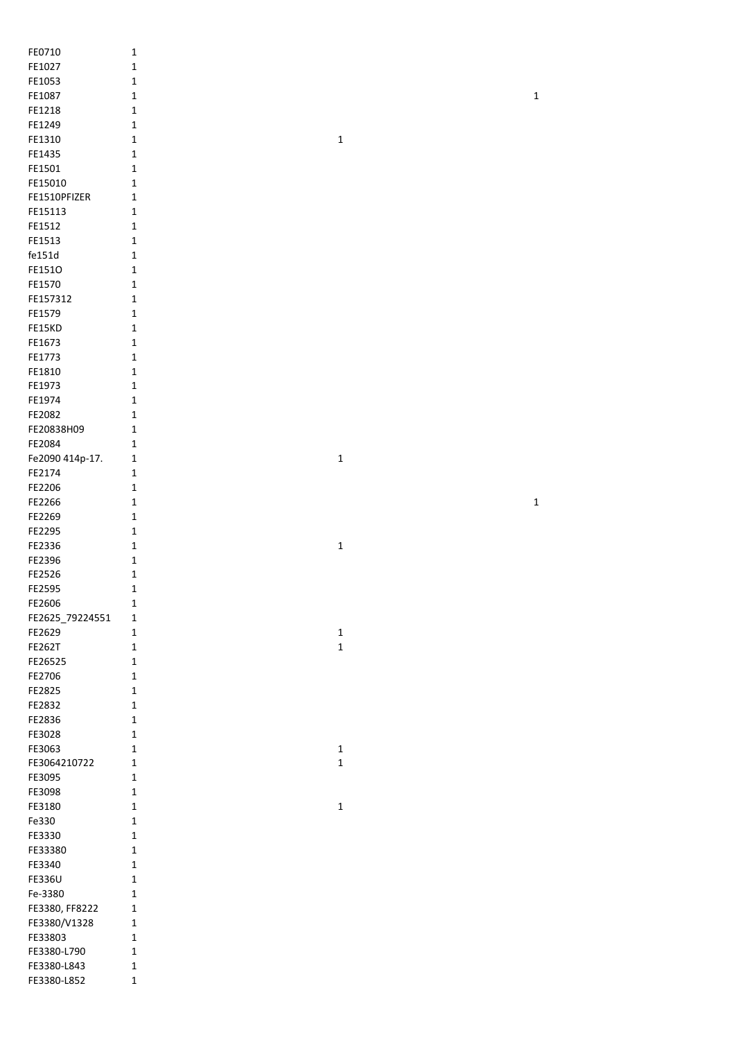| | | | |
|---|---|---|---|
| FE0710 | 1 | | |
| FE1027 | 1 | | |
| FE1053 | 1 | | |
| FE1087 | 1 | | 1 |
| FE1218 | 1 | | |
| FE1249 | 1 | | |
| FE1310 | 1 | 1 | |
| FE1435 | 1 | | |
| FE1501 | 1 | | |
| FE15010 | 1 | | |
| FE1510PFIZER | 1 | | |
| FE15113 | 1 | | |
| FE1512 | 1 | | |
| FE1513 | 1 | | |
| fe151d | 1 | | |
| FE151O | 1 | | |
| FE1570 | 1 | | |
| FE157312 | 1 | | |
| FE1579 | 1 | | |
| FE15KD | 1 | | |
| FE1673 | 1 | | |
| FE1773 | 1 | | |
| FE1810 | 1 | | |
| FE1973 | 1 | | |
| FE1974 | 1 | | |
| FE2082 | 1 | | |
| FE20838H09 | 1 | | |
| FE2084 | 1 | | |
| Fe2090 414p-17. | 1 | 1 | |
| FE2174 | 1 | | |
| FE2206 | 1 | | |
| FE2266 | 1 | | 1 |
| FE2269 | 1 | | |
| FE2295 | 1 | | |
| FE2336 | 1 | 1 | |
| FE2396 | 1 | | |
| FE2526 | 1 | | |
| FE2595 | 1 | | |
| FE2606 | 1 | | |
| FE2625_79224551 | 1 | | |
| FE2629 | 1 | 1 | |
| FE262T | 1 | 1 | |
| FE26525 | 1 | | |
| FE2706 | 1 | | |
| FE2825 | 1 | | |
| FE2832 | 1 | | |
| FE2836 | 1 | | |
| FE3028 | 1 | | |
| FE3063 | 1 | 1 | |
| FE3064210722 | 1 | 1 | |
| FE3095 | 1 | | |
| FE3098 | 1 | | |
| FE3180 | 1 | 1 | |
| Fe330 | 1 | | |
| FE3330 | 1 | | |
| FE33380 | 1 | | |
| FE3340 | 1 | | |
| FE336U | 1 | | |
| Fe-3380 | 1 | | |
| FE3380, FF8222 | 1 | | |
| FE3380/V1328 | 1 | | |
| FE33803 | 1 | | |
| FE3380-L790 | 1 | | |
| FE3380-L843 | 1 | | |
| FE3380-L852 | 1 | | |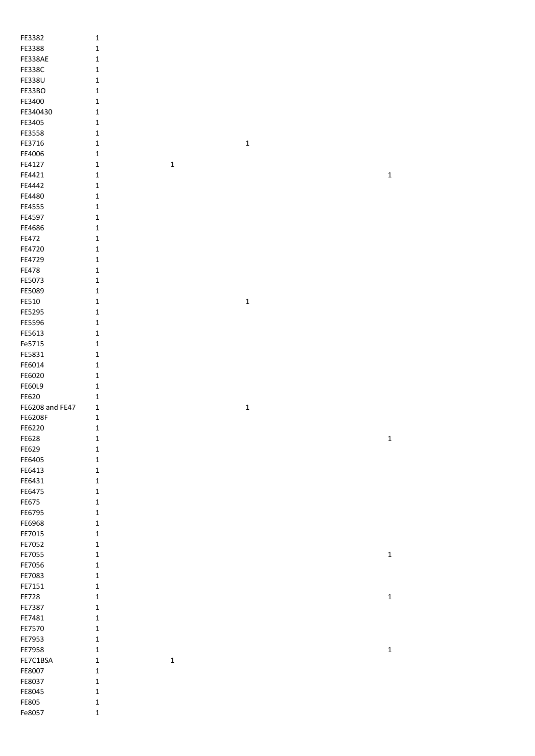| | | | | |
|---|---|---|---|---|
| FE3382 | 1 | | | |
| FE3388 | 1 | | | |
| FE338AE | 1 | | | |
| FE338C | 1 | | | |
| FE338U | 1 | | | |
| FE33BO | 1 | | | |
| FE3400 | 1 | | | |
| FE340430 | 1 | | | |
| FE3405 | 1 | | | |
| FE3558 | 1 | | | |
| FE3716 | 1 | | 1 | |
| FE4006 | 1 | | | |
| FE4127 | 1 | 1 | | |
| FE4421 | 1 | | | 1 |
| FE4442 | 1 | | | |
| FE4480 | 1 | | | |
| FE4555 | 1 | | | |
| FE4597 | 1 | | | |
| FE4686 | 1 | | | |
| FE472 | 1 | | | |
| FE4720 | 1 | | | |
| FE4729 | 1 | | | |
| FE478 | 1 | | | |
| FE5073 | 1 | | | |
| FE5089 | 1 | | | |
| FE510 | 1 | | 1 | |
| FE5295 | 1 | | | |
| FE5596 | 1 | | | |
| FE5613 | 1 | | | |
| Fe5715 | 1 | | | |
| FE5831 | 1 | | | |
| FE6014 | 1 | | | |
| FE6020 | 1 | | | |
| FE60L9 | 1 | | | |
| FE620 | 1 | | | |
| FE6208 and FE47 | 1 | | 1 | |
| FE6208F | 1 | | | |
| FE6220 | 1 | | | |
| FE628 | 1 | | | 1 |
| FE629 | 1 | | | |
| FE6405 | 1 | | | |
| FE6413 | 1 | | | |
| FE6431 | 1 | | | |
| FE6475 | 1 | | | |
| FE675 | 1 | | | |
| FE6795 | 1 | | | |
| FE6968 | 1 | | | |
| FE7015 | 1 | | | |
| FE7052 | 1 | | | |
| FE7055 | 1 | | | 1 |
| FE7056 | 1 | | | |
| FE7083 | 1 | | | |
| FE7151 | 1 | | | |
| FE728 | 1 | | | 1 |
| FE7387 | 1 | | | |
| FE7481 | 1 | | | |
| FE7570 | 1 | | | |
| FE7953 | 1 | | | |
| FE7958 | 1 | | | 1 |
| FE7C1BSA | 1 | 1 | | |
| FE8007 | 1 | | | |
| FE8037 | 1 | | | |
| FE8045 | 1 | | | |
| FE805 | 1 | | | |
| Fe8057 | 1 | | | |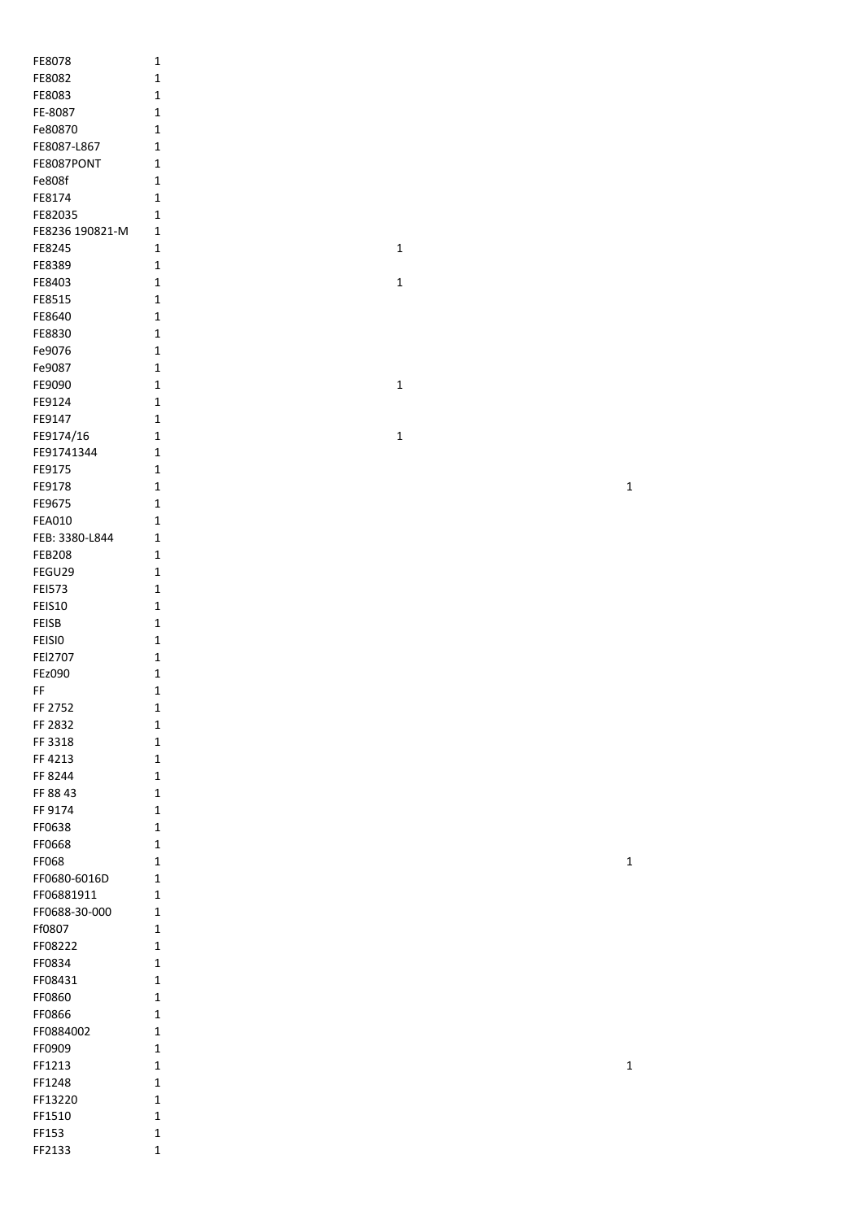| | | | |
|---|---|---|---|
| FE8078 | 1 | | |
| FE8082 | 1 | | |
| FE8083 | 1 | | |
| FE-8087 | 1 | | |
| Fe80870 | 1 | | |
| FE8087-L867 | 1 | | |
| FE8087PONT | 1 | | |
| Fe808f | 1 | | |
| FE8174 | 1 | | |
| FE82035 | 1 | | |
| FE8236 190821-M | 1 | | |
| FE8245 | 1 | 1 | |
| FE8389 | 1 | | |
| FE8403 | 1 | 1 | |
| FE8515 | 1 | | |
| FE8640 | 1 | | |
| FE8830 | 1 | | |
| Fe9076 | 1 | | |
| Fe9087 | 1 | | |
| FE9090 | 1 | 1 | |
| FE9124 | 1 | | |
| FE9147 | 1 | | |
| FE9174/16 | 1 | 1 | |
| FE91741344 | 1 | | |
| FE9175 | 1 | | |
| FE9178 | 1 | | 1 |
| FE9675 | 1 | | |
| FEA010 | 1 | | |
| FEB: 3380-L844 | 1 | | |
| FEB208 | 1 | | |
| FEGU29 | 1 | | |
| FEI573 | 1 | | |
| FEIS10 | 1 | | |
| FEISB | 1 | | |
| FEISI0 | 1 | | |
| FEl2707 | 1 | | |
| FEz090 | 1 | | |
| FF | 1 | | |
| FF 2752 | 1 | | |
| FF 2832 | 1 | | |
| FF 3318 | 1 | | |
| FF 4213 | 1 | | |
| FF 8244 | 1 | | |
| FF 88 43 | 1 | | |
| FF 9174 | 1 | | |
| FF0638 | 1 | | |
| FF0668 | 1 | | |
| FF068 | 1 | | 1 |
| FF0680-6016D | 1 | | |
| FF06881911 | 1 | | |
| FF0688-30-000 | 1 | | |
| Ff0807 | 1 | | |
| FF08222 | 1 | | |
| FF0834 | 1 | | |
| FF08431 | 1 | | |
| FF0860 | 1 | | |
| FF0866 | 1 | | |
| FF0884002 | 1 | | |
| FF0909 | 1 | | |
| FF1213 | 1 | | 1 |
| FF1248 | 1 | | |
| FF13220 | 1 | | |
| FF1510 | 1 | | |
| FF153 | 1 | | |
| FF2133 | 1 | | |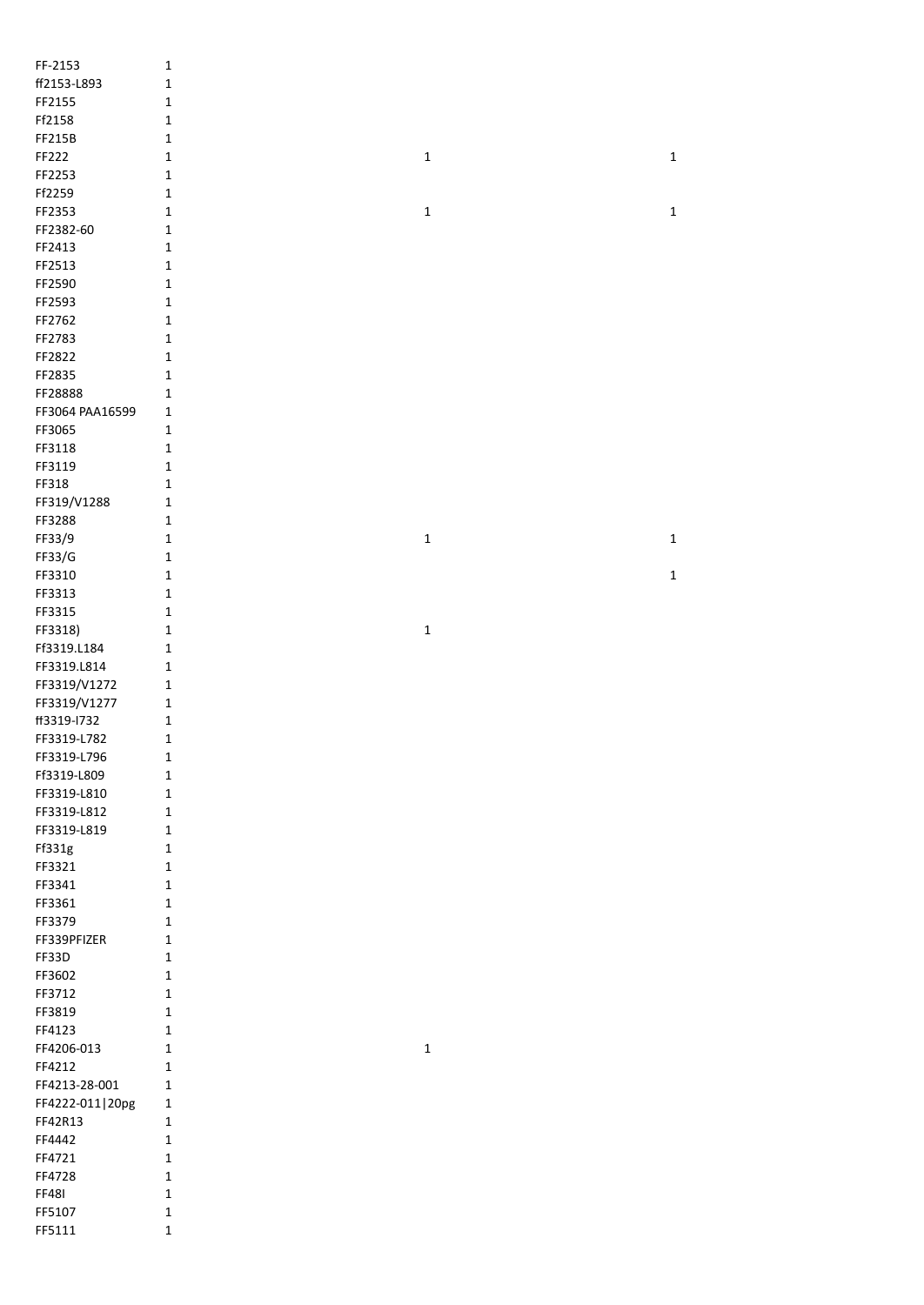| | | | |
|---|---|---|---|
| FF-2153 | 1 | | |
| ff2153-L893 | 1 | | |
| FF2155 | 1 | | |
| Ff2158 | 1 | | |
| FF215B | 1 | | |
| FF222 | 1 | 1 | 1 |
| FF2253 | 1 | | |
| Ff2259 | 1 | | |
| FF2353 | 1 | 1 | 1 |
| FF2382-60 | 1 | | |
| FF2413 | 1 | | |
| FF2513 | 1 | | |
| FF2590 | 1 | | |
| FF2593 | 1 | | |
| FF2762 | 1 | | |
| FF2783 | 1 | | |
| FF2822 | 1 | | |
| FF2835 | 1 | | |
| FF28888 | 1 | | |
| FF3064 PAA16599 | 1 | | |
| FF3065 | 1 | | |
| FF3118 | 1 | | |
| FF3119 | 1 | | |
| FF318 | 1 | | |
| FF319/V1288 | 1 | | |
| FF3288 | 1 | | |
| FF33/9 | 1 | 1 | 1 |
| FF33/G | 1 | | |
| FF3310 | 1 | | 1 |
| FF3313 | 1 | | |
| FF3315 | 1 | | |
| FF3318) | 1 | 1 | |
| Ff3319.L184 | 1 | | |
| FF3319.L814 | 1 | | |
| FF3319/V1272 | 1 | | |
| FF3319/V1277 | 1 | | |
| ff3319-l732 | 1 | | |
| FF3319-L782 | 1 | | |
| FF3319-L796 | 1 | | |
| Ff3319-L809 | 1 | | |
| FF3319-L810 | 1 | | |
| FF3319-L812 | 1 | | |
| FF3319-L819 | 1 | | |
| Ff331g | 1 | | |
| FF3321 | 1 | | |
| FF3341 | 1 | | |
| FF3361 | 1 | | |
| FF3379 | 1 | | |
| FF339PFIZER | 1 | | |
| FF33D | 1 | | |
| FF3602 | 1 | | |
| FF3712 | 1 | | |
| FF3819 | 1 | | |
| FF4123 | 1 | | |
| FF4206-013 | 1 | 1 | |
| FF4212 | 1 | | |
| FF4213-28-001 | 1 | | |
| FF4222-011\|20pg | 1 | | |
| FF42R13 | 1 | | |
| FF4442 | 1 | | |
| FF4721 | 1 | | |
| FF4728 | 1 | | |
| FF48I | 1 | | |
| FF5107 | 1 | | |
| FF5111 | 1 | | |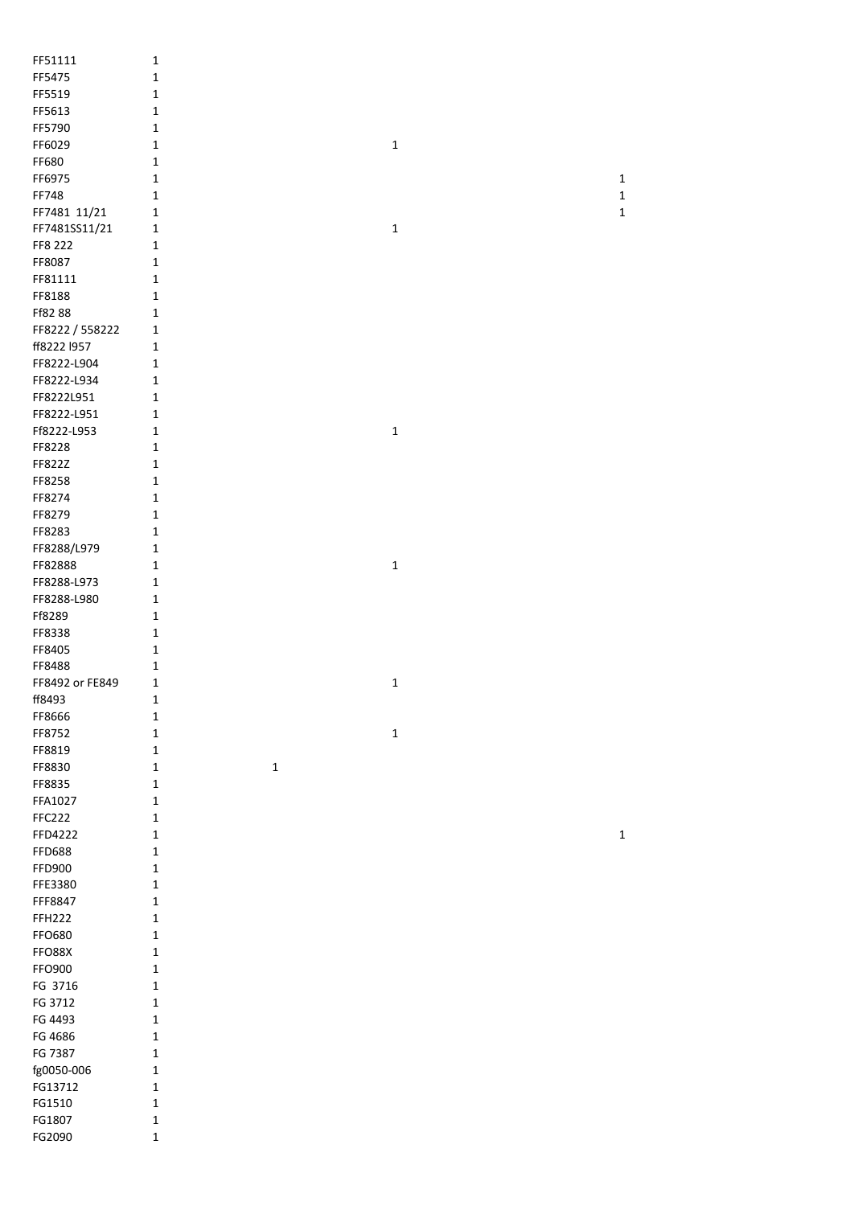| | | | | |
|---|---|---|---|---|
| FF51111 | 1 | | | |
| FF5475 | 1 | | | |
| FF5519 | 1 | | | |
| FF5613 | 1 | | | |
| FF5790 | 1 | | | |
| FF6029 | 1 | | 1 | |
| FF680 | 1 | | | |
| FF6975 | 1 | | | 1 |
| FF748 | 1 | | | 1 |
| FF7481 11/21 | 1 | | | 1 |
| FF7481SS11/21 | 1 | | 1 | |
| FF8 222 | 1 | | | |
| FF8087 | 1 | | | |
| FF81111 | 1 | | | |
| FF8188 | 1 | | | |
| Ff82 88 | 1 | | | |
| FF8222 / 558222 | 1 | | | |
| ff8222 l957 | 1 | | | |
| FF8222-L904 | 1 | | | |
| FF8222-L934 | 1 | | | |
| FF8222L951 | 1 | | | |
| FF8222-L951 | 1 | | | |
| Ff8222-L953 | 1 | | 1 | |
| FF8228 | 1 | | | |
| FF822Z | 1 | | | |
| FF8258 | 1 | | | |
| FF8274 | 1 | | | |
| FF8279 | 1 | | | |
| FF8283 | 1 | | | |
| FF8288/L979 | 1 | | | |
| FF82888 | 1 | | 1 | |
| FF8288-L973 | 1 | | | |
| FF8288-L980 | 1 | | | |
| Ff8289 | 1 | | | |
| FF8338 | 1 | | | |
| FF8405 | 1 | | | |
| FF8488 | 1 | | | |
| FF8492 or FE849 | 1 | | 1 | |
| ff8493 | 1 | | | |
| FF8666 | 1 | | | |
| FF8752 | 1 | | 1 | |
| FF8819 | 1 | | | |
| FF8830 | 1 | 1 | | |
| FF8835 | 1 | | | |
| FFA1027 | 1 | | | |
| FFC222 | 1 | | | |
| FFD4222 | 1 | | | 1 |
| FFD688 | 1 | | | |
| FFD900 | 1 | | | |
| FFE3380 | 1 | | | |
| FFF8847 | 1 | | | |
| FFH222 | 1 | | | |
| FFO680 | 1 | | | |
| FFO88X | 1 | | | |
| FFO900 | 1 | | | |
| FG 3716 | 1 | | | |
| FG 3712 | 1 | | | |
| FG 4493 | 1 | | | |
| FG 4686 | 1 | | | |
| FG 7387 | 1 | | | |
| fg0050-006 | 1 | | | |
| FG13712 | 1 | | | |
| FG1510 | 1 | | | |
| FG1807 | 1 | | | |
| FG2090 | 1 | | | |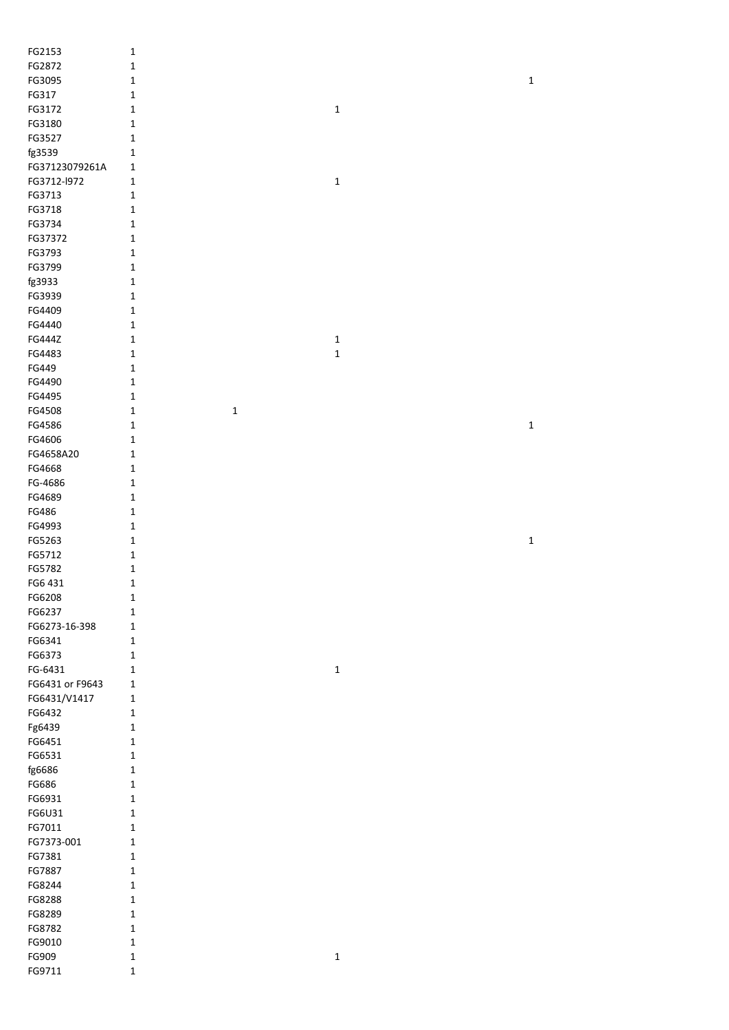| | | | | |
|---|---|---|---|---|
| FG2153 | 1 | | | |
| FG2872 | 1 | | | |
| FG3095 | 1 | | | 1 |
| FG317 | 1 | | | |
| FG3172 | 1 | | 1 | |
| FG3180 | 1 | | | |
| FG3527 | 1 | | | |
| fg3539 | 1 | | | |
| FG37123079261A | 1 | | | |
| FG3712-I972 | 1 | | 1 | |
| FG3713 | 1 | | | |
| FG3718 | 1 | | | |
| FG3734 | 1 | | | |
| FG37372 | 1 | | | |
| FG3793 | 1 | | | |
| FG3799 | 1 | | | |
| fg3933 | 1 | | | |
| FG3939 | 1 | | | |
| FG4409 | 1 | | | |
| FG4440 | 1 | | | |
| FG444Z | 1 | | 1 | |
| FG4483 | 1 | | 1 | |
| FG449 | 1 | | | |
| FG4490 | 1 | | | |
| FG4495 | 1 | | | |
| FG4508 | 1 | 1 | | |
| FG4586 | 1 | | | 1 |
| FG4606 | 1 | | | |
| FG4658A20 | 1 | | | |
| FG4668 | 1 | | | |
| FG-4686 | 1 | | | |
| FG4689 | 1 | | | |
| FG486 | 1 | | | |
| FG4993 | 1 | | | |
| FG5263 | 1 | | | 1 |
| FG5712 | 1 | | | |
| FG5782 | 1 | | | |
| FG6 431 | 1 | | | |
| FG6208 | 1 | | | |
| FG6237 | 1 | | | |
| FG6273-16-398 | 1 | | | |
| FG6341 | 1 | | | |
| FG6373 | 1 | | | |
| FG-6431 | 1 | | 1 | |
| FG6431 or F9643 | 1 | | | |
| FG6431/V1417 | 1 | | | |
| FG6432 | 1 | | | |
| Fg6439 | 1 | | | |
| FG6451 | 1 | | | |
| FG6531 | 1 | | | |
| fg6686 | 1 | | | |
| FG686 | 1 | | | |
| FG6931 | 1 | | | |
| FG6U31 | 1 | | | |
| FG7011 | 1 | | | |
| FG7373-001 | 1 | | | |
| FG7381 | 1 | | | |
| FG7887 | 1 | | | |
| FG8244 | 1 | | | |
| FG8288 | 1 | | | |
| FG8289 | 1 | | | |
| FG8782 | 1 | | | |
| FG9010 | 1 | | | |
| FG909 | 1 | | 1 | |
| FG9711 | 1 | | | |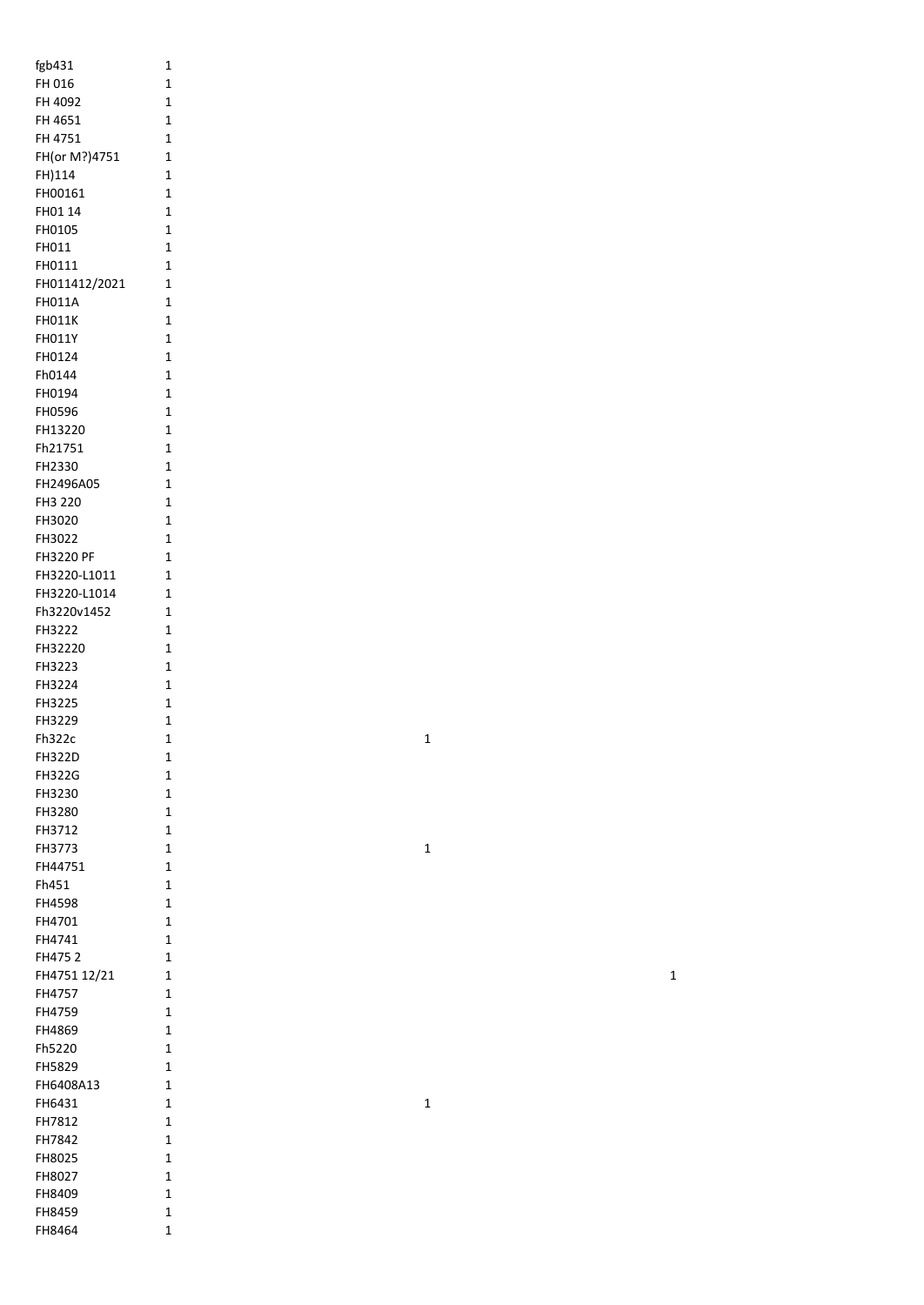| | | | |
|---|---|---|---|
| fgb431 | 1 | | |
| FH 016 | 1 | | |
| FH 4092 | 1 | | |
| FH 4651 | 1 | | |
| FH 4751 | 1 | | |
| FH(or M?)4751 | 1 | | |
| FH)114 | 1 | | |
| FH00161 | 1 | | |
| FH01 14 | 1 | | |
| FH0105 | 1 | | |
| FH011 | 1 | | |
| FH0111 | 1 | | |
| FH011412/2021 | 1 | | |
| FH011A | 1 | | |
| FH011K | 1 | | |
| FH011Y | 1 | | |
| FH0124 | 1 | | |
| Fh0144 | 1 | | |
| FH0194 | 1 | | |
| FH0596 | 1 | | |
| FH13220 | 1 | | |
| Fh21751 | 1 | | |
| FH2330 | 1 | | |
| FH2496A05 | 1 | | |
| FH3 220 | 1 | | |
| FH3020 | 1 | | |
| FH3022 | 1 | | |
| FH3220 PF | 1 | | |
| FH3220-L1011 | 1 | | |
| FH3220-L1014 | 1 | | |
| Fh3220v1452 | 1 | | |
| FH3222 | 1 | | |
| FH32220 | 1 | | |
| FH3223 | 1 | | |
| FH3224 | 1 | | |
| FH3225 | 1 | | |
| FH3229 | 1 | | |
| Fh322c | 1 | 1 | |
| FH322D | 1 | | |
| FH322G | 1 | | |
| FH3230 | 1 | | |
| FH3280 | 1 | | |
| FH3712 | 1 | | |
| FH3773 | 1 | 1 | |
| FH44751 | 1 | | |
| Fh451 | 1 | | |
| FH4598 | 1 | | |
| FH4701 | 1 | | |
| FH4741 | 1 | | |
| FH475 2 | 1 | | |
| FH4751 12/21 | 1 | | 1 |
| FH4757 | 1 | | |
| FH4759 | 1 | | |
| FH4869 | 1 | | |
| Fh5220 | 1 | | |
| FH5829 | 1 | | |
| FH6408A13 | 1 | | |
| FH6431 | 1 | 1 | |
| FH7812 | 1 | | |
| FH7842 | 1 | | |
| FH8025 | 1 | | |
| FH8027 | 1 | | |
| FH8409 | 1 | | |
| FH8459 | 1 | | |
| FH8464 | 1 | | |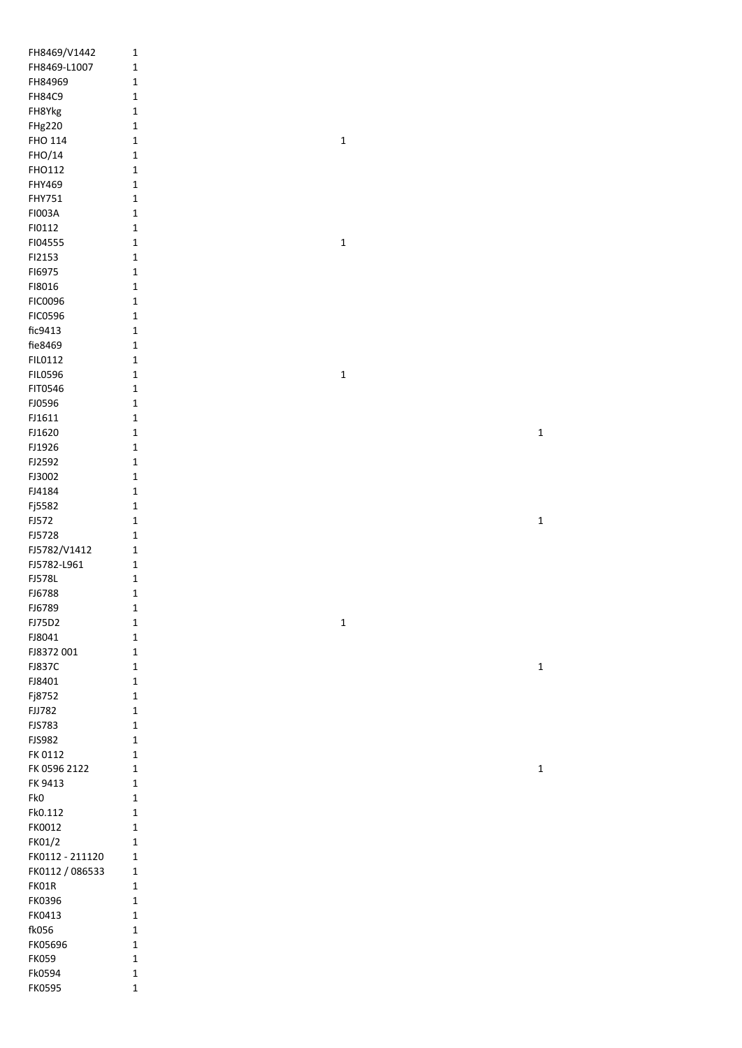| | | | |
|---|---|---|---|
| FH8469/V1442 | 1 | | |
| FH8469-L1007 | 1 | | |
| FH84969 | 1 | | |
| FH84C9 | 1 | | |
| FH8Ykg | 1 | | |
| FHg220 | 1 | | |
| FHO 114 | 1 | 1 | |
| FHO/14 | 1 | | |
| FHO112 | 1 | | |
| FHY469 | 1 | | |
| FHY751 | 1 | | |
| FI003A | 1 | | |
| FI0112 | 1 | | |
| FI04555 | 1 | 1 | |
| FI2153 | 1 | | |
| FI6975 | 1 | | |
| FI8016 | 1 | | |
| FIC0096 | 1 | | |
| FIC0596 | 1 | | |
| fic9413 | 1 | | |
| fie8469 | 1 | | |
| FIL0112 | 1 | | |
| FIL0596 | 1 | 1 | |
| FIT0546 | 1 | | |
| FJ0596 | 1 | | |
| FJ1611 | 1 | | |
| FJ1620 | 1 | | 1 |
| FJ1926 | 1 | | |
| FJ2592 | 1 | | |
| FJ3002 | 1 | | |
| FJ4184 | 1 | | |
| Fj5582 | 1 | | |
| FJ572 | 1 | | 1 |
| FJ5728 | 1 | | |
| FJ5782/V1412 | 1 | | |
| FJ5782-L961 | 1 | | |
| FJ578L | 1 | | |
| FJ6788 | 1 | | |
| FJ6789 | 1 | | |
| FJ75D2 | 1 | 1 | |
| FJ8041 | 1 | | |
| FJ8372 001 | 1 | | |
| FJ837C | 1 | | 1 |
| FJ8401 | 1 | | |
| Fj8752 | 1 | | |
| FJJ782 | 1 | | |
| FJS783 | 1 | | |
| FJS982 | 1 | | |
| FK 0112 | 1 | | |
| FK 0596 2122 | 1 | | 1 |
| FK 9413 | 1 | | |
| Fk0 | 1 | | |
| Fk0.112 | 1 | | |
| FK0012 | 1 | | |
| FK01/2 | 1 | | |
| FK0112 - 211120 | 1 | | |
| FK0112 / 086533 | 1 | | |
| FK01R | 1 | | |
| FK0396 | 1 | | |
| FK0413 | 1 | | |
| fk056 | 1 | | |
| FK05696 | 1 | | |
| FK059 | 1 | | |
| Fk0594 | 1 | | |
| FK0595 | 1 | | |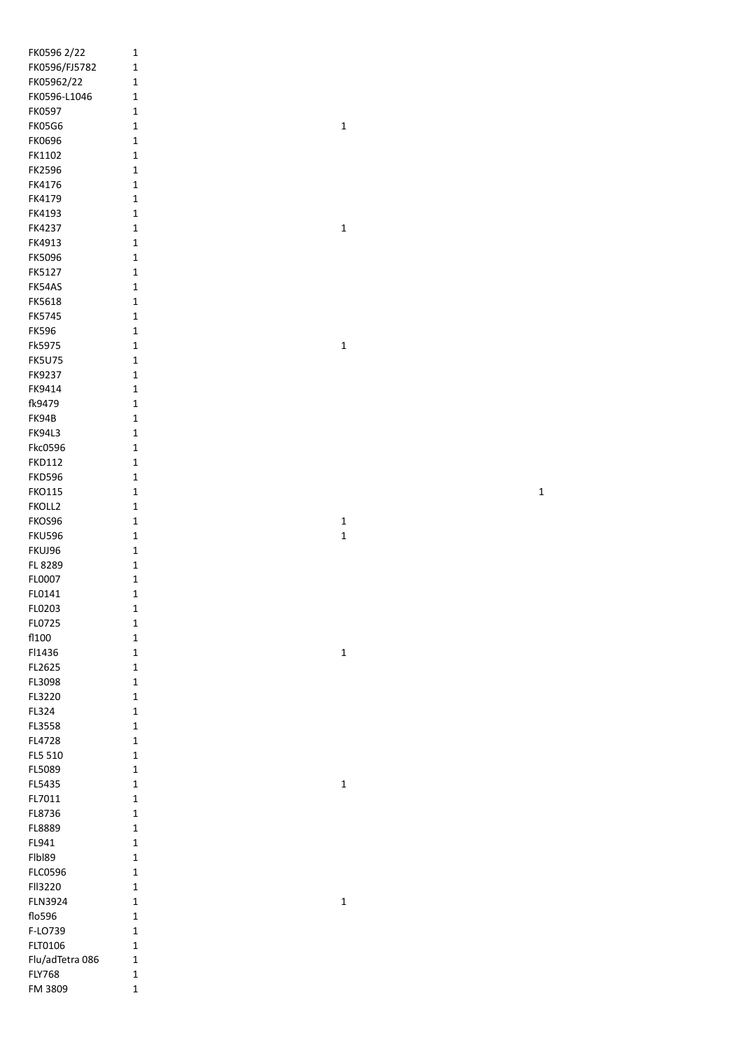| | | | |
|---|---|---|---|
| FK0596 2/22 | 1 | | |
| FK0596/FJ5782 | 1 | | |
| FK05962/22 | 1 | | |
| FK0596-L1046 | 1 | | |
| FK0597 | 1 | | |
| FK05G6 | 1 | 1 | |
| FK0696 | 1 | | |
| FK1102 | 1 | | |
| FK2596 | 1 | | |
| FK4176 | 1 | | |
| FK4179 | 1 | | |
| FK4193 | 1 | | |
| FK4237 | 1 | 1 | |
| FK4913 | 1 | | |
| FK5096 | 1 | | |
| FK5127 | 1 | | |
| FK54AS | 1 | | |
| FK5618 | 1 | | |
| FK5745 | 1 | | |
| FK596 | 1 | | |
| Fk5975 | 1 | 1 | |
| FK5U75 | 1 | | |
| FK9237 | 1 | | |
| FK9414 | 1 | | |
| fk9479 | 1 | | |
| FK94B | 1 | | |
| FK94L3 | 1 | | |
| Fkc0596 | 1 | | |
| FKD112 | 1 | | |
| FKD596 | 1 | | |
| FKO115 | 1 | | 1 |
| FKOLL2 | 1 | | |
| FKOS96 | 1 | 1 | |
| FKU596 | 1 | 1 | |
| FKUJ96 | 1 | | |
| FL 8289 | 1 | | |
| FL0007 | 1 | | |
| FL0141 | 1 | | |
| FL0203 | 1 | | |
| FL0725 | 1 | | |
| fl100 | 1 | | |
| Fl1436 | 1 | 1 | |
| FL2625 | 1 | | |
| FL3098 | 1 | | |
| FL3220 | 1 | | |
| FL324 | 1 | | |
| FL3558 | 1 | | |
| FL4728 | 1 | | |
| FL5 510 | 1 | | |
| FL5089 | 1 | | |
| FL5435 | 1 | 1 | |
| FL7011 | 1 | | |
| FL8736 | 1 | | |
| FL8889 | 1 | | |
| FL941 | 1 | | |
| Flbl89 | 1 | | |
| FLC0596 | 1 | | |
| Fll3220 | 1 | | |
| FLN3924 | 1 | 1 | |
| flo596 | 1 | | |
| F-LO739 | 1 | | |
| FLT0106 | 1 | | |
| Flu/adTetra 086 | 1 | | |
| FLY768 | 1 | | |
| FM 3809 | 1 | | |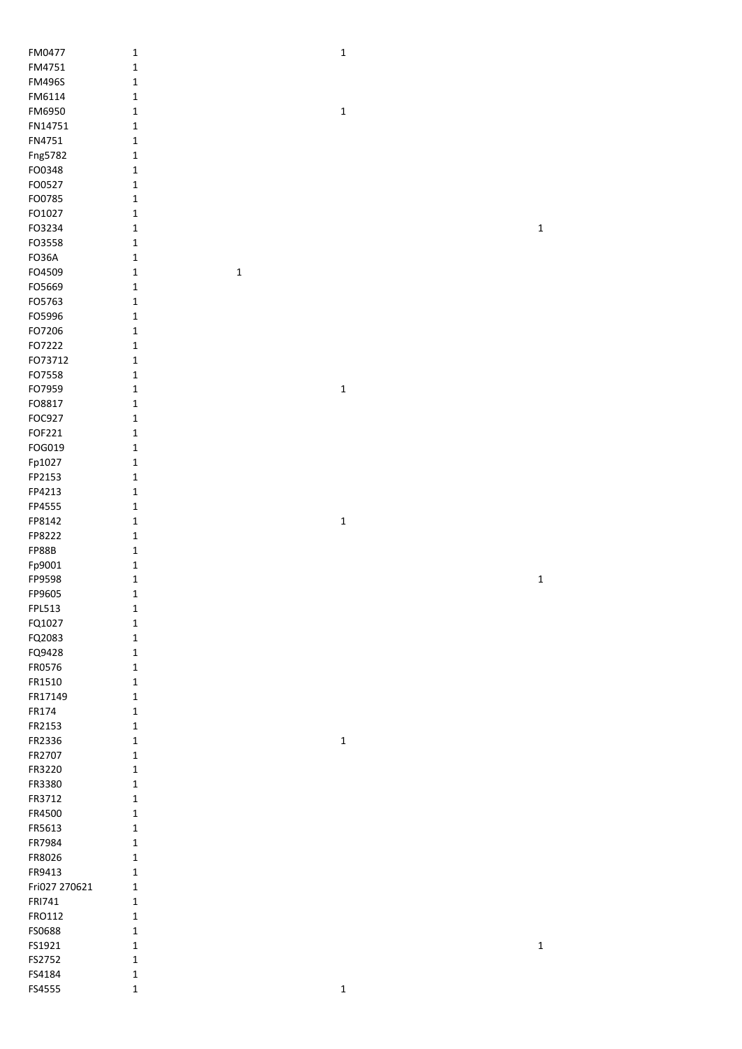| | | | | |
|---|---|---|---|---|
| FM0477 | 1 | | 1 | |
| FM4751 | 1 | | | |
| FM496S | 1 | | | |
| FM6114 | 1 | | | |
| FM6950 | 1 | | 1 | |
| FN14751 | 1 | | | |
| FN4751 | 1 | | | |
| Fng5782 | 1 | | | |
| FO0348 | 1 | | | |
| FO0527 | 1 | | | |
| FO0785 | 1 | | | |
| FO1027 | 1 | | | |
| FO3234 | 1 | | | 1 |
| FO3558 | 1 | | | |
| FO36A | 1 | | | |
| FO4509 | 1 | 1 | | |
| FO5669 | 1 | | | |
| FO5763 | 1 | | | |
| FO5996 | 1 | | | |
| FO7206 | 1 | | | |
| FO7222 | 1 | | | |
| FO73712 | 1 | | | |
| FO7558 | 1 | | | |
| FO7959 | 1 | | 1 | |
| FO8817 | 1 | | | |
| FOC927 | 1 | | | |
| FOF221 | 1 | | | |
| FOG019 | 1 | | | |
| Fp1027 | 1 | | | |
| FP2153 | 1 | | | |
| FP4213 | 1 | | | |
| FP4555 | 1 | | | |
| FP8142 | 1 | | 1 | |
| FP8222 | 1 | | | |
| FP88B | 1 | | | |
| Fp9001 | 1 | | | |
| FP9598 | 1 | | | 1 |
| FP9605 | 1 | | | |
| FPL513 | 1 | | | |
| FQ1027 | 1 | | | |
| FQ2083 | 1 | | | |
| FQ9428 | 1 | | | |
| FR0576 | 1 | | | |
| FR1510 | 1 | | | |
| FR17149 | 1 | | | |
| FR174 | 1 | | | |
| FR2153 | 1 | | | |
| FR2336 | 1 | | 1 | |
| FR2707 | 1 | | | |
| FR3220 | 1 | | | |
| FR3380 | 1 | | | |
| FR3712 | 1 | | | |
| FR4500 | 1 | | | |
| FR5613 | 1 | | | |
| FR7984 | 1 | | | |
| FR8026 | 1 | | | |
| FR9413 | 1 | | | |
| Fri027 270621 | 1 | | | |
| FRI741 | 1 | | | |
| FRO112 | 1 | | | |
| FS0688 | 1 | | | |
| FS1921 | 1 | | | 1 |
| FS2752 | 1 | | | |
| FS4184 | 1 | | | |
| FS4555 | 1 | | 1 | |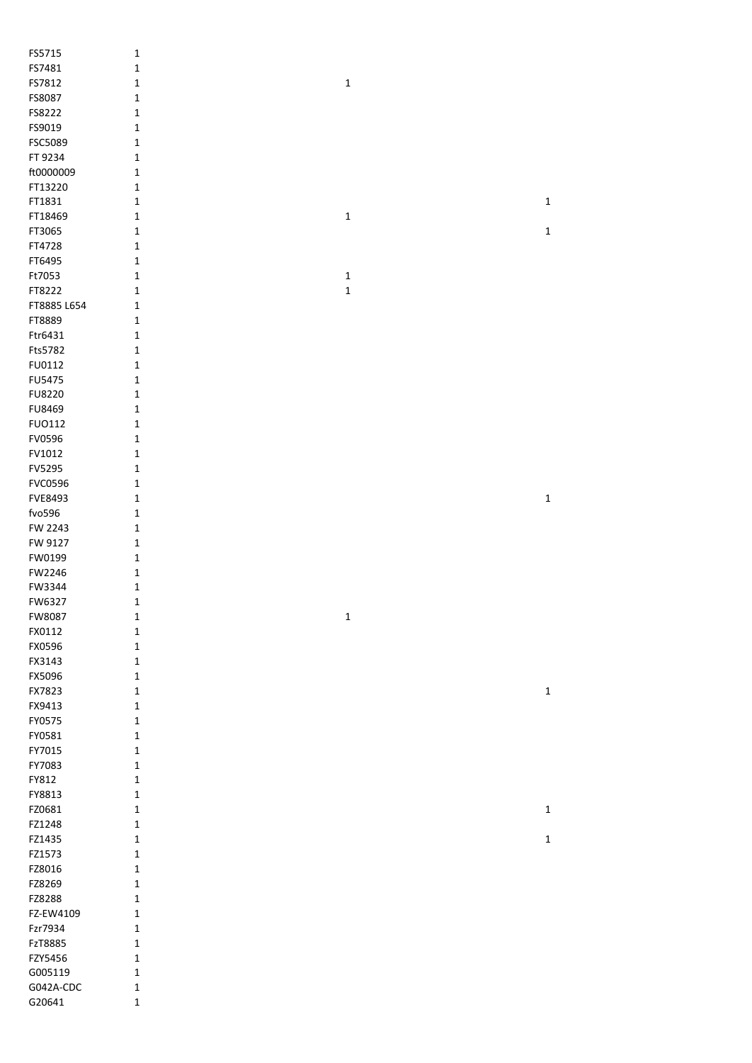| | | | |
|---|---|---|---|
| FS5715 | 1 | | |
| FS7481 | 1 | | |
| FS7812 | 1 | 1 | |
| FS8087 | 1 | | |
| FS8222 | 1 | | |
| FS9019 | 1 | | |
| FSC5089 | 1 | | |
| FT 9234 | 1 | | |
| ft0000009 | 1 | | |
| FT13220 | 1 | | |
| FT1831 | 1 | | 1 |
| FT18469 | 1 | 1 | |
| FT3065 | 1 | | 1 |
| FT4728 | 1 | | |
| FT6495 | 1 | | |
| Ft7053 | 1 | 1 | |
| FT8222 | 1 | 1 | |
| FT8885 L654 | 1 | | |
| FT8889 | 1 | | |
| Ftr6431 | 1 | | |
| Fts5782 | 1 | | |
| FU0112 | 1 | | |
| FU5475 | 1 | | |
| FU8220 | 1 | | |
| FU8469 | 1 | | |
| FUO112 | 1 | | |
| FV0596 | 1 | | |
| FV1012 | 1 | | |
| FV5295 | 1 | | |
| FVC0596 | 1 | | |
| FVE8493 | 1 | | 1 |
| fvo596 | 1 | | |
| FW 2243 | 1 | | |
| FW 9127 | 1 | | |
| FW0199 | 1 | | |
| FW2246 | 1 | | |
| FW3344 | 1 | | |
| FW6327 | 1 | | |
| FW8087 | 1 | 1 | |
| FX0112 | 1 | | |
| FX0596 | 1 | | |
| FX3143 | 1 | | |
| FX5096 | 1 | | |
| FX7823 | 1 | | 1 |
| FX9413 | 1 | | |
| FY0575 | 1 | | |
| FY0581 | 1 | | |
| FY7015 | 1 | | |
| FY7083 | 1 | | |
| FY812 | 1 | | |
| FY8813 | 1 | | |
| FZ0681 | 1 | | 1 |
| FZ1248 | 1 | | |
| FZ1435 | 1 | | 1 |
| FZ1573 | 1 | | |
| FZ8016 | 1 | | |
| FZ8269 | 1 | | |
| FZ8288 | 1 | | |
| FZ-EW4109 | 1 | | |
| Fzr7934 | 1 | | |
| FzT8885 | 1 | | |
| FZY5456 | 1 | | |
| G005119 | 1 | | |
| G042A-CDC | 1 | | |
| G20641 | 1 | | |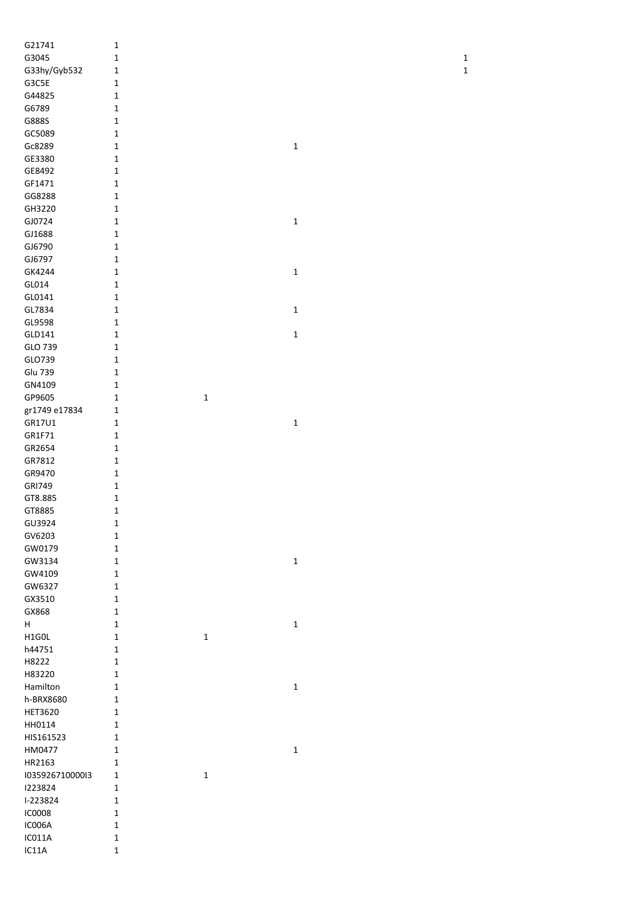| | | | | |
|---|---|---|---|---|
| G21741 | 1 | | | |
| G3045 | 1 | | | 1 |
| G33hy/Gyb532 | 1 | | | 1 |
| G3C5E | 1 | | | |
| G44825 | 1 | | | |
| G6789 | 1 | | | |
| G888S | 1 | | | |
| GC5089 | 1 | | | |
| Gc8289 | 1 | | 1 | |
| GE3380 | 1 | | | |
| GE8492 | 1 | | | |
| GF1471 | 1 | | | |
| GG8288 | 1 | | | |
| GH3220 | 1 | | | |
| GJ0724 | 1 | | 1 | |
| GJ1688 | 1 | | | |
| GJ6790 | 1 | | | |
| GJ6797 | 1 | | | |
| GK4244 | 1 | | 1 | |
| GL014 | 1 | | | |
| GL0141 | 1 | | | |
| GL7834 | 1 | | 1 | |
| GL9598 | 1 | | | |
| GLD141 | 1 | | 1 | |
| GLO 739 | 1 | | | |
| GLO739 | 1 | | | |
| Glu 739 | 1 | | | |
| GN4109 | 1 | | | |
| GP9605 | 1 | 1 | | |
| gr1749 e17834 | 1 | | | |
| GR17U1 | 1 | | 1 | |
| GR1F71 | 1 | | | |
| GR2654 | 1 | | | |
| GR7812 | 1 | | | |
| GR9470 | 1 | | | |
| GRI749 | 1 | | | |
| GT8.885 | 1 | | | |
| GT8885 | 1 | | | |
| GU3924 | 1 | | | |
| GV6203 | 1 | | | |
| GW0179 | 1 | | | |
| GW3134 | 1 | | 1 | |
| GW4109 | 1 | | | |
| GW6327 | 1 | | | |
| GX3510 | 1 | | | |
| GX868 | 1 | | | |
| H | 1 | | 1 | |
| H1G0L | 1 | 1 | | |
| h44751 | 1 | | | |
| H8222 | 1 | | | |
| H83220 | 1 | | | |
| Hamilton | 1 | | 1 | |
| h-BRX8680 | 1 | | | |
| HET3620 | 1 | | | |
| HH0114 | 1 | | | |
| HIS161523 | 1 | | | |
| HM0477 | 1 | | 1 | |
| HR2163 | 1 | | | |
| I03592671000I3 | 1 | 1 | | |
| I223824 | 1 | | | |
| I-223824 | 1 | | | |
| IC0008 | 1 | | | |
| IC006A | 1 | | | |
| IC011A | 1 | | | |
| IC11A | 1 | | | |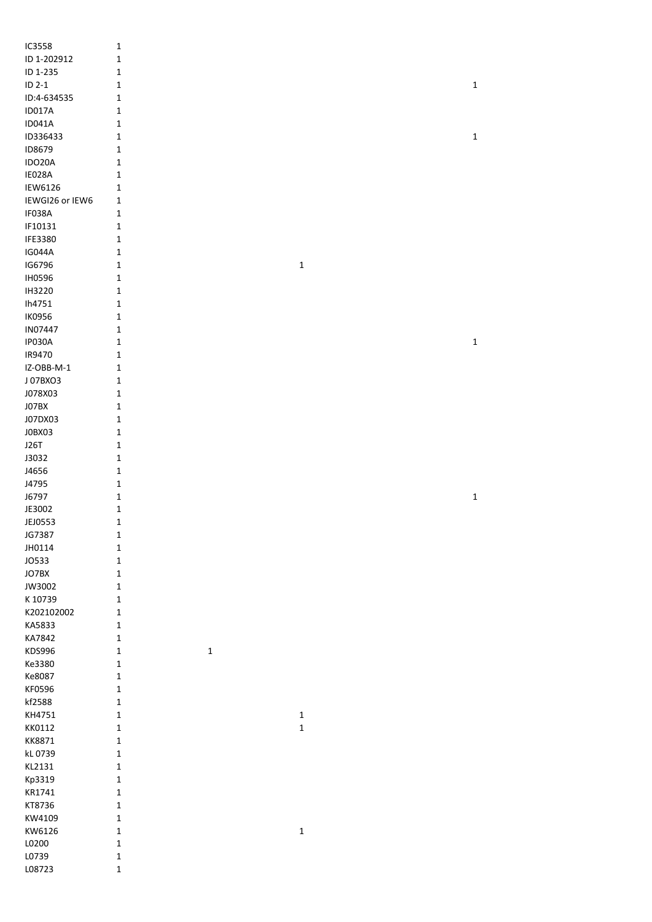| | | | | |
|---|---|---|---|---|
| IC3558 | 1 | | | |
| ID 1-202912 | 1 | | | |
| ID 1-235 | 1 | | | |
| ID 2-1 | 1 | | | 1 |
| ID:4-634535 | 1 | | | |
| ID017A | 1 | | | |
| ID041A | 1 | | | |
| ID336433 | 1 | | | 1 |
| ID8679 | 1 | | | |
| IDO20A | 1 | | | |
| IE028A | 1 | | | |
| IEW6126 | 1 | | | |
| IEWGI26 or IEW6 | 1 | | | |
| IF038A | 1 | | | |
| IF10131 | 1 | | | |
| IFE3380 | 1 | | | |
| IG044A | 1 | | | |
| IG6796 | 1 | | 1 | |
| IH0596 | 1 | | | |
| IH3220 | 1 | | | |
| Ih4751 | 1 | | | |
| IK0956 | 1 | | | |
| IN07447 | 1 | | | |
| IP030A | 1 | | | 1 |
| IR9470 | 1 | | | |
| IZ-OBB-M-1 | 1 | | | |
| J 07BXO3 | 1 | | | |
| J078X03 | 1 | | | |
| J07BX | 1 | | | |
| J07DX03 | 1 | | | |
| J0BX03 | 1 | | | |
| J26T | 1 | | | |
| J3032 | 1 | | | |
| J4656 | 1 | | | |
| J4795 | 1 | | | |
| J6797 | 1 | | | 1 |
| JE3002 | 1 | | | |
| JEJ0553 | 1 | | | |
| JG7387 | 1 | | | |
| JH0114 | 1 | | | |
| JO533 | 1 | | | |
| JO7BX | 1 | | | |
| JW3002 | 1 | | | |
| K 10739 | 1 | | | |
| K202102002 | 1 | | | |
| KA5833 | 1 | | | |
| KA7842 | 1 | | | |
| KDS996 | 1 | 1 | | |
| Ke3380 | 1 | | | |
| Ke8087 | 1 | | | |
| KF0596 | 1 | | | |
| kf2588 | 1 | | | |
| KH4751 | 1 | | 1 | |
| KK0112 | 1 | | 1 | |
| KK8871 | 1 | | | |
| kL 0739 | 1 | | | |
| KL2131 | 1 | | | |
| Kp3319 | 1 | | | |
| KR1741 | 1 | | | |
| KT8736 | 1 | | | |
| KW4109 | 1 | | | |
| KW6126 | 1 | | 1 | |
| L0200 | 1 | | | |
| L0739 | 1 | | | |
| L08723 | 1 | | | |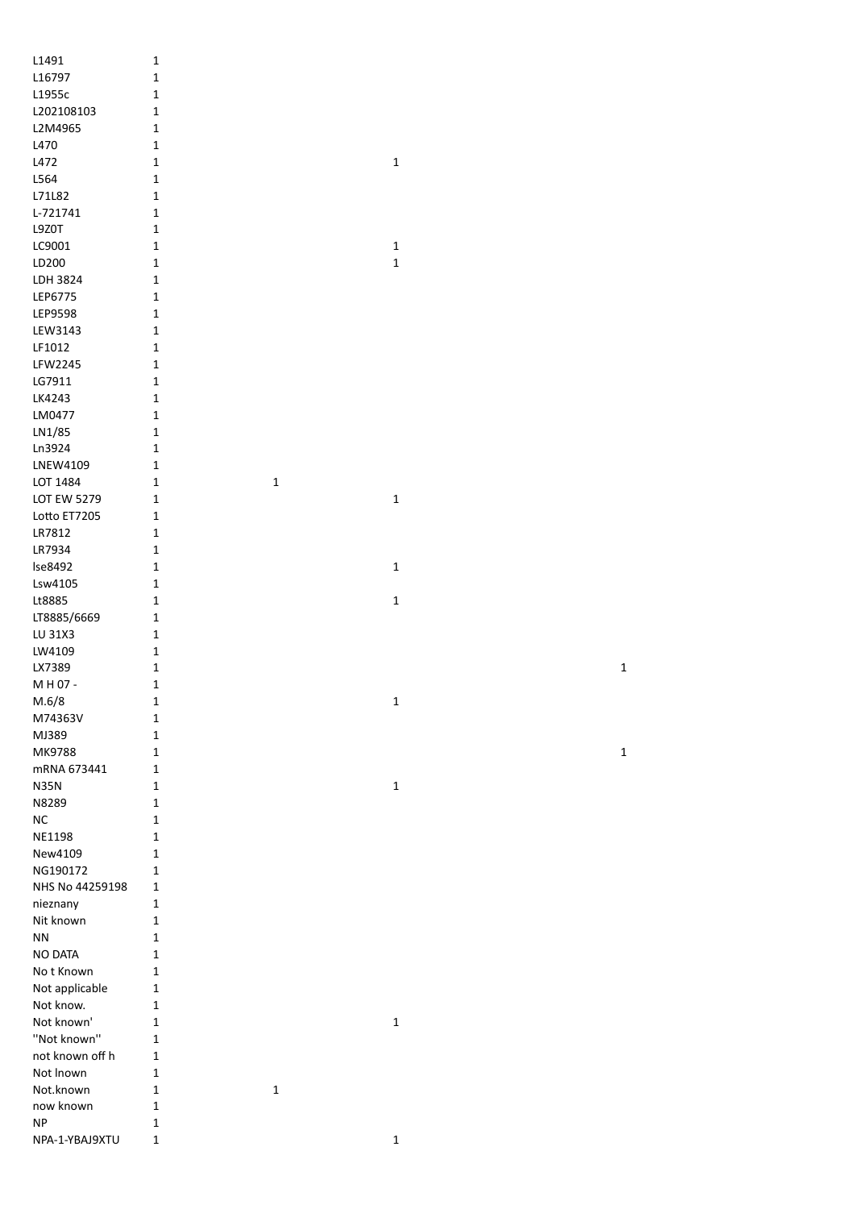| | | | | |
|---|---|---|---|---|
| L1491 | 1 | | | |
| L16797 | 1 | | | |
| L1955c | 1 | | | |
| L202108103 | 1 | | | |
| L2M4965 | 1 | | | |
| L470 | 1 | | | |
| L472 | 1 | | 1 | |
| L564 | 1 | | | |
| L71L82 | 1 | | | |
| L-721741 | 1 | | | |
| L9Z0T | 1 | | | |
| LC9001 | 1 | | 1 | |
| LD200 | 1 | | 1 | |
| LDH 3824 | 1 | | | |
| LEP6775 | 1 | | | |
| LEP9598 | 1 | | | |
| LEW3143 | 1 | | | |
| LF1012 | 1 | | | |
| LFW2245 | 1 | | | |
| LG7911 | 1 | | | |
| LK4243 | 1 | | | |
| LM0477 | 1 | | | |
| LN1/85 | 1 | | | |
| Ln3924 | 1 | | | |
| LNEW4109 | 1 | | | |
| LOT 1484 | 1 | 1 | | |
| LOT EW 5279 | 1 | | 1 | |
| Lotto ET7205 | 1 | | | |
| LR7812 | 1 | | | |
| LR7934 | 1 | | | |
| lse8492 | 1 | | 1 | |
| Lsw4105 | 1 | | | |
| Lt8885 | 1 | | 1 | |
| LT8885/6669 | 1 | | | |
| LU 31X3 | 1 | | | |
| LW4109 | 1 | | | |
| LX7389 | 1 | | | 1 |
| M H 07 - | 1 | | | |
| M.6/8 | 1 | | 1 | |
| M74363V | 1 | | | |
| MJ389 | 1 | | | |
| MK9788 | 1 | | | 1 |
| mRNA 673441 | 1 | | | |
| N35N | 1 | | 1 | |
| N8289 | 1 | | | |
| NC | 1 | | | |
| NE1198 | 1 | | | |
| New4109 | 1 | | | |
| NG190172 | 1 | | | |
| NHS No 44259198 | 1 | | | |
| nieznany | 1 | | | |
| Nit known | 1 | | | |
| NN | 1 | | | |
| NO DATA | 1 | | | |
| No t Known | 1 | | | |
| Not applicable | 1 | | | |
| Not know. | 1 | | | |
| Not known' | 1 | | 1 | |
| ''Not known'' | 1 | | | |
| not known off h | 1 | | | |
| Not lnown | 1 | | | |
| Not.known | 1 | 1 | | |
| now known | 1 | | | |
| NP | 1 | | | |
| NPA-1-YBAJ9XTU | 1 | | 1 | |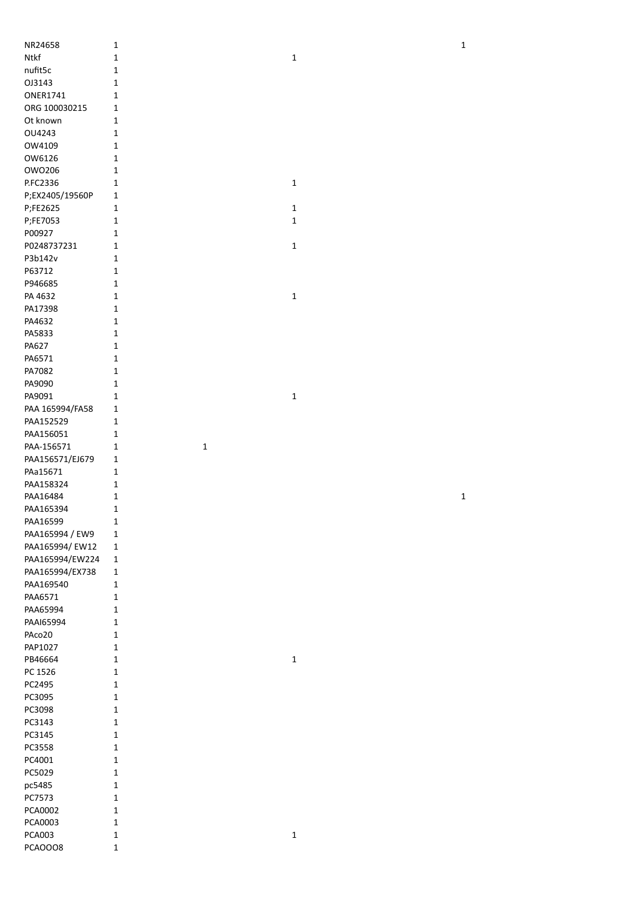| | | | | |
|---|---|---|---|---|
| NR24658 | 1 | | | 1 |
| Ntkf | 1 | | 1 | |
| nufit5c | 1 | | | |
| OJ3143 | 1 | | | |
| ONER1741 | 1 | | | |
| ORG 100030215 | 1 | | | |
| Ot known | 1 | | | |
| OU4243 | 1 | | | |
| OW4109 | 1 | | | |
| OW6126 | 1 | | | |
| OWO206 | 1 | | | |
| P.FC2336 | 1 | | 1 | |
| P;EX2405/19560P | 1 | | | |
| P;FE2625 | 1 | | 1 | |
| P;FE7053 | 1 | | 1 | |
| P00927 | 1 | | | |
| P0248737231 | 1 | | 1 | |
| P3b142v | 1 | | | |
| P63712 | 1 | | | |
| P946685 | 1 | | | |
| PA 4632 | 1 | | 1 | |
| PA17398 | 1 | | | |
| PA4632 | 1 | | | |
| PA5833 | 1 | | | |
| PA627 | 1 | | | |
| PA6571 | 1 | | | |
| PA7082 | 1 | | | |
| PA9090 | 1 | | | |
| PA9091 | 1 | | 1 | |
| PAA 165994/FA58 | 1 | | | |
| PAA152529 | 1 | | | |
| PAA156051 | 1 | | | |
| PAA-156571 | 1 | 1 | | |
| PAA156571/EJ679 | 1 | | | |
| PAa15671 | 1 | | | |
| PAA158324 | 1 | | | |
| PAA16484 | 1 | | | 1 |
| PAA165394 | 1 | | | |
| PAA16599 | 1 | | | |
| PAA165994 / EW9 | 1 | | | |
| PAA165994/ EW12 | 1 | | | |
| PAA165994/EW224 | 1 | | | |
| PAA165994/EX738 | 1 | | | |
| PAA169540 | 1 | | | |
| PAA6571 | 1 | | | |
| PAA65994 | 1 | | | |
| PAAI65994 | 1 | | | |
| PAco20 | 1 | | | |
| PAP1027 | 1 | | | |
| PB46664 | 1 | | 1 | |
| PC 1526 | 1 | | | |
| PC2495 | 1 | | | |
| PC3095 | 1 | | | |
| PC3098 | 1 | | | |
| PC3143 | 1 | | | |
| PC3145 | 1 | | | |
| PC3558 | 1 | | | |
| PC4001 | 1 | | | |
| PC5029 | 1 | | | |
| pc5485 | 1 | | | |
| PC7573 | 1 | | | |
| PCA0002 | 1 | | | |
| PCA0003 | 1 | | | |
| PCA003 | 1 | | 1 | |
| PCAOOO8 | 1 | | | |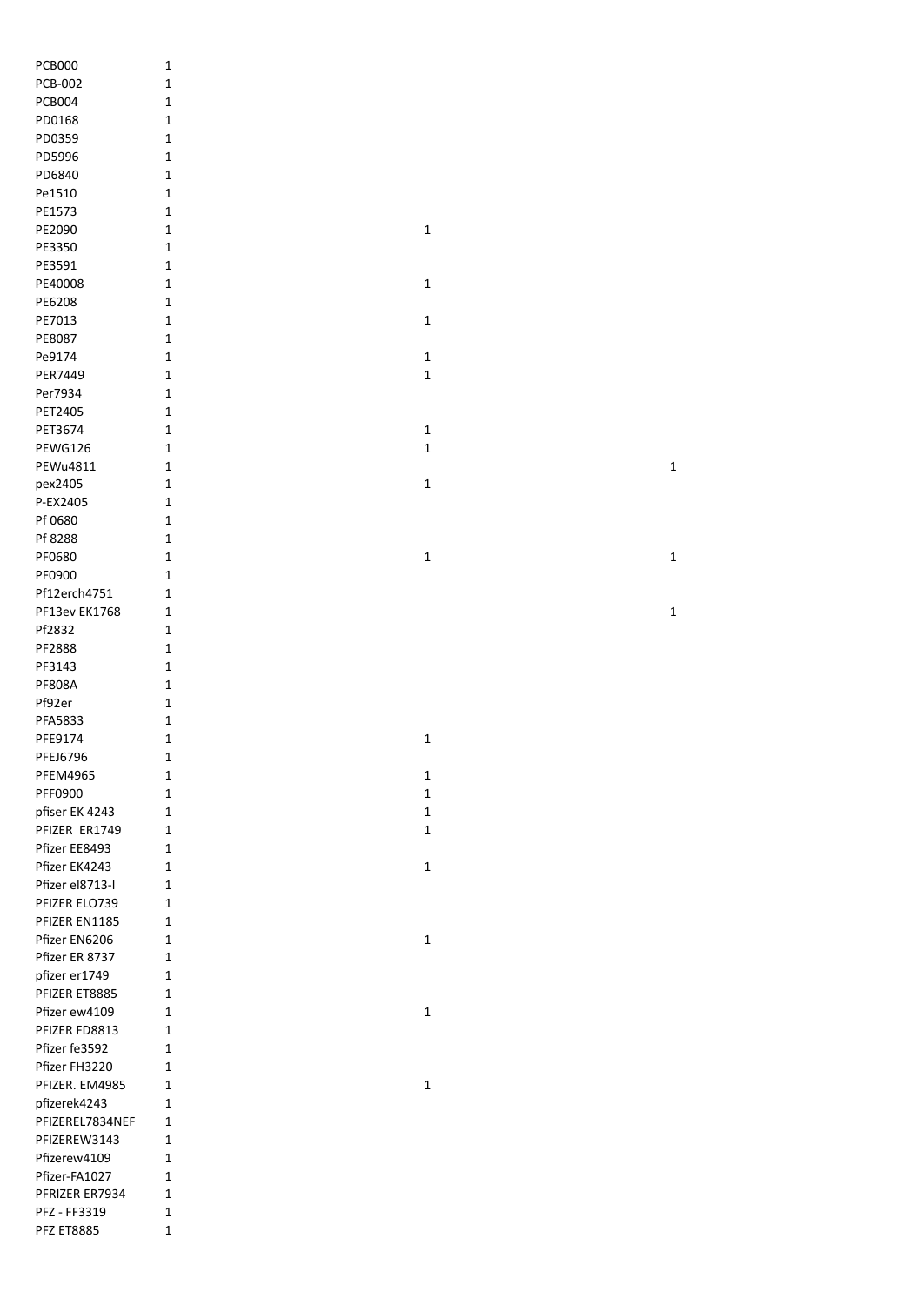| | | | |
|---|---|---|---|
| PCB000 | 1 | | |
| PCB-002 | 1 | | |
| PCB004 | 1 | | |
| PD0168 | 1 | | |
| PD0359 | 1 | | |
| PD5996 | 1 | | |
| PD6840 | 1 | | |
| Pe1510 | 1 | | |
| PE1573 | 1 | | |
| PE2090 | 1 | 1 | |
| PE3350 | 1 | | |
| PE3591 | 1 | | |
| PE40008 | 1 | 1 | |
| PE6208 | 1 | | |
| PE7013 | 1 | 1 | |
| PE8087 | 1 | | |
| Pe9174 | 1 | 1 | |
| PER7449 | 1 | 1 | |
| Per7934 | 1 | | |
| PET2405 | 1 | | |
| PET3674 | 1 | 1 | |
| PEWG126 | 1 | 1 | |
| PEWu4811 | 1 | | 1 |
| pex2405 | 1 | 1 | |
| P-EX2405 | 1 | | |
| Pf 0680 | 1 | | |
| Pf 8288 | 1 | | |
| PF0680 | 1 | 1 | 1 |
| PF0900 | 1 | | |
| Pf12erch4751 | 1 | | |
| PF13ev EK1768 | 1 | | 1 |
| Pf2832 | 1 | | |
| PF2888 | 1 | | |
| PF3143 | 1 | | |
| PF808A | 1 | | |
| Pf92er | 1 | | |
| PFA5833 | 1 | | |
| PFE9174 | 1 | 1 | |
| PFEJ6796 | 1 | | |
| PFEM4965 | 1 | 1 | |
| PFF0900 | 1 | 1 | |
| pfiser EK 4243 | 1 | 1 | |
| PFIZER ER1749 | 1 | 1 | |
| Pfizer EE8493 | 1 | | |
| Pfizer EK4243 | 1 | 1 | |
| Pfizer el8713-l | 1 | | |
| PFIZER ELO739 | 1 | | |
| PFIZER EN1185 | 1 | | |
| Pfizer EN6206 | 1 | 1 | |
| Pfizer ER 8737 | 1 | | |
| pfizer er1749 | 1 | | |
| PFIZER ET8885 | 1 | | |
| Pfizer ew4109 | 1 | 1 | |
| PFIZER FD8813 | 1 | | |
| Pfizer fe3592 | 1 | | |
| Pfizer FH3220 | 1 | | |
| PFIZER. EM4985 | 1 | 1 | |
| pfizerek4243 | 1 | | |
| PFIZEREL7834NEF | 1 | | |
| PFIZEREW3143 | 1 | | |
| Pfizerew4109 | 1 | | |
| Pfizer-FA1027 | 1 | | |
| PFRIZER ER7934 | 1 | | |
| PFZ - FF3319 | 1 | | |
| PFZ ET8885 | 1 | | |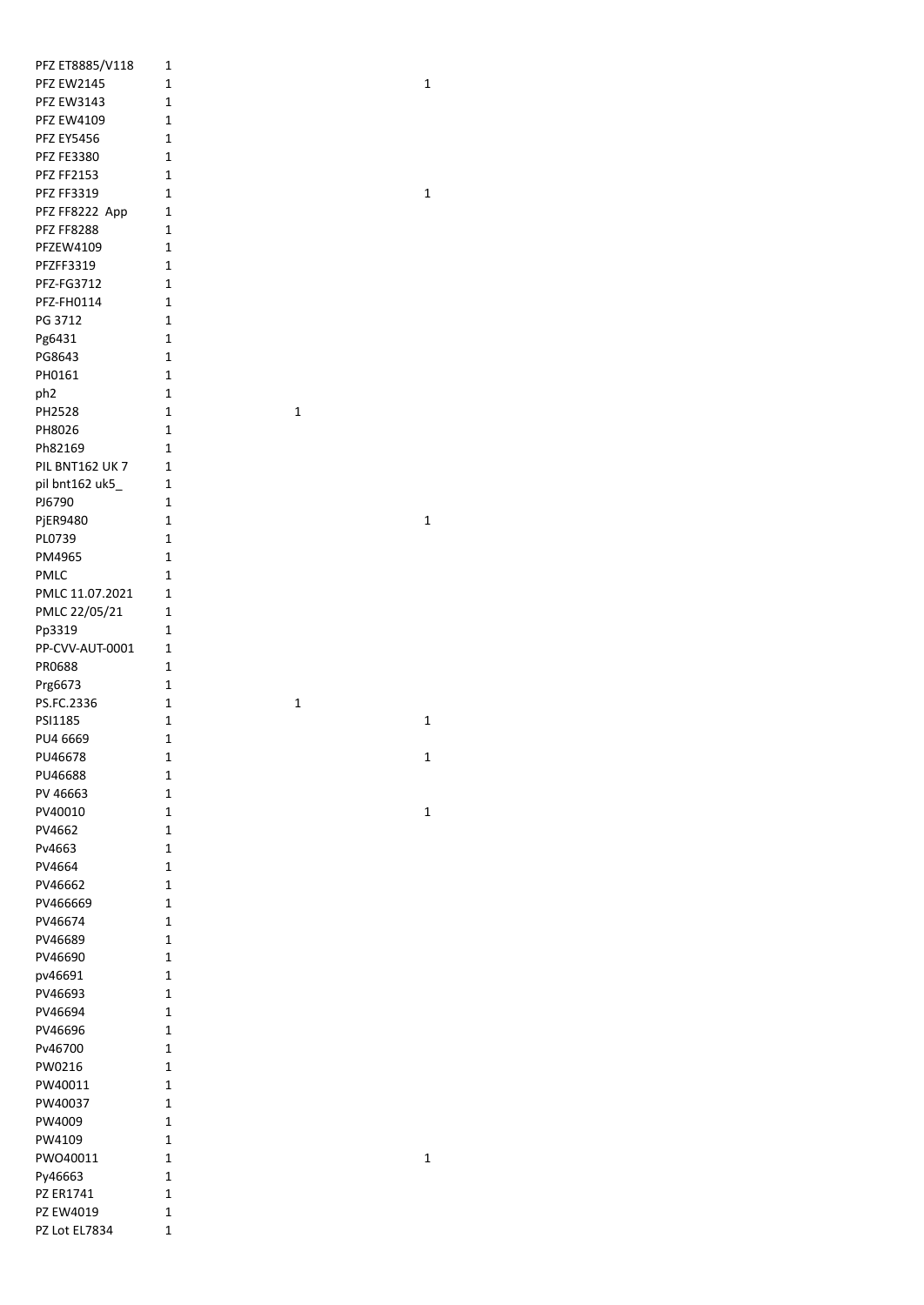| | | | |
|---|---|---|---|
| PFZ ET8885/V118 | 1 | | |
| PFZ EW2145 | 1 | | 1 |
| PFZ EW3143 | 1 | | |
| PFZ EW4109 | 1 | | |
| PFZ EY5456 | 1 | | |
| PFZ FE3380 | 1 | | |
| PFZ FF2153 | 1 | | |
| PFZ FF3319 | 1 | | 1 |
| PFZ FF8222 App | 1 | | |
| PFZ FF8288 | 1 | | |
| PFZEW4109 | 1 | | |
| PFZFF3319 | 1 | | |
| PFZ-FG3712 | 1 | | |
| PFZ-FH0114 | 1 | | |
| PG 3712 | 1 | | |
| Pg6431 | 1 | | |
| PG8643 | 1 | | |
| PH0161 | 1 | | |
| ph2 | 1 | | |
| PH2528 | 1 | 1 | |
| PH8026 | 1 | | |
| Ph82169 | 1 | | |
| PIL BNT162 UK 7 | 1 | | |
| pil bnt162 uk5_ | 1 | | |
| PJ6790 | 1 | | |
| PjER9480 | 1 | | 1 |
| PL0739 | 1 | | |
| PM4965 | 1 | | |
| PMLC | 1 | | |
| PMLC 11.07.2021 | 1 | | |
| PMLC 22/05/21 | 1 | | |
| Pp3319 | 1 | | |
| PP-CVV-AUT-0001 | 1 | | |
| PR0688 | 1 | | |
| Prg6673 | 1 | | |
| PS.FC.2336 | 1 | 1 | |
| PSI1185 | 1 | | 1 |
| PU4 6669 | 1 | | |
| PU46678 | 1 | | 1 |
| PU46688 | 1 | | |
| PV 46663 | 1 | | |
| PV40010 | 1 | | 1 |
| PV4662 | 1 | | |
| Pv4663 | 1 | | |
| PV4664 | 1 | | |
| PV46662 | 1 | | |
| PV466669 | 1 | | |
| PV46674 | 1 | | |
| PV46689 | 1 | | |
| PV46690 | 1 | | |
| pv46691 | 1 | | |
| PV46693 | 1 | | |
| PV46694 | 1 | | |
| PV46696 | 1 | | |
| Pv46700 | 1 | | |
| PW0216 | 1 | | |
| PW40011 | 1 | | |
| PW40037 | 1 | | |
| PW4009 | 1 | | |
| PW4109 | 1 | | |
| PWO40011 | 1 | | 1 |
| Py46663 | 1 | | |
| PZ ER1741 | 1 | | |
| PZ EW4019 | 1 | | |
| PZ Lot EL7834 | 1 | | |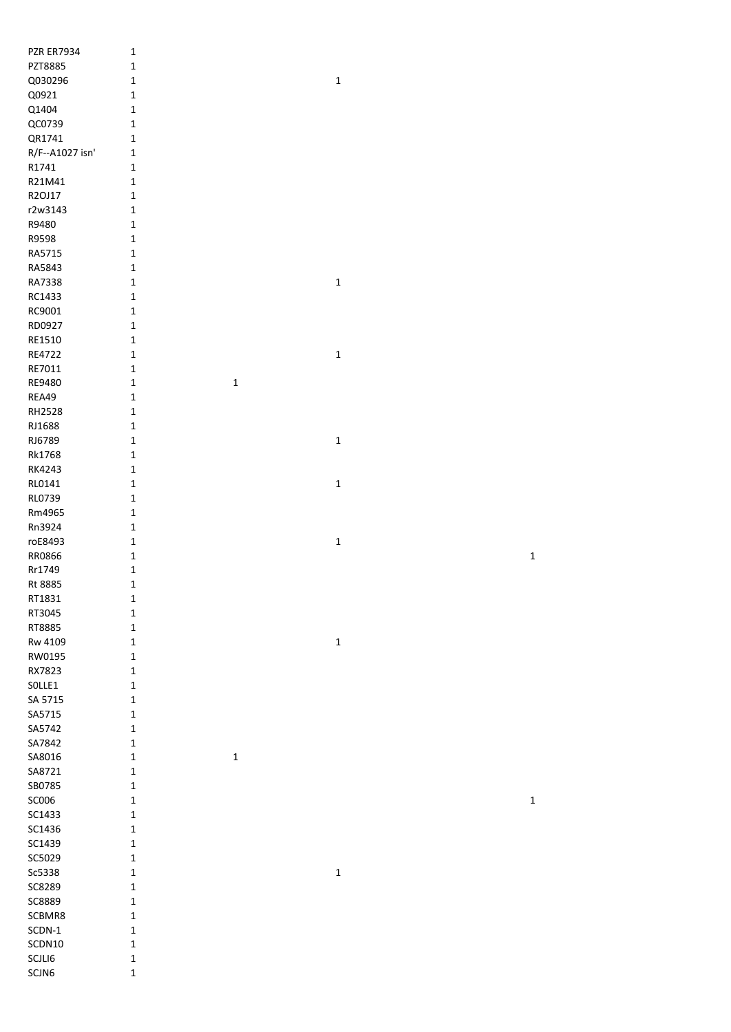| | | | |
|---|---|---|---|
| PZR ER7934 | 1 | | | |
| PZT8885 | 1 | | | |
| Q030296 | 1 | | 1 | |
| Q0921 | 1 | | | |
| Q1404 | 1 | | | |
| QC0739 | 1 | | | |
| QR1741 | 1 | | | |
| R/F--A1027 isn' | 1 | | | |
| R1741 | 1 | | | |
| R21M41 | 1 | | | |
| R2OJ17 | 1 | | | |
| r2w3143 | 1 | | | |
| R9480 | 1 | | | |
| R9598 | 1 | | | |
| RA5715 | 1 | | | |
| RA5843 | 1 | | | |
| RA7338 | 1 | | 1 | |
| RC1433 | 1 | | | |
| RC9001 | 1 | | | |
| RD0927 | 1 | | | |
| RE1510 | 1 | | | |
| RE4722 | 1 | | 1 | |
| RE7011 | 1 | | | |
| RE9480 | 1 | 1 | | |
| REA49 | 1 | | | |
| RH2528 | 1 | | | |
| RJ1688 | 1 | | | |
| RJ6789 | 1 | | 1 | |
| Rk1768 | 1 | | | |
| RK4243 | 1 | | | |
| RL0141 | 1 | | 1 | |
| RL0739 | 1 | | | |
| Rm4965 | 1 | | | |
| Rn3924 | 1 | | | |
| roE8493 | 1 | | 1 | |
| RR0866 | 1 | | | 1 |
| Rr1749 | 1 | | | |
| Rt 8885 | 1 | | | |
| RT1831 | 1 | | | |
| RT3045 | 1 | | | |
| RT8885 | 1 | | | |
| Rw 4109 | 1 | | 1 | |
| RW0195 | 1 | | | |
| RX7823 | 1 | | | |
| S0LLE1 | 1 | | | |
| SA 5715 | 1 | | | |
| SA5715 | 1 | | | |
| SA5742 | 1 | | | |
| SA7842 | 1 | | | |
| SA8016 | 1 | 1 | | |
| SA8721 | 1 | | | |
| SB0785 | 1 | | | |
| SC006 | 1 | | | 1 |
| SC1433 | 1 | | | |
| SC1436 | 1 | | | |
| SC1439 | 1 | | | |
| SC5029 | 1 | | | |
| Sc5338 | 1 | | 1 | |
| SC8289 | 1 | | | |
| SC8889 | 1 | | | |
| SCBMR8 | 1 | | | |
| SCDN-1 | 1 | | | |
| SCDN10 | 1 | | | |
| SCJLI6 | 1 | | | |
| SCJN6 | 1 | | | |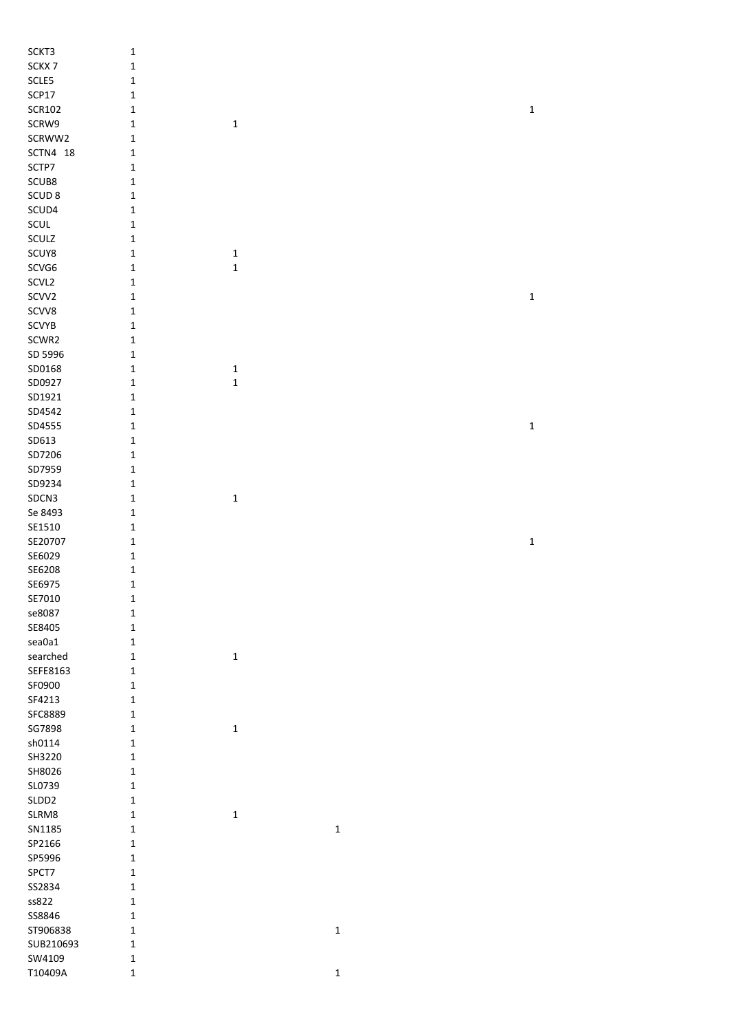| | | | | |
|---|---|---|---|---|
| SCKT3 | 1 | | | |
| SCKX 7 | 1 | | | |
| SCLE5 | 1 | | | |
| SCP17 | 1 | | | |
| SCR102 | 1 | | | 1 |
| SCRW9 | 1 | 1 | | |
| SCRWW2 | 1 | | | |
| SCTN4 18 | 1 | | | |
| SCTP7 | 1 | | | |
| SCUB8 | 1 | | | |
| SCUD 8 | 1 | | | |
| SCUD4 | 1 | | | |
| SCUL | 1 | | | |
| SCULZ | 1 | | | |
| SCUY8 | 1 | 1 | | |
| SCVG6 | 1 | 1 | | |
| SCVL2 | 1 | | | |
| SCVV2 | 1 | | | 1 |
| SCVV8 | 1 | | | |
| SCVYB | 1 | | | |
| SCWR2 | 1 | | | |
| SD 5996 | 1 | | | |
| SD0168 | 1 | 1 | | |
| SD0927 | 1 | 1 | | |
| SD1921 | 1 | | | |
| SD4542 | 1 | | | |
| SD4555 | 1 | | | 1 |
| SD613 | 1 | | | |
| SD7206 | 1 | | | |
| SD7959 | 1 | | | |
| SD9234 | 1 | | | |
| SDCN3 | 1 | 1 | | |
| Se 8493 | 1 | | | |
| SE1510 | 1 | | | |
| SE20707 | 1 | | | 1 |
| SE6029 | 1 | | | |
| SE6208 | 1 | | | |
| SE6975 | 1 | | | |
| SE7010 | 1 | | | |
| se8087 | 1 | | | |
| SE8405 | 1 | | | |
| sea0a1 | 1 | | | |
| searched | 1 | 1 | | |
| SEFE8163 | 1 | | | |
| SF0900 | 1 | | | |
| SF4213 | 1 | | | |
| SFC8889 | 1 | | | |
| SG7898 | 1 | 1 | | |
| sh0114 | 1 | | | |
| SH3220 | 1 | | | |
| SH8026 | 1 | | | |
| SL0739 | 1 | | | |
| SLDD2 | 1 | | | |
| SLRM8 | 1 | 1 | | |
| SN1185 | 1 | | 1 | |
| SP2166 | 1 | | | |
| SP5996 | 1 | | | |
| SPCT7 | 1 | | | |
| SS2834 | 1 | | | |
| ss822 | 1 | | | |
| SS8846 | 1 | | | |
| ST906838 | 1 | | 1 | |
| SUB210693 | 1 | | | |
| SW4109 | 1 | | | |
| T10409A | 1 | | 1 | |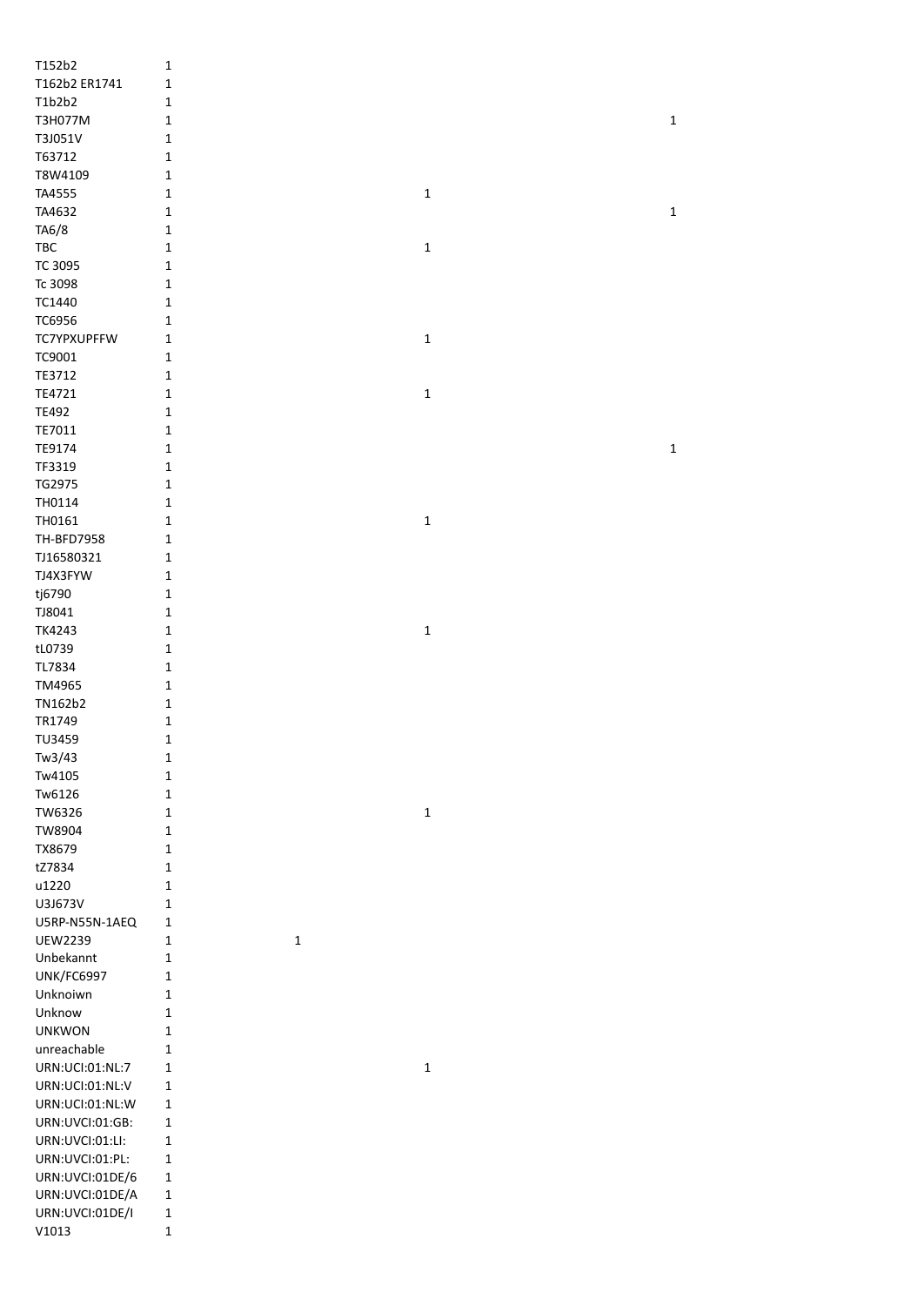| | | | | |
|---|---|---|---|---|
| T152b2 | 1 | | | |
| T162b2 ER1741 | 1 | | | |
| T1b2b2 | 1 | | | |
| T3H077M | 1 | | | 1 |
| T3J051V | 1 | | | |
| T63712 | 1 | | | |
| T8W4109 | 1 | | | |
| TA4555 | 1 | | 1 | |
| TA4632 | 1 | | | 1 |
| TA6/8 | 1 | | | |
| TBC | 1 | | 1 | |
| TC 3095 | 1 | | | |
| Tc 3098 | 1 | | | |
| TC1440 | 1 | | | |
| TC6956 | 1 | | | |
| TC7YPXUPFFW | 1 | | 1 | |
| TC9001 | 1 | | | |
| TE3712 | 1 | | | |
| TE4721 | 1 | | 1 | |
| TE492 | 1 | | | |
| TE7011 | 1 | | | |
| TE9174 | 1 | | | 1 |
| TF3319 | 1 | | | |
| TG2975 | 1 | | | |
| TH0114 | 1 | | | |
| TH0161 | 1 | | 1 | |
| TH-BFD7958 | 1 | | | |
| TJ16580321 | 1 | | | |
| TJ4X3FYW | 1 | | | |
| tj6790 | 1 | | | |
| TJ8041 | 1 | | | |
| TK4243 | 1 | | 1 | |
| tL0739 | 1 | | | |
| TL7834 | 1 | | | |
| TM4965 | 1 | | | |
| TN162b2 | 1 | | | |
| TR1749 | 1 | | | |
| TU3459 | 1 | | | |
| Tw3/43 | 1 | | | |
| Tw4105 | 1 | | | |
| Tw6126 | 1 | | | |
| TW6326 | 1 | | 1 | |
| TW8904 | 1 | | | |
| TX8679 | 1 | | | |
| tZ7834 | 1 | | | |
| u1220 | 1 | | | |
| U3J673V | 1 | | | |
| U5RP-N55N-1AEQ | 1 | | | |
| UEW2239 | 1 | 1 | | |
| Unbekannt | 1 | | | |
| UNK/FC6997 | 1 | | | |
| Unknoiwn | 1 | | | |
| Unknow | 1 | | | |
| UNKWON | 1 | | | |
| unreachable | 1 | | | |
| URN:UCI:01:NL:7 | 1 | | 1 | |
| URN:UCI:01:NL:V | 1 | | | |
| URN:UCI:01:NL:W | 1 | | | |
| URN:UVCI:01:GB: | 1 | | | |
| URN:UVCI:01:LI: | 1 | | | |
| URN:UVCI:01:PL: | 1 | | | |
| URN:UVCI:01DE/6 | 1 | | | |
| URN:UVCI:01DE/A | 1 | | | |
| URN:UVCI:01DE/I | 1 | | | |
| V1013 | 1 | | | |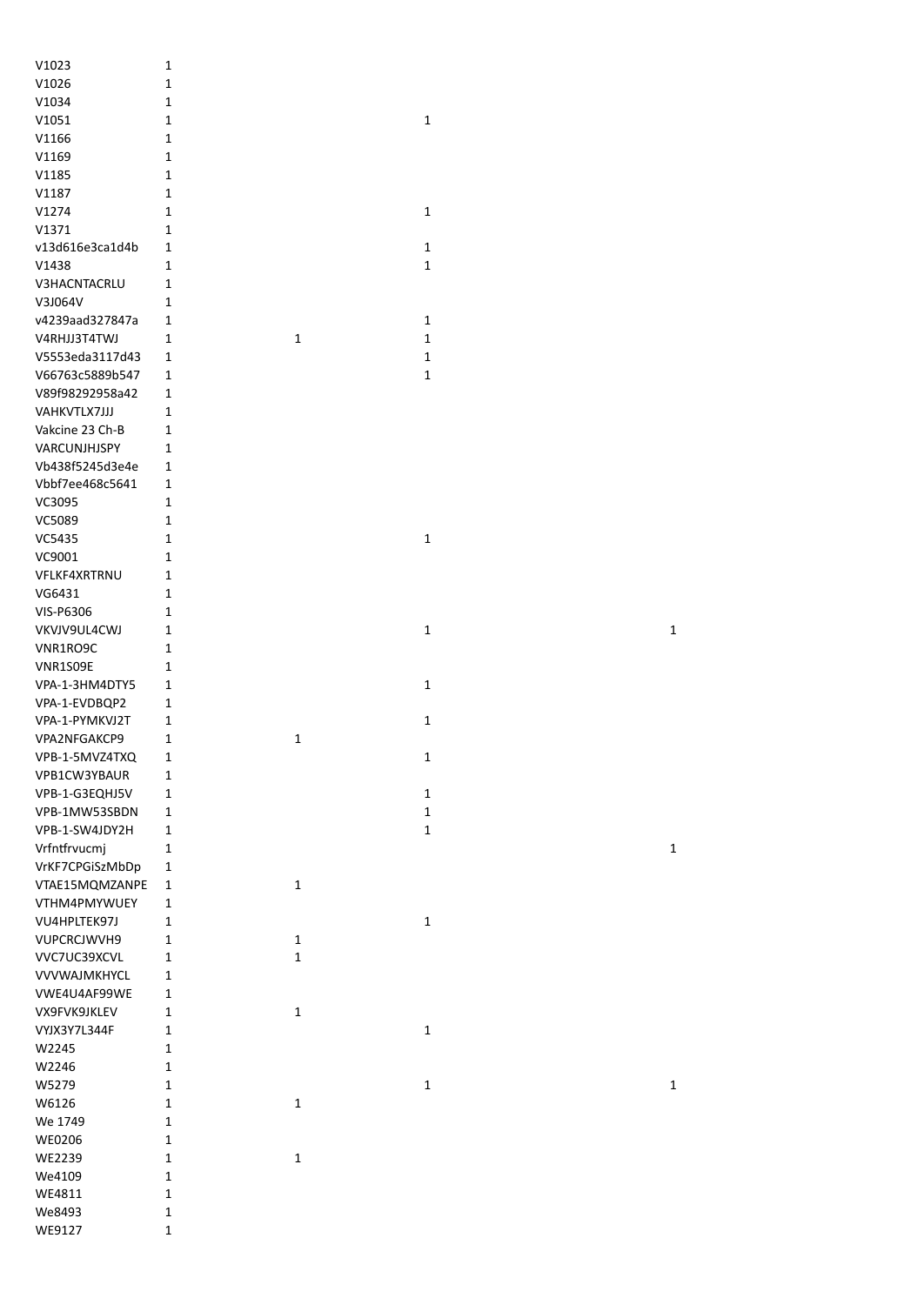| | | | | |
|---|---|---|---|---|
| V1023 | 1 | | | |
| V1026 | 1 | | | |
| V1034 | 1 | | | |
| V1051 | 1 | | 1 | |
| V1166 | 1 | | | |
| V1169 | 1 | | | |
| V1185 | 1 | | | |
| V1187 | 1 | | | |
| V1274 | 1 | | 1 | |
| V1371 | 1 | | | |
| v13d616e3ca1d4b | 1 | | 1 | |
| V1438 | 1 | | 1 | |
| V3HACNTACRLU | 1 | | | |
| V3J064V | 1 | | | |
| v4239aad327847a | 1 | | 1 | |
| V4RHJJ3T4TWJ | 1 | 1 | 1 | |
| V5553eda3117d43 | 1 | | 1 | |
| V66763c5889b547 | 1 | | 1 | |
| V89f98292958a42 | 1 | | | |
| VAHKVTLX7JJJ | 1 | | | |
| Vakcine 23 Ch-B | 1 | | | |
| VARCUNJHJSPY | 1 | | | |
| Vb438f5245d3e4e | 1 | | | |
| Vbbf7ee468c5641 | 1 | | | |
| VC3095 | 1 | | | |
| VC5089 | 1 | | | |
| VC5435 | 1 | | 1 | |
| VC9001 | 1 | | | |
| VFLKF4XRTRNU | 1 | | | |
| VG6431 | 1 | | | |
| VIS-P6306 | 1 | | | |
| VKVJV9UL4CWJ | 1 | | 1 | 1 |
| VNR1RO9C | 1 | | | |
| VNR1S09E | 1 | | | |
| VPA-1-3HM4DTY5 | 1 | | 1 | |
| VPA-1-EVDBQP2 | 1 | | | |
| VPA-1-PYMKVJ2T | 1 | | 1 | |
| VPA2NFGAKCP9 | 1 | 1 | | |
| VPB-1-5MVZ4TXQ | 1 | | 1 | |
| VPB1CW3YBAUR | 1 | | | |
| VPB-1-G3EQHJ5V | 1 | | 1 | |
| VPB-1MW53SBDN | 1 | | 1 | |
| VPB-1-SW4JDY2H | 1 | | 1 | |
| Vrfntfrvucmj | 1 | | | 1 |
| VrKF7CPGiSzMbDp | 1 | | | |
| VTAE15MQMZANPE | 1 | 1 | | |
| VTHM4PMYWUEY | 1 | | | |
| VU4HPLTEK97J | 1 | | 1 | |
| VUPCRCJWVH9 | 1 | 1 | | |
| VVC7UC39XCVL | 1 | 1 | | |
| VVVWAJMKHYCL | 1 | | | |
| VWE4U4AF99WE | 1 | | | |
| VX9FVK9JKLEV | 1 | 1 | | |
| VYJX3Y7L344F | 1 | | 1 | |
| W2245 | 1 | | | |
| W2246 | 1 | | | |
| W5279 | 1 | | 1 | 1 |
| W6126 | 1 | 1 | | |
| We 1749 | 1 | | | |
| WE0206 | 1 | | | |
| WE2239 | 1 | 1 | | |
| We4109 | 1 | | | |
| WE4811 | 1 | | | |
| We8493 | 1 | | | |
| WE9127 | 1 | | | |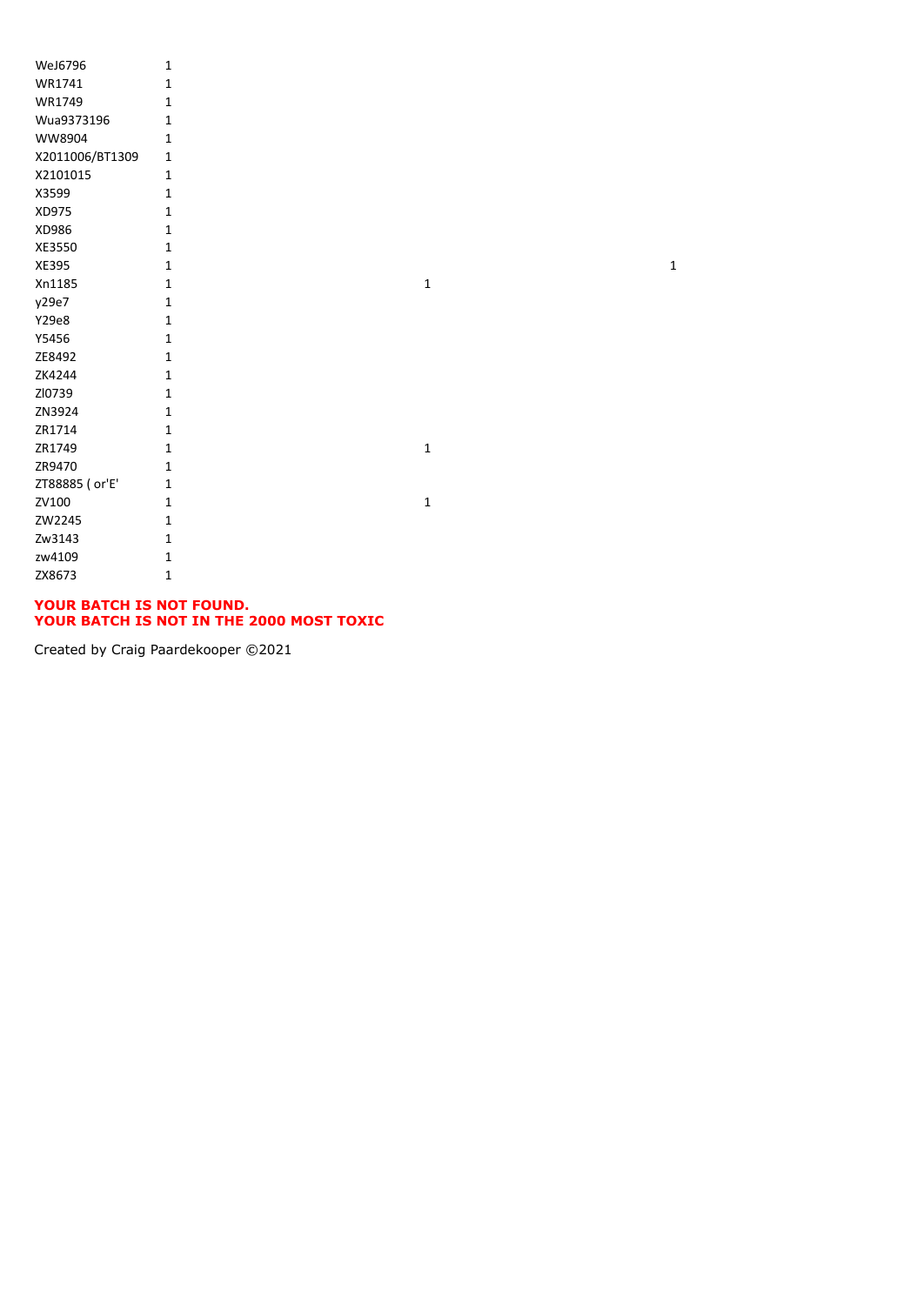| | | | |
|---|---|---|---|
| WeJ6796 | 1 | | |
| WR1741 | 1 | | |
| WR1749 | 1 | | |
| Wua9373196 | 1 | | |
| WW8904 | 1 | | |
| X2011006/BT1309 | 1 | | |
| X2101015 | 1 | | |
| X3599 | 1 | | |
| XD975 | 1 | | |
| XD986 | 1 | | |
| XE3550 | 1 | | |
| XE395 | 1 | | 1 |
| Xn1185 | 1 | 1 | |
| y29e7 | 1 | | |
| Y29e8 | 1 | | |
| Y5456 | 1 | | |
| ZE8492 | 1 | | |
| ZK4244 | 1 | | |
| Zl0739 | 1 | | |
| ZN3924 | 1 | | |
| ZR1714 | 1 | | |
| ZR1749 | 1 | 1 | |
| ZR9470 | 1 | | |
| ZT88885 ( or'E' | 1 | | |
| ZV100 | 1 | 1 | |
| ZW2245 | 1 | | |
| Zw3143 | 1 | | |
| zw4109 | 1 | | |
| ZX8673 | 1 | | |

**YOUR BATCH IS NOT FOUND.**
**YOUR BATCH IS NOT IN THE 2000 MOST TOXIC**

Created by Craig Paardekooper ©2021